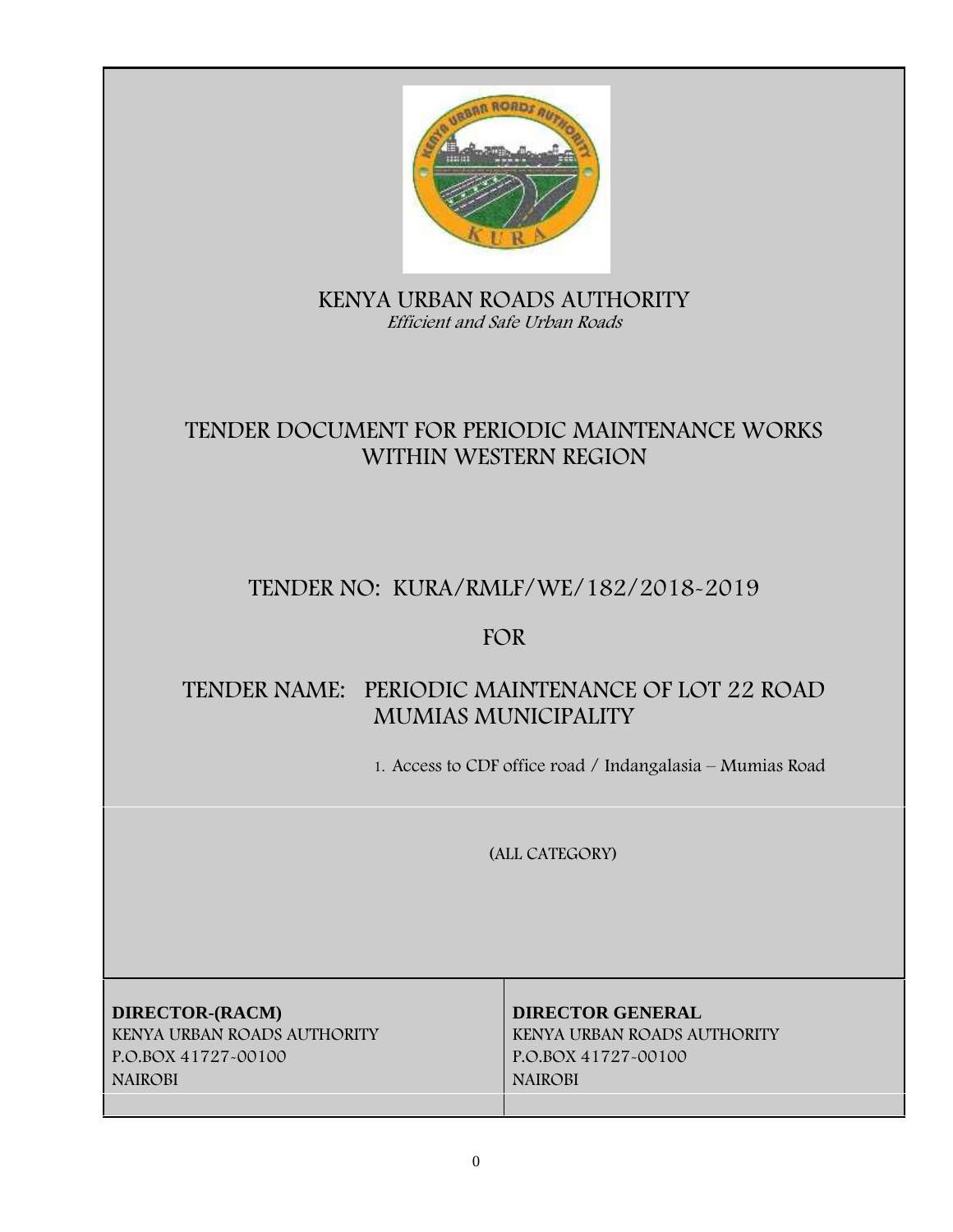# KENYA URBAN ROADS AUTHORITY

*Efficient and Safe Urban Roads*

## TENDER DOCUMENT FOR PERIODIC MAINTENANCE WORKS WITHIN WESTERN REGION

## TENDER NO: KURA/RMLF/WE/182/2018-2019

## FOR

## TENDER NAME: PERIODIC MAINTENANCE OF LOT 22 ROAD MUMIAS MUNICIPALITY

1. Access to CDF office road / Indangalasia – Mumias Road

(ALL CATEGORY)

| | |
|---|---|
| **DIRECTOR-(RACM)**<br>KENYA URBAN ROADS AUTHORITY<br>P.O.BOX 41727-00100<br>NAIROBI | **DIRECTOR GENERAL**<br>KENYA URBAN ROADS AUTHORITY<br>P.O.BOX 41727-00100<br>NAIROBI |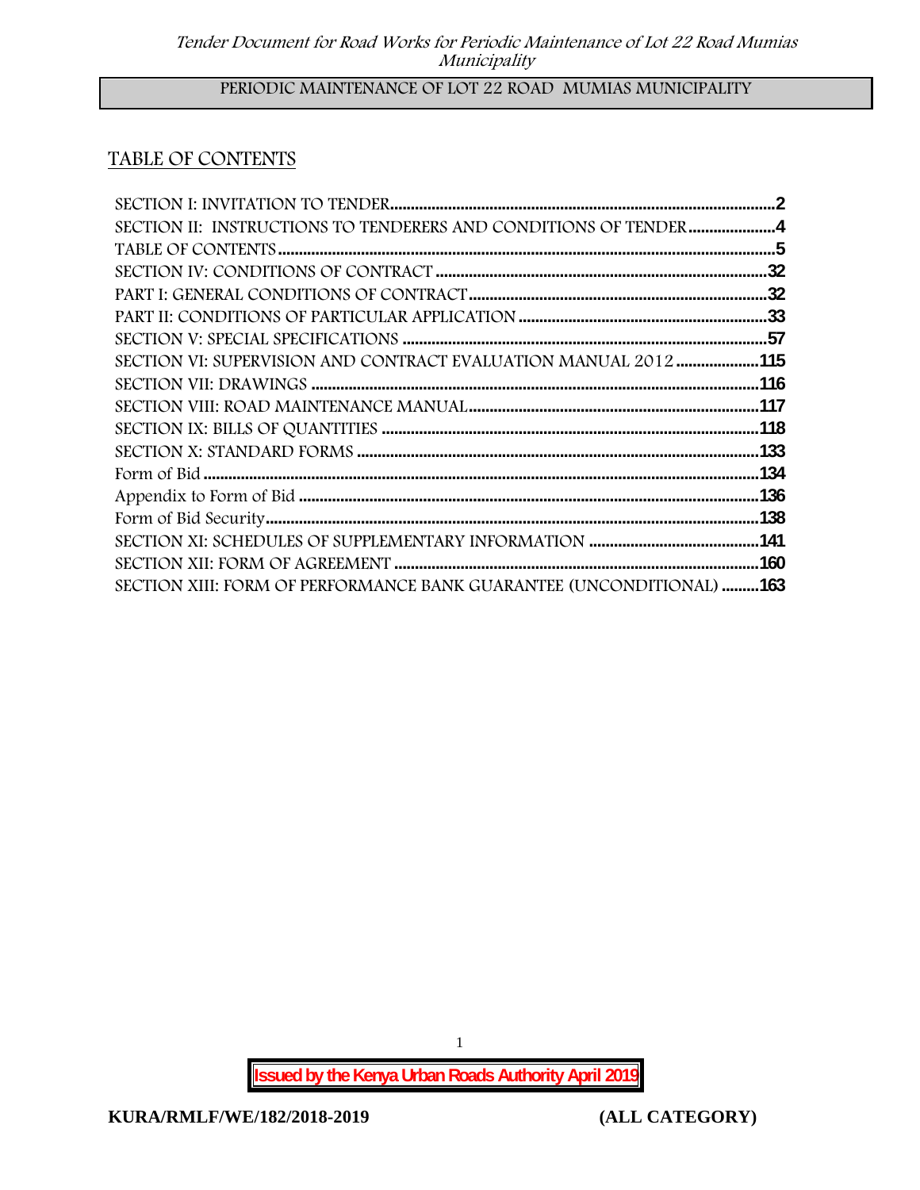PERIODIC MAINTENANCE OF LOT 22 ROAD MUMIAS MUNICIPALITY

## TABLE OF CONTENTS

SECTION I: INVITATION TO TENDER..........2
SECTION II: INSTRUCTIONS TO TENDERERS AND CONDITIONS OF TENDER..........4
TABLE OF CONTENTS..........5
SECTION IV: CONDITIONS OF CONTRACT..........32
PART I: GENERAL CONDITIONS OF CONTRACT..........32
PART II: CONDITIONS OF PARTICULAR APPLICATION..........33
SECTION V: SPECIAL SPECIFICATIONS..........57
SECTION VI: SUPERVISION AND CONTRACT EVALUATION MANUAL 2012..........115
SECTION VII: DRAWINGS..........116
SECTION VIII: ROAD MAINTENANCE MANUAL..........117
SECTION IX: BILLS OF QUANTITIES..........118
SECTION X: STANDARD FORMS..........133
Form of Bid..........134
Appendix to Form of Bid..........136
Form of Bid Security..........138
SECTION XI: SCHEDULES OF SUPPLEMENTARY INFORMATION..........141
SECTION XII: FORM OF AGREEMENT..........160
SECTION XIII: FORM OF PERFORMANCE BANK GUARANTEE (UNCONDITIONAL)..........163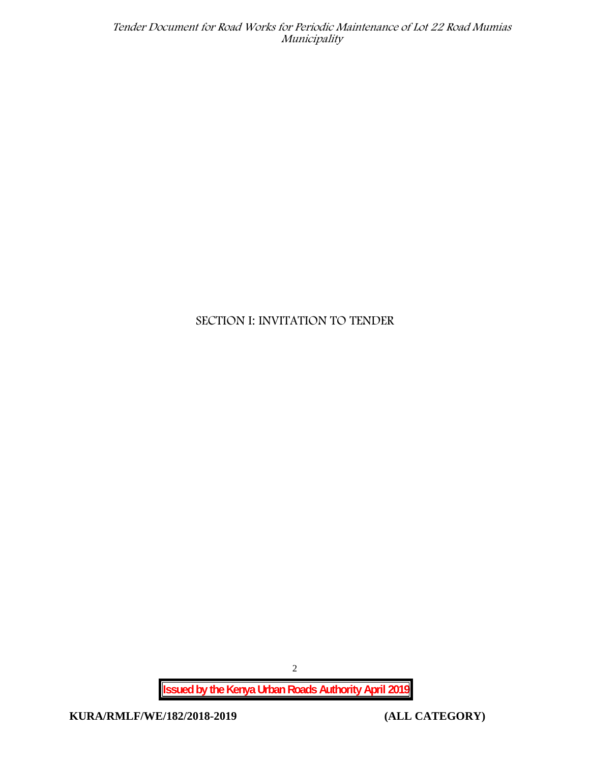# SECTION I: INVITATION TO TENDER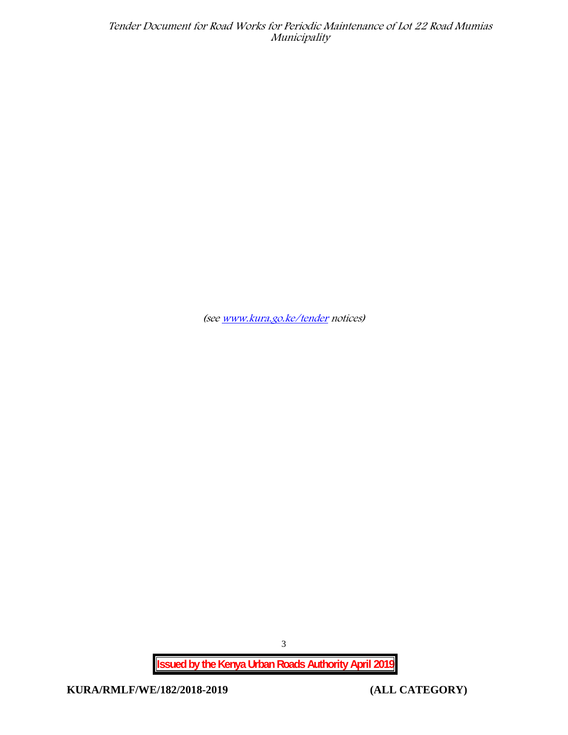*(see [www.kura.go.ke/tender](www.kura.go.ke/tender) notices)*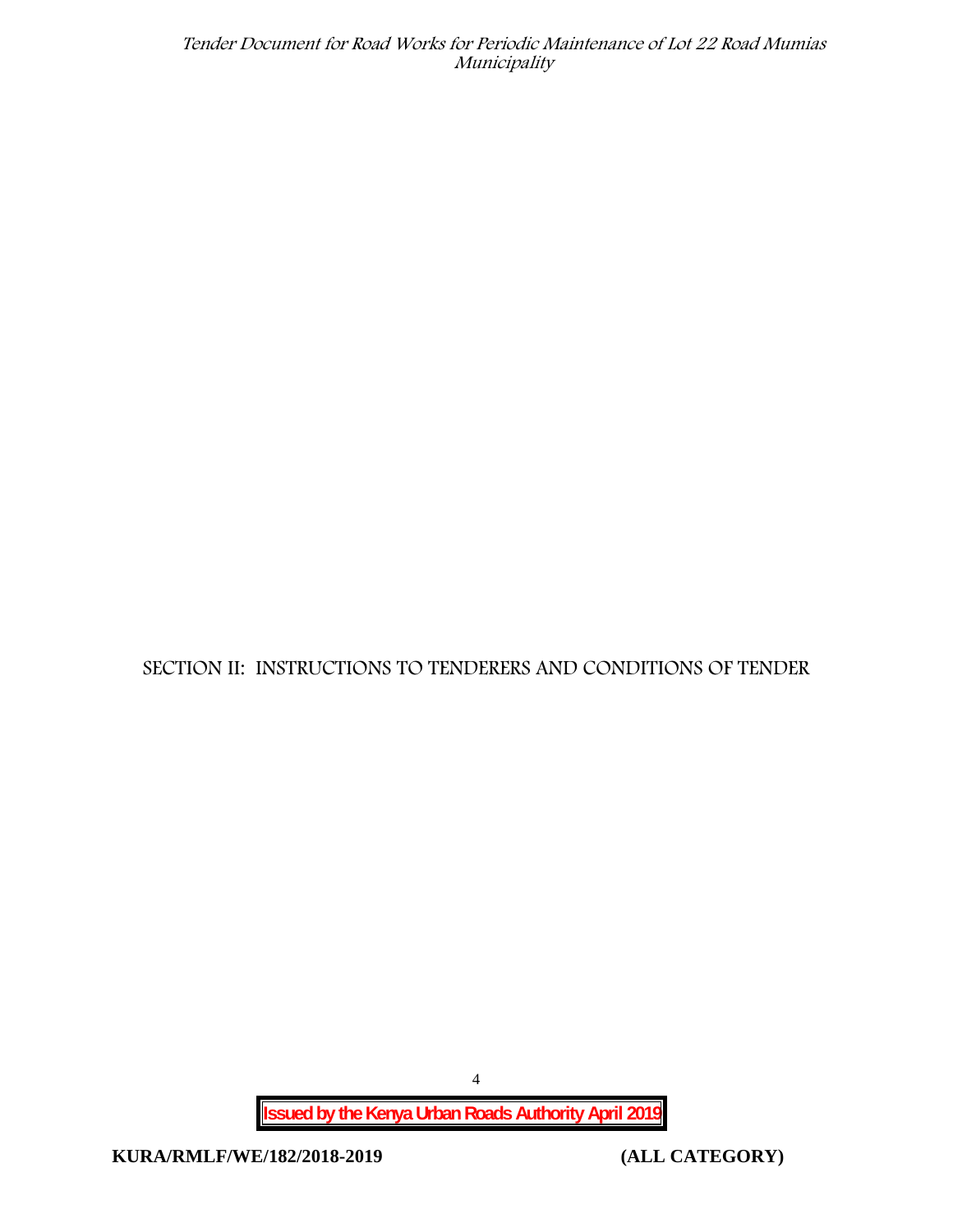# SECTION II: INSTRUCTIONS TO TENDERERS AND CONDITIONS OF TENDER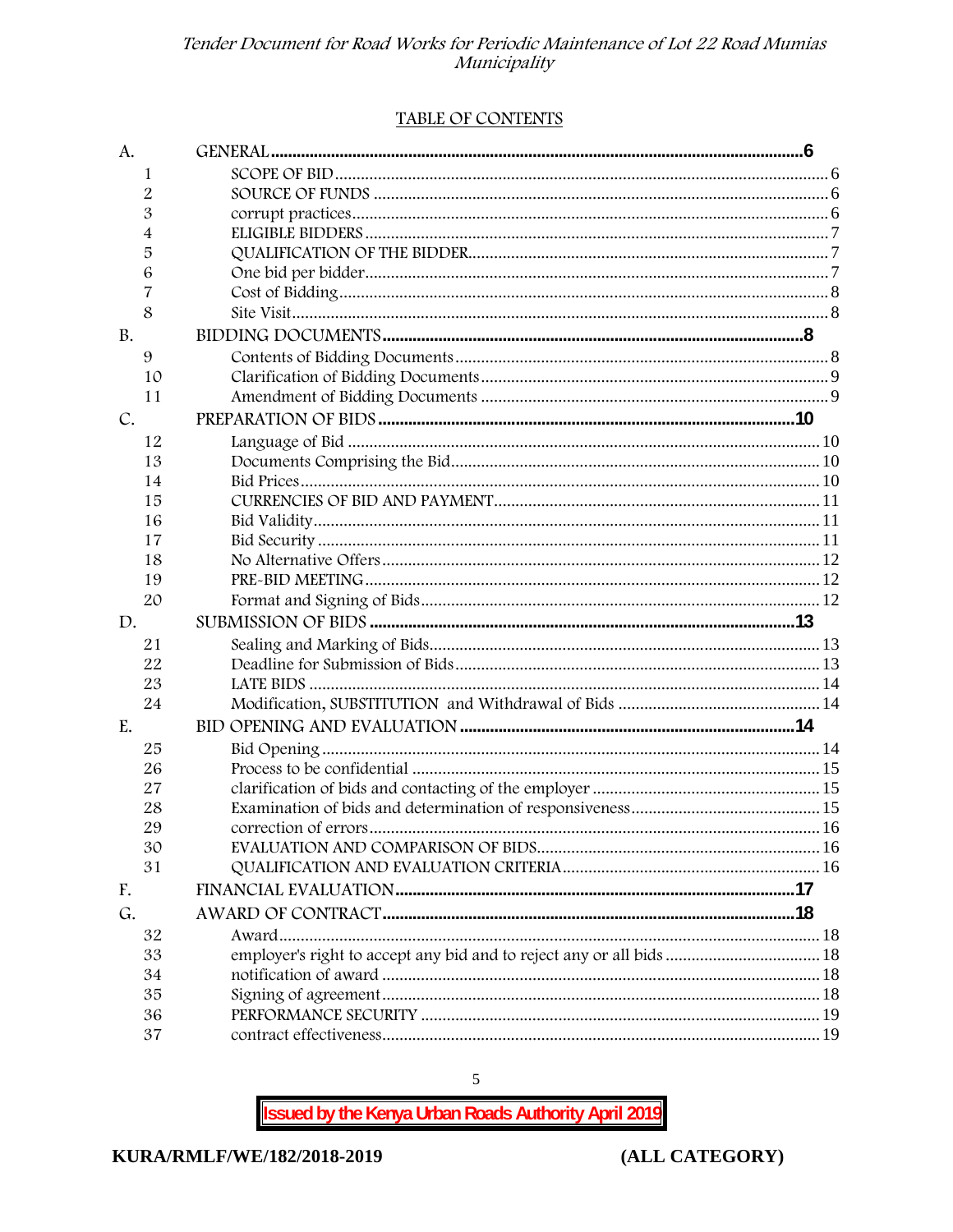TABLE OF CONTENTS

| | | |
|---|---|---|
| A. | GENERAL | 6 |
| 1 | SCOPE OF BID | 6 |
| 2 | SOURCE OF FUNDS | 6 |
| 3 | corrupt practices | 6 |
| 4 | ELIGIBLE BIDDERS | 7 |
| 5 | QUALIFICATION OF THE BIDDER | 7 |
| 6 | One bid per bidder | 7 |
| 7 | Cost of Bidding | 8 |
| 8 | Site Visit | 8 |
| B. | BIDDING DOCUMENTS | 8 |
| 9 | Contents of Bidding Documents | 8 |
| 10 | Clarification of Bidding Documents | 9 |
| 11 | Amendment of Bidding Documents | 9 |
| C. | PREPARATION OF BIDS | 10 |
| 12 | Language of Bid | 10 |
| 13 | Documents Comprising the Bid | 10 |
| 14 | Bid Prices | 10 |
| 15 | CURRENCIES OF BID AND PAYMENT | 11 |
| 16 | Bid Validity | 11 |
| 17 | Bid Security | 11 |
| 18 | No Alternative Offers | 12 |
| 19 | PRE-BID MEETING | 12 |
| 20 | Format and Signing of Bids | 12 |
| D. | SUBMISSION OF BIDS | 13 |
| 21 | Sealing and Marking of Bids | 13 |
| 22 | Deadline for Submission of Bids | 13 |
| 23 | LATE BIDS | 14 |
| 24 | Modification, SUBSTITUTION and Withdrawal of Bids | 14 |
| E. | BID OPENING AND EVALUATION | 14 |
| 25 | Bid Opening | 14 |
| 26 | Process to be confidential | 15 |
| 27 | clarification of bids and contacting of the employer | 15 |
| 28 | Examination of bids and determination of responsiveness | 15 |
| 29 | correction of errors | 16 |
| 30 | EVALUATION AND COMPARISON OF BIDS | 16 |
| 31 | QUALIFICATION AND EVALUATION CRITERIA | 16 |
| F. | FINANCIAL EVALUATION | 17 |
| G. | AWARD OF CONTRACT | 18 |
| 32 | Award | 18 |
| 33 | employer's right to accept any bid and to reject any or all bids | 18 |
| 34 | notification of award | 18 |
| 35 | Signing of agreement | 18 |
| 36 | PERFORMANCE SECURITY | 19 |
| 37 | contract effectiveness | 19 |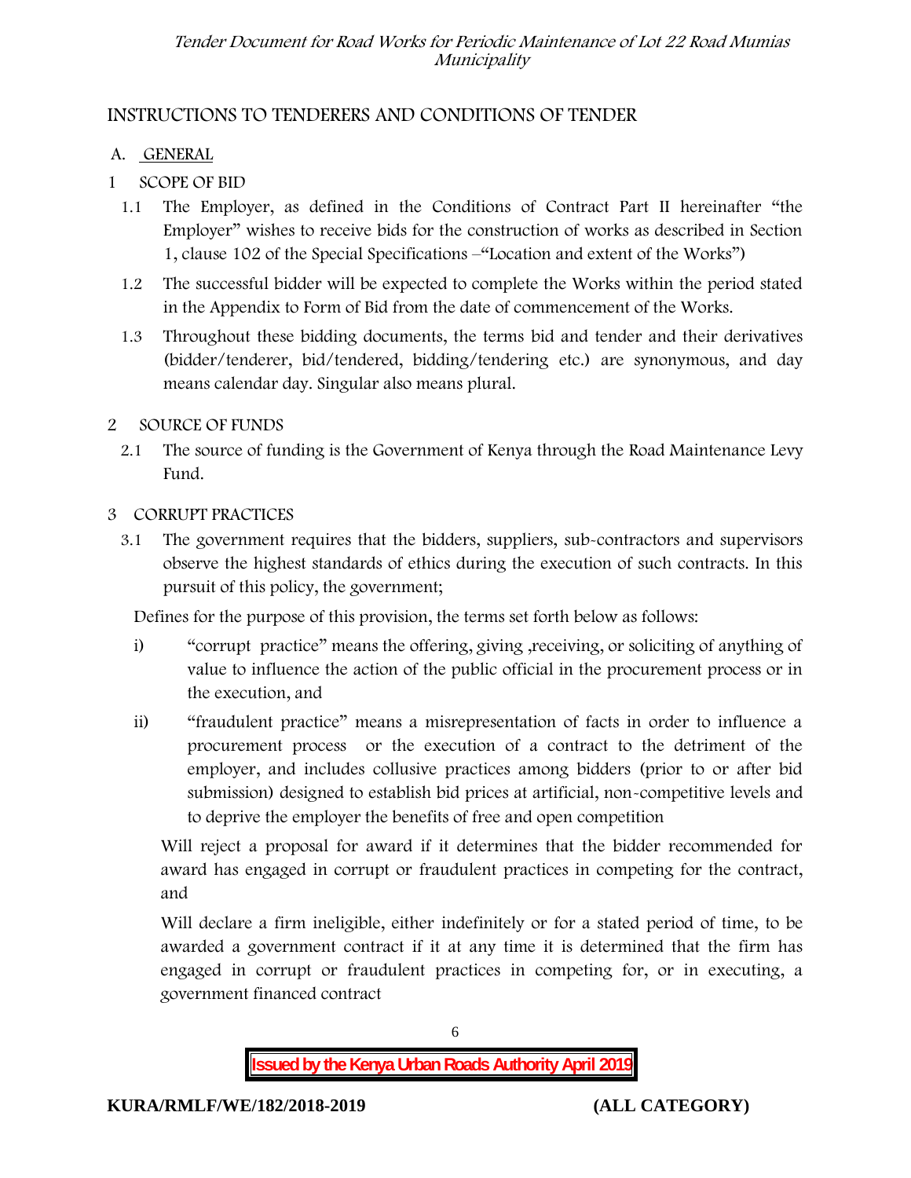# INSTRUCTIONS TO TENDERERS AND CONDITIONS OF TENDER

## A. GENERAL

### 1 SCOPE OF BID

1.1 The Employer, as defined in the Conditions of Contract Part II hereinafter "the Employer" wishes to receive bids for the construction of works as described in Section 1, clause 102 of the Special Specifications –"Location and extent of the Works")

1.2 The successful bidder will be expected to complete the Works within the period stated in the Appendix to Form of Bid from the date of commencement of the Works.

1.3 Throughout these bidding documents, the terms bid and tender and their derivatives (bidder/tenderer, bid/tendered, bidding/tendering etc.) are synonymous, and day means calendar day. Singular also means plural.

### 2 SOURCE OF FUNDS

2.1 The source of funding is the Government of Kenya through the Road Maintenance Levy Fund.

### 3 CORRUPT PRACTICES

3.1 The government requires that the bidders, suppliers, sub-contractors and supervisors observe the highest standards of ethics during the execution of such contracts. In this pursuit of this policy, the government;

Defines for the purpose of this provision, the terms set forth below as follows:

i) "corrupt practice" means the offering, giving ,receiving, or soliciting of anything of value to influence the action of the public official in the procurement process or in the execution, and

ii) "fraudulent practice" means a misrepresentation of facts in order to influence a procurement process or the execution of a contract to the detriment of the employer, and includes collusive practices among bidders (prior to or after bid submission) designed to establish bid prices at artificial, non-competitive levels and to deprive the employer the benefits of free and open competition

Will reject a proposal for award if it determines that the bidder recommended for award has engaged in corrupt or fraudulent practices in competing for the contract, and

Will declare a firm ineligible, either indefinitely or for a stated period of time, to be awarded a government contract if it at any time it is determined that the firm has engaged in corrupt or fraudulent practices in competing for, or in executing, a government financed contract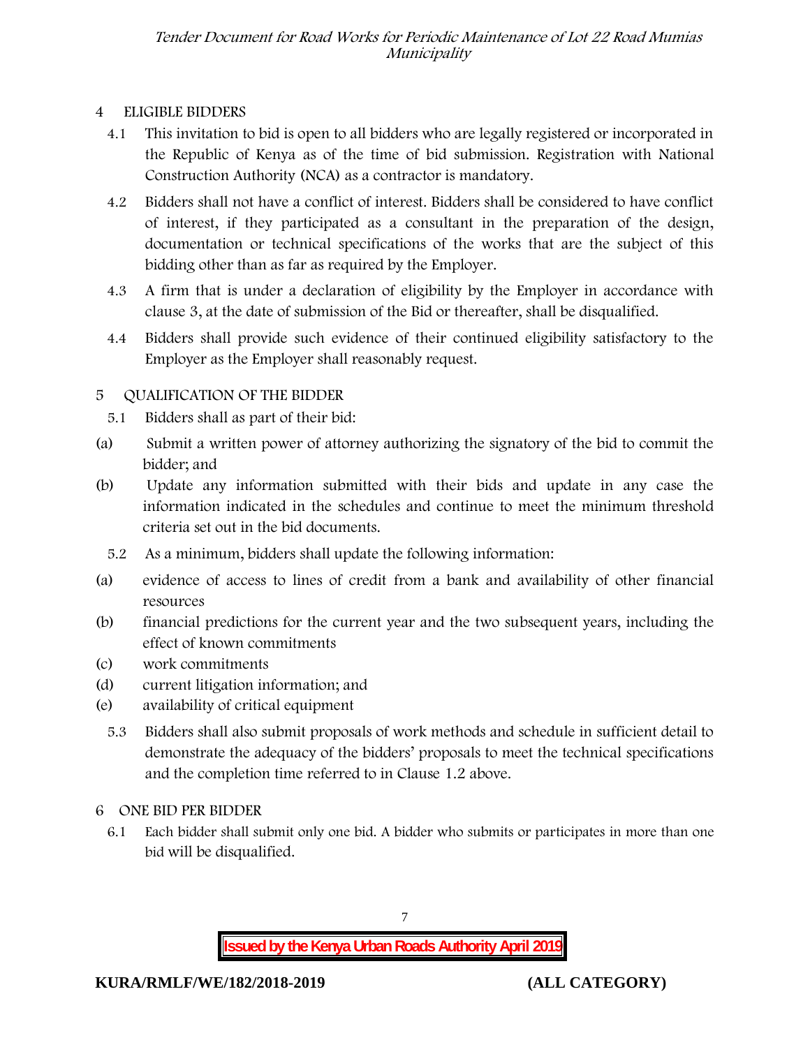## 4 ELIGIBLE BIDDERS

4.1 This invitation to bid is open to all bidders who are legally registered or incorporated in the Republic of Kenya as of the time of bid submission. Registration with National Construction Authority (NCA) as a contractor is mandatory.

4.2 Bidders shall not have a conflict of interest. Bidders shall be considered to have conflict of interest, if they participated as a consultant in the preparation of the design, documentation or technical specifications of the works that are the subject of this bidding other than as far as required by the Employer.

4.3 A firm that is under a declaration of eligibility by the Employer in accordance with clause 3, at the date of submission of the Bid or thereafter, shall be disqualified.

4.4 Bidders shall provide such evidence of their continued eligibility satisfactory to the Employer as the Employer shall reasonably request.

## 5 QUALIFICATION OF THE BIDDER

5.1 Bidders shall as part of their bid:

(a) Submit a written power of attorney authorizing the signatory of the bid to commit the bidder; and

(b) Update any information submitted with their bids and update in any case the information indicated in the schedules and continue to meet the minimum threshold criteria set out in the bid documents.

5.2 As a minimum, bidders shall update the following information:

(a) evidence of access to lines of credit from a bank and availability of other financial resources

(b) financial predictions for the current year and the two subsequent years, including the effect of known commitments

(c) work commitments

(d) current litigation information; and

(e) availability of critical equipment

5.3 Bidders shall also submit proposals of work methods and schedule in sufficient detail to demonstrate the adequacy of the bidders' proposals to meet the technical specifications and the completion time referred to in Clause 1.2 above.

## 6 ONE BID PER BIDDER

6.1 Each bidder shall submit only one bid. A bidder who submits or participates in more than one bid will be disqualified.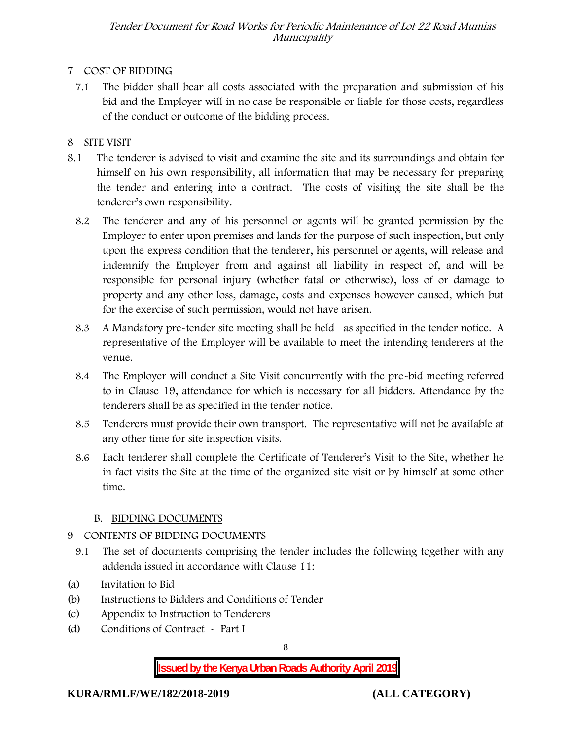## 7 COST OF BIDDING

7.1 The bidder shall bear all costs associated with the preparation and submission of his bid and the Employer will in no case be responsible or liable for those costs, regardless of the conduct or outcome of the bidding process.

## 8 SITE VISIT

8.1 The tenderer is advised to visit and examine the site and its surroundings and obtain for himself on his own responsibility, all information that may be necessary for preparing the tender and entering into a contract. The costs of visiting the site shall be the tenderer's own responsibility.

8.2 The tenderer and any of his personnel or agents will be granted permission by the Employer to enter upon premises and lands for the purpose of such inspection, but only upon the express condition that the tenderer, his personnel or agents, will release and indemnify the Employer from and against all liability in respect of, and will be responsible for personal injury (whether fatal or otherwise), loss of or damage to property and any other loss, damage, costs and expenses however caused, which but for the exercise of such permission, would not have arisen.

8.3 A Mandatory pre-tender site meeting shall be held as specified in the tender notice. A representative of the Employer will be available to meet the intending tenderers at the venue.

8.4 The Employer will conduct a Site Visit concurrently with the pre-bid meeting referred to in Clause 19, attendance for which is necessary for all bidders. Attendance by the tenderers shall be as specified in the tender notice.

8.5 Tenderers must provide their own transport. The representative will not be available at any other time for site inspection visits.

8.6 Each tenderer shall complete the Certificate of Tenderer's Visit to the Site, whether he in fact visits the Site at the time of the organized site visit or by himself at some other time.

# B. BIDDING DOCUMENTS

## 9 CONTENTS OF BIDDING DOCUMENTS

9.1 The set of documents comprising the tender includes the following together with any addenda issued in accordance with Clause 11:

(a) Invitation to Bid
(b) Instructions to Bidders and Conditions of Tender
(c) Appendix to Instruction to Tenderers
(d) Conditions of Contract - Part I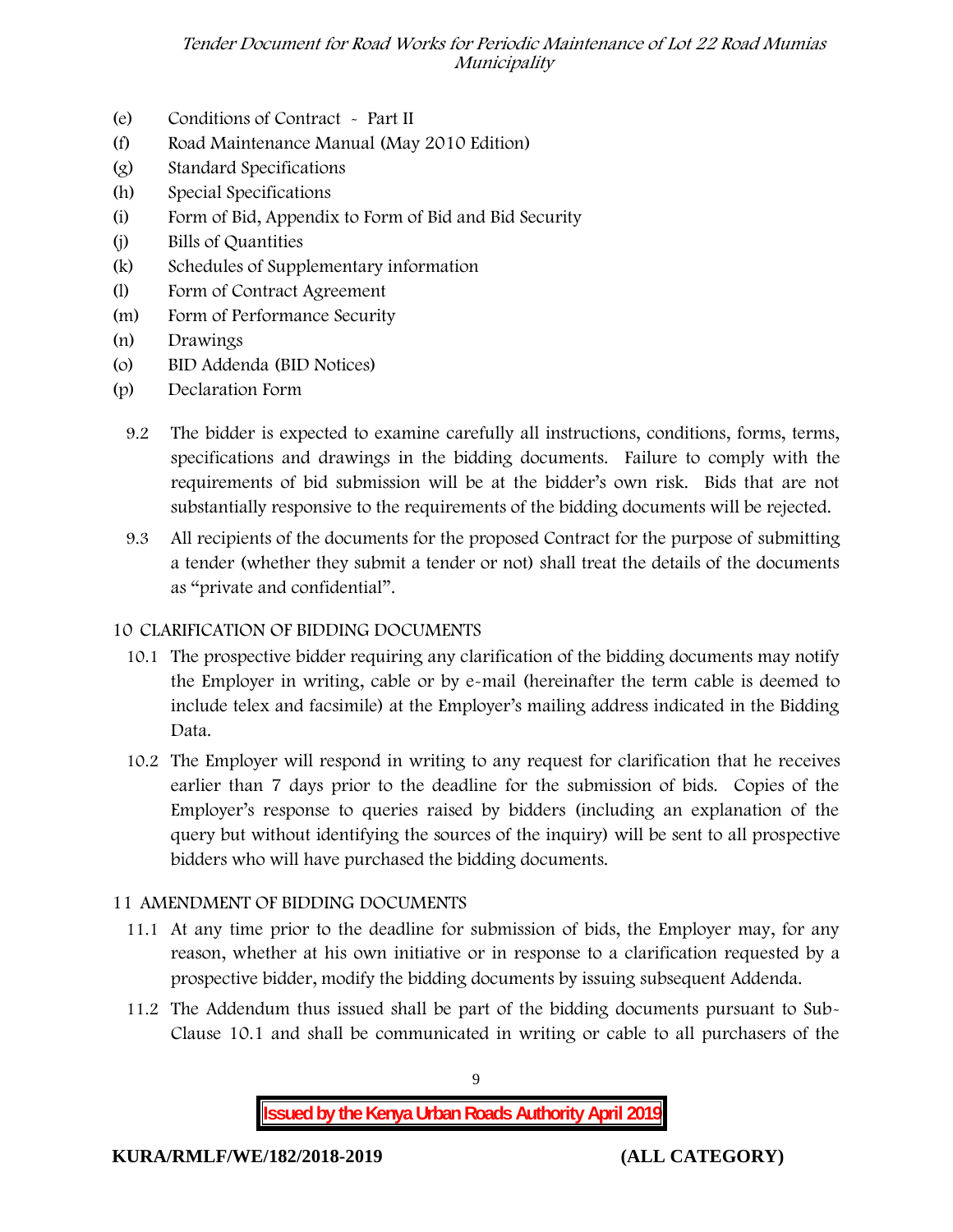- (e) Conditions of Contract - Part II
- (f) Road Maintenance Manual (May 2010 Edition)
- (g) Standard Specifications
- (h) Special Specifications
- (i) Form of Bid, Appendix to Form of Bid and Bid Security
- (j) Bills of Quantities
- (k) Schedules of Supplementary information
- (l) Form of Contract Agreement
- (m) Form of Performance Security
- (n) Drawings
- (o) BID Addenda (BID Notices)
- (p) Declaration Form

9.2 The bidder is expected to examine carefully all instructions, conditions, forms, terms, specifications and drawings in the bidding documents. Failure to comply with the requirements of bid submission will be at the bidder's own risk. Bids that are not substantially responsive to the requirements of the bidding documents will be rejected.

9.3 All recipients of the documents for the proposed Contract for the purpose of submitting a tender (whether they submit a tender or not) shall treat the details of the documents as "private and confidential".

## 10 CLARIFICATION OF BIDDING DOCUMENTS

10.1 The prospective bidder requiring any clarification of the bidding documents may notify the Employer in writing, cable or by e-mail (hereinafter the term cable is deemed to include telex and facsimile) at the Employer's mailing address indicated in the Bidding Data.

10.2 The Employer will respond in writing to any request for clarification that he receives earlier than 7 days prior to the deadline for the submission of bids. Copies of the Employer's response to queries raised by bidders (including an explanation of the query but without identifying the sources of the inquiry) will be sent to all prospective bidders who will have purchased the bidding documents.

## 11 AMENDMENT OF BIDDING DOCUMENTS

11.1 At any time prior to the deadline for submission of bids, the Employer may, for any reason, whether at his own initiative or in response to a clarification requested by a prospective bidder, modify the bidding documents by issuing subsequent Addenda.

11.2 The Addendum thus issued shall be part of the bidding documents pursuant to Sub-Clause 10.1 and shall be communicated in writing or cable to all purchasers of the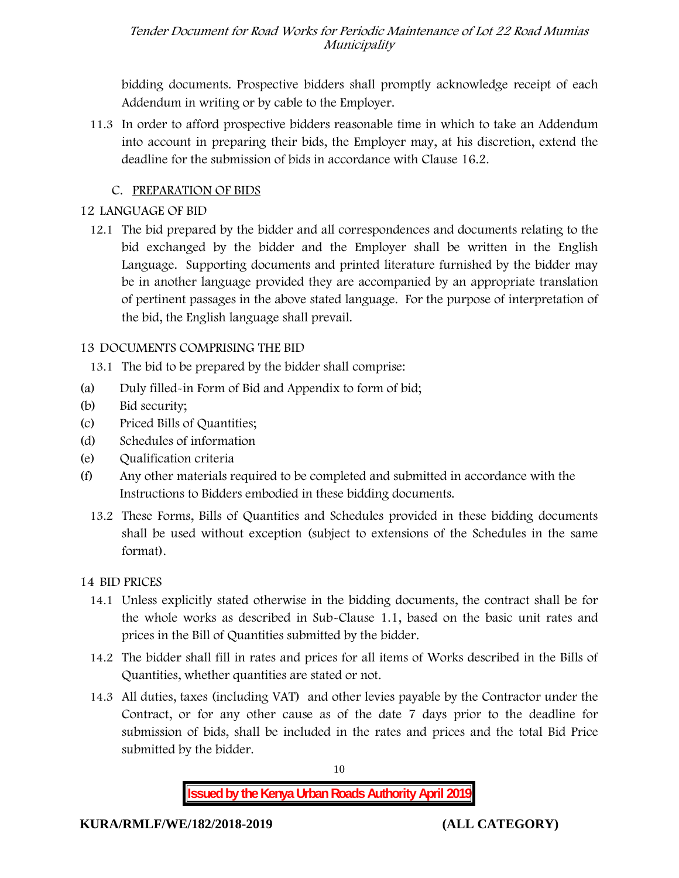bidding documents. Prospective bidders shall promptly acknowledge receipt of each Addendum in writing or by cable to the Employer.

11.3 In order to afford prospective bidders reasonable time in which to take an Addendum into account in preparing their bids, the Employer may, at his discretion, extend the deadline for the submission of bids in accordance with Clause 16.2.

## C. PREPARATION OF BIDS

### 12 LANGUAGE OF BID

12.1 The bid prepared by the bidder and all correspondences and documents relating to the bid exchanged by the bidder and the Employer shall be written in the English Language. Supporting documents and printed literature furnished by the bidder may be in another language provided they are accompanied by an appropriate translation of pertinent passages in the above stated language. For the purpose of interpretation of the bid, the English language shall prevail.

### 13 DOCUMENTS COMPRISING THE BID

13.1 The bid to be prepared by the bidder shall comprise:

(a) Duly filled-in Form of Bid and Appendix to form of bid;
(b) Bid security;
(c) Priced Bills of Quantities;
(d) Schedules of information
(e) Qualification criteria
(f) Any other materials required to be completed and submitted in accordance with the Instructions to Bidders embodied in these bidding documents.

13.2 These Forms, Bills of Quantities and Schedules provided in these bidding documents shall be used without exception (subject to extensions of the Schedules in the same format).

### 14 BID PRICES

14.1 Unless explicitly stated otherwise in the bidding documents, the contract shall be for the whole works as described in Sub-Clause 1.1, based on the basic unit rates and prices in the Bill of Quantities submitted by the bidder.

14.2 The bidder shall fill in rates and prices for all items of Works described in the Bills of Quantities, whether quantities are stated or not.

14.3 All duties, taxes (including VAT) and other levies payable by the Contractor under the Contract, or for any other cause as of the date 7 days prior to the deadline for submission of bids, shall be included in the rates and prices and the total Bid Price submitted by the bidder.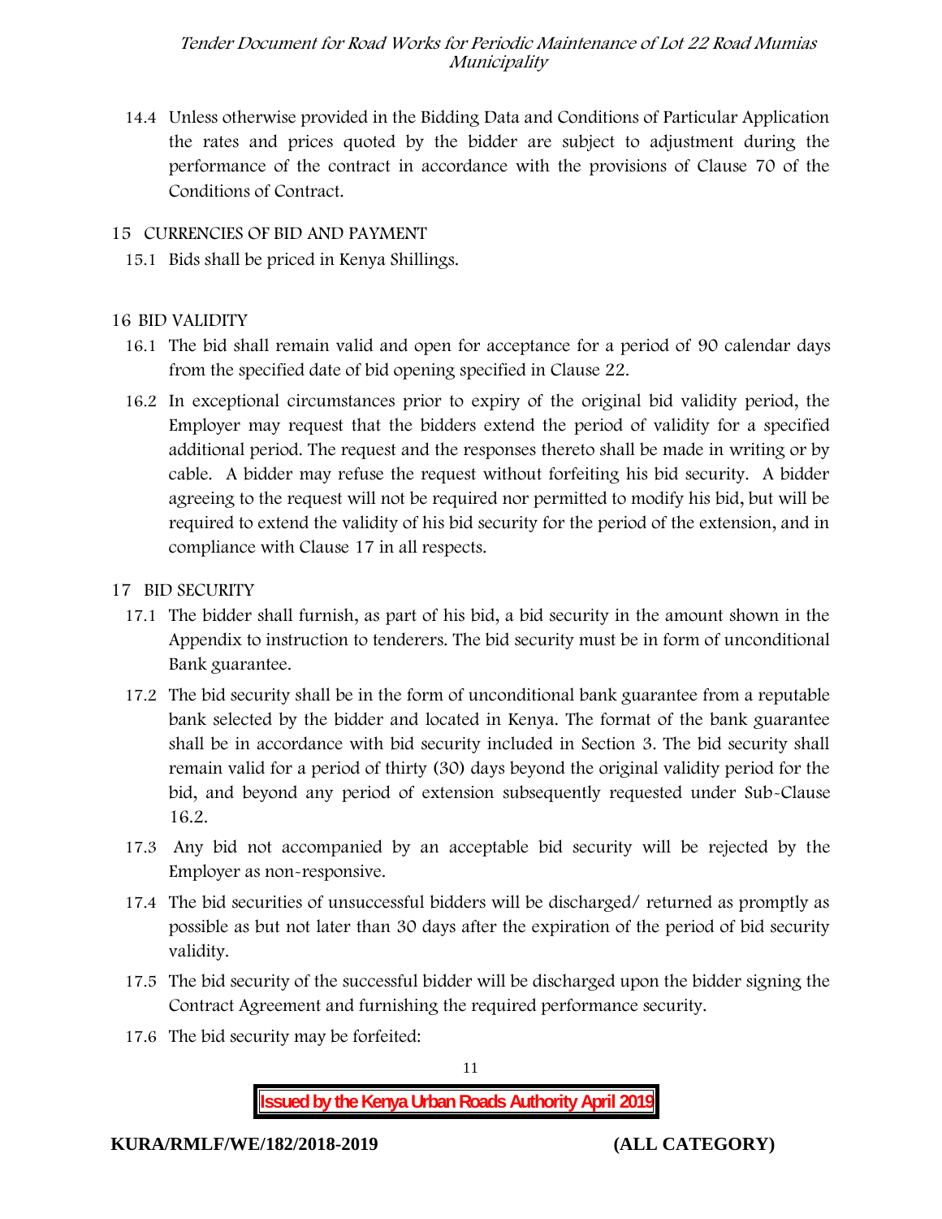14.4 Unless otherwise provided in the Bidding Data and Conditions of Particular Application the rates and prices quoted by the bidder are subject to adjustment during the performance of the contract in accordance with the provisions of Clause 70 of the Conditions of Contract.

## 15 CURRENCIES OF BID AND PAYMENT

15.1 Bids shall be priced in Kenya Shillings.

## 16 BID VALIDITY

16.1 The bid shall remain valid and open for acceptance for a period of 90 calendar days from the specified date of bid opening specified in Clause 22.

16.2 In exceptional circumstances prior to expiry of the original bid validity period, the Employer may request that the bidders extend the period of validity for a specified additional period. The request and the responses thereto shall be made in writing or by cable. A bidder may refuse the request without forfeiting his bid security. A bidder agreeing to the request will not be required nor permitted to modify his bid, but will be required to extend the validity of his bid security for the period of the extension, and in compliance with Clause 17 in all respects.

## 17 BID SECURITY

17.1 The bidder shall furnish, as part of his bid, a bid security in the amount shown in the Appendix to instruction to tenderers. The bid security must be in form of unconditional Bank guarantee.

17.2 The bid security shall be in the form of unconditional bank guarantee from a reputable bank selected by the bidder and located in Kenya. The format of the bank guarantee shall be in accordance with bid security included in Section 3. The bid security shall remain valid for a period of thirty (30) days beyond the original validity period for the bid, and beyond any period of extension subsequently requested under Sub-Clause 16.2.

17.3 Any bid not accompanied by an acceptable bid security will be rejected by the Employer as non-responsive.

17.4 The bid securities of unsuccessful bidders will be discharged/ returned as promptly as possible as but not later than 30 days after the expiration of the period of bid security validity.

17.5 The bid security of the successful bidder will be discharged upon the bidder signing the Contract Agreement and furnishing the required performance security.

17.6 The bid security may be forfeited: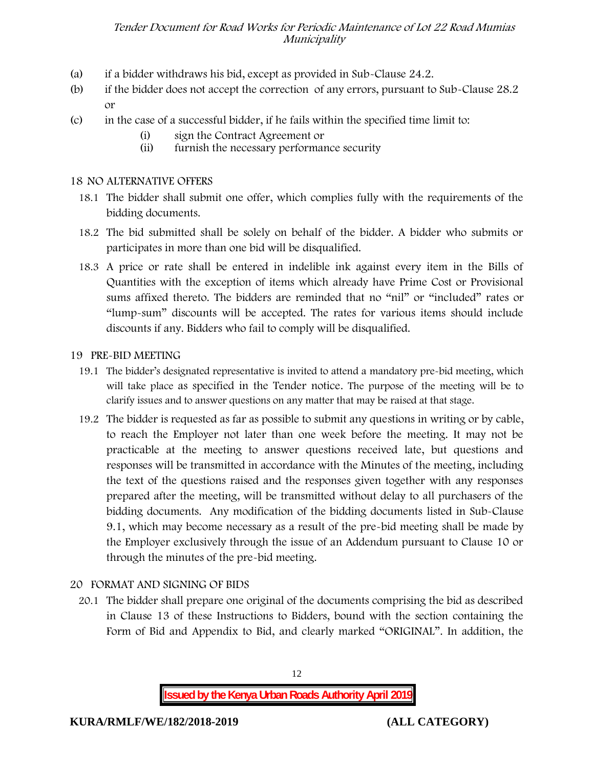(a) if a bidder withdraws his bid, except as provided in Sub-Clause 24.2.

(b) if the bidder does not accept the correction of any errors, pursuant to Sub-Clause 28.2 or

(c) in the case of a successful bidder, if he fails within the specified time limit to:

  (i) sign the Contract Agreement or

  (ii) furnish the necessary performance security

## 18 NO ALTERNATIVE OFFERS

18.1 The bidder shall submit one offer, which complies fully with the requirements of the bidding documents.

18.2 The bid submitted shall be solely on behalf of the bidder. A bidder who submits or participates in more than one bid will be disqualified.

18.3 A price or rate shall be entered in indelible ink against every item in the Bills of Quantities with the exception of items which already have Prime Cost or Provisional sums affixed thereto. The bidders are reminded that no "nil" or "included" rates or "lump-sum" discounts will be accepted. The rates for various items should include discounts if any. Bidders who fail to comply will be disqualified.

## 19 PRE-BID MEETING

19.1 The bidder's designated representative is invited to attend a mandatory pre-bid meeting, which will take place as specified in the Tender notice. The purpose of the meeting will be to clarify issues and to answer questions on any matter that may be raised at that stage.

19.2 The bidder is requested as far as possible to submit any questions in writing or by cable, to reach the Employer not later than one week before the meeting. It may not be practicable at the meeting to answer questions received late, but questions and responses will be transmitted in accordance with the Minutes of the meeting, including the text of the questions raised and the responses given together with any responses prepared after the meeting, will be transmitted without delay to all purchasers of the bidding documents. Any modification of the bidding documents listed in Sub-Clause 9.1, which may become necessary as a result of the pre-bid meeting shall be made by the Employer exclusively through the issue of an Addendum pursuant to Clause 10 or through the minutes of the pre-bid meeting.

## 20 FORMAT AND SIGNING OF BIDS

20.1 The bidder shall prepare one original of the documents comprising the bid as described in Clause 13 of these Instructions to Bidders, bound with the section containing the Form of Bid and Appendix to Bid, and clearly marked "ORIGINAL". In addition, the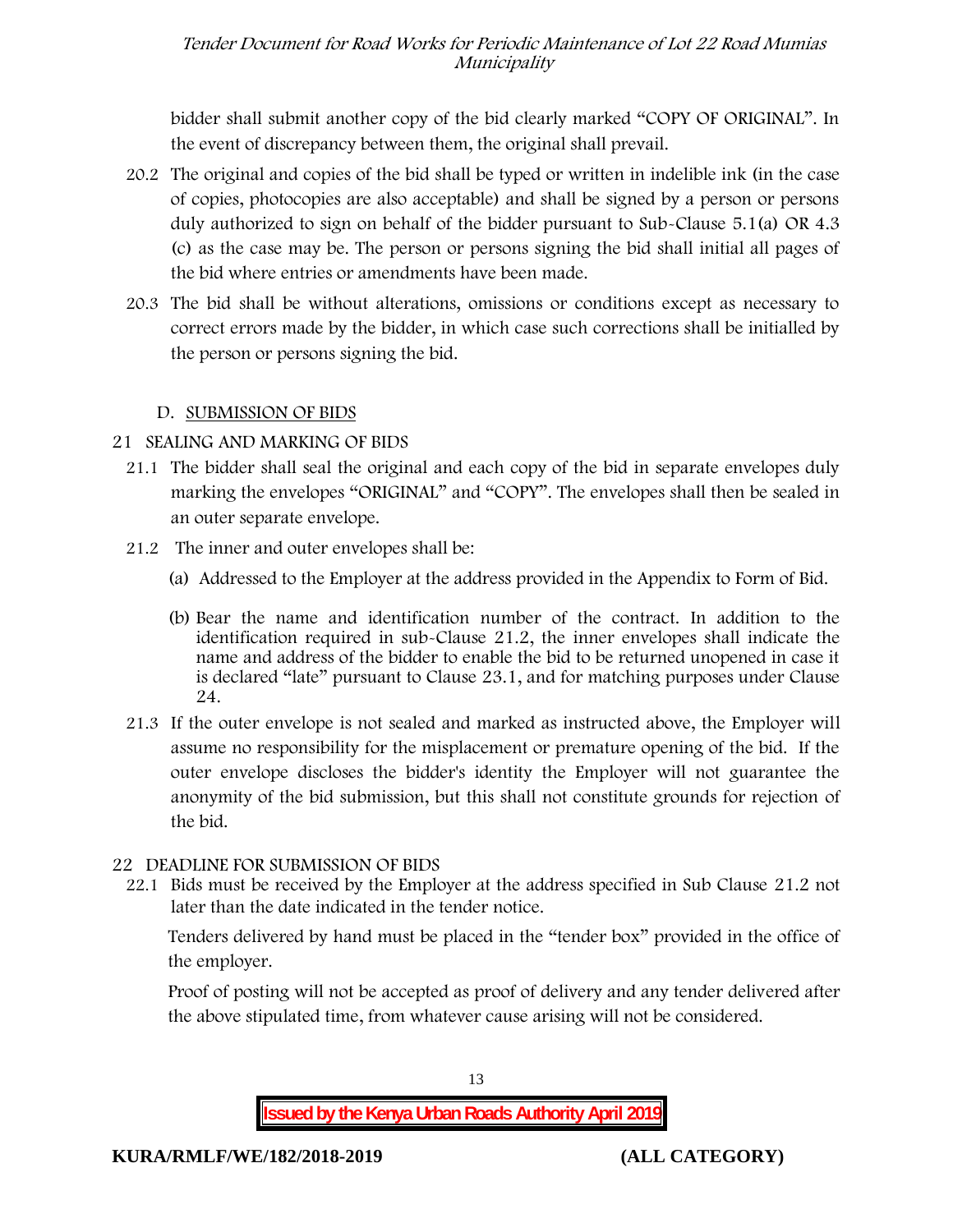bidder shall submit another copy of the bid clearly marked "COPY OF ORIGINAL". In the event of discrepancy between them, the original shall prevail.

20.2 The original and copies of the bid shall be typed or written in indelible ink (in the case of copies, photocopies are also acceptable) and shall be signed by a person or persons duly authorized to sign on behalf of the bidder pursuant to Sub-Clause 5.1(a) OR 4.3 (c) as the case may be. The person or persons signing the bid shall initial all pages of the bid where entries or amendments have been made.

20.3 The bid shall be without alterations, omissions or conditions except as necessary to correct errors made by the bidder, in which case such corrections shall be initialled by the person or persons signing the bid.

## D. SUBMISSION OF BIDS

### 21 SEALING AND MARKING OF BIDS

21.1 The bidder shall seal the original and each copy of the bid in separate envelopes duly marking the envelopes "ORIGINAL" and "COPY". The envelopes shall then be sealed in an outer separate envelope.

21.2 The inner and outer envelopes shall be:

(a) Addressed to the Employer at the address provided in the Appendix to Form of Bid.

(b) Bear the name and identification number of the contract. In addition to the identification required in sub-Clause 21.2, the inner envelopes shall indicate the name and address of the bidder to enable the bid to be returned unopened in case it is declared "late" pursuant to Clause 23.1, and for matching purposes under Clause 24.

21.3 If the outer envelope is not sealed and marked as instructed above, the Employer will assume no responsibility for the misplacement or premature opening of the bid. If the outer envelope discloses the bidder's identity the Employer will not guarantee the anonymity of the bid submission, but this shall not constitute grounds for rejection of the bid.

### 22 DEADLINE FOR SUBMISSION OF BIDS

22.1 Bids must be received by the Employer at the address specified in Sub Clause 21.2 not later than the date indicated in the tender notice.

Tenders delivered by hand must be placed in the "tender box" provided in the office of the employer.

Proof of posting will not be accepted as proof of delivery and any tender delivered after the above stipulated time, from whatever cause arising will not be considered.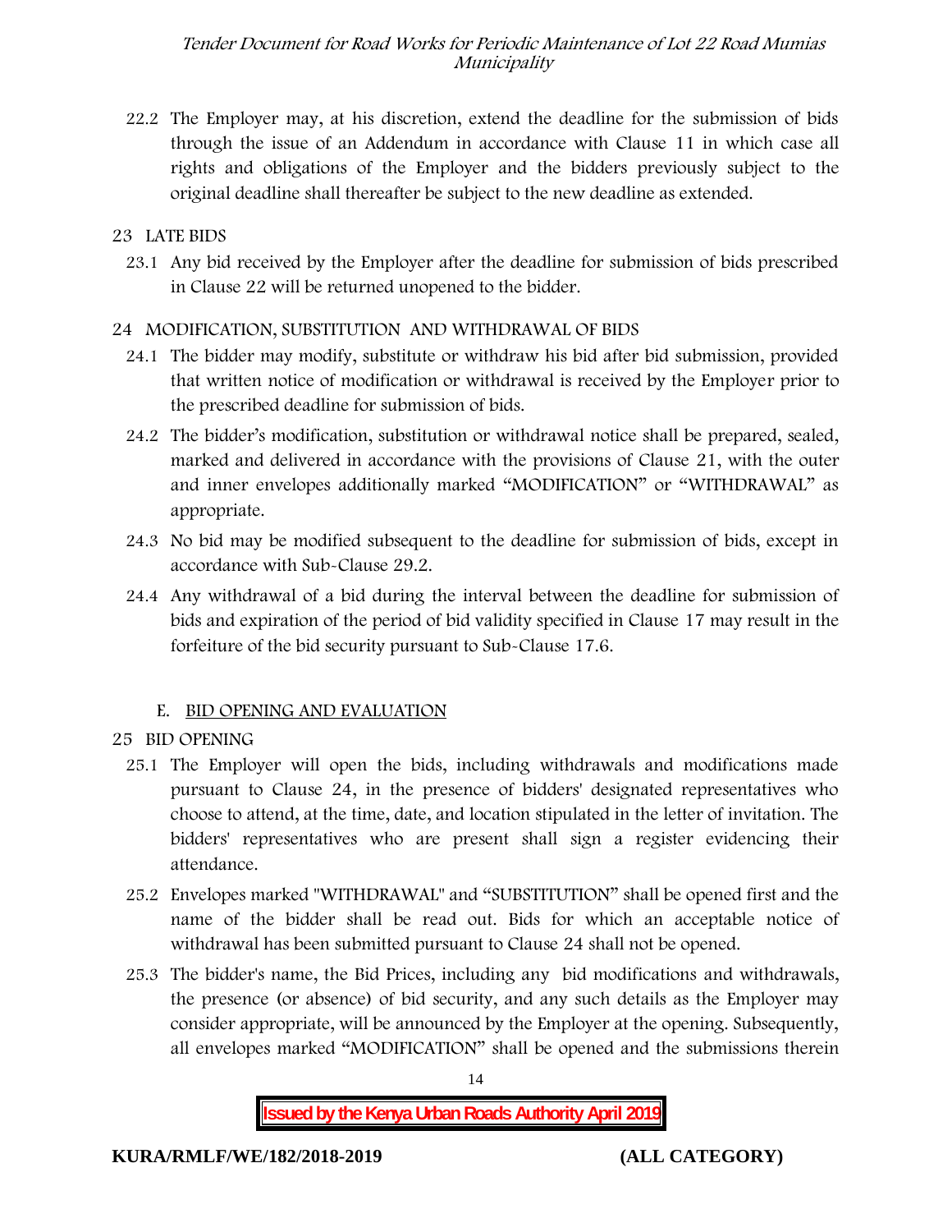22.2 The Employer may, at his discretion, extend the deadline for the submission of bids through the issue of an Addendum in accordance with Clause 11 in which case all rights and obligations of the Employer and the bidders previously subject to the original deadline shall thereafter be subject to the new deadline as extended.

23 LATE BIDS

23.1 Any bid received by the Employer after the deadline for submission of bids prescribed in Clause 22 will be returned unopened to the bidder.

24 MODIFICATION, SUBSTITUTION AND WITHDRAWAL OF BIDS

24.1 The bidder may modify, substitute or withdraw his bid after bid submission, provided that written notice of modification or withdrawal is received by the Employer prior to the prescribed deadline for submission of bids.

24.2 The bidder's modification, substitution or withdrawal notice shall be prepared, sealed, marked and delivered in accordance with the provisions of Clause 21, with the outer and inner envelopes additionally marked "MODIFICATION" or "WITHDRAWAL" as appropriate.

24.3 No bid may be modified subsequent to the deadline for submission of bids, except in accordance with Sub-Clause 29.2.

24.4 Any withdrawal of a bid during the interval between the deadline for submission of bids and expiration of the period of bid validity specified in Clause 17 may result in the forfeiture of the bid security pursuant to Sub-Clause 17.6.

## E. BID OPENING AND EVALUATION

25 BID OPENING

25.1 The Employer will open the bids, including withdrawals and modifications made pursuant to Clause 24, in the presence of bidders' designated representatives who choose to attend, at the time, date, and location stipulated in the letter of invitation. The bidders' representatives who are present shall sign a register evidencing their attendance.

25.2 Envelopes marked "WITHDRAWAL" and "SUBSTITUTION" shall be opened first and the name of the bidder shall be read out. Bids for which an acceptable notice of withdrawal has been submitted pursuant to Clause 24 shall not be opened.

25.3 The bidder's name, the Bid Prices, including any bid modifications and withdrawals, the presence (or absence) of bid security, and any such details as the Employer may consider appropriate, will be announced by the Employer at the opening. Subsequently, all envelopes marked "MODIFICATION" shall be opened and the submissions therein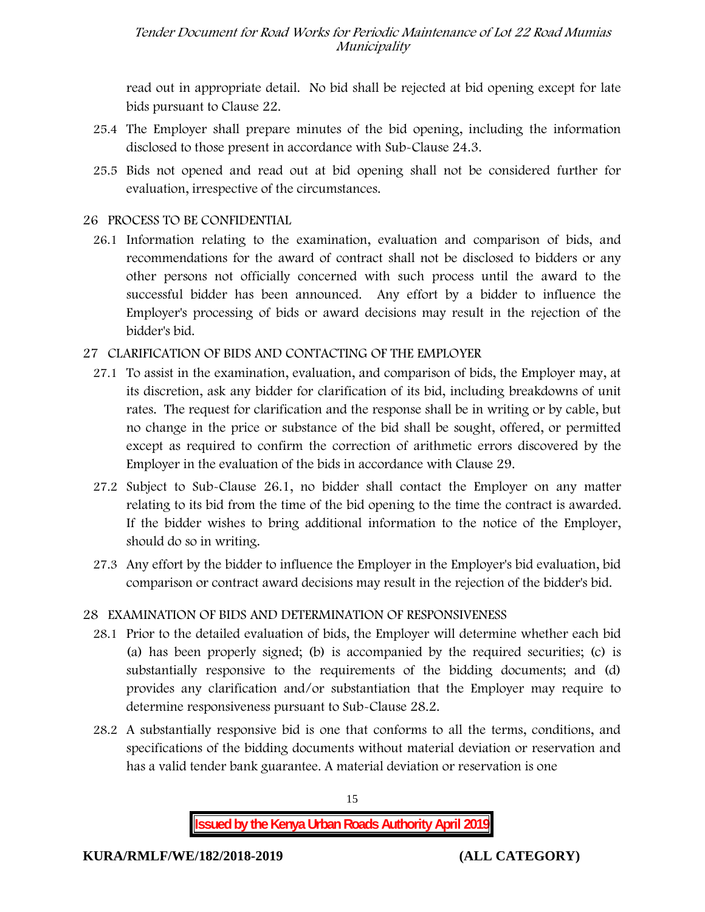read out in appropriate detail. No bid shall be rejected at bid opening except for late bids pursuant to Clause 22.

25.4 The Employer shall prepare minutes of the bid opening, including the information disclosed to those present in accordance with Sub-Clause 24.3.

25.5 Bids not opened and read out at bid opening shall not be considered further for evaluation, irrespective of the circumstances.

## 26 PROCESS TO BE CONFIDENTIAL

26.1 Information relating to the examination, evaluation and comparison of bids, and recommendations for the award of contract shall not be disclosed to bidders or any other persons not officially concerned with such process until the award to the successful bidder has been announced. Any effort by a bidder to influence the Employer's processing of bids or award decisions may result in the rejection of the bidder's bid.

## 27 CLARIFICATION OF BIDS AND CONTACTING OF THE EMPLOYER

27.1 To assist in the examination, evaluation, and comparison of bids, the Employer may, at its discretion, ask any bidder for clarification of its bid, including breakdowns of unit rates. The request for clarification and the response shall be in writing or by cable, but no change in the price or substance of the bid shall be sought, offered, or permitted except as required to confirm the correction of arithmetic errors discovered by the Employer in the evaluation of the bids in accordance with Clause 29.

27.2 Subject to Sub-Clause 26.1, no bidder shall contact the Employer on any matter relating to its bid from the time of the bid opening to the time the contract is awarded. If the bidder wishes to bring additional information to the notice of the Employer, should do so in writing.

27.3 Any effort by the bidder to influence the Employer in the Employer's bid evaluation, bid comparison or contract award decisions may result in the rejection of the bidder's bid.

## 28 EXAMINATION OF BIDS AND DETERMINATION OF RESPONSIVENESS

28.1 Prior to the detailed evaluation of bids, the Employer will determine whether each bid (a) has been properly signed; (b) is accompanied by the required securities; (c) is substantially responsive to the requirements of the bidding documents; and (d) provides any clarification and/or substantiation that the Employer may require to determine responsiveness pursuant to Sub-Clause 28.2.

28.2 A substantially responsive bid is one that conforms to all the terms, conditions, and specifications of the bidding documents without material deviation or reservation and has a valid tender bank guarantee. A material deviation or reservation is one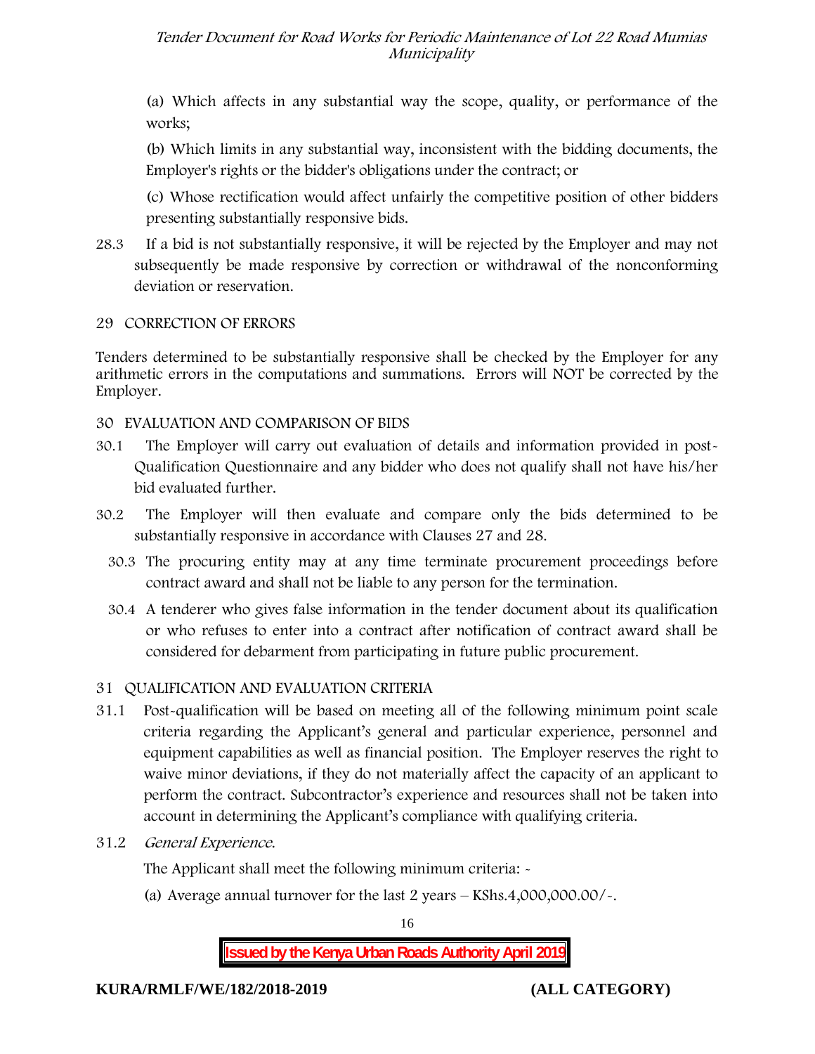(a) Which affects in any substantial way the scope, quality, or performance of the works;

(b) Which limits in any substantial way, inconsistent with the bidding documents, the Employer's rights or the bidder's obligations under the contract; or

(c) Whose rectification would affect unfairly the competitive position of other bidders presenting substantially responsive bids.

28.3 If a bid is not substantially responsive, it will be rejected by the Employer and may not subsequently be made responsive by correction or withdrawal of the nonconforming deviation or reservation.

## 29 CORRECTION OF ERRORS

Tenders determined to be substantially responsive shall be checked by the Employer for any arithmetic errors in the computations and summations. Errors will NOT be corrected by the Employer.

## 30 EVALUATION AND COMPARISON OF BIDS

30.1 The Employer will carry out evaluation of details and information provided in post-Qualification Questionnaire and any bidder who does not qualify shall not have his/her bid evaluated further.

30.2 The Employer will then evaluate and compare only the bids determined to be substantially responsive in accordance with Clauses 27 and 28.

30.3 The procuring entity may at any time terminate procurement proceedings before contract award and shall not be liable to any person for the termination.

30.4 A tenderer who gives false information in the tender document about its qualification or who refuses to enter into a contract after notification of contract award shall be considered for debarment from participating in future public procurement.

## 31 QUALIFICATION AND EVALUATION CRITERIA

31.1 Post-qualification will be based on meeting all of the following minimum point scale criteria regarding the Applicant's general and particular experience, personnel and equipment capabilities as well as financial position. The Employer reserves the right to waive minor deviations, if they do not materially affect the capacity of an applicant to perform the contract. Subcontractor's experience and resources shall not be taken into account in determining the Applicant's compliance with qualifying criteria.

31.2 *General Experience.*

The Applicant shall meet the following minimum criteria: -

(a) Average annual turnover for the last 2 years – KShs.4,000,000.00/-.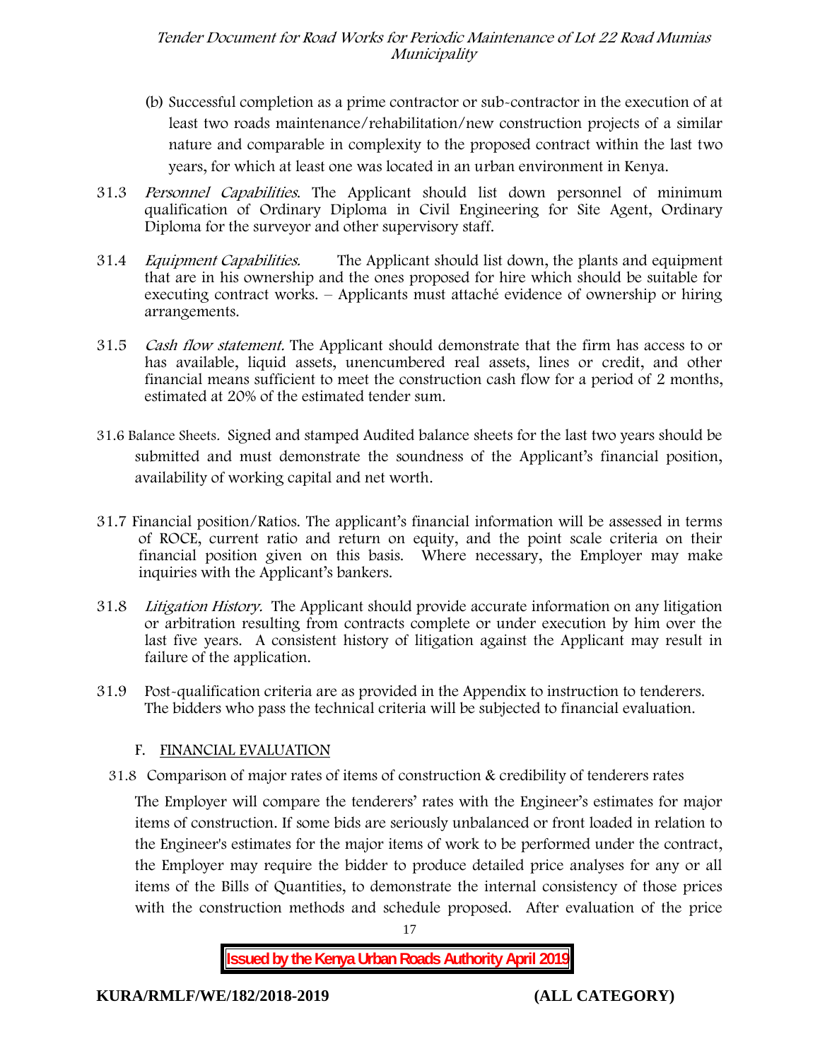(b) Successful completion as a prime contractor or sub-contractor in the execution of at least two roads maintenance/rehabilitation/new construction projects of a similar nature and comparable in complexity to the proposed contract within the last two years, for which at least one was located in an urban environment in Kenya.

31.3 *Personnel Capabilities*. The Applicant should list down personnel of minimum qualification of Ordinary Diploma in Civil Engineering for Site Agent, Ordinary Diploma for the surveyor and other supervisory staff.

31.4 *Equipment Capabilities.* The Applicant should list down, the plants and equipment that are in his ownership and the ones proposed for hire which should be suitable for executing contract works. – Applicants must attaché evidence of ownership or hiring arrangements.

31.5 *Cash flow statement.* The Applicant should demonstrate that the firm has access to or has available, liquid assets, unencumbered real assets, lines or credit, and other financial means sufficient to meet the construction cash flow for a period of 2 months, estimated at 20% of the estimated tender sum.

31.6 Balance Sheets. Signed and stamped Audited balance sheets for the last two years should be submitted and must demonstrate the soundness of the Applicant's financial position, availability of working capital and net worth.

31.7 Financial position/Ratios. The applicant's financial information will be assessed in terms of ROCE, current ratio and return on equity, and the point scale criteria on their financial position given on this basis. Where necessary, the Employer may make inquiries with the Applicant's bankers.

31.8 *Litigation History.* The Applicant should provide accurate information on any litigation or arbitration resulting from contracts complete or under execution by him over the last five years. A consistent history of litigation against the Applicant may result in failure of the application.

31.9 Post-qualification criteria are as provided in the Appendix to instruction to tenderers. The bidders who pass the technical criteria will be subjected to financial evaluation.

## F. FINANCIAL EVALUATION

31.8 Comparison of major rates of items of construction & credibility of tenderers rates

The Employer will compare the tenderers' rates with the Engineer's estimates for major items of construction. If some bids are seriously unbalanced or front loaded in relation to the Engineer's estimates for the major items of work to be performed under the contract, the Employer may require the bidder to produce detailed price analyses for any or all items of the Bills of Quantities, to demonstrate the internal consistency of those prices with the construction methods and schedule proposed. After evaluation of the price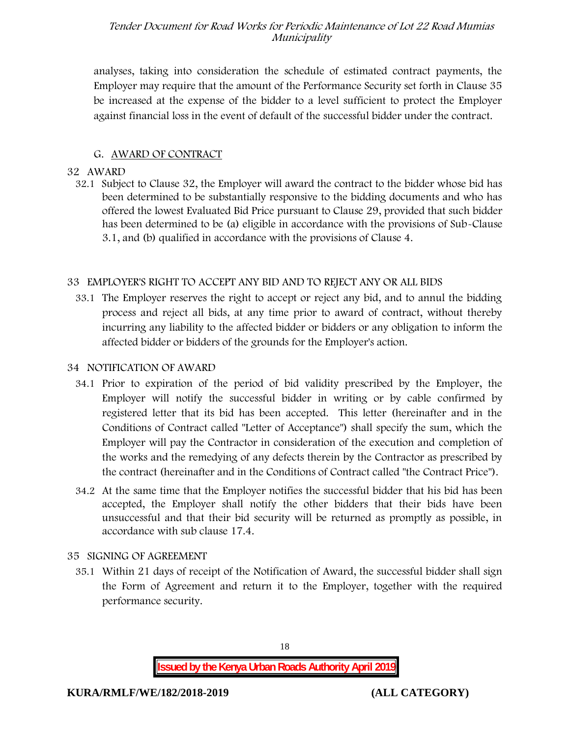analyses, taking into consideration the schedule of estimated contract payments, the Employer may require that the amount of the Performance Security set forth in Clause 35 be increased at the expense of the bidder to a level sufficient to protect the Employer against financial loss in the event of default of the successful bidder under the contract.

## G. AWARD OF CONTRACT

### 32 AWARD

32.1 Subject to Clause 32, the Employer will award the contract to the bidder whose bid has been determined to be substantially responsive to the bidding documents and who has offered the lowest Evaluated Bid Price pursuant to Clause 29, provided that such bidder has been determined to be (a) eligible in accordance with the provisions of Sub-Clause 3.1, and (b) qualified in accordance with the provisions of Clause 4.

### 33 EMPLOYER'S RIGHT TO ACCEPT ANY BID AND TO REJECT ANY OR ALL BIDS

33.1 The Employer reserves the right to accept or reject any bid, and to annul the bidding process and reject all bids, at any time prior to award of contract, without thereby incurring any liability to the affected bidder or bidders or any obligation to inform the affected bidder or bidders of the grounds for the Employer's action.

### 34 NOTIFICATION OF AWARD

34.1 Prior to expiration of the period of bid validity prescribed by the Employer, the Employer will notify the successful bidder in writing or by cable confirmed by registered letter that its bid has been accepted. This letter (hereinafter and in the Conditions of Contract called "Letter of Acceptance") shall specify the sum, which the Employer will pay the Contractor in consideration of the execution and completion of the works and the remedying of any defects therein by the Contractor as prescribed by the contract (hereinafter and in the Conditions of Contract called "the Contract Price").

34.2 At the same time that the Employer notifies the successful bidder that his bid has been accepted, the Employer shall notify the other bidders that their bids have been unsuccessful and that their bid security will be returned as promptly as possible, in accordance with sub clause 17.4.

### 35 SIGNING OF AGREEMENT

35.1 Within 21 days of receipt of the Notification of Award, the successful bidder shall sign the Form of Agreement and return it to the Employer, together with the required performance security.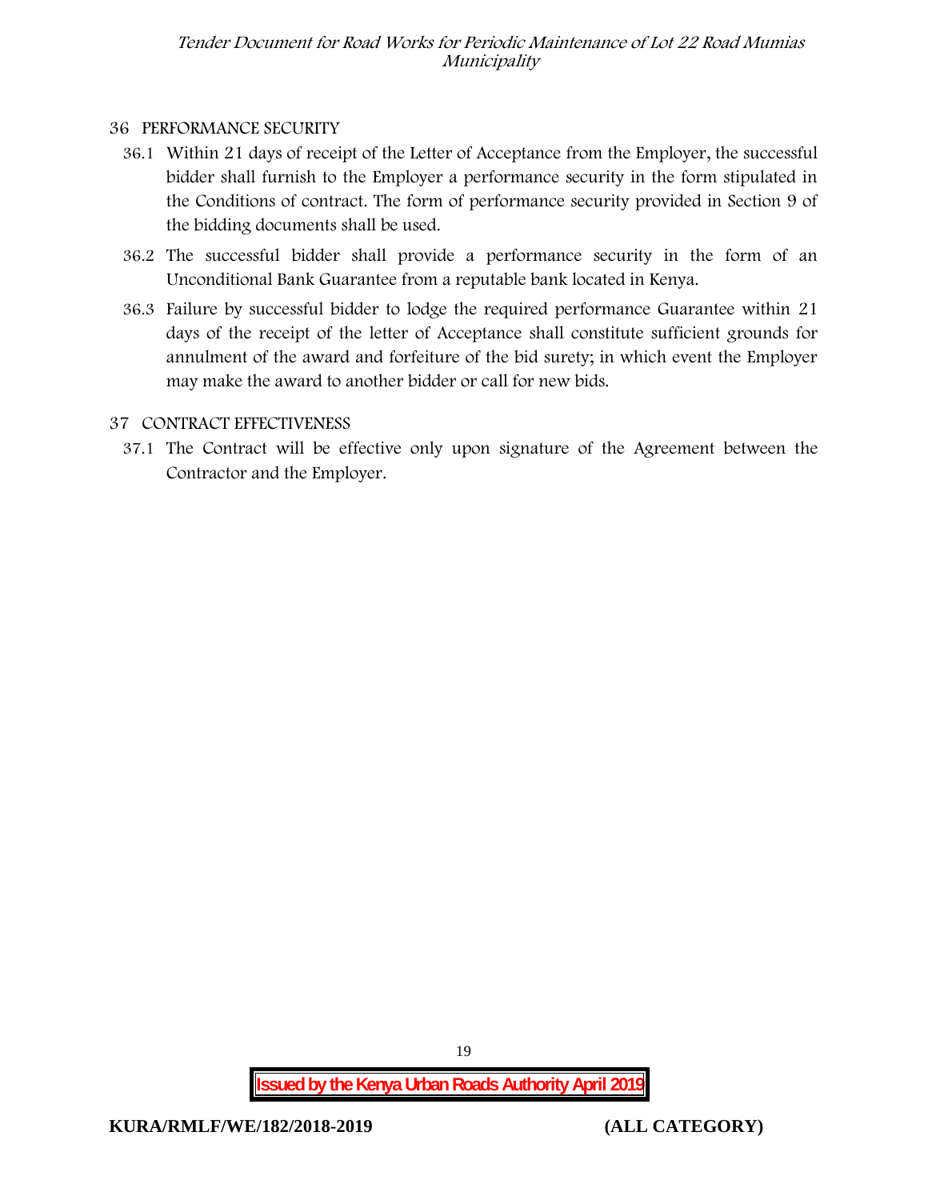## 36 PERFORMANCE SECURITY

36.1 Within 21 days of receipt of the Letter of Acceptance from the Employer, the successful bidder shall furnish to the Employer a performance security in the form stipulated in the Conditions of contract. The form of performance security provided in Section 9 of the bidding documents shall be used.

36.2 The successful bidder shall provide a performance security in the form of an Unconditional Bank Guarantee from a reputable bank located in Kenya.

36.3 Failure by successful bidder to lodge the required performance Guarantee within 21 days of the receipt of the letter of Acceptance shall constitute sufficient grounds for annulment of the award and forfeiture of the bid surety; in which event the Employer may make the award to another bidder or call for new bids.

## 37 CONTRACT EFFECTIVENESS

37.1 The Contract will be effective only upon signature of the Agreement between the Contractor and the Employer.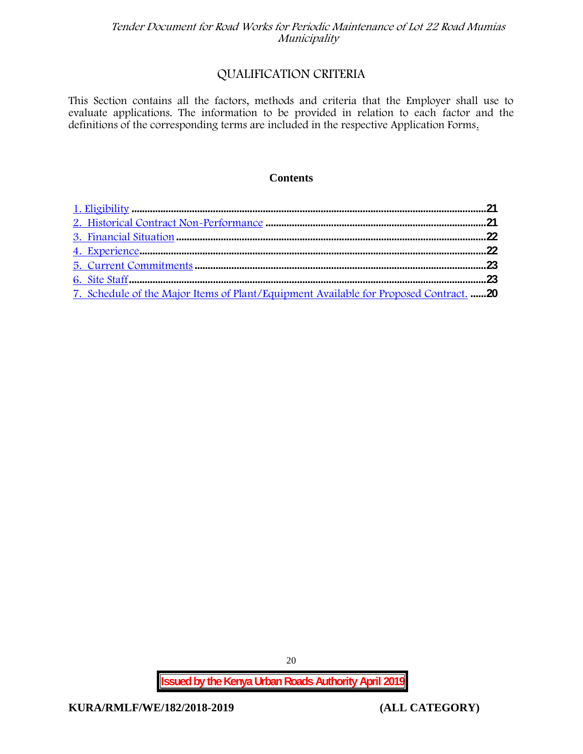# QUALIFICATION CRITERIA

This Section contains all the factors, methods and criteria that the Employer shall use to evaluate applications. The information to be provided in relation to each factor and the definitions of the corresponding terms are included in the respective Application Forms.

**Contents**

1. Eligibility ....................................................................................................................................21
2. Historical Contract Non-Performance .................................................................................21
3. Financial Situation ...................................................................................................................22
4. Experience.................................................................................................................................22
5. Current Commitments ...........................................................................................................23
6. Site Staff.....................................................................................................................................23
7. Schedule of the Major Items of Plant/Equipment Available for Proposed Contract. ......20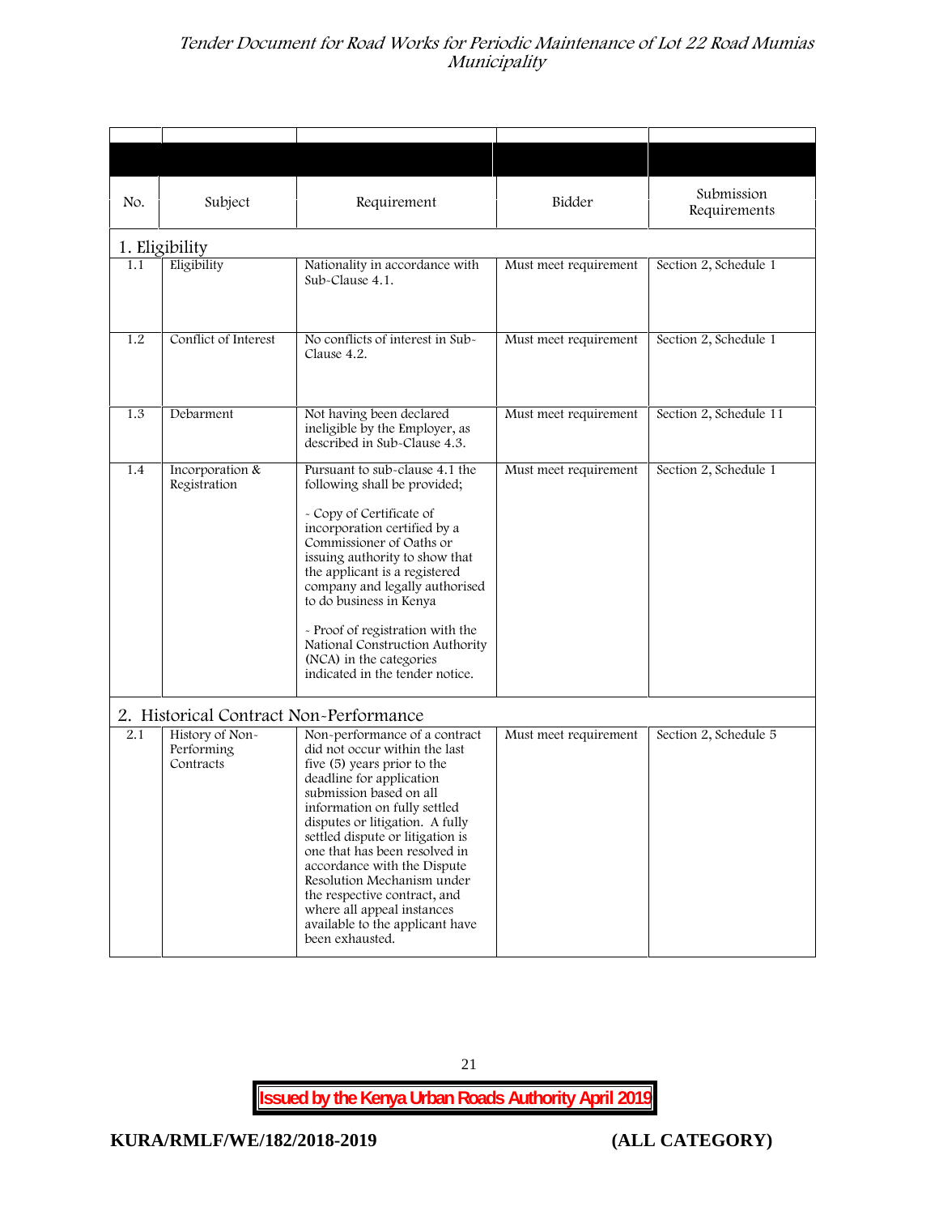| No. | Subject | Requirement | Bidder | Submission Requirements |
|---|---|---|---|---|
| **1. Eligibility** | | | | |
| 1.1 | Eligibility | Nationality in accordance with Sub-Clause 4.1. | Must meet requirement | Section 2, Schedule 1 |
| 1.2 | Conflict of Interest | No conflicts of interest in Sub-Clause 4.2. | Must meet requirement | Section 2, Schedule 1 |
| 1.3 | Debarment | Not having been declared ineligible by the Employer, as described in Sub-Clause 4.3. | Must meet requirement | Section 2, Schedule 11 |
| 1.4 | Incorporation & Registration | Pursuant to sub-clause 4.1 the following shall be provided;<br><br>- Copy of Certificate of incorporation certified by a Commissioner of Oaths or issuing authority to show that the applicant is a registered company and legally authorised to do business in Kenya<br><br>- Proof of registration with the National Construction Authority (NCA) in the categories indicated in the tender notice. | Must meet requirement | Section 2, Schedule 1 |
| **2. Historical Contract Non-Performance** | | | | |
| 2.1 | History of Non-Performing Contracts | Non-performance of a contract did not occur within the last five (5) years prior to the deadline for application submission based on all information on fully settled disputes or litigation. A fully settled dispute or litigation is one that has been resolved in accordance with the Dispute Resolution Mechanism under the respective contract, and where all appeal instances available to the applicant have been exhausted. | Must meet requirement | Section 2, Schedule 5 |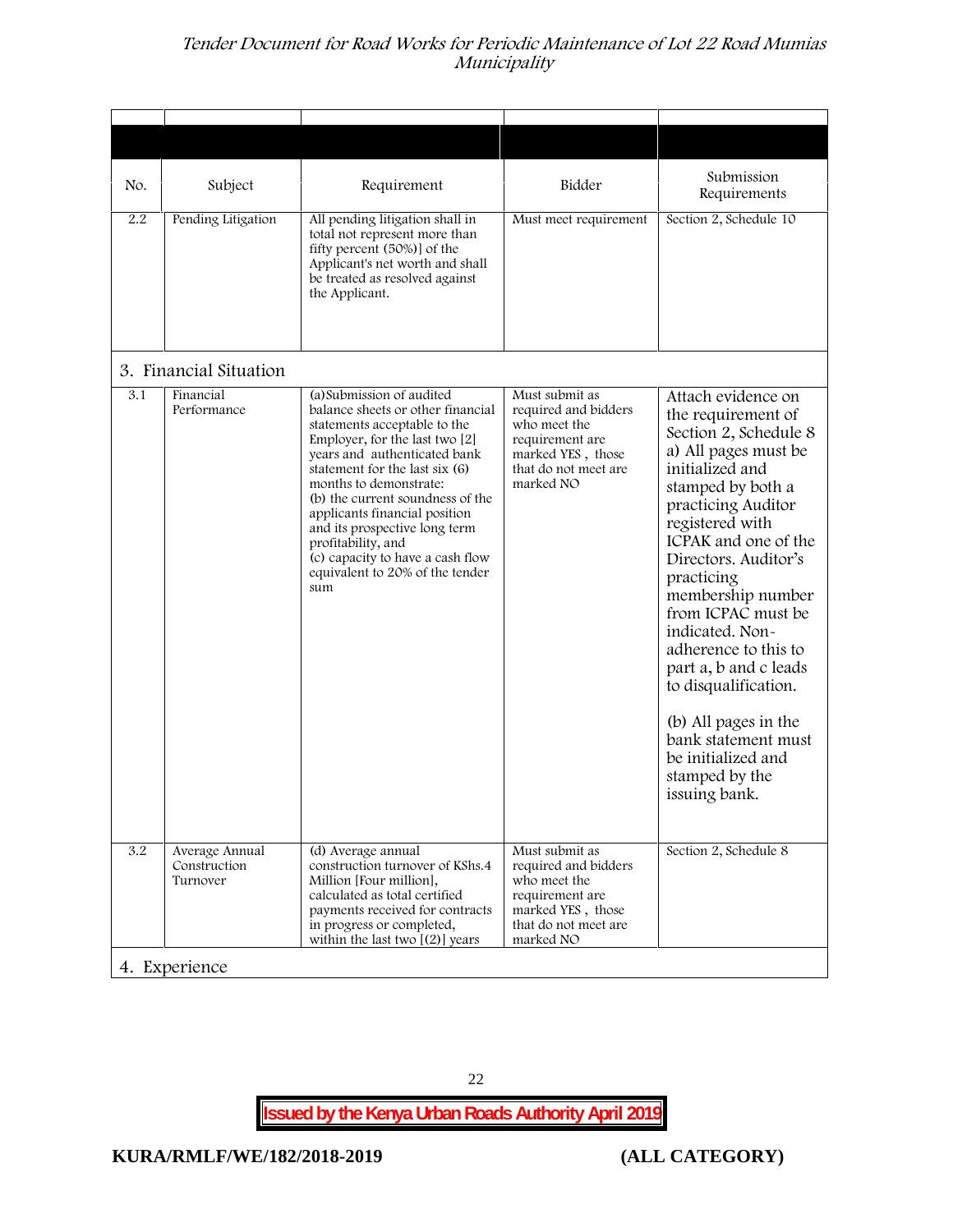| No. | Subject | Requirement | Bidder | Submission Requirements |
|---|---|---|---|---|
| 2.2 | Pending Litigation | All pending litigation shall in total not represent more than fifty percent (50%)] of the Applicant's net worth and shall be treated as resolved against the Applicant. | Must meet requirement | Section 2, Schedule 10 |
| 3. Financial Situation | | | | |
| 3.1 | Financial Performance | (a)Submission of audited balance sheets or other financial statements acceptable to the Employer, for the last two [2] years and authenticated bank statement for the last six (6) months to demonstrate:<br>(b) the current soundness of the applicants financial position and its prospective long term profitability, and<br>(c) capacity to have a cash flow equivalent to 20% of the tender sum | Must submit as required and bidders who meet the requirement are marked YES , those that do not meet are marked NO | Attach evidence on the requirement of Section 2, Schedule 8 a) All pages must be initialized and stamped by both a practicing Auditor registered with ICPAK and one of the Directors. Auditor's practicing membership number from ICPAC must be indicated. Non-adherence to this to part a, b and c leads to disqualification.<br><br>(b) All pages in the bank statement must be initialized and stamped by the issuing bank. |
| 3.2 | Average Annual Construction Turnover | (d) Average annual construction turnover of KShs.4 Million [Four million], calculated as total certified payments received for contracts in progress or completed, within the last two [(2)] years | Must submit as required and bidders who meet the requirement are marked YES , those that do not meet are marked NO | Section 2, Schedule 8 |
| 4. Experience | | | | |

**Issued by the Kenya Urban Roads Authority April 2019**

**KURA/RMLF/WE/182/2018-2019 (ALL CATEGORY)**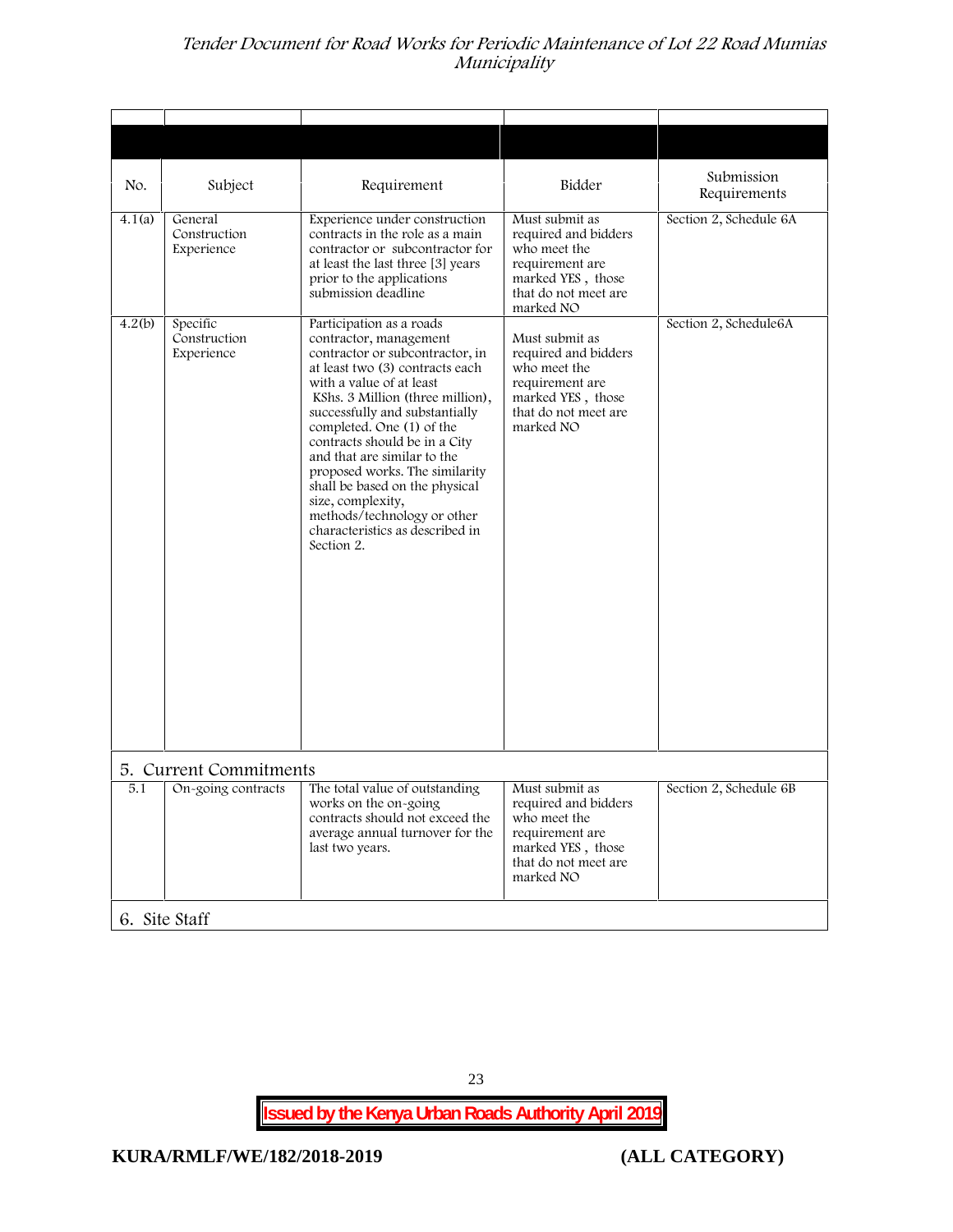| No. | Subject | Requirement | Bidder | Submission Requirements |
|---|---|---|---|---|
| 4.1(a) | General Construction Experience | Experience under construction contracts in the role as a main contractor or subcontractor for at least the last three [3] years prior to the applications submission deadline | Must submit as required and bidders who meet the requirement are marked YES , those that do not meet are marked NO | Section 2, Schedule 6A |
| 4.2(b) | Specific Construction Experience | Participation as a roads contractor, management contractor or subcontractor, in at least two (3) contracts each with a value of at least KShs. 3 Million (three million), successfully and substantially completed. One (1) of the contracts should be in a City and that are similar to the proposed works. The similarity shall be based on the physical size, complexity, methods/technology or other characteristics as described in Section 2. | Must submit as required and bidders who meet the requirement are marked YES , those that do not meet are marked NO | Section 2, Schedule6A |
| **5. Current Commitments** | | | | |
| 5.1 | On-going contracts | The total value of outstanding works on the on-going contracts should not exceed the average annual turnover for the last two years. | Must submit as required and bidders who meet the requirement are marked YES , those that do not meet are marked NO | Section 2, Schedule 6B |
| **6. Site Staff** | | | | |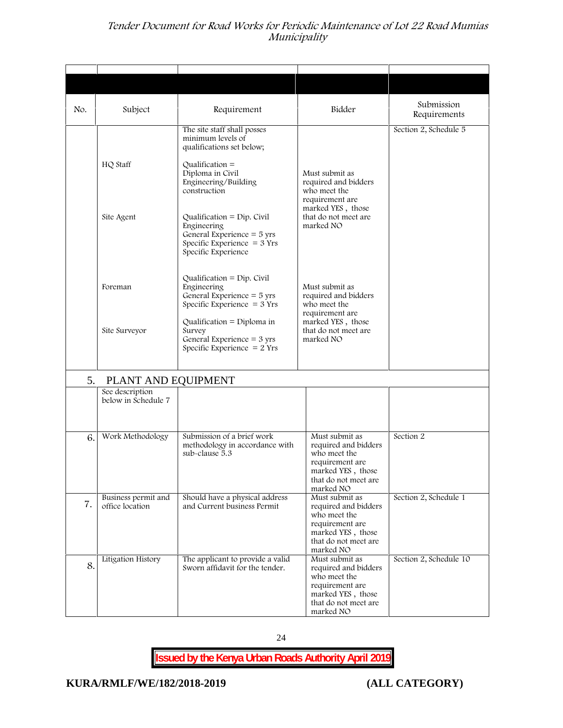| No. | Subject | Requirement | Bidder | Submission Requirements |
|---|---|---|---|---|
| | | The site staff shall posses minimum levels of qualifications set below; | | Section 2, Schedule 5 |
| | HQ Staff | Qualification = Diploma in Civil Engineering/Building construction | Must submit as required and bidders who meet the requirement are marked YES , those that do not meet are marked NO | |
| | Site Agent | Qualification = Dip. Civil Engineering<br>General Experience = 5 yrs<br>Specific Experience = 3 Yrs<br>Specific Experience | | |
| | Foreman | Qualification = Dip. Civil Engineering<br>General Experience = 5 yrs<br>Specific Experience = 3 Yrs | Must submit as required and bidders who meet the requirement are marked YES , those that do not meet are marked NO | |
| | Site Surveyor | Qualification = Diploma in Survey<br>General Experience = 3 yrs<br>Specific Experience = 2 Yrs | | |
| 5. | PLANT AND EQUIPMENT | | | |
| | See description below in Schedule 7 | | | |
| 6. | Work Methodology | Submission of a brief work methodology in accordance with sub-clause 5.3 | Must submit as required and bidders who meet the requirement are marked YES , those that do not meet are marked NO | Section 2 |
| 7. | Business permit and office location | Should have a physical address and Current business Permit | Must submit as required and bidders who meet the requirement are marked YES , those that do not meet are marked NO | Section 2, Schedule 1 |
| 8. | Litigation History | The applicant to provide a valid Sworn affidavit for the tender. | Must submit as required and bidders who meet the requirement are marked YES , those that do not meet are marked NO | Section 2, Schedule 10 |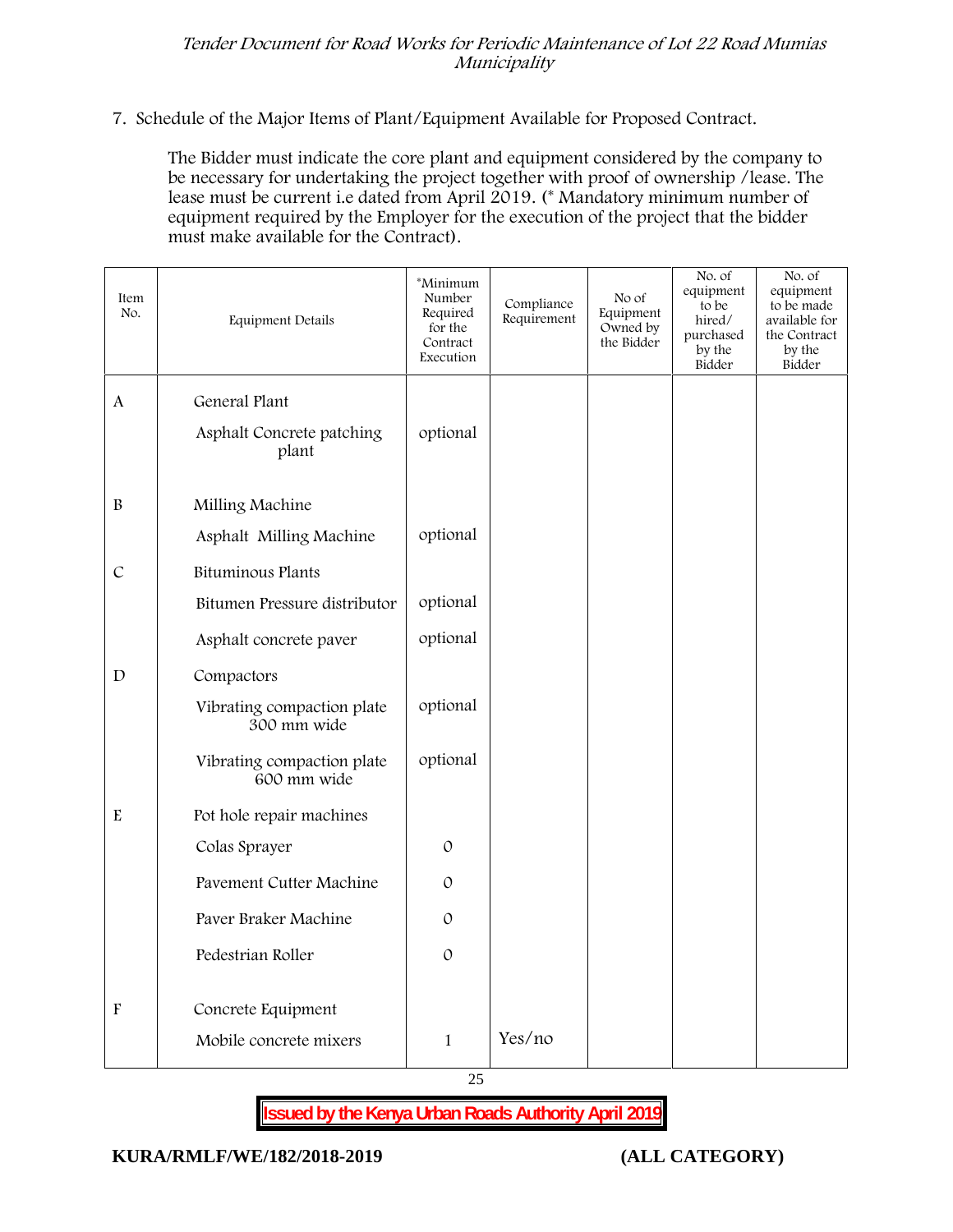7. Schedule of the Major Items of Plant/Equipment Available for Proposed Contract.

The Bidder must indicate the core plant and equipment considered by the company to be necessary for undertaking the project together with proof of ownership /lease. The lease must be current i.e dated from April 2019. (* Mandatory minimum number of equipment required by the Employer for the execution of the project that the bidder must make available for the Contract).

| Item No. | Equipment Details | *Minimum Number Required for the Contract Execution | Compliance Requirement | No of Equipment Owned by the Bidder | No. of equipment to be hired/ purchased by the Bidder | No. of equipment to be made available for the Contract by the Bidder |
|---|---|---|---|---|---|---|
| A | General Plant | | | | | |
| | Asphalt Concrete patching plant | optional | | | | |
| B | Milling Machine | | | | | |
| | Asphalt Milling Machine | optional | | | | |
| C | Bituminous Plants | | | | | |
| | Bitumen Pressure distributor | optional | | | | |
| | Asphalt concrete paver | optional | | | | |
| D | Compactors | | | | | |
| | Vibrating compaction plate 300 mm wide | optional | | | | |
| | Vibrating compaction plate 600 mm wide | optional | | | | |
| E | Pot hole repair machines | | | | | |
| | Colas Sprayer | 0 | | | | |
| | Pavement Cutter Machine | 0 | | | | |
| | Paver Braker Machine | 0 | | | | |
| | Pedestrian Roller | 0 | | | | |
| F | Concrete Equipment | | | | | |
| | Mobile concrete mixers | 1 | Yes/no | | | |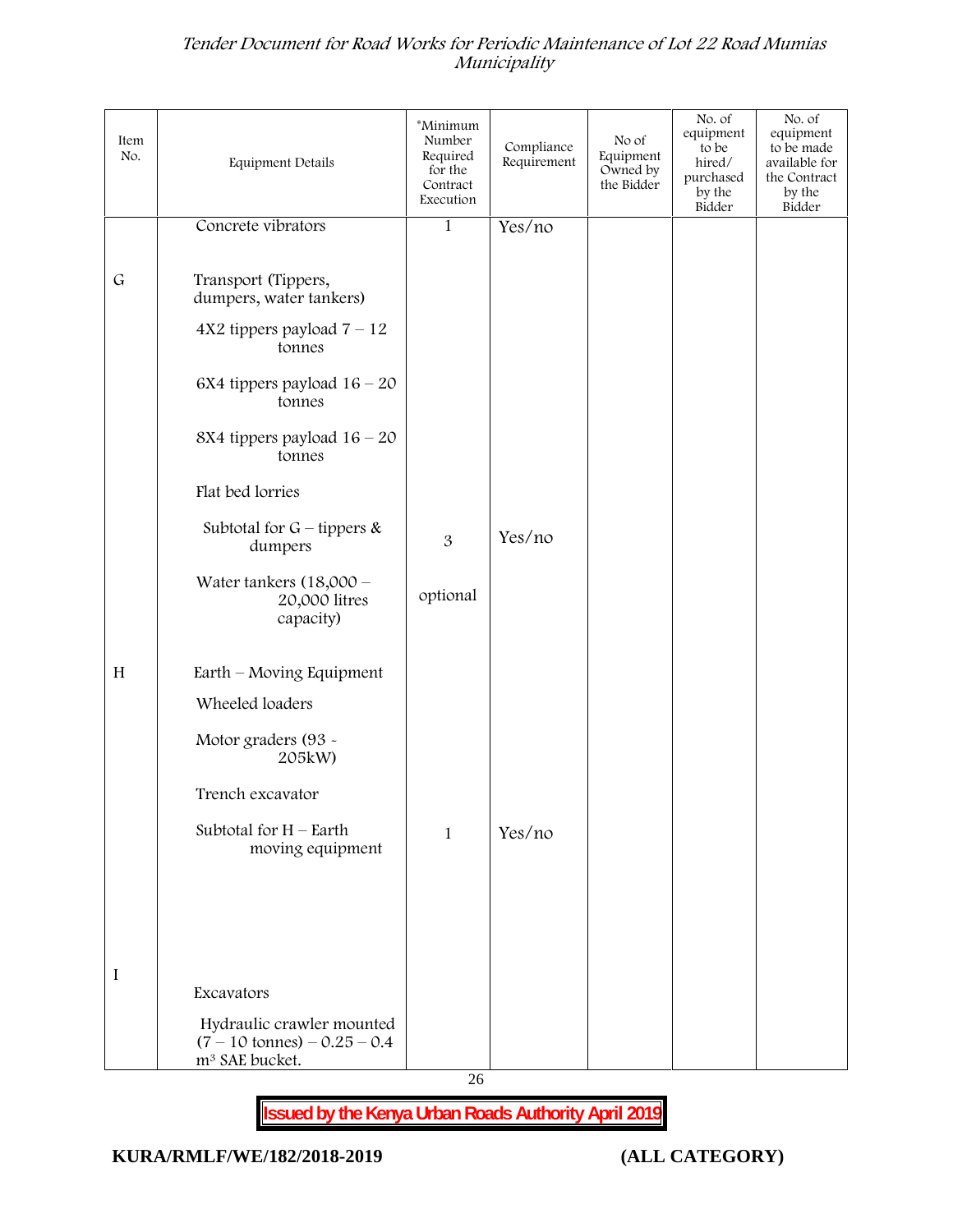| Item No. | Equipment Details | *Minimum Number Required for the Contract Execution | Compliance Requirement | No of Equipment Owned by the Bidder | No. of equipment to be hired/ purchased by the Bidder | No. of equipment to be made available for the Contract by the Bidder |
|---|---|---|---|---|---|---|
| | Concrete vibrators | 1 | Yes/no | | | |
| G | Transport (Tippers, dumpers, water tankers) | | | | | |
| | 4X2 tippers payload 7 – 12 tonnes | | | | | |
| | 6X4 tippers payload 16 – 20 tonnes | | | | | |
| | 8X4 tippers payload 16 – 20 tonnes | | | | | |
| | Flat bed lorries | | | | | |
| | Subtotal for G – tippers & dumpers | 3 | Yes/no | | | |
| | Water tankers (18,000 – 20,000 litres capacity) | optional | | | | |
| H | Earth – Moving Equipment | | | | | |
| | Wheeled loaders | | | | | |
| | Motor graders (93 - 205kW) | | | | | |
| | Trench excavator | | | | | |
| | Subtotal for H – Earth moving equipment | 1 | Yes/no | | | |
| I | Excavators | | | | | |
| | Hydraulic crawler mounted (7 – 10 tonnes) – 0.25 – 0.4 m³ SAE bucket. | | | | | |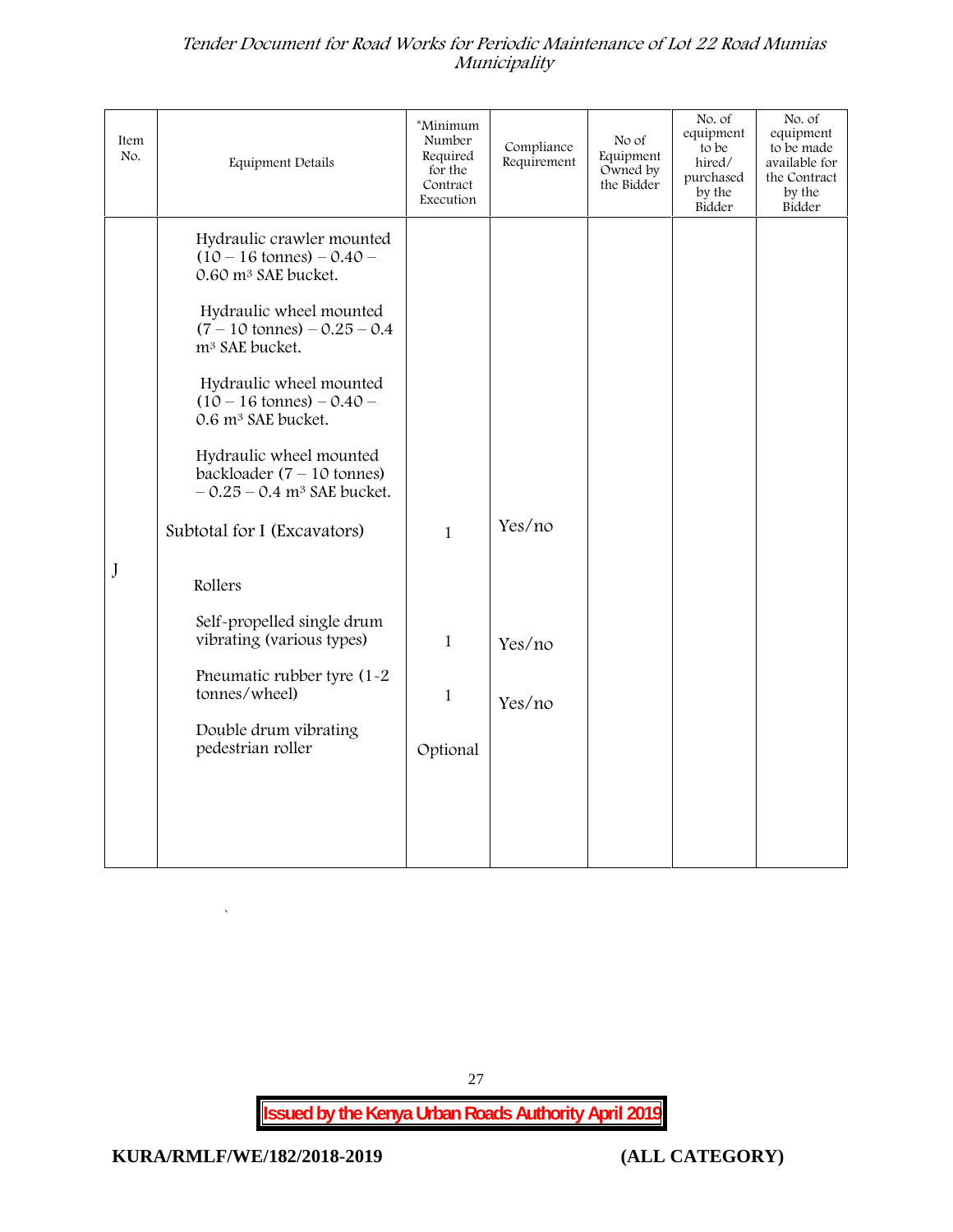| Item No. | Equipment Details | *Minimum Number Required for the Contract Execution | Compliance Requirement | No of Equipment Owned by the Bidder | No. of equipment to be hired/ purchased by the Bidder | No. of equipment to be made available for the Contract by the Bidder |
|---|---|---|---|---|---|---|
| | Hydraulic crawler mounted (10 – 16 tonnes) – 0.40 – 0.60 m³ SAE bucket. | | | | | |
| | Hydraulic wheel mounted (7 – 10 tonnes) – 0.25 – 0.4 m³ SAE bucket. | | | | | |
| | Hydraulic wheel mounted (10 – 16 tonnes) – 0.40 – 0.6 m³ SAE bucket. | | | | | |
| | Hydraulic wheel mounted backloader (7 – 10 tonnes) – 0.25 – 0.4 m³ SAE bucket. | | | | | |
| | Subtotal for I (Excavators) | 1 | Yes/no | | | |
| J | Rollers | | | | | |
| | Self-propelled single drum vibrating (various types) | 1 | Yes/no | | | |
| | Pneumatic rubber tyre (1-2 tonnes/wheel) | 1 | Yes/no | | | |
| | Double drum vibrating pedestrian roller | Optional | | | | |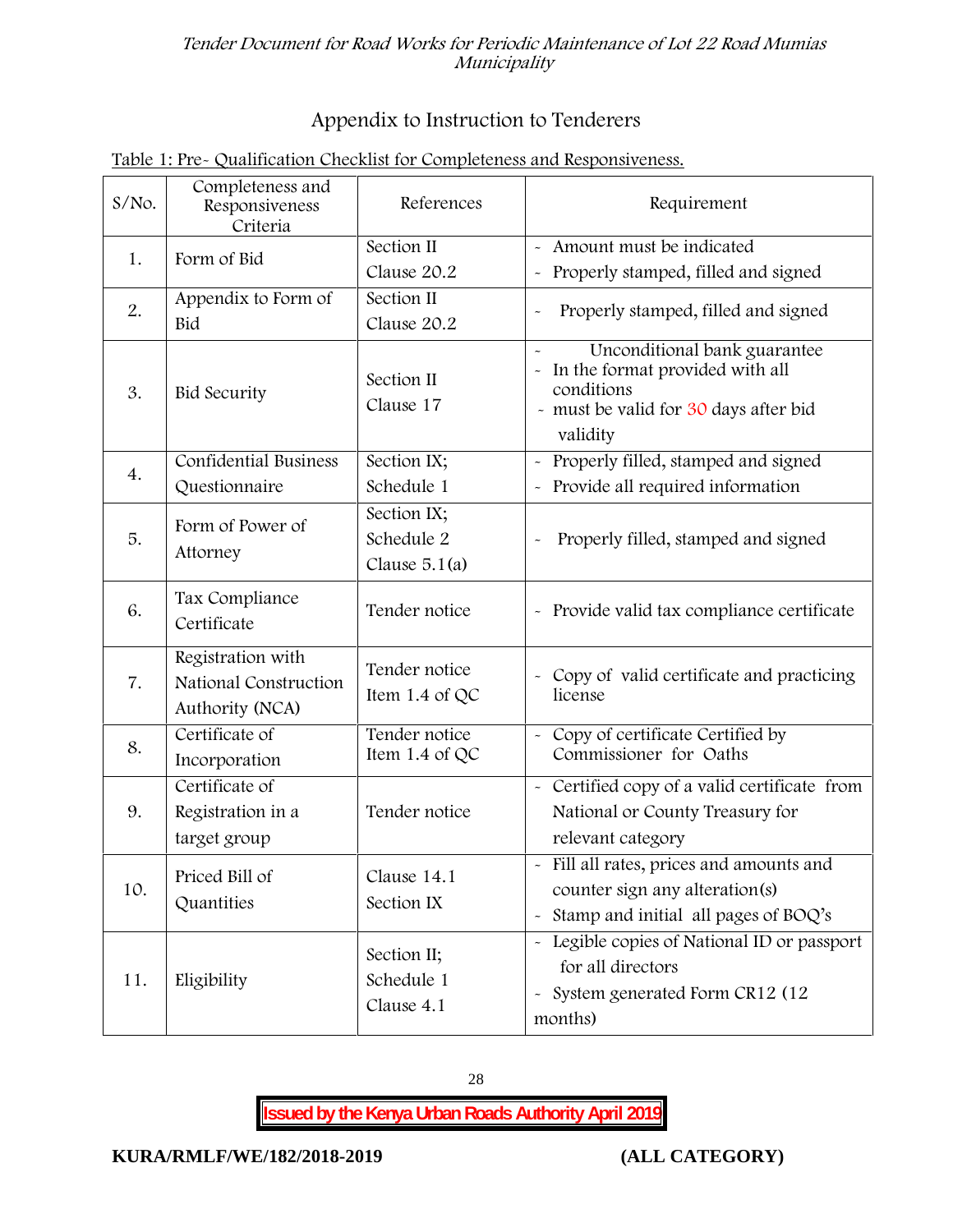## Appendix to Instruction to Tenderers

Table 1: Pre- Qualification Checklist for Completeness and Responsiveness.

| S/No. | Completeness and Responsiveness Criteria | References | Requirement |
|---|---|---|---|
| 1. | Form of Bid | Section II Clause 20.2 | - Amount must be indicated<br>- Properly stamped, filled and signed |
| 2. | Appendix to Form of Bid | Section II Clause 20.2 | - Properly stamped, filled and signed |
| 3. | Bid Security | Section II Clause 17 | - Unconditional bank guarantee<br>- In the format provided with all conditions<br>- must be valid for 30 days after bid validity |
| 4. | Confidential Business Questionnaire | Section IX; Schedule 1 | - Properly filled, stamped and signed<br>- Provide all required information |
| 5. | Form of Power of Attorney | Section IX; Schedule 2 Clause 5.1(a) | - Properly filled, stamped and signed |
| 6. | Tax Compliance Certificate | Tender notice | - Provide valid tax compliance certificate |
| 7. | Registration with National Construction Authority (NCA) | Tender notice Item 1.4 of QC | - Copy of valid certificate and practicing license |
| 8. | Certificate of Incorporation | Tender notice Item 1.4 of QC | - Copy of certificate Certified by Commissioner for Oaths |
| 9. | Certificate of Registration in a target group | Tender notice | - Certified copy of a valid certificate from National or County Treasury for relevant category |
| 10. | Priced Bill of Quantities | Clause 14.1 Section IX | - Fill all rates, prices and amounts and counter sign any alteration(s)<br>- Stamp and initial all pages of BOQ's |
| 11. | Eligibility | Section II; Schedule 1 Clause 4.1 | - Legible copies of National ID or passport for all directors<br>- System generated Form CR12 (12 months) |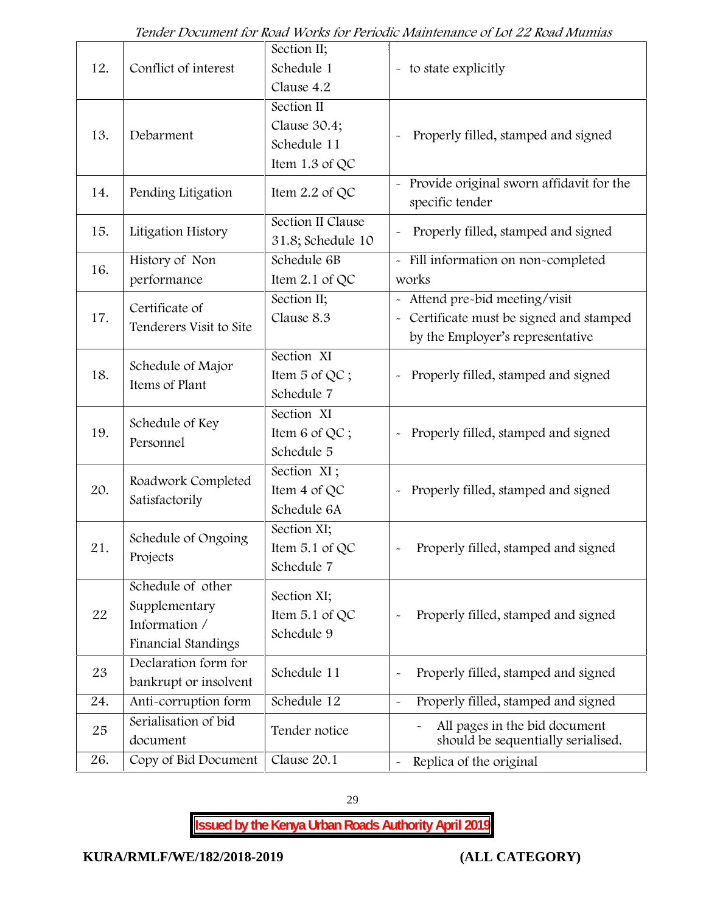| 12. | Conflict of interest | Section II; Schedule 1 Clause 4.2 | - to state explicitly |
|---|---|---|---|
| 13. | Debarment | Section II Clause 30.4; Schedule 11 Item 1.3 of QC | - Properly filled, stamped and signed |
| 14. | Pending Litigation | Item 2.2 of QC | - Provide original sworn affidavit for the specific tender |
| 15. | Litigation History | Section II Clause 31.8; Schedule 10 | - Properly filled, stamped and signed |
| 16. | History of Non performance | Schedule 6B Item 2.1 of QC | - Fill information on non-completed works |
| 17. | Certificate of Tenderers Visit to Site | Section II; Clause 8.3 | - Attend pre-bid meeting/visit<br>- Certificate must be signed and stamped by the Employer's representative |
| 18. | Schedule of Major Items of Plant | Section XI Item 5 of QC ; Schedule 7 | - Properly filled, stamped and signed |
| 19. | Schedule of Key Personnel | Section XI Item 6 of QC ; Schedule 5 | - Properly filled, stamped and signed |
| 20. | Roadwork Completed Satisfactorily | Section XI ; Item 4 of QC Schedule 6A | - Properly filled, stamped and signed |
| 21. | Schedule of Ongoing Projects | Section XI; Item 5.1 of QC Schedule 7 | - Properly filled, stamped and signed |
| 22 | Schedule of other Supplementary Information / Financial Standings | Section XI; Item 5.1 of QC Schedule 9 | - Properly filled, stamped and signed |
| 23 | Declaration form for bankrupt or insolvent | Schedule 11 | - Properly filled, stamped and signed |
| 24. | Anti-corruption form | Schedule 12 | - Properly filled, stamped and signed |
| 25 | Serialisation of bid document | Tender notice | - All pages in the bid document should be sequentially serialised. |
| 26. | Copy of Bid Document | Clause 20.1 | - Replica of the original |

**Issued by the Kenya Urban Roads Authority April 2019**

**KURA/RMLF/WE/182/2018-2019** **(ALL CATEGORY)**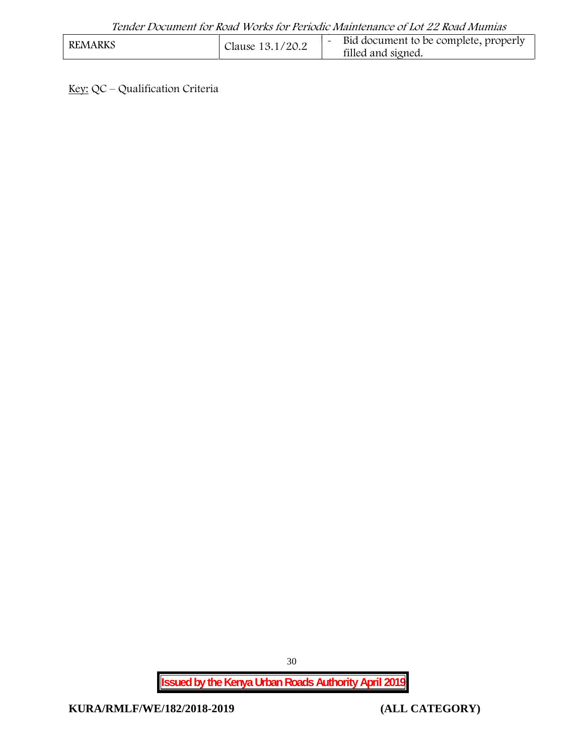| | | |
|---|---|---|
| REMARKS | Clause 13.1/20.2 | - Bid document to be complete, properly filled and signed. |

Key: QC – Qualification Criteria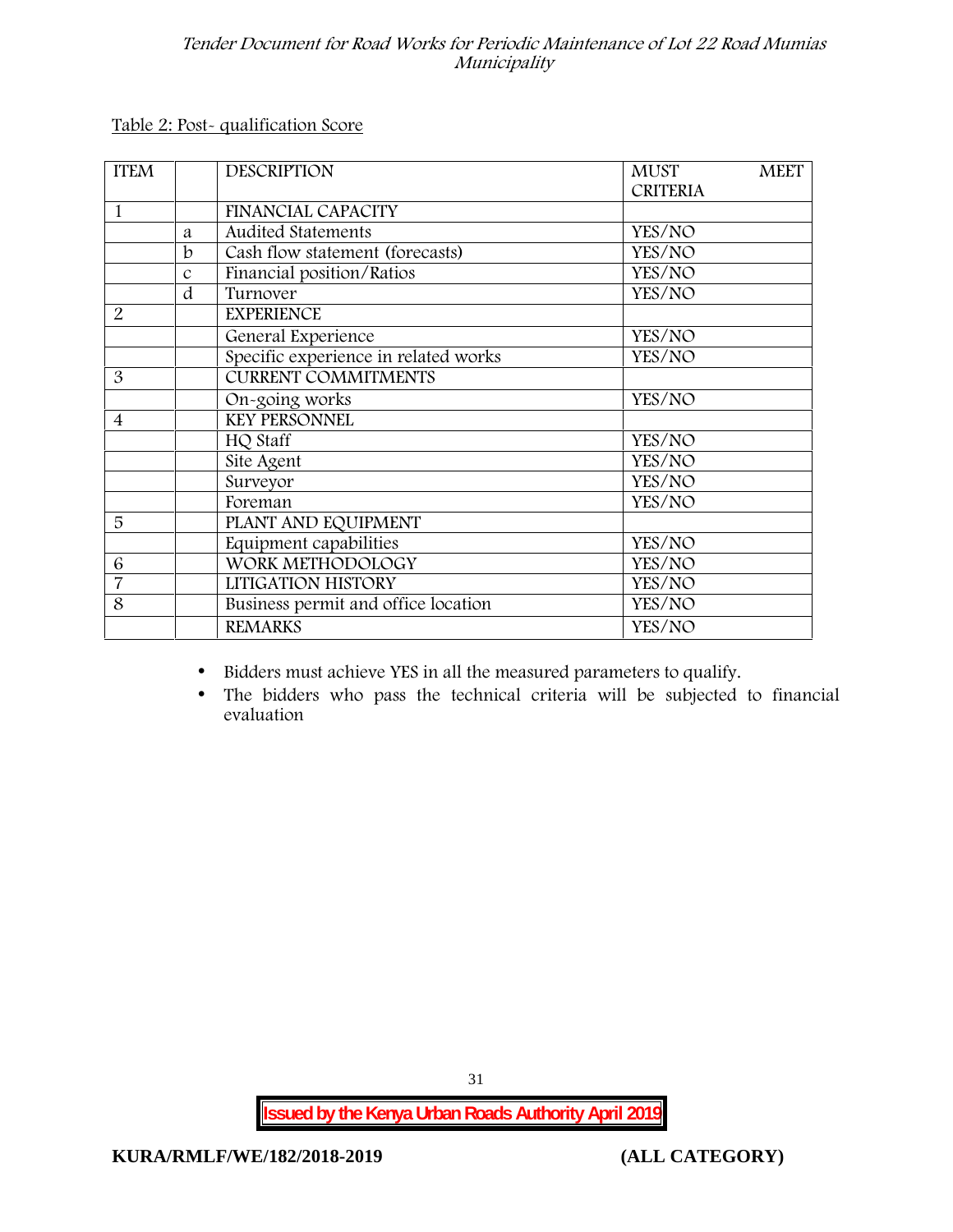Table 2: Post- qualification Score

| ITEM | | DESCRIPTION | MUST MEET CRITERIA |
|---|---|---|---|
| 1 | | FINANCIAL CAPACITY | |
| | a | Audited Statements | YES/NO |
| | b | Cash flow statement (forecasts) | YES/NO |
| | c | Financial position/Ratios | YES/NO |
| | d | Turnover | YES/NO |
| 2 | | EXPERIENCE | |
| | | General Experience | YES/NO |
| | | Specific experience in related works | YES/NO |
| 3 | | CURRENT COMMITMENTS | |
| | | On-going works | YES/NO |
| 4 | | KEY PERSONNEL | |
| | | HQ Staff | YES/NO |
| | | Site Agent | YES/NO |
| | | Surveyor | YES/NO |
| | | Foreman | YES/NO |
| 5 | | PLANT AND EQUIPMENT | |
| | | Equipment capabilities | YES/NO |
| 6 | | WORK METHODOLOGY | YES/NO |
| 7 | | LITIGATION HISTORY | YES/NO |
| 8 | | Business permit and office location | YES/NO |
| | | REMARKS | YES/NO |

- Bidders must achieve YES in all the measured parameters to qualify.
- The bidders who pass the technical criteria will be subjected to financial evaluation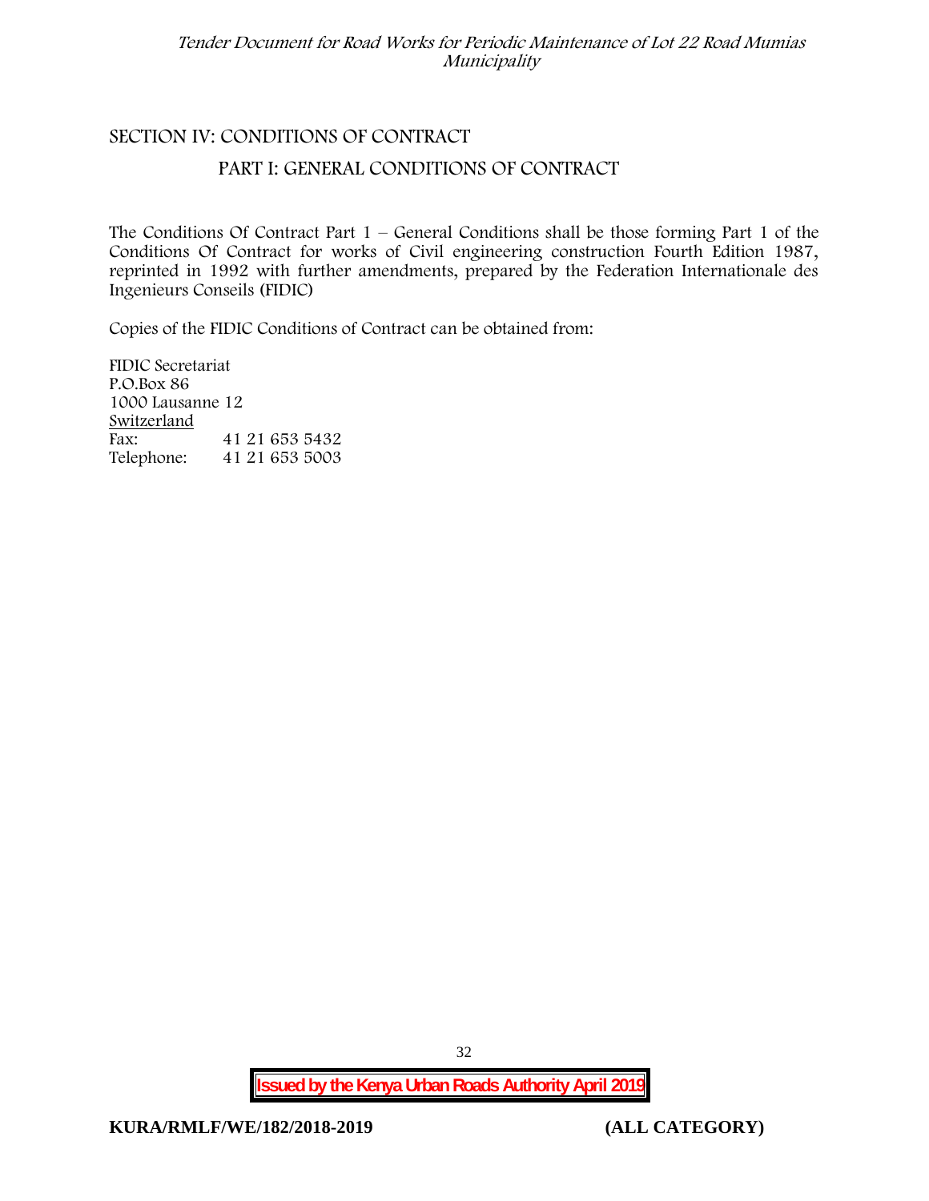## SECTION IV: CONDITIONS OF CONTRACT

### PART I: GENERAL CONDITIONS OF CONTRACT

The Conditions Of Contract Part 1 – General Conditions shall be those forming Part 1 of the Conditions Of Contract for works of Civil engineering construction Fourth Edition 1987, reprinted in 1992 with further amendments, prepared by the Federation Internationale des Ingenieurs Conseils (FIDIC)

Copies of the FIDIC Conditions of Contract can be obtained from:

FIDIC Secretariat
P.O.Box 86
1000 Lausanne 12
Switzerland
Fax: 41 21 653 5432
Telephone: 41 21 653 5003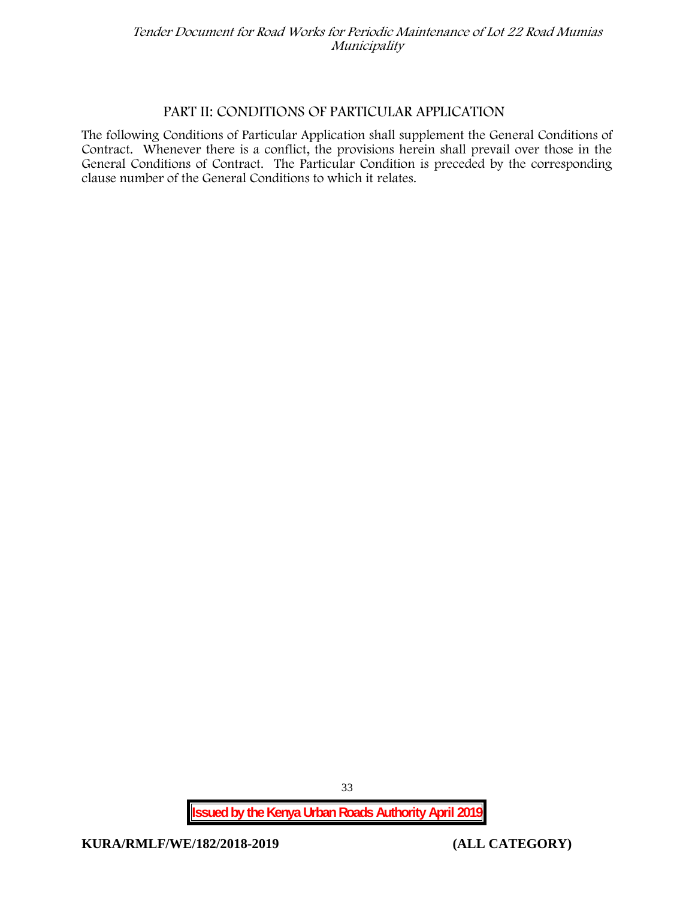## PART II: CONDITIONS OF PARTICULAR APPLICATION

The following Conditions of Particular Application shall supplement the General Conditions of Contract. Whenever there is a conflict, the provisions herein shall prevail over those in the General Conditions of Contract. The Particular Condition is preceded by the corresponding clause number of the General Conditions to which it relates.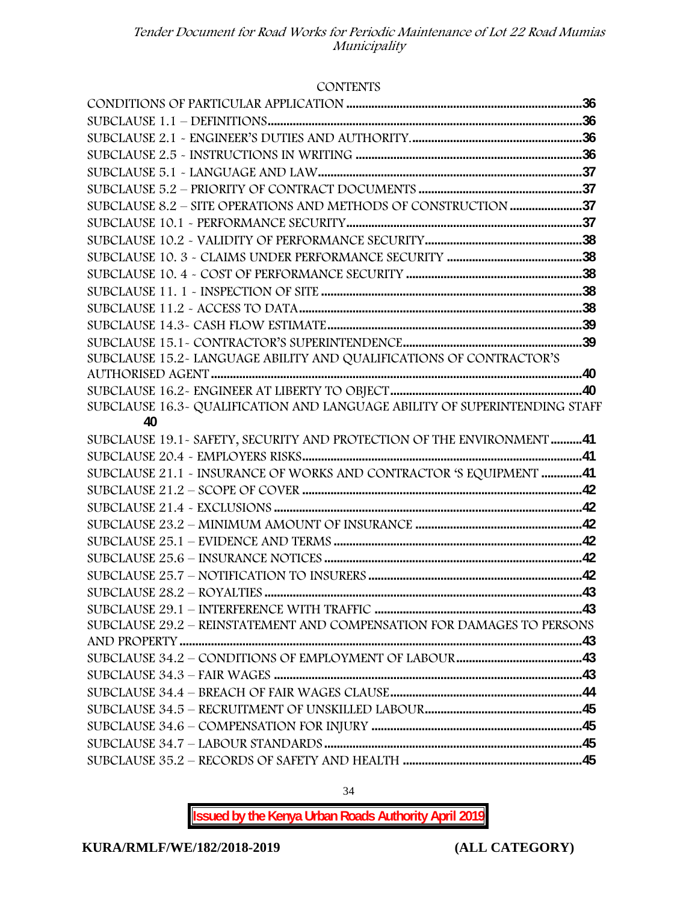CONTENTS

CONDITIONS OF PARTICULAR APPLICATION ....................................................36
SUBCLAUSE 1.1 – DEFINITIONS....................................................................36
SUBCLAUSE 2.1 - ENGINEER'S DUTIES AND AUTHORITY.......................................36
SUBCLAUSE 2.5 - INSTRUCTIONS IN WRITING ......................................................36
SUBCLAUSE 5.1 - LANGUAGE AND LAW....................................................................37
SUBCLAUSE 5.2 – PRIORITY OF CONTRACT DOCUMENTS ....................................37
SUBCLAUSE 8.2 – SITE OPERATIONS AND METHODS OF CONSTRUCTION .......................37
SUBCLAUSE 10.1 - PERFORMANCE SECURITY.........................................................37
SUBCLAUSE 10.2 - VALIDITY OF PERFORMANCE SECURITY....................................38
SUBCLAUSE 10. 3 - CLAIMS UNDER PERFORMANCE SECURITY ...............................38
SUBCLAUSE 10. 4 - COST OF PERFORMANCE SECURITY ........................................38
SUBCLAUSE 11. 1 - INSPECTION OF SITE ...............................................................38
SUBCLAUSE 11.2 - ACCESS TO DATA.......................................................................38
SUBCLAUSE 14.3- CASH FLOW ESTIMATE...............................................................39
SUBCLAUSE 15.1- CONTRACTOR'S SUPERINTENDENCE.........................................39
SUBCLAUSE 15.2- LANGUAGE ABILITY AND QUALIFICATIONS OF CONTRACTOR'S AUTHORISED AGENT ....................................................................................40
SUBCLAUSE 16.2- ENGINEER AT LIBERTY TO OBJECT.............................................40
SUBCLAUSE 16.3- QUALIFICATION AND LANGUAGE ABILITY OF SUPERINTENDING STAFF 40
SUBCLAUSE 19.1- SAFETY, SECURITY AND PROTECTION OF THE ENVIRONMENT ..........41
SUBCLAUSE 20.4 - EMPLOYERS RISKS.....................................................................41
SUBCLAUSE 21.1 - INSURANCE OF WORKS AND CONTRACTOR 'S EQUIPMENT .............41
SUBCLAUSE 21.2 – SCOPE OF COVER ......................................................................42
SUBCLAUSE 21.4 - EXCLUSIONS ..............................................................................42
SUBCLAUSE 23.2 – MINIMUM AMOUNT OF INSURANCE .........................................42
SUBCLAUSE 25.1 – EVIDENCE AND TERMS ..............................................................42
SUBCLAUSE 25.6 – INSURANCE NOTICES ................................................................42
SUBCLAUSE 25.7 – NOTIFICATION TO INSURERS ....................................................42
SUBCLAUSE 28.2 – ROYALTIES ................................................................................43
SUBCLAUSE 29.1 – INTERFERENCE WITH TRAFFIC ..................................................43
SUBCLAUSE 29.2 – REINSTATEMENT AND COMPENSATION FOR DAMAGES TO PERSONS AND PROPERTY ............................................................................................43
SUBCLAUSE 34.2 – CONDITIONS OF EMPLOYMENT OF LABOUR.............................43
SUBCLAUSE 34.3 – FAIR WAGES .............................................................................43
SUBCLAUSE 34.4 – BREACH OF FAIR WAGES CLAUSE.............................................44
SUBCLAUSE 34.5 – RECRUITMENT OF UNSKILLED LABOUR.....................................45
SUBCLAUSE 34.6 – COMPENSATION FOR INJURY ...................................................45
SUBCLAUSE 34.7 – LABOUR STANDARDS.................................................................45
SUBCLAUSE 35.2 – RECORDS OF SAFETY AND HEALTH ..........................................45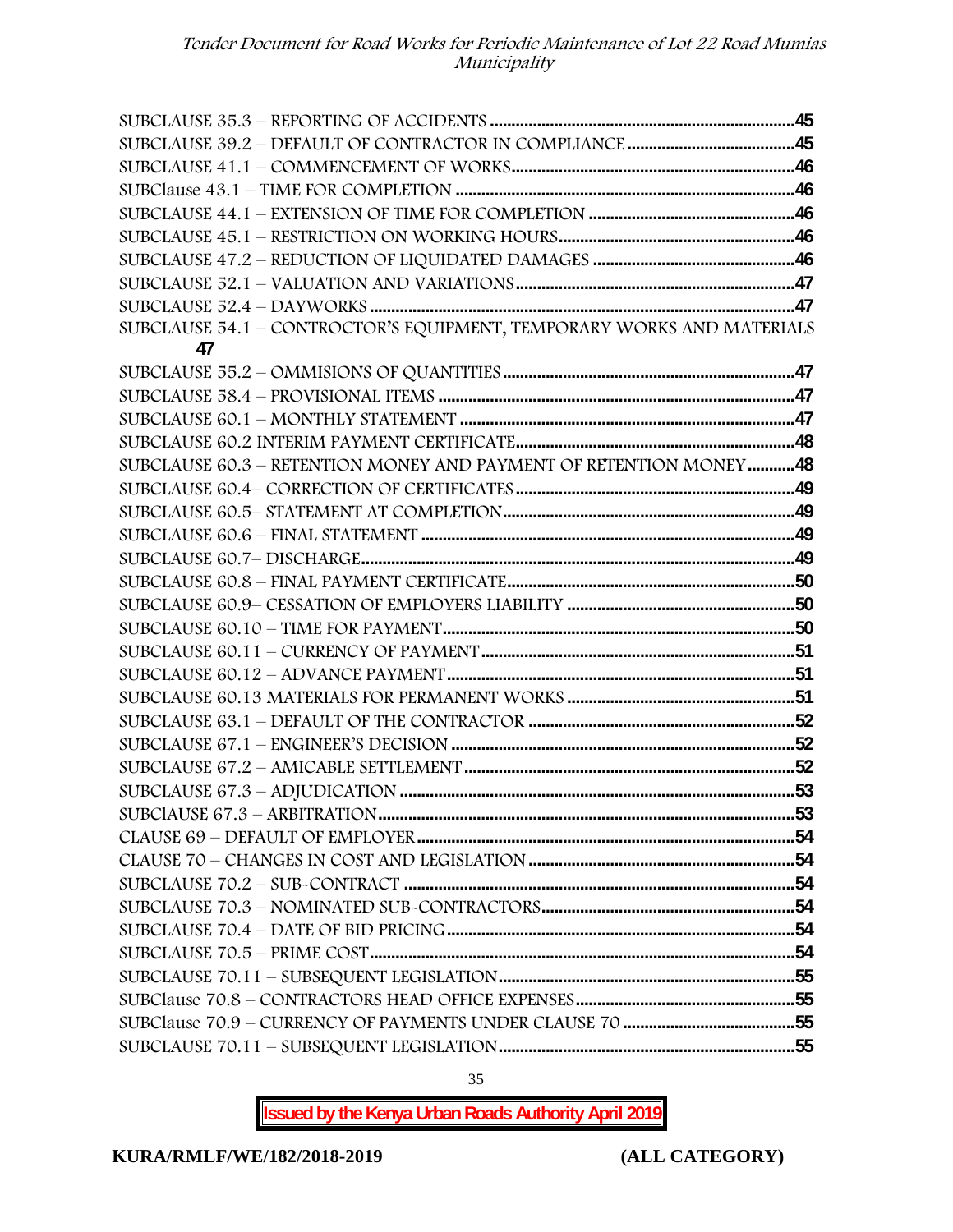SUBCLAUSE 35.3 – REPORTING OF ACCIDENTS ......................................................................45
SUBCLAUSE 39.2 – DEFAULT OF CONTRACTOR IN COMPLIANCE ......................................45
SUBCLAUSE 41.1 – COMMENCEMENT OF WORKS.................................................................46
SUBClause 43.1 – TIME FOR COMPLETION ..............................................................................46
SUBCLAUSE 44.1 – EXTENSION OF TIME FOR COMPLETION ...............................................46
SUBCLAUSE 45.1 – RESTRICTION ON WORKING HOURS......................................................46
SUBCLAUSE 47.2 – REDUCTION OF LIQUIDATED DAMAGES ..............................................46
SUBCLAUSE 52.1 – VALUATION AND VARIATIONS................................................................47
SUBCLAUSE 52.4 – DAYWORKS .................................................................................................47
SUBCLAUSE 54.1 – CONTROCTOR'S EQUIPMENT, TEMPORARY WORKS AND MATERIALS 47
SUBCLAUSE 55.2 – OMMISIONS OF QUANTITIES...................................................................47
SUBCLAUSE 58.4 – PROVISIONAL ITEMS ..................................................................................47
SUBCLAUSE 60.1 – MONTHLY STATEMENT .............................................................................47
SUBCLAUSE 60.2 INTERIM PAYMENT CERTIFICATE................................................................48
SUBCLAUSE 60.3 – RETENTION MONEY AND PAYMENT OF RETENTION MONEY...........48
SUBCLAUSE 60.4– CORRECTION OF CERTIFICATES ................................................................49
SUBCLAUSE 60.5– STATEMENT AT COMPLETION...................................................................49
SUBCLAUSE 60.6 – FINAL STATEMENT ......................................................................................49
SUBCLAUSE 60.7– DISCHARGE....................................................................................................49
SUBCLAUSE 60.8 – FINAL PAYMENT CERTIFICATE..................................................................50
SUBCLAUSE 60.9– CESSATION OF EMPLOYERS LIABILITY .....................................................50
SUBCLAUSE 60.10 – TIME FOR PAYMENT.................................................................................50
SUBCLAUSE 60.11 – CURRENCY OF PAYMENT........................................................................51
SUBCLAUSE 60.12 – ADVANCE PAYMENT................................................................................51
SUBCLAUSE 60.13 MATERIALS FOR PERMANENT WORKS .....................................................51
SUBCLAUSE 63.1 – DEFAULT OF THE CONTRACTOR .............................................................52
SUBCLAUSE 67.1 – ENGINEER'S DECISION ...............................................................................52
SUBCLAUSE 67.2 – AMICABLE SETTLEMENT ............................................................................52
SUBCLAUSE 67.3 – ADJUDICATION ...........................................................................................53
SUBClAUSE 67.3 – ARBITRATION................................................................................................53
CLAUSE 69 – DEFAULT OF EMPLOYER.......................................................................................54
CLAUSE 70 – CHANGES IN COST AND LEGISLATION .............................................................54
SUBCLAUSE 70.2 – SUB-CONTRACT ..........................................................................................54
SUBCLAUSE 70.3 – NOMINATED SUB-CONTRACTORS...........................................................54
SUBCLAUSE 70.4 – DATE OF BID PRICING................................................................................54
SUBCLAUSE 70.5 – PRIME COST..................................................................................................54
SUBCLAUSE 70.11 – SUBSEQUENT LEGISLATION....................................................................55
SUBClause 70.8 – CONTRACTORS HEAD OFFICE EXPENSES...................................................55
SUBClause 70.9 – CURRENCY OF PAYMENTS UNDER CLAUSE 70 ........................................55
SUBCLAUSE 70.11 – SUBSEQUENT LEGISLATION....................................................................55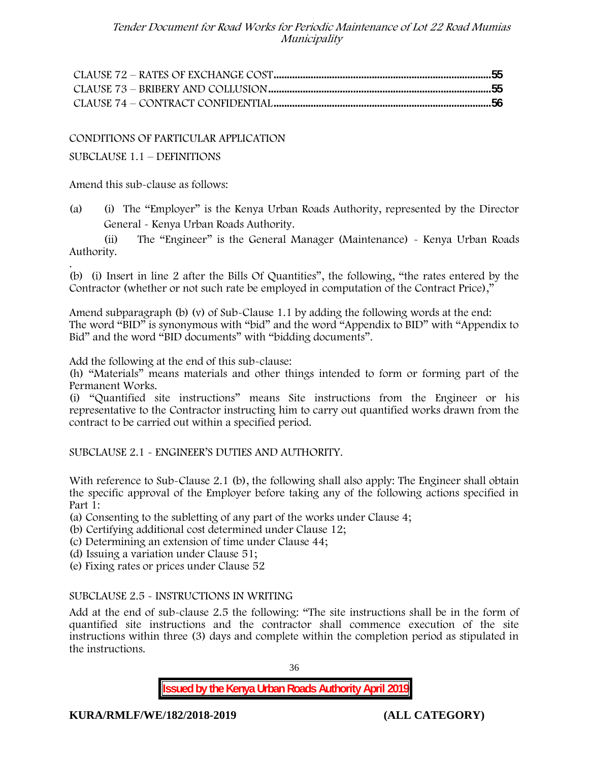CLAUSE 72 – RATES OF EXCHANGE COST ........................................................ 55
CLAUSE 73 – BRIBERY AND COLLUSION ........................................................ 55
CLAUSE 74 – CONTRACT CONFIDENTIAL ........................................................ 56

CONDITIONS OF PARTICULAR APPLICATION

SUBCLAUSE 1.1 – DEFINITIONS

Amend this sub-clause as follows:

(a) (i) The "Employer" is the Kenya Urban Roads Authority, represented by the Director General - Kenya Urban Roads Authority.

(ii) The "Engineer" is the General Manager (Maintenance) - Kenya Urban Roads Authority.

.

(b) (i) Insert in line 2 after the Bills Of Quantities", the following, "the rates entered by the Contractor (whether or not such rate be employed in computation of the Contract Price),"

Amend subparagraph (b) (v) of Sub-Clause 1.1 by adding the following words at the end: The word "BID" is synonymous with "bid" and the word "Appendix to BID" with "Appendix to Bid" and the word "BID documents" with "bidding documents".

Add the following at the end of this sub-clause:
(h) "Materials" means materials and other things intended to form or forming part of the Permanent Works.
(i) "Quantified site instructions" means Site instructions from the Engineer or his representative to the Contractor instructing him to carry out quantified works drawn from the contract to be carried out within a specified period.

SUBCLAUSE 2.1 - ENGINEER'S DUTIES AND AUTHORITY.

With reference to Sub-Clause 2.1 (b), the following shall also apply: The Engineer shall obtain the specific approval of the Employer before taking any of the following actions specified in Part 1:
(a) Consenting to the subletting of any part of the works under Clause 4;
(b) Certifying additional cost determined under Clause 12;
(c) Determining an extension of time under Clause 44;
(d) Issuing a variation under Clause 51;
(e) Fixing rates or prices under Clause 52

SUBCLAUSE 2.5 - INSTRUCTIONS IN WRITING

Add at the end of sub-clause 2.5 the following: "The site instructions shall be in the form of quantified site instructions and the contractor shall commence execution of the site instructions within three (3) days and complete within the completion period as stipulated in the instructions.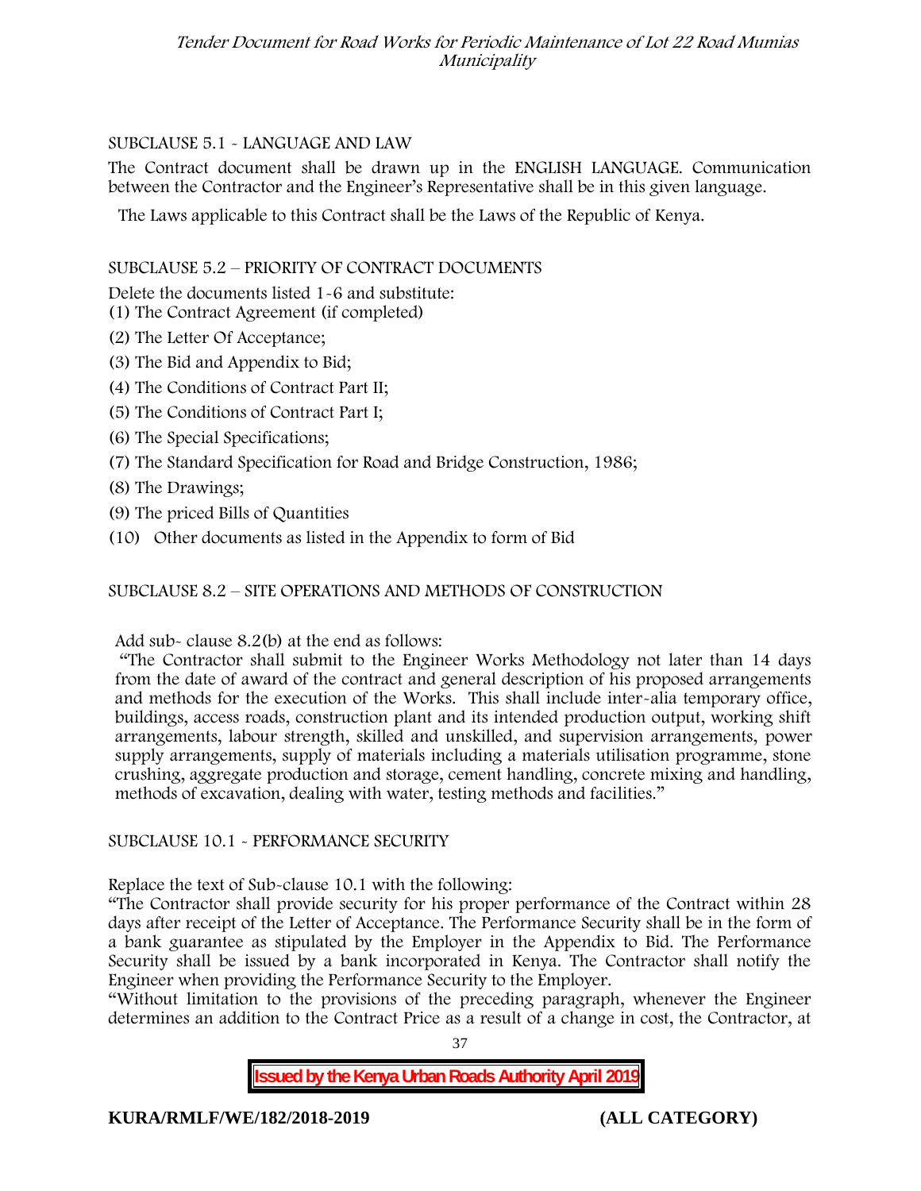SUBCLAUSE 5.1 - LANGUAGE AND LAW

The Contract document shall be drawn up in the ENGLISH LANGUAGE. Communication between the Contractor and the Engineer's Representative shall be in this given language.

The Laws applicable to this Contract shall be the Laws of the Republic of Kenya.

SUBCLAUSE 5.2 – PRIORITY OF CONTRACT DOCUMENTS

Delete the documents listed 1-6 and substitute:

(1) The Contract Agreement (if completed)

(2) The Letter Of Acceptance;

(3) The Bid and Appendix to Bid;

(4) The Conditions of Contract Part II;

(5) The Conditions of Contract Part I;

(6) The Special Specifications;

(7) The Standard Specification for Road and Bridge Construction, 1986;

(8) The Drawings;

(9) The priced Bills of Quantities

(10) Other documents as listed in the Appendix to form of Bid

SUBCLAUSE 8.2 – SITE OPERATIONS AND METHODS OF CONSTRUCTION

Add sub- clause 8.2(b) at the end as follows:

"The Contractor shall submit to the Engineer Works Methodology not later than 14 days from the date of award of the contract and general description of his proposed arrangements and methods for the execution of the Works. This shall include inter-alia temporary office, buildings, access roads, construction plant and its intended production output, working shift arrangements, labour strength, skilled and unskilled, and supervision arrangements, power supply arrangements, supply of materials including a materials utilisation programme, stone crushing, aggregate production and storage, cement handling, concrete mixing and handling, methods of excavation, dealing with water, testing methods and facilities."

SUBCLAUSE 10.1 - PERFORMANCE SECURITY

Replace the text of Sub-clause 10.1 with the following:

"The Contractor shall provide security for his proper performance of the Contract within 28 days after receipt of the Letter of Acceptance. The Performance Security shall be in the form of a bank guarantee as stipulated by the Employer in the Appendix to Bid. The Performance Security shall be issued by a bank incorporated in Kenya. The Contractor shall notify the Engineer when providing the Performance Security to the Employer.

"Without limitation to the provisions of the preceding paragraph, whenever the Engineer determines an addition to the Contract Price as a result of a change in cost, the Contractor, at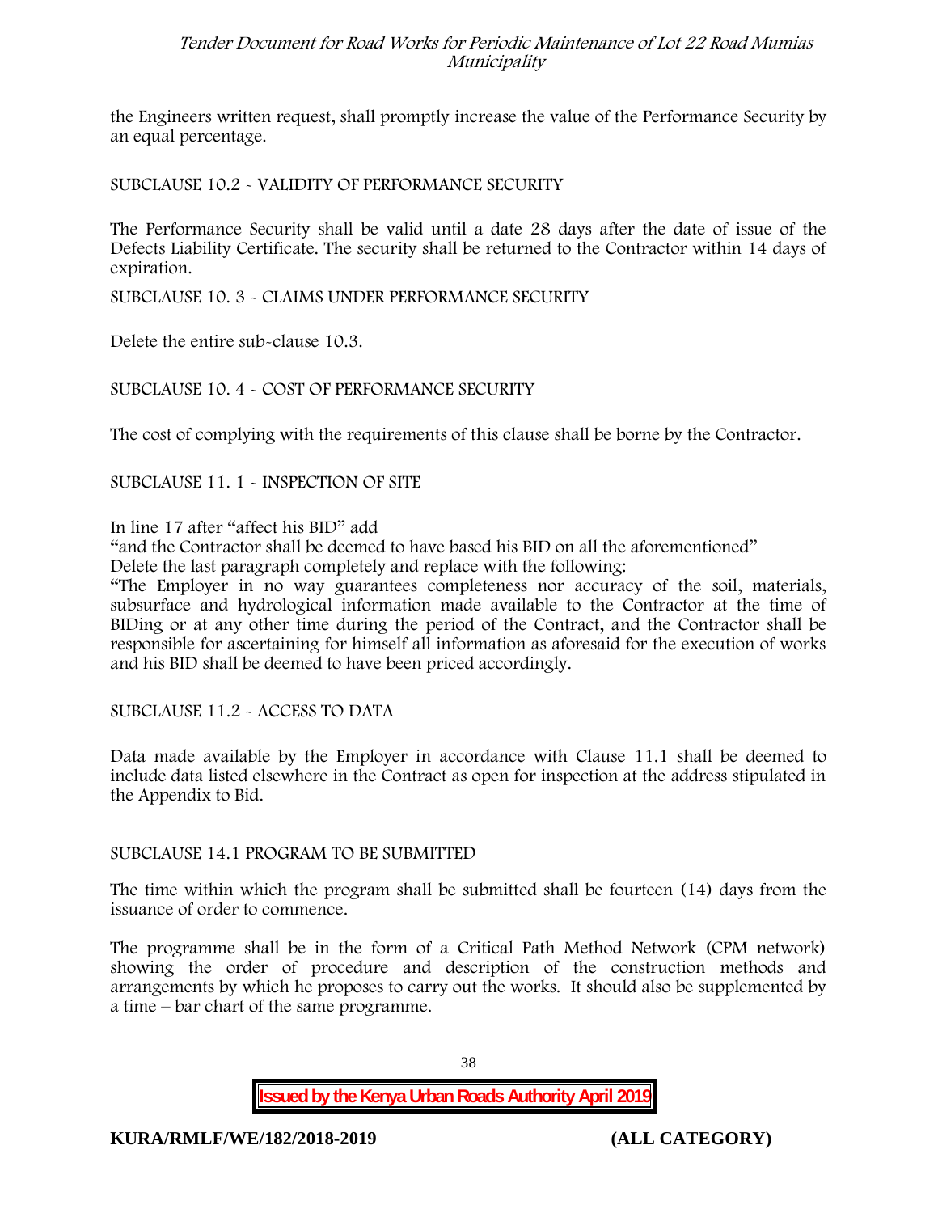the Engineers written request, shall promptly increase the value of the Performance Security by an equal percentage.

SUBCLAUSE 10.2 - VALIDITY OF PERFORMANCE SECURITY

The Performance Security shall be valid until a date 28 days after the date of issue of the Defects Liability Certificate. The security shall be returned to the Contractor within 14 days of expiration.

SUBCLAUSE 10. 3 - CLAIMS UNDER PERFORMANCE SECURITY

Delete the entire sub-clause 10.3.

SUBCLAUSE 10. 4 - COST OF PERFORMANCE SECURITY

The cost of complying with the requirements of this clause shall be borne by the Contractor.

SUBCLAUSE 11. 1 - INSPECTION OF SITE

In line 17 after "affect his BID" add
"and the Contractor shall be deemed to have based his BID on all the aforementioned"
Delete the last paragraph completely and replace with the following:
"The Employer in no way guarantees completeness nor accuracy of the soil, materials, subsurface and hydrological information made available to the Contractor at the time of BIDing or at any other time during the period of the Contract, and the Contractor shall be responsible for ascertaining for himself all information as aforesaid for the execution of works and his BID shall be deemed to have been priced accordingly.

SUBCLAUSE 11.2 - ACCESS TO DATA

Data made available by the Employer in accordance with Clause 11.1 shall be deemed to include data listed elsewhere in the Contract as open for inspection at the address stipulated in the Appendix to Bid.

SUBCLAUSE 14.1 PROGRAM TO BE SUBMITTED

The time within which the program shall be submitted shall be fourteen (14) days from the issuance of order to commence.

The programme shall be in the form of a Critical Path Method Network (CPM network) showing the order of procedure and description of the construction methods and arrangements by which he proposes to carry out the works. It should also be supplemented by a time – bar chart of the same programme.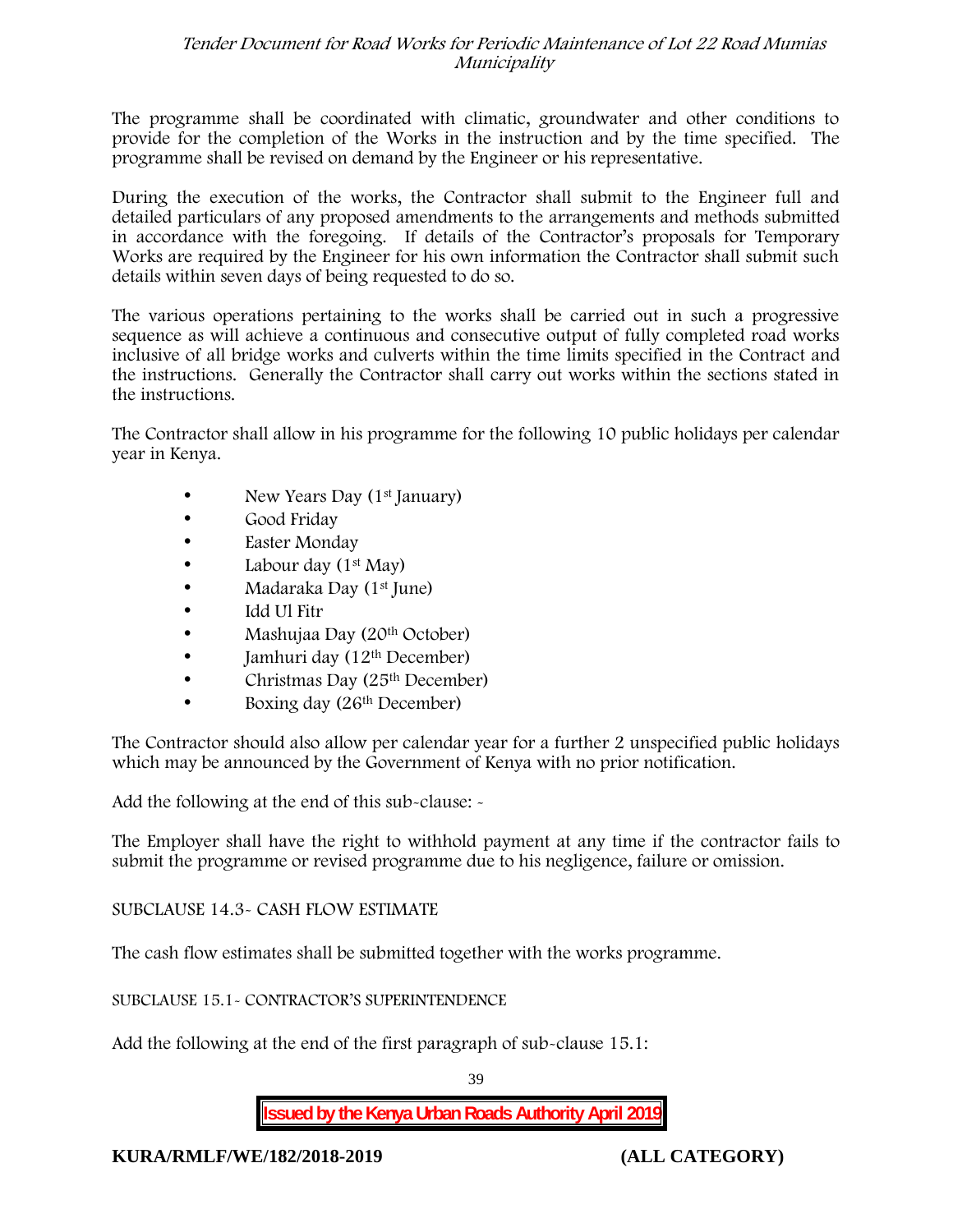The programme shall be coordinated with climatic, groundwater and other conditions to provide for the completion of the Works in the instruction and by the time specified. The programme shall be revised on demand by the Engineer or his representative.

During the execution of the works, the Contractor shall submit to the Engineer full and detailed particulars of any proposed amendments to the arrangements and methods submitted in accordance with the foregoing. If details of the Contractor's proposals for Temporary Works are required by the Engineer for his own information the Contractor shall submit such details within seven days of being requested to do so.

The various operations pertaining to the works shall be carried out in such a progressive sequence as will achieve a continuous and consecutive output of fully completed road works inclusive of all bridge works and culverts within the time limits specified in the Contract and the instructions. Generally the Contractor shall carry out works within the sections stated in the instructions.

The Contractor shall allow in his programme for the following 10 public holidays per calendar year in Kenya.

- New Years Day (1st January)
- Good Friday
- Easter Monday
- Labour day (1st May)
- Madaraka Day (1st June)
- Idd Ul Fitr
- Mashujaa Day (20th October)
- Jamhuri day (12th December)
- Christmas Day (25th December)
- Boxing day (26th December)

The Contractor should also allow per calendar year for a further 2 unspecified public holidays which may be announced by the Government of Kenya with no prior notification.

Add the following at the end of this sub-clause: -

The Employer shall have the right to withhold payment at any time if the contractor fails to submit the programme or revised programme due to his negligence, failure or omission.

SUBCLAUSE 14.3- CASH FLOW ESTIMATE

The cash flow estimates shall be submitted together with the works programme.

SUBCLAUSE 15.1- CONTRACTOR'S SUPERINTENDENCE

Add the following at the end of the first paragraph of sub-clause 15.1: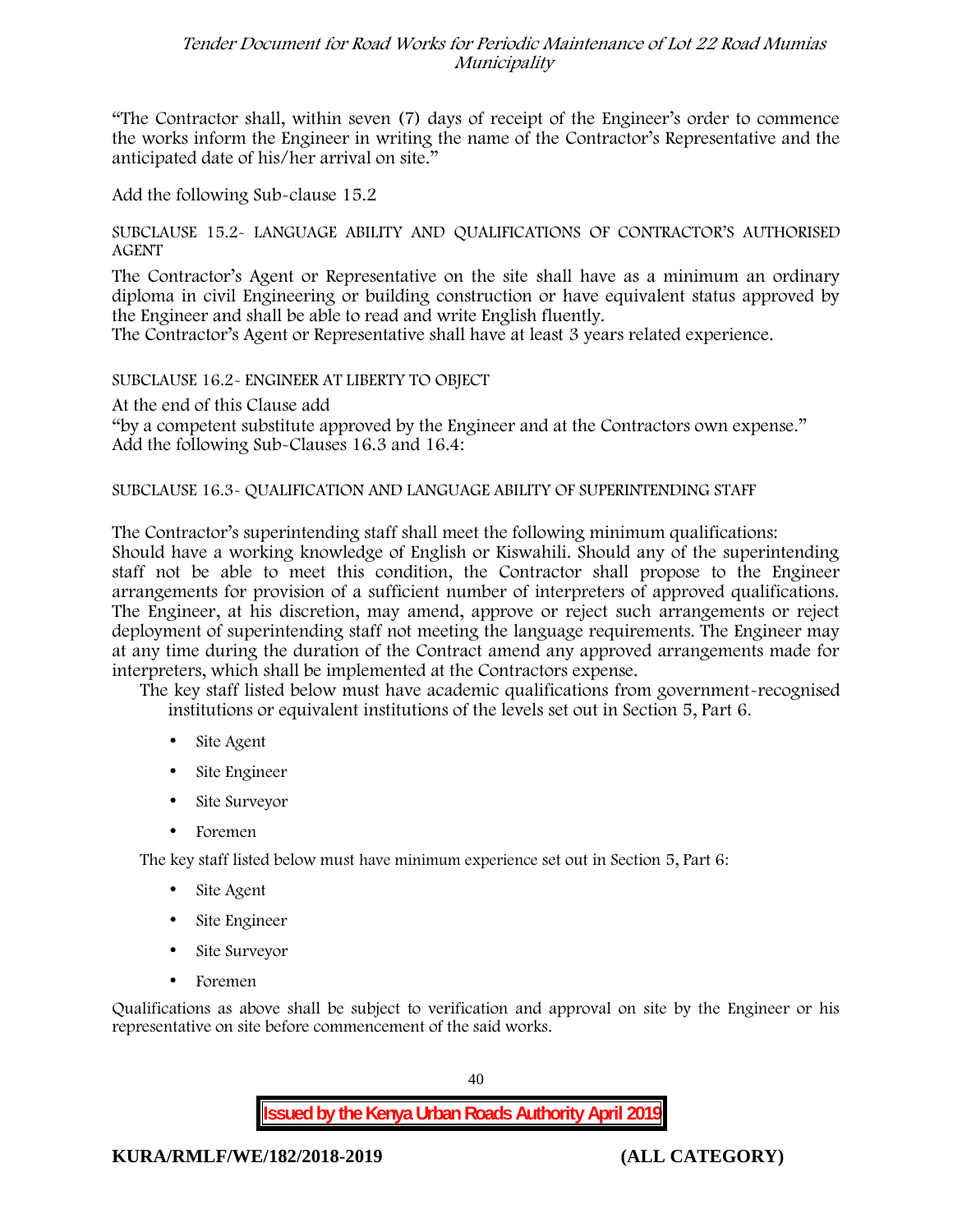"The Contractor shall, within seven (7) days of receipt of the Engineer's order to commence the works inform the Engineer in writing the name of the Contractor's Representative and the anticipated date of his/her arrival on site."

Add the following Sub-clause 15.2

SUBCLAUSE 15.2- LANGUAGE ABILITY AND QUALIFICATIONS OF CONTRACTOR'S AUTHORISED AGENT

The Contractor's Agent or Representative on the site shall have as a minimum an ordinary diploma in civil Engineering or building construction or have equivalent status approved by the Engineer and shall be able to read and write English fluently.
The Contractor's Agent or Representative shall have at least 3 years related experience.

SUBCLAUSE 16.2- ENGINEER AT LIBERTY TO OBJECT

At the end of this Clause add
"by a competent substitute approved by the Engineer and at the Contractors own expense."
Add the following Sub-Clauses 16.3 and 16.4:

SUBCLAUSE 16.3- QUALIFICATION AND LANGUAGE ABILITY OF SUPERINTENDING STAFF

The Contractor's superintending staff shall meet the following minimum qualifications:
Should have a working knowledge of English or Kiswahili. Should any of the superintending staff not be able to meet this condition, the Contractor shall propose to the Engineer arrangements for provision of a sufficient number of interpreters of approved qualifications. The Engineer, at his discretion, may amend, approve or reject such arrangements or reject deployment of superintending staff not meeting the language requirements. The Engineer may at any time during the duration of the Contract amend any approved arrangements made for interpreters, which shall be implemented at the Contractors expense.

The key staff listed below must have academic qualifications from government-recognised institutions or equivalent institutions of the levels set out in Section 5, Part 6.

- Site Agent
- Site Engineer
- Site Surveyor
- Foremen

The key staff listed below must have minimum experience set out in Section 5, Part 6:

- Site Agent
- Site Engineer
- Site Surveyor
- Foremen

Qualifications as above shall be subject to verification and approval on site by the Engineer or his representative on site before commencement of the said works.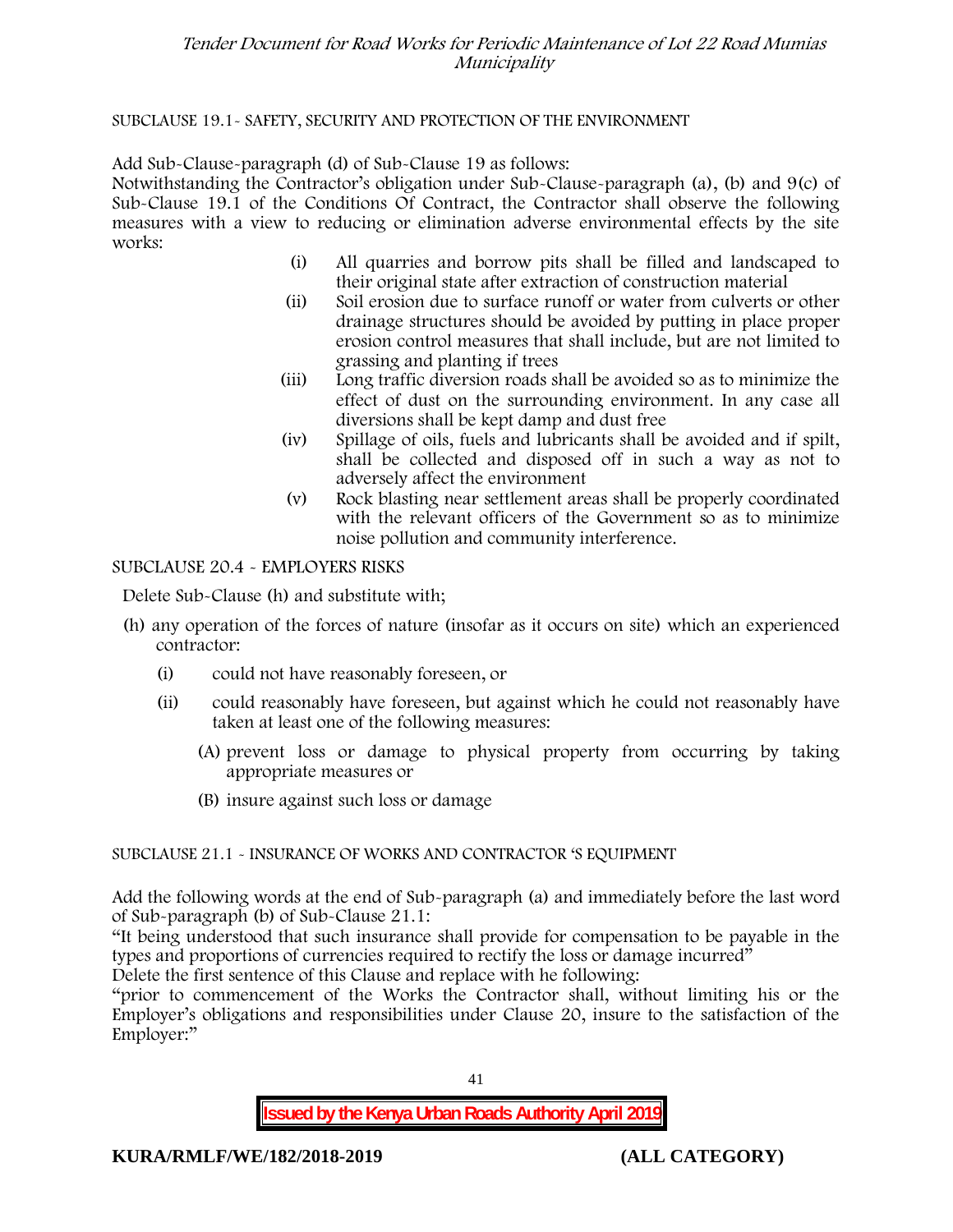SUBCLAUSE 19.1- SAFETY, SECURITY AND PROTECTION OF THE ENVIRONMENT

Add Sub-Clause-paragraph (d) of Sub-Clause 19 as follows:
Notwithstanding the Contractor's obligation under Sub-Clause-paragraph (a), (b) and 9(c) of Sub-Clause 19.1 of the Conditions Of Contract, the Contractor shall observe the following measures with a view to reducing or elimination adverse environmental effects by the site works:

(i) All quarries and borrow pits shall be filled and landscaped to their original state after extraction of construction material
(ii) Soil erosion due to surface runoff or water from culverts or other drainage structures should be avoided by putting in place proper erosion control measures that shall include, but are not limited to grassing and planting if trees
(iii) Long traffic diversion roads shall be avoided so as to minimize the effect of dust on the surrounding environment. In any case all diversions shall be kept damp and dust free
(iv) Spillage of oils, fuels and lubricants shall be avoided and if spilt, shall be collected and disposed off in such a way as not to adversely affect the environment
(v) Rock blasting near settlement areas shall be properly coordinated with the relevant officers of the Government so as to minimize noise pollution and community interference.

SUBCLAUSE 20.4 - EMPLOYERS RISKS

Delete Sub-Clause (h) and substitute with;

(h) any operation of the forces of nature (insofar as it occurs on site) which an experienced contractor:
 (i) could not have reasonably foreseen, or
 (ii) could reasonably have foreseen, but against which he could not reasonably have taken at least one of the following measures:
  (A) prevent loss or damage to physical property from occurring by taking appropriate measures or
  (B) insure against such loss or damage

SUBCLAUSE 21.1 - INSURANCE OF WORKS AND CONTRACTOR 'S EQUIPMENT

Add the following words at the end of Sub-paragraph (a) and immediately before the last word of Sub-paragraph (b) of Sub-Clause 21.1:
"It being understood that such insurance shall provide for compensation to be payable in the types and proportions of currencies required to rectify the loss or damage incurred"
Delete the first sentence of this Clause and replace with he following:
"prior to commencement of the Works the Contractor shall, without limiting his or the Employer's obligations and responsibilities under Clause 20, insure to the satisfaction of the Employer:"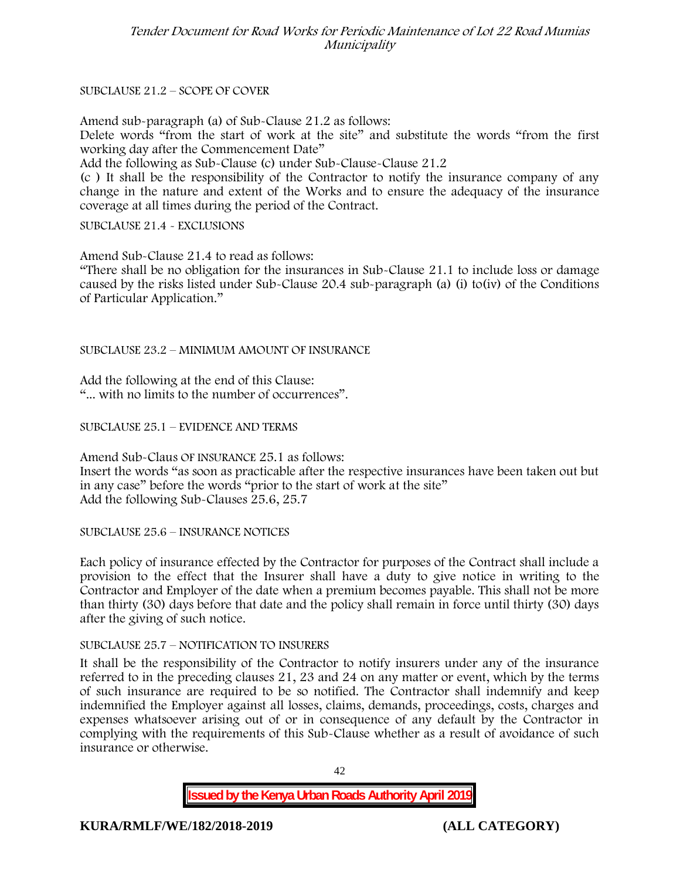SUBCLAUSE 21.2 – SCOPE OF COVER

Amend sub-paragraph (a) of Sub-Clause 21.2 as follows:
Delete words "from the start of work at the site" and substitute the words "from the first working day after the Commencement Date"
Add the following as Sub-Clause (c) under Sub-Clause-Clause 21.2
(c ) It shall be the responsibility of the Contractor to notify the insurance company of any change in the nature and extent of the Works and to ensure the adequacy of the insurance coverage at all times during the period of the Contract.

SUBCLAUSE 21.4 - EXCLUSIONS

Amend Sub-Clause 21.4 to read as follows:
"There shall be no obligation for the insurances in Sub-Clause 21.1 to include loss or damage caused by the risks listed under Sub-Clause 20.4 sub-paragraph (a) (i) to(iv) of the Conditions of Particular Application."

SUBCLAUSE 23.2 – MINIMUM AMOUNT OF INSURANCE

Add the following at the end of this Clause:
"... with no limits to the number of occurrences".

SUBCLAUSE 25.1 – EVIDENCE AND TERMS

Amend Sub-Claus OF INSURANCE 25.1 as follows:
Insert the words "as soon as practicable after the respective insurances have been taken out but in any case" before the words "prior to the start of work at the site"
Add the following Sub-Clauses 25.6, 25.7

SUBCLAUSE 25.6 – INSURANCE NOTICES

Each policy of insurance effected by the Contractor for purposes of the Contract shall include a provision to the effect that the Insurer shall have a duty to give notice in writing to the Contractor and Employer of the date when a premium becomes payable. This shall not be more than thirty (30) days before that date and the policy shall remain in force until thirty (30) days after the giving of such notice.

SUBCLAUSE 25.7 – NOTIFICATION TO INSURERS

It shall be the responsibility of the Contractor to notify insurers under any of the insurance referred to in the preceding clauses 21, 23 and 24 on any matter or event, which by the terms of such insurance are required to be so notified. The Contractor shall indemnify and keep indemnified the Employer against all losses, claims, demands, proceedings, costs, charges and expenses whatsoever arising out of or in consequence of any default by the Contractor in complying with the requirements of this Sub-Clause whether as a result of avoidance of such insurance or otherwise.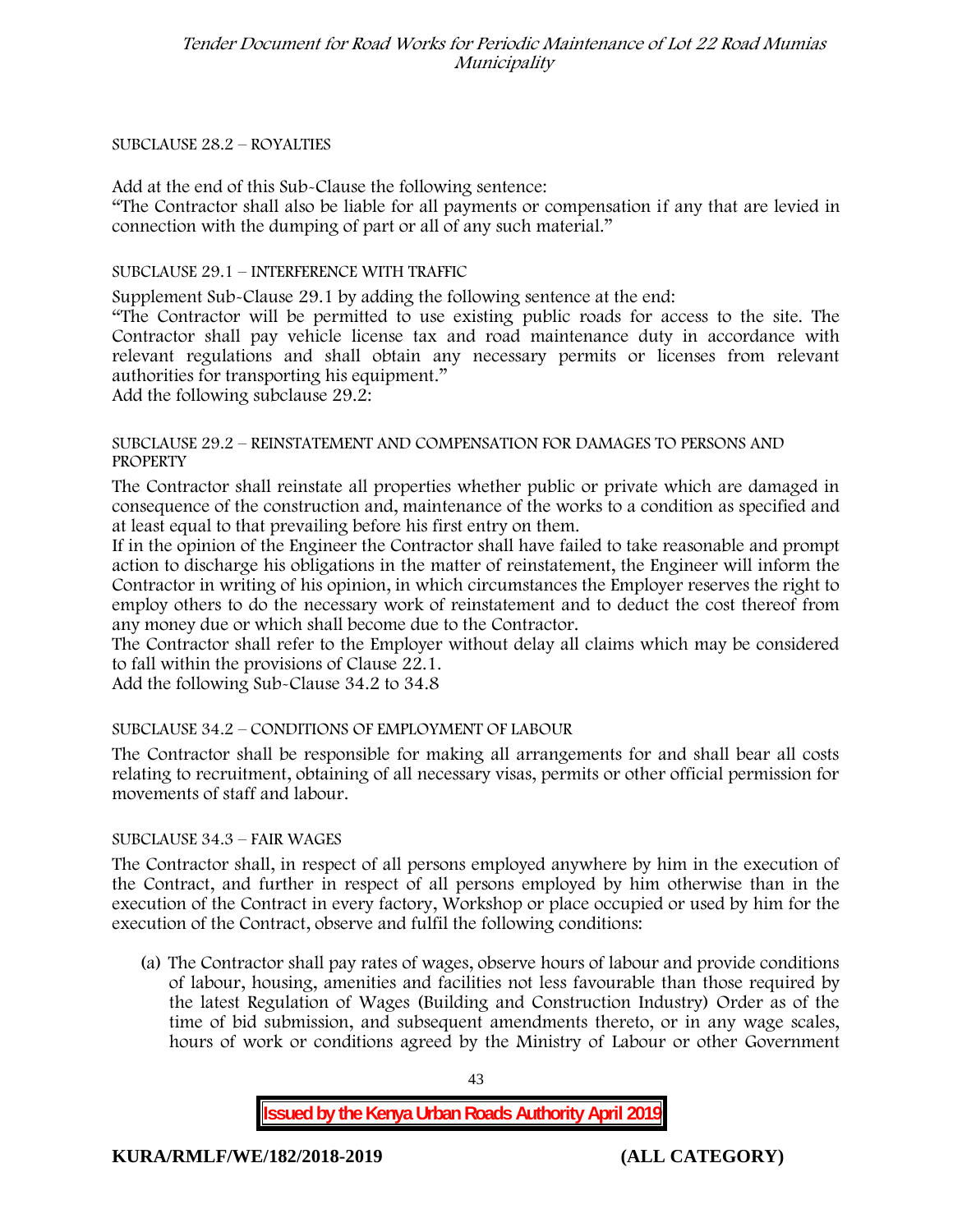SUBCLAUSE 28.2 – ROYALTIES

Add at the end of this Sub-Clause the following sentence:
"The Contractor shall also be liable for all payments or compensation if any that are levied in connection with the dumping of part or all of any such material."

SUBCLAUSE 29.1 – INTERFERENCE WITH TRAFFIC

Supplement Sub-Clause 29.1 by adding the following sentence at the end:
"The Contractor will be permitted to use existing public roads for access to the site. The Contractor shall pay vehicle license tax and road maintenance duty in accordance with relevant regulations and shall obtain any necessary permits or licenses from relevant authorities for transporting his equipment."
Add the following subclause 29.2:

SUBCLAUSE 29.2 – REINSTATEMENT AND COMPENSATION FOR DAMAGES TO PERSONS AND PROPERTY

The Contractor shall reinstate all properties whether public or private which are damaged in consequence of the construction and, maintenance of the works to a condition as specified and at least equal to that prevailing before his first entry on them.
If in the opinion of the Engineer the Contractor shall have failed to take reasonable and prompt action to discharge his obligations in the matter of reinstatement, the Engineer will inform the Contractor in writing of his opinion, in which circumstances the Employer reserves the right to employ others to do the necessary work of reinstatement and to deduct the cost thereof from any money due or which shall become due to the Contractor.
The Contractor shall refer to the Employer without delay all claims which may be considered to fall within the provisions of Clause 22.1.
Add the following Sub-Clause 34.2 to 34.8

SUBCLAUSE 34.2 – CONDITIONS OF EMPLOYMENT OF LABOUR

The Contractor shall be responsible for making all arrangements for and shall bear all costs relating to recruitment, obtaining of all necessary visas, permits or other official permission for movements of staff and labour.

SUBCLAUSE 34.3 – FAIR WAGES

The Contractor shall, in respect of all persons employed anywhere by him in the execution of the Contract, and further in respect of all persons employed by him otherwise than in the execution of the Contract in every factory, Workshop or place occupied or used by him for the execution of the Contract, observe and fulfil the following conditions:

(a) The Contractor shall pay rates of wages, observe hours of labour and provide conditions of labour, housing, amenities and facilities not less favourable than those required by the latest Regulation of Wages (Building and Construction Industry) Order as of the time of bid submission, and subsequent amendments thereto, or in any wage scales, hours of work or conditions agreed by the Ministry of Labour or other Government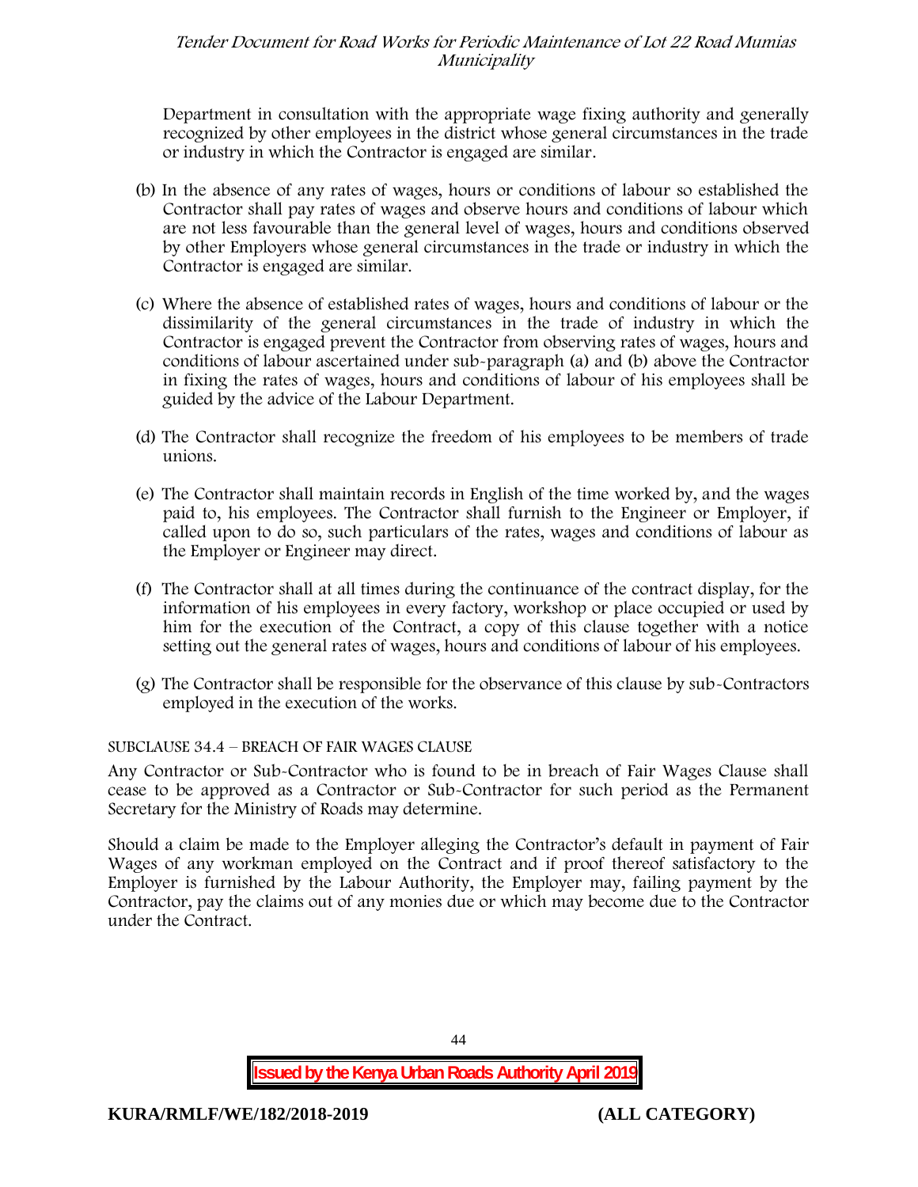Department in consultation with the appropriate wage fixing authority and generally recognized by other employees in the district whose general circumstances in the trade or industry in which the Contractor is engaged are similar.

(b) In the absence of any rates of wages, hours or conditions of labour so established the Contractor shall pay rates of wages and observe hours and conditions of labour which are not less favourable than the general level of wages, hours and conditions observed by other Employers whose general circumstances in the trade or industry in which the Contractor is engaged are similar.

(c) Where the absence of established rates of wages, hours and conditions of labour or the dissimilarity of the general circumstances in the trade of industry in which the Contractor is engaged prevent the Contractor from observing rates of wages, hours and conditions of labour ascertained under sub-paragraph (a) and (b) above the Contractor in fixing the rates of wages, hours and conditions of labour of his employees shall be guided by the advice of the Labour Department.

(d) The Contractor shall recognize the freedom of his employees to be members of trade unions.

(e) The Contractor shall maintain records in English of the time worked by, and the wages paid to, his employees. The Contractor shall furnish to the Engineer or Employer, if called upon to do so, such particulars of the rates, wages and conditions of labour as the Employer or Engineer may direct.

(f) The Contractor shall at all times during the continuance of the contract display, for the information of his employees in every factory, workshop or place occupied or used by him for the execution of the Contract, a copy of this clause together with a notice setting out the general rates of wages, hours and conditions of labour of his employees.

(g) The Contractor shall be responsible for the observance of this clause by sub-Contractors employed in the execution of the works.

SUBCLAUSE 34.4 – BREACH OF FAIR WAGES CLAUSE

Any Contractor or Sub-Contractor who is found to be in breach of Fair Wages Clause shall cease to be approved as a Contractor or Sub-Contractor for such period as the Permanent Secretary for the Ministry of Roads may determine.

Should a claim be made to the Employer alleging the Contractor's default in payment of Fair Wages of any workman employed on the Contract and if proof thereof satisfactory to the Employer is furnished by the Labour Authority, the Employer may, failing payment by the Contractor, pay the claims out of any monies due or which may become due to the Contractor under the Contract.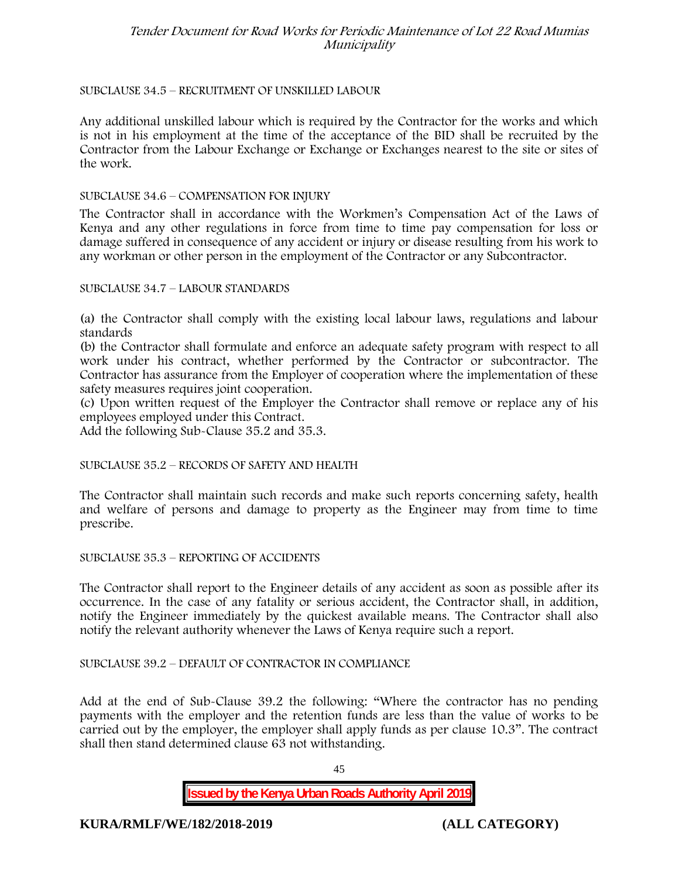SUBCLAUSE 34.5 – RECRUITMENT OF UNSKILLED LABOUR

Any additional unskilled labour which is required by the Contractor for the works and which is not in his employment at the time of the acceptance of the BID shall be recruited by the Contractor from the Labour Exchange or Exchange or Exchanges nearest to the site or sites of the work.

SUBCLAUSE 34.6 – COMPENSATION FOR INJURY

The Contractor shall in accordance with the Workmen's Compensation Act of the Laws of Kenya and any other regulations in force from time to time pay compensation for loss or damage suffered in consequence of any accident or injury or disease resulting from his work to any workman or other person in the employment of the Contractor or any Subcontractor.

SUBCLAUSE 34.7 – LABOUR STANDARDS

(a) the Contractor shall comply with the existing local labour laws, regulations and labour standards
(b) the Contractor shall formulate and enforce an adequate safety program with respect to all work under his contract, whether performed by the Contractor or subcontractor. The Contractor has assurance from the Employer of cooperation where the implementation of these safety measures requires joint cooperation.
(c) Upon written request of the Employer the Contractor shall remove or replace any of his employees employed under this Contract.
Add the following Sub-Clause 35.2 and 35.3.

SUBCLAUSE 35.2 – RECORDS OF SAFETY AND HEALTH

The Contractor shall maintain such records and make such reports concerning safety, health and welfare of persons and damage to property as the Engineer may from time to time prescribe.

SUBCLAUSE 35.3 – REPORTING OF ACCIDENTS

The Contractor shall report to the Engineer details of any accident as soon as possible after its occurrence. In the case of any fatality or serious accident, the Contractor shall, in addition, notify the Engineer immediately by the quickest available means. The Contractor shall also notify the relevant authority whenever the Laws of Kenya require such a report.

SUBCLAUSE 39.2 – DEFAULT OF CONTRACTOR IN COMPLIANCE

Add at the end of Sub-Clause 39.2 the following: "Where the contractor has no pending payments with the employer and the retention funds are less than the value of works to be carried out by the employer, the employer shall apply funds as per clause 10.3". The contract shall then stand determined clause 63 not withstanding.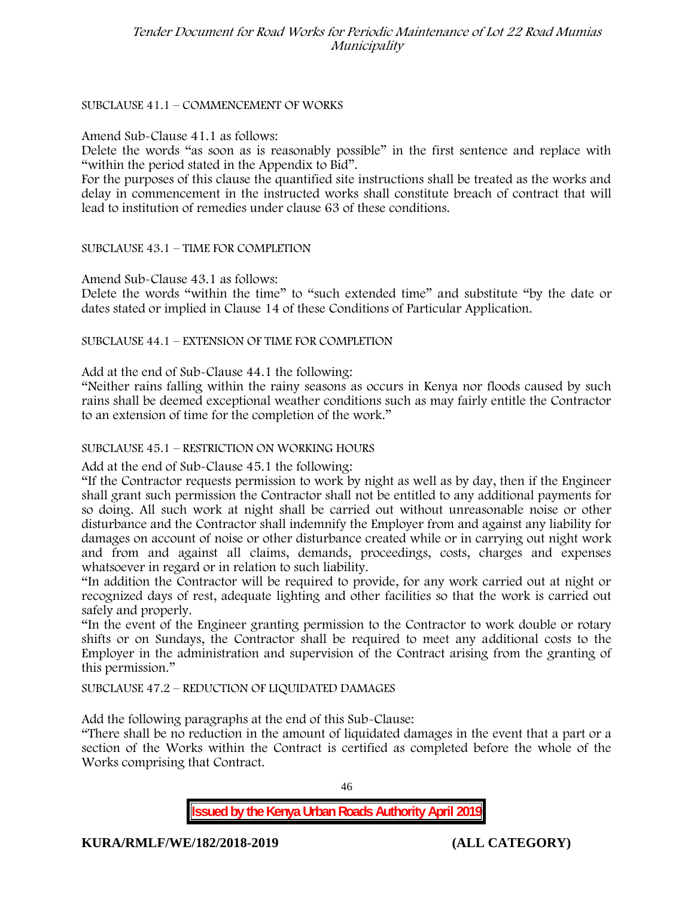SUBCLAUSE 41.1 – COMMENCEMENT OF WORKS

Amend Sub-Clause 41.1 as follows:
Delete the words "as soon as is reasonably possible" in the first sentence and replace with "within the period stated in the Appendix to Bid".
For the purposes of this clause the quantified site instructions shall be treated as the works and delay in commencement in the instructed works shall constitute breach of contract that will lead to institution of remedies under clause 63 of these conditions.

SUBCLAUSE 43.1 – TIME FOR COMPLETION

Amend Sub-Clause 43.1 as follows:
Delete the words "within the time" to "such extended time" and substitute "by the date or dates stated or implied in Clause 14 of these Conditions of Particular Application.

SUBCLAUSE 44.1 – EXTENSION OF TIME FOR COMPLETION

Add at the end of Sub-Clause 44.1 the following:
"Neither rains falling within the rainy seasons as occurs in Kenya nor floods caused by such rains shall be deemed exceptional weather conditions such as may fairly entitle the Contractor to an extension of time for the completion of the work."

SUBCLAUSE 45.1 – RESTRICTION ON WORKING HOURS

Add at the end of Sub-Clause 45.1 the following:
"If the Contractor requests permission to work by night as well as by day, then if the Engineer shall grant such permission the Contractor shall not be entitled to any additional payments for so doing. All such work at night shall be carried out without unreasonable noise or other disturbance and the Contractor shall indemnify the Employer from and against any liability for damages on account of noise or other disturbance created while or in carrying out night work and from and against all claims, demands, proceedings, costs, charges and expenses whatsoever in regard or in relation to such liability.
"In addition the Contractor will be required to provide, for any work carried out at night or recognized days of rest, adequate lighting and other facilities so that the work is carried out safely and properly.
"In the event of the Engineer granting permission to the Contractor to work double or rotary shifts or on Sundays, the Contractor shall be required to meet any additional costs to the Employer in the administration and supervision of the Contract arising from the granting of this permission."

SUBCLAUSE 47.2 – REDUCTION OF LIQUIDATED DAMAGES

Add the following paragraphs at the end of this Sub-Clause:
"There shall be no reduction in the amount of liquidated damages in the event that a part or a section of the Works within the Contract is certified as completed before the whole of the Works comprising that Contract.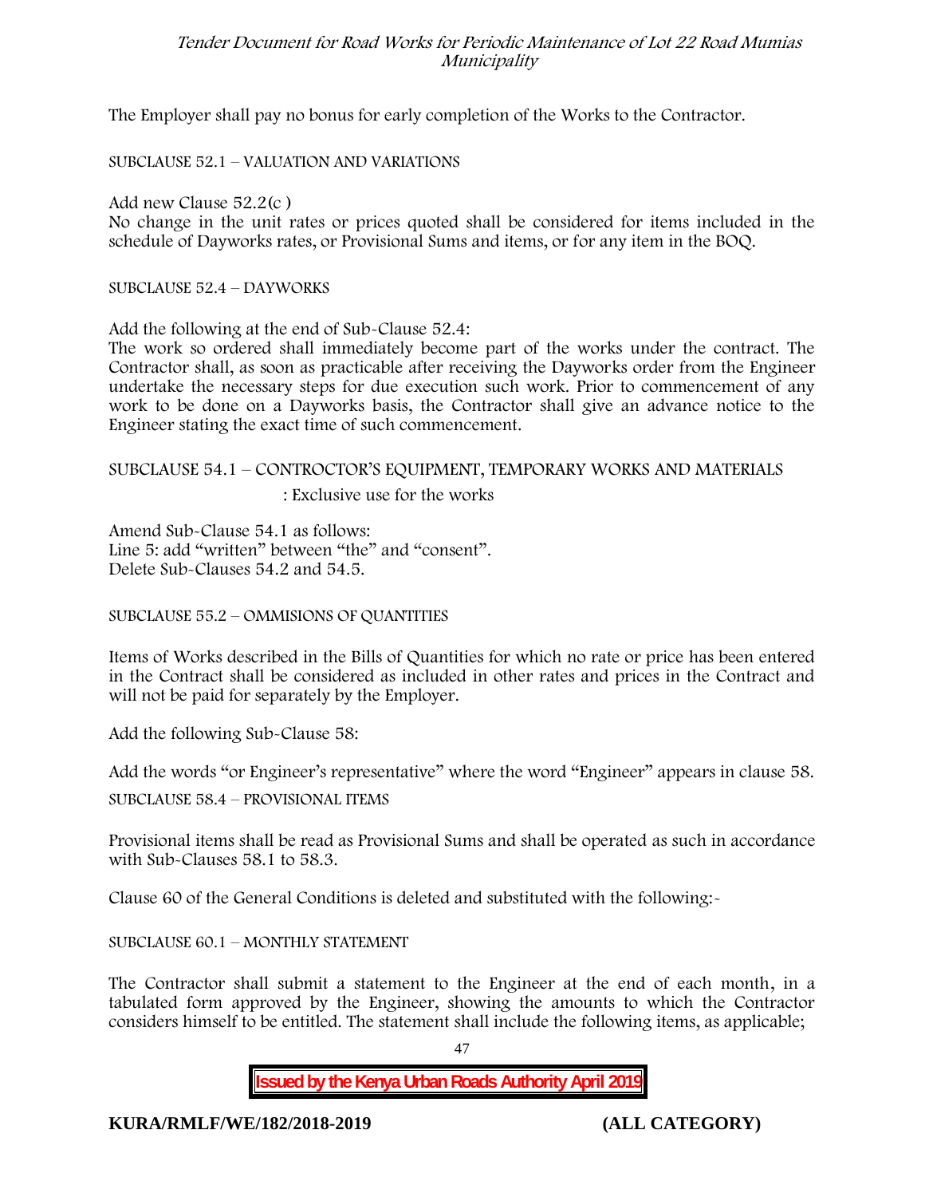The Employer shall pay no bonus for early completion of the Works to the Contractor.

SUBCLAUSE 52.1 – VALUATION AND VARIATIONS

Add new Clause 52.2(c )
No change in the unit rates or prices quoted shall be considered for items included in the schedule of Dayworks rates, or Provisional Sums and items, or for any item in the BOQ.

SUBCLAUSE 52.4 – DAYWORKS

Add the following at the end of Sub-Clause 52.4:
The work so ordered shall immediately become part of the works under the contract. The Contractor shall, as soon as practicable after receiving the Dayworks order from the Engineer undertake the necessary steps for due execution such work. Prior to commencement of any work to be done on a Dayworks basis, the Contractor shall give an advance notice to the Engineer stating the exact time of such commencement.

SUBCLAUSE 54.1 – CONTRCTOR'S EQUIPMENT, TEMPORARY WORKS AND MATERIALS
: Exclusive use for the works

Amend Sub-Clause 54.1 as follows:
Line 5: add "written" between "the" and "consent".
Delete Sub-Clauses 54.2 and 54.5.

SUBCLAUSE 55.2 – OMMISIONS OF QUANTITIES

Items of Works described in the Bills of Quantities for which no rate or price has been entered in the Contract shall be considered as included in other rates and prices in the Contract and will not be paid for separately by the Employer.

Add the following Sub-Clause 58:

Add the words "or Engineer's representative" where the word "Engineer" appears in clause 58.

SUBCLAUSE 58.4 – PROVISIONAL ITEMS

Provisional items shall be read as Provisional Sums and shall be operated as such in accordance with Sub-Clauses 58.1 to 58.3.

Clause 60 of the General Conditions is deleted and substituted with the following:-

SUBCLAUSE 60.1 – MONTHLY STATEMENT

The Contractor shall submit a statement to the Engineer at the end of each month, in a tabulated form approved by the Engineer, showing the amounts to which the Contractor considers himself to be entitled. The statement shall include the following items, as applicable;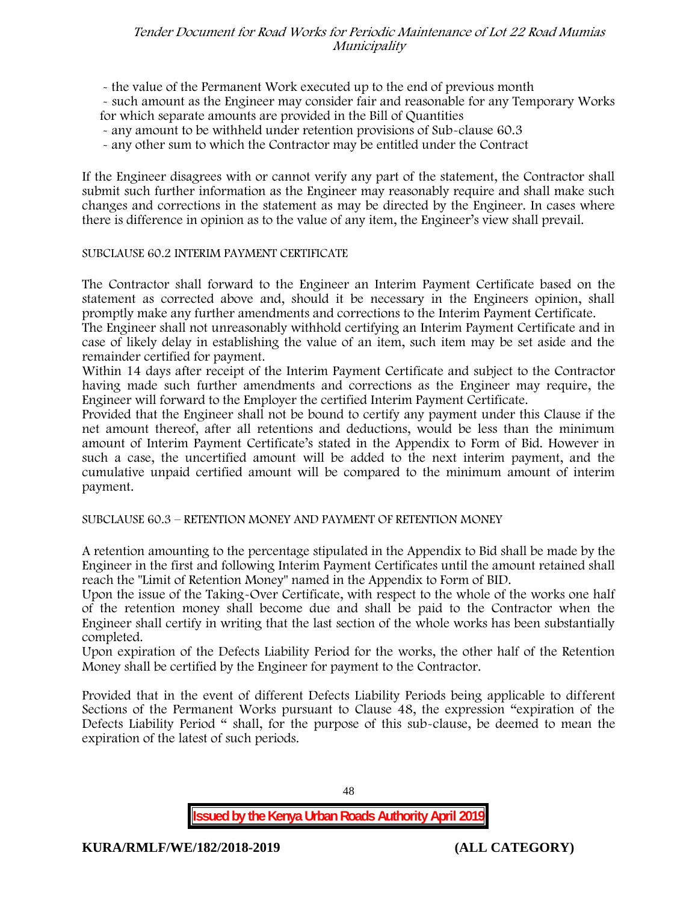- the value of the Permanent Work executed up to the end of previous month
- such amount as the Engineer may consider fair and reasonable for any Temporary Works for which separate amounts are provided in the Bill of Quantities
- any amount to be withheld under retention provisions of Sub-clause 60.3
- any other sum to which the Contractor may be entitled under the Contract

If the Engineer disagrees with or cannot verify any part of the statement, the Contractor shall submit such further information as the Engineer may reasonably require and shall make such changes and corrections in the statement as may be directed by the Engineer. In cases where there is difference in opinion as to the value of any item, the Engineer's view shall prevail.

SUBCLAUSE 60.2 INTERIM PAYMENT CERTIFICATE

The Contractor shall forward to the Engineer an Interim Payment Certificate based on the statement as corrected above and, should it be necessary in the Engineers opinion, shall promptly make any further amendments and corrections to the Interim Payment Certificate.

The Engineer shall not unreasonably withhold certifying an Interim Payment Certificate and in case of likely delay in establishing the value of an item, such item may be set aside and the remainder certified for payment.

Within 14 days after receipt of the Interim Payment Certificate and subject to the Contractor having made such further amendments and corrections as the Engineer may require, the Engineer will forward to the Employer the certified Interim Payment Certificate.

Provided that the Engineer shall not be bound to certify any payment under this Clause if the net amount thereof, after all retentions and deductions, would be less than the minimum amount of Interim Payment Certificate's stated in the Appendix to Form of Bid. However in such a case, the uncertified amount will be added to the next interim payment, and the cumulative unpaid certified amount will be compared to the minimum amount of interim payment.

SUBCLAUSE 60.3 – RETENTION MONEY AND PAYMENT OF RETENTION MONEY

A retention amounting to the percentage stipulated in the Appendix to Bid shall be made by the Engineer in the first and following Interim Payment Certificates until the amount retained shall reach the "Limit of Retention Money" named in the Appendix to Form of BID.

Upon the issue of the Taking-Over Certificate, with respect to the whole of the works one half of the retention money shall become due and shall be paid to the Contractor when the Engineer shall certify in writing that the last section of the whole works has been substantially completed.

Upon expiration of the Defects Liability Period for the works, the other half of the Retention Money shall be certified by the Engineer for payment to the Contractor.

Provided that in the event of different Defects Liability Periods being applicable to different Sections of the Permanent Works pursuant to Clause 48, the expression "expiration of the Defects Liability Period " shall, for the purpose of this sub-clause, be deemed to mean the expiration of the latest of such periods.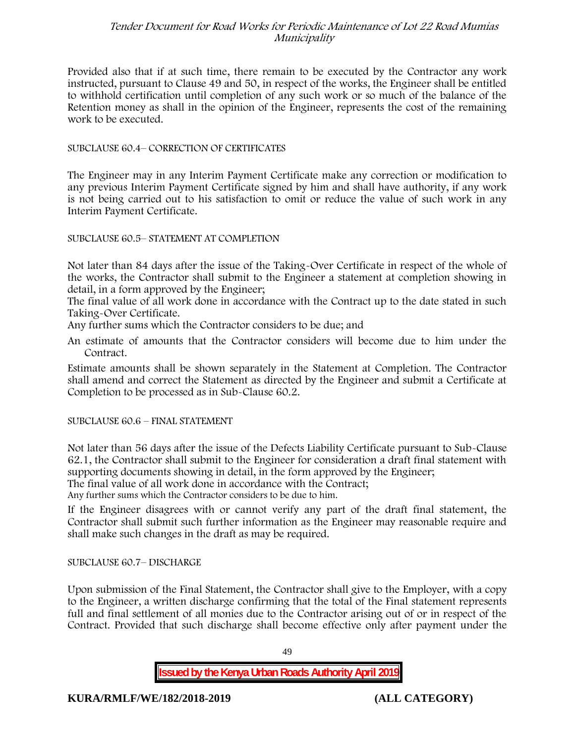Provided also that if at such time, there remain to be executed by the Contractor any work instructed, pursuant to Clause 49 and 50, in respect of the works, the Engineer shall be entitled to withhold certification until completion of any such work or so much of the balance of the Retention money as shall in the opinion of the Engineer, represents the cost of the remaining work to be executed.

SUBCLAUSE 60.4– CORRECTION OF CERTIFICATES

The Engineer may in any Interim Payment Certificate make any correction or modification to any previous Interim Payment Certificate signed by him and shall have authority, if any work is not being carried out to his satisfaction to omit or reduce the value of such work in any Interim Payment Certificate.

SUBCLAUSE 60.5– STATEMENT AT COMPLETION

Not later than 84 days after the issue of the Taking-Over Certificate in respect of the whole of the works, the Contractor shall submit to the Engineer a statement at completion showing in detail, in a form approved by the Engineer;

The final value of all work done in accordance with the Contract up to the date stated in such Taking-Over Certificate.

Any further sums which the Contractor considers to be due; and

An estimate of amounts that the Contractor considers will become due to him under the Contract.

Estimate amounts shall be shown separately in the Statement at Completion. The Contractor shall amend and correct the Statement as directed by the Engineer and submit a Certificate at Completion to be processed as in Sub-Clause 60.2.

SUBCLAUSE 60.6 – FINAL STATEMENT

Not later than 56 days after the issue of the Defects Liability Certificate pursuant to Sub-Clause 62.1, the Contractor shall submit to the Engineer for consideration a draft final statement with supporting documents showing in detail, in the form approved by the Engineer;

The final value of all work done in accordance with the Contract;

Any further sums which the Contractor considers to be due to him.

If the Engineer disagrees with or cannot verify any part of the draft final statement, the Contractor shall submit such further information as the Engineer may reasonable require and shall make such changes in the draft as may be required.

SUBCLAUSE 60.7– DISCHARGE

Upon submission of the Final Statement, the Contractor shall give to the Employer, with a copy to the Engineer, a written discharge confirming that the total of the Final statement represents full and final settlement of all monies due to the Contractor arising out of or in respect of the Contract. Provided that such discharge shall become effective only after payment under the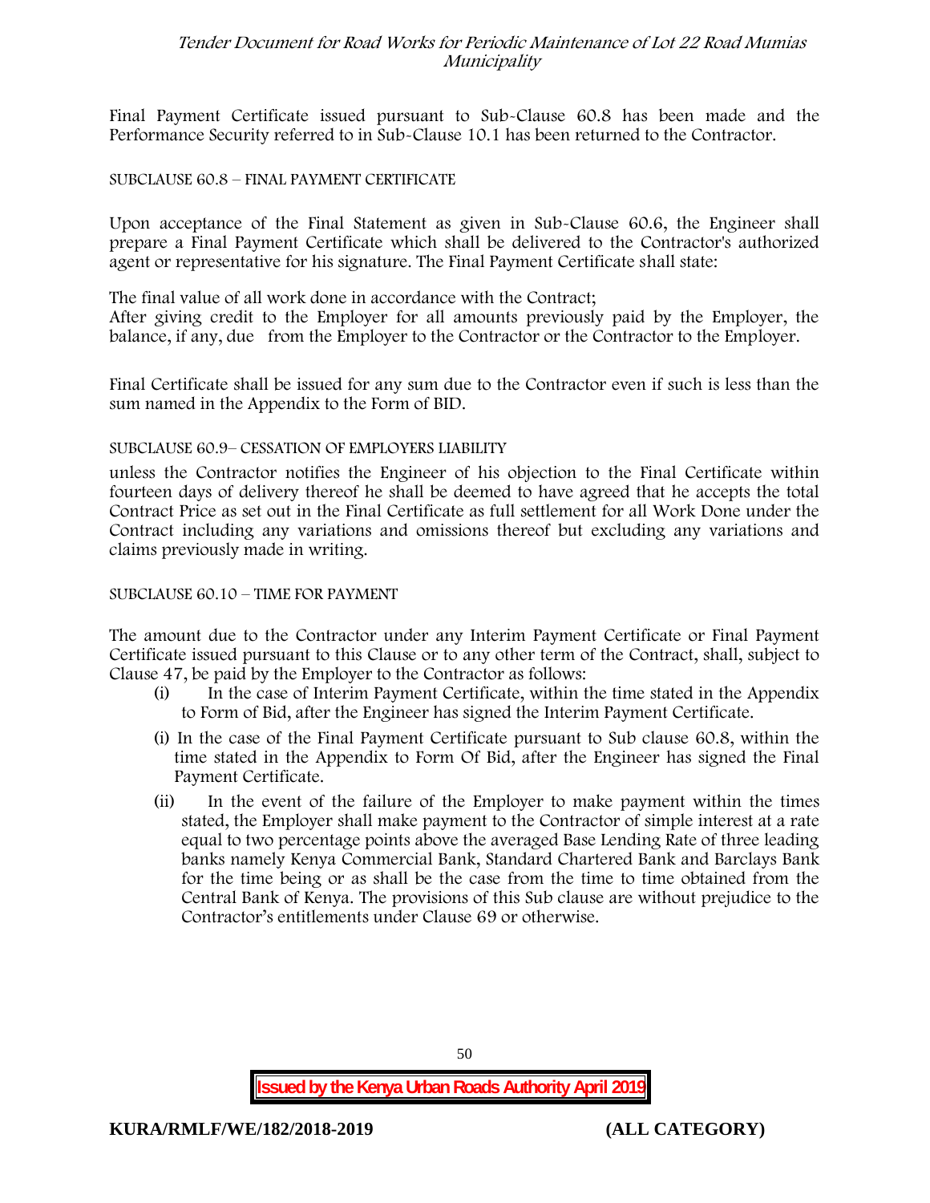Final Payment Certificate issued pursuant to Sub-Clause 60.8 has been made and the Performance Security referred to in Sub-Clause 10.1 has been returned to the Contractor.

SUBCLAUSE 60.8 – FINAL PAYMENT CERTIFICATE

Upon acceptance of the Final Statement as given in Sub-Clause 60.6, the Engineer shall prepare a Final Payment Certificate which shall be delivered to the Contractor's authorized agent or representative for his signature. The Final Payment Certificate shall state:

The final value of all work done in accordance with the Contract;
After giving credit to the Employer for all amounts previously paid by the Employer, the balance, if any, due from the Employer to the Contractor or the Contractor to the Employer.

Final Certificate shall be issued for any sum due to the Contractor even if such is less than the sum named in the Appendix to the Form of BID.

SUBCLAUSE 60.9– CESSATION OF EMPLOYERS LIABILITY

unless the Contractor notifies the Engineer of his objection to the Final Certificate within fourteen days of delivery thereof he shall be deemed to have agreed that he accepts the total Contract Price as set out in the Final Certificate as full settlement for all Work Done under the Contract including any variations and omissions thereof but excluding any variations and claims previously made in writing.

SUBCLAUSE 60.10 – TIME FOR PAYMENT

The amount due to the Contractor under any Interim Payment Certificate or Final Payment Certificate issued pursuant to this Clause or to any other term of the Contract, shall, subject to Clause 47, be paid by the Employer to the Contractor as follows:

(i) In the case of Interim Payment Certificate, within the time stated in the Appendix to Form of Bid, after the Engineer has signed the Interim Payment Certificate.

(i) In the case of the Final Payment Certificate pursuant to Sub clause 60.8, within the time stated in the Appendix to Form Of Bid, after the Engineer has signed the Final Payment Certificate.

(ii) In the event of the failure of the Employer to make payment within the times stated, the Employer shall make payment to the Contractor of simple interest at a rate equal to two percentage points above the averaged Base Lending Rate of three leading banks namely Kenya Commercial Bank, Standard Chartered Bank and Barclays Bank for the time being or as shall be the case from the time to time obtained from the Central Bank of Kenya. The provisions of this Sub clause are without prejudice to the Contractor's entitlements under Clause 69 or otherwise.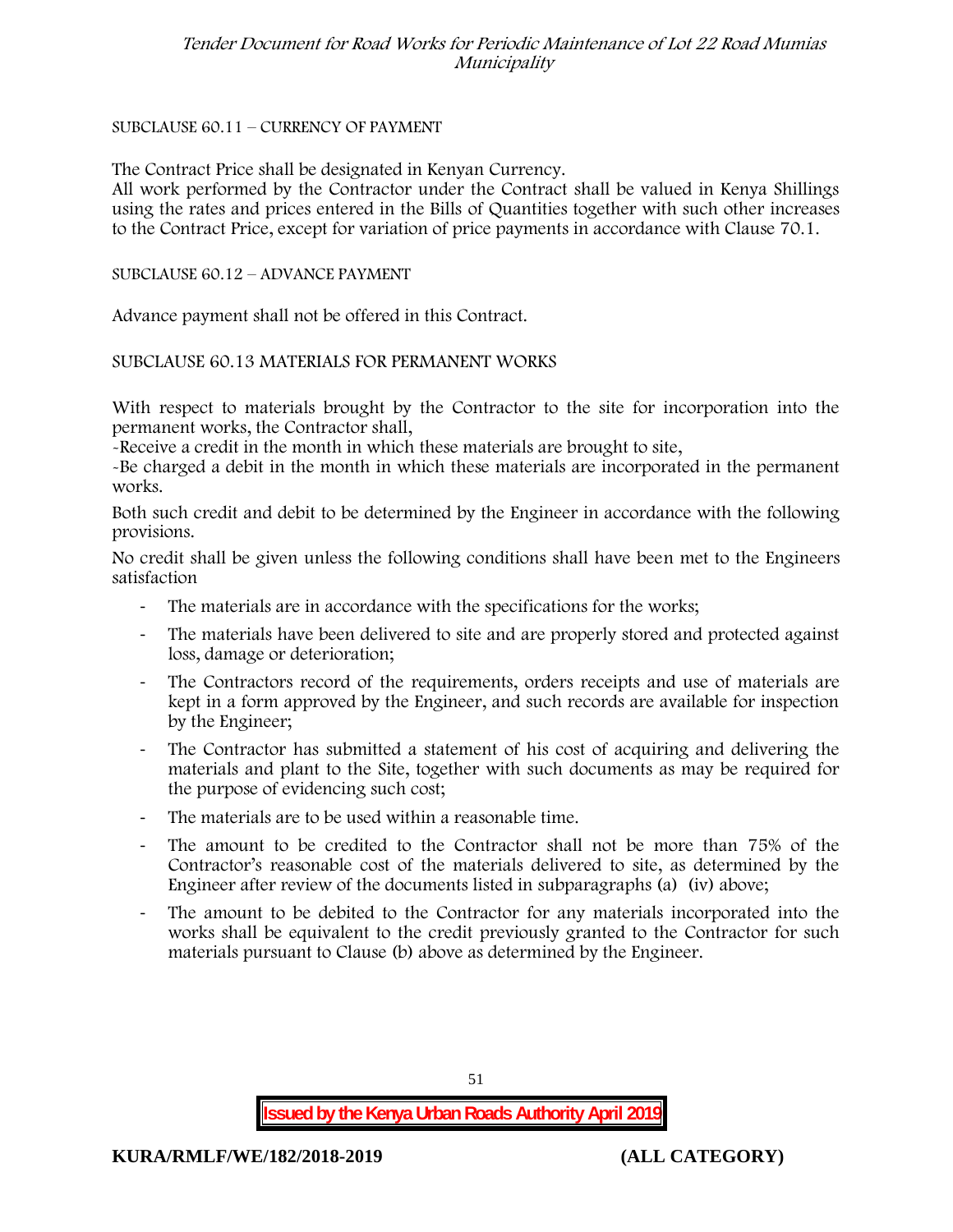SUBCLAUSE 60.11 – CURRENCY OF PAYMENT

The Contract Price shall be designated in Kenyan Currency.
All work performed by the Contractor under the Contract shall be valued in Kenya Shillings using the rates and prices entered in the Bills of Quantities together with such other increases to the Contract Price, except for variation of price payments in accordance with Clause 70.1.

SUBCLAUSE 60.12 – ADVANCE PAYMENT

Advance payment shall not be offered in this Contract.

SUBCLAUSE 60.13 MATERIALS FOR PERMANENT WORKS

With respect to materials brought by the Contractor to the site for incorporation into the permanent works, the Contractor shall,
-Receive a credit in the month in which these materials are brought to site,
-Be charged a debit in the month in which these materials are incorporated in the permanent works.

Both such credit and debit to be determined by the Engineer in accordance with the following provisions.

No credit shall be given unless the following conditions shall have been met to the Engineers satisfaction

- The materials are in accordance with the specifications for the works;
- The materials have been delivered to site and are properly stored and protected against loss, damage or deterioration;
- The Contractors record of the requirements, orders receipts and use of materials are kept in a form approved by the Engineer, and such records are available for inspection by the Engineer;
- The Contractor has submitted a statement of his cost of acquiring and delivering the materials and plant to the Site, together with such documents as may be required for the purpose of evidencing such cost;
- The materials are to be used within a reasonable time.
- The amount to be credited to the Contractor shall not be more than 75% of the Contractor's reasonable cost of the materials delivered to site, as determined by the Engineer after review of the documents listed in subparagraphs (a) (iv) above;
- The amount to be debited to the Contractor for any materials incorporated into the works shall be equivalent to the credit previously granted to the Contractor for such materials pursuant to Clause (b) above as determined by the Engineer.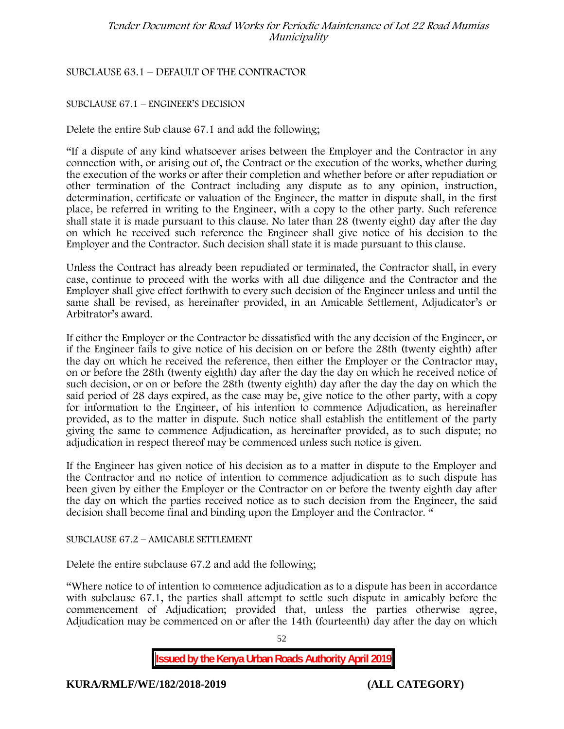SUBCLAUSE 63.1 – DEFAULT OF THE CONTRACTOR

SUBCLAUSE 67.1 – ENGINEER'S DECISION

Delete the entire Sub clause 67.1 and add the following;

"If a dispute of any kind whatsoever arises between the Employer and the Contractor in any connection with, or arising out of, the Contract or the execution of the works, whether during the execution of the works or after their completion and whether before or after repudiation or other termination of the Contract including any dispute as to any opinion, instruction, determination, certificate or valuation of the Engineer, the matter in dispute shall, in the first place, be referred in writing to the Engineer, with a copy to the other party. Such reference shall state it is made pursuant to this clause. No later than 28 (twenty eight) day after the day on which he received such reference the Engineer shall give notice of his decision to the Employer and the Contractor. Such decision shall state it is made pursuant to this clause.

Unless the Contract has already been repudiated or terminated, the Contractor shall, in every case, continue to proceed with the works with all due diligence and the Contractor and the Employer shall give effect forthwith to every such decision of the Engineer unless and until the same shall be revised, as hereinafter provided, in an Amicable Settlement, Adjudicator's or Arbitrator's award.

If either the Employer or the Contractor be dissatisfied with the any decision of the Engineer, or if the Engineer fails to give notice of his decision on or before the 28th (twenty eighth) after the day on which he received the reference, then either the Employer or the Contractor may, on or before the 28th (twenty eighth) day after the day the day on which he received notice of such decision, or on or before the 28th (twenty eighth) day after the day the day on which the said period of 28 days expired, as the case may be, give notice to the other party, with a copy for information to the Engineer, of his intention to commence Adjudication, as hereinafter provided, as to the matter in dispute. Such notice shall establish the entitlement of the party giving the same to commence Adjudication, as hereinafter provided, as to such dispute; no adjudication in respect thereof may be commenced unless such notice is given.

If the Engineer has given notice of his decision as to a matter in dispute to the Employer and the Contractor and no notice of intention to commence adjudication as to such dispute has been given by either the Employer or the Contractor on or before the twenty eighth day after the day on which the parties received notice as to such decision from the Engineer, the said decision shall become final and binding upon the Employer and the Contractor. "

SUBCLAUSE 67.2 – AMICABLE SETTLEMENT

Delete the entire subclause 67.2 and add the following;

"Where notice to of intention to commence adjudication as to a dispute has been in accordance with subclause 67.1, the parties shall attempt to settle such dispute in amicably before the commencement of Adjudication; provided that, unless the parties otherwise agree, Adjudication may be commenced on or after the 14th (fourteenth) day after the day on which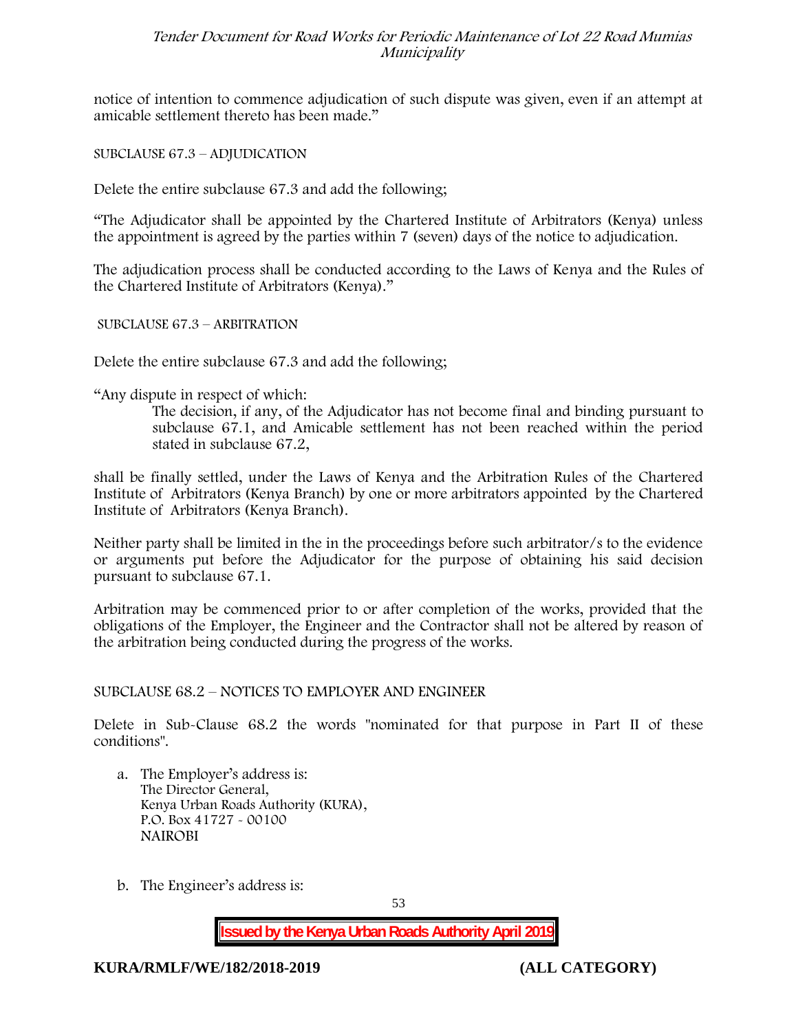notice of intention to commence adjudication of such dispute was given, even if an attempt at amicable settlement thereto has been made."

SUBCLAUSE 67.3 – ADJUDICATION

Delete the entire subclause 67.3 and add the following;

"The Adjudicator shall be appointed by the Chartered Institute of Arbitrators (Kenya) unless the appointment is agreed by the parties within 7 (seven) days of the notice to adjudication.

The adjudication process shall be conducted according to the Laws of Kenya and the Rules of the Chartered Institute of Arbitrators (Kenya)."

SUBCLAUSE 67.3 – ARBITRATION

Delete the entire subclause 67.3 and add the following;

"Any dispute in respect of which:

> The decision, if any, of the Adjudicator has not become final and binding pursuant to subclause 67.1, and Amicable settlement has not been reached within the period stated in subclause 67.2,

shall be finally settled, under the Laws of Kenya and the Arbitration Rules of the Chartered Institute of Arbitrators (Kenya Branch) by one or more arbitrators appointed by the Chartered Institute of Arbitrators (Kenya Branch).

Neither party shall be limited in the in the proceedings before such arbitrator/s to the evidence or arguments put before the Adjudicator for the purpose of obtaining his said decision pursuant to subclause 67.1.

Arbitration may be commenced prior to or after completion of the works, provided that the obligations of the Employer, the Engineer and the Contractor shall not be altered by reason of the arbitration being conducted during the progress of the works.

SUBCLAUSE 68.2 – NOTICES TO EMPLOYER AND ENGINEER

Delete in Sub-Clause 68.2 the words "nominated for that purpose in Part II of these conditions".

a. The Employer's address is:
   The Director General,
   Kenya Urban Roads Authority (KURA),
   P.O. Box 41727 - 00100
   NAIROBI

b. The Engineer's address is: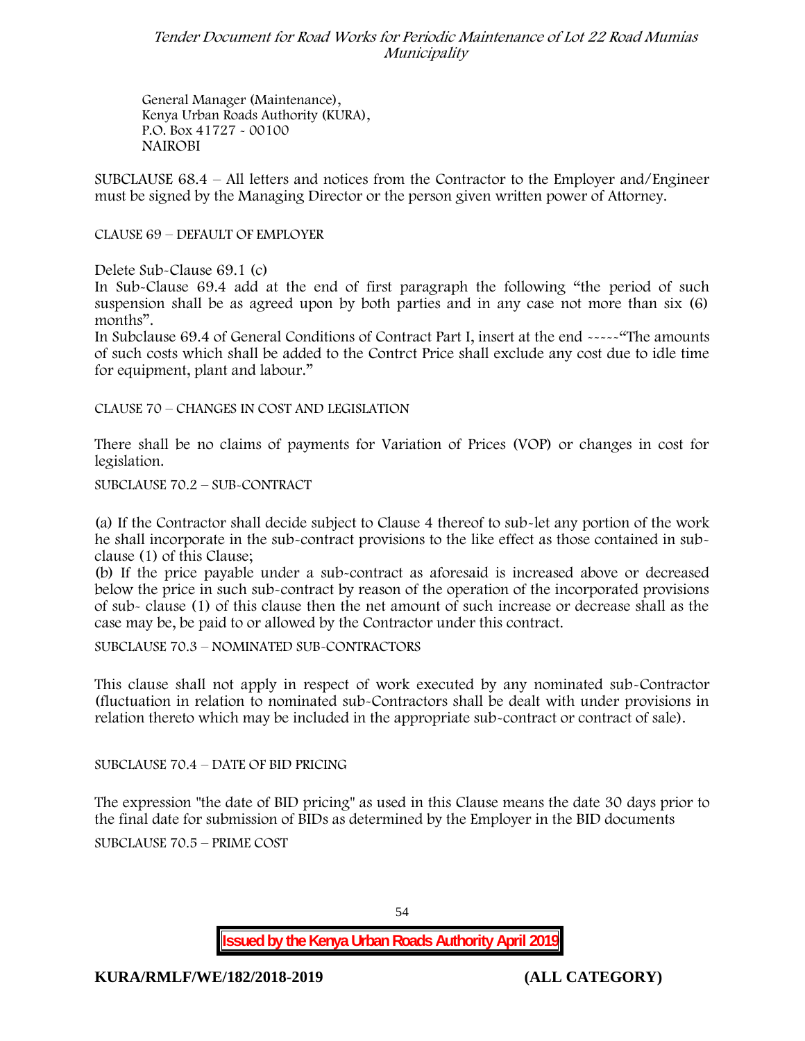General Manager (Maintenance),
Kenya Urban Roads Authority (KURA),
P.O. Box 41727 - 00100
NAIROBI

SUBCLAUSE 68.4 – All letters and notices from the Contractor to the Employer and/Engineer must be signed by the Managing Director or the person given written power of Attorney.

CLAUSE 69 – DEFAULT OF EMPLOYER

Delete Sub-Clause 69.1 (c)
In Sub-Clause 69.4 add at the end of first paragraph the following "the period of such suspension shall be as agreed upon by both parties and in any case not more than six (6) months".
In Subclause 69.4 of General Conditions of Contract Part I, insert at the end -----"The amounts of such costs which shall be added to the Contrct Price shall exclude any cost due to idle time for equipment, plant and labour."

CLAUSE 70 – CHANGES IN COST AND LEGISLATION

There shall be no claims of payments for Variation of Prices (VOP) or changes in cost for legislation.

SUBCLAUSE 70.2 – SUB-CONTRACT

(a) If the Contractor shall decide subject to Clause 4 thereof to sub-let any portion of the work he shall incorporate in the sub-contract provisions to the like effect as those contained in sub-clause (1) of this Clause;
(b) If the price payable under a sub-contract as aforesaid is increased above or decreased below the price in such sub-contract by reason of the operation of the incorporated provisions of sub- clause (1) of this clause then the net amount of such increase or decrease shall as the case may be, be paid to or allowed by the Contractor under this contract.

SUBCLAUSE 70.3 – NOMINATED SUB-CONTRACTORS

This clause shall not apply in respect of work executed by any nominated sub-Contractor (fluctuation in relation to nominated sub-Contractors shall be dealt with under provisions in relation thereto which may be included in the appropriate sub-contract or contract of sale).

SUBCLAUSE 70.4 – DATE OF BID PRICING

The expression "the date of BID pricing" as used in this Clause means the date 30 days prior to the final date for submission of BIDs as determined by the Employer in the BID documents

SUBCLAUSE 70.5 – PRIME COST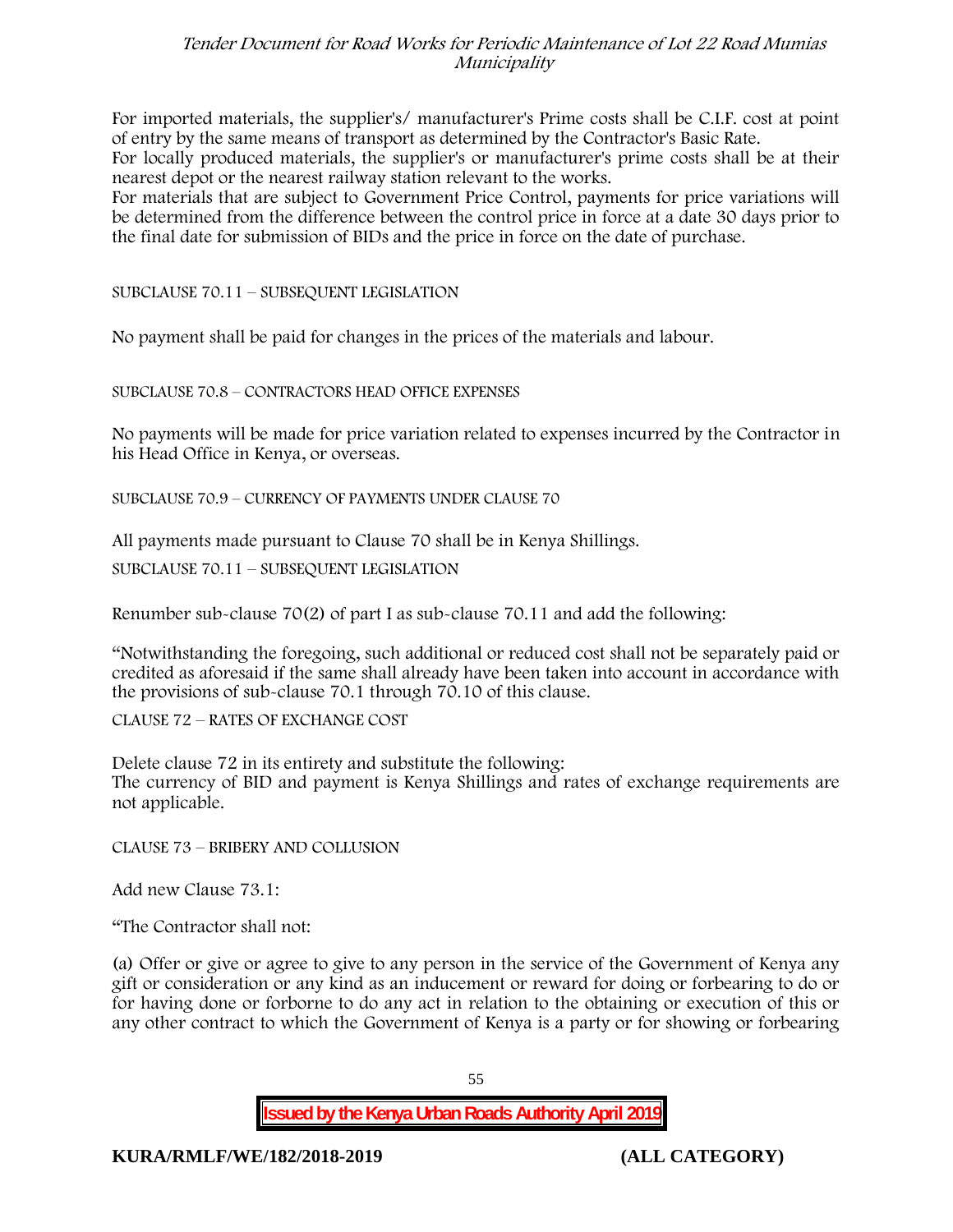For imported materials, the supplier's/ manufacturer's Prime costs shall be C.I.F. cost at point of entry by the same means of transport as determined by the Contractor's Basic Rate.
For locally produced materials, the supplier's or manufacturer's prime costs shall be at their nearest depot or the nearest railway station relevant to the works.
For materials that are subject to Government Price Control, payments for price variations will be determined from the difference between the control price in force at a date 30 days prior to the final date for submission of BIDs and the price in force on the date of purchase.

SUBCLAUSE 70.11 – SUBSEQUENT LEGISLATION

No payment shall be paid for changes in the prices of the materials and labour.

SUBCLAUSE 70.8 – CONTRACTORS HEAD OFFICE EXPENSES

No payments will be made for price variation related to expenses incurred by the Contractor in his Head Office in Kenya, or overseas.

SUBCLAUSE 70.9 – CURRENCY OF PAYMENTS UNDER CLAUSE 70

All payments made pursuant to Clause 70 shall be in Kenya Shillings.

SUBCLAUSE 70.11 – SUBSEQUENT LEGISLATION

Renumber sub-clause 70(2) of part I as sub-clause 70.11 and add the following:

"Notwithstanding the foregoing, such additional or reduced cost shall not be separately paid or credited as aforesaid if the same shall already have been taken into account in accordance with the provisions of sub-clause 70.1 through 70.10 of this clause.

CLAUSE 72 – RATES OF EXCHANGE COST

Delete clause 72 in its entirety and substitute the following:
The currency of BID and payment is Kenya Shillings and rates of exchange requirements are not applicable.

CLAUSE 73 – BRIBERY AND COLLUSION

Add new Clause 73.1:

"The Contractor shall not:

(a) Offer or give or agree to give to any person in the service of the Government of Kenya any gift or consideration or any kind as an inducement or reward for doing or forbearing to do or for having done or forborne to do any act in relation to the obtaining or execution of this or any other contract to which the Government of Kenya is a party or for showing or forbearing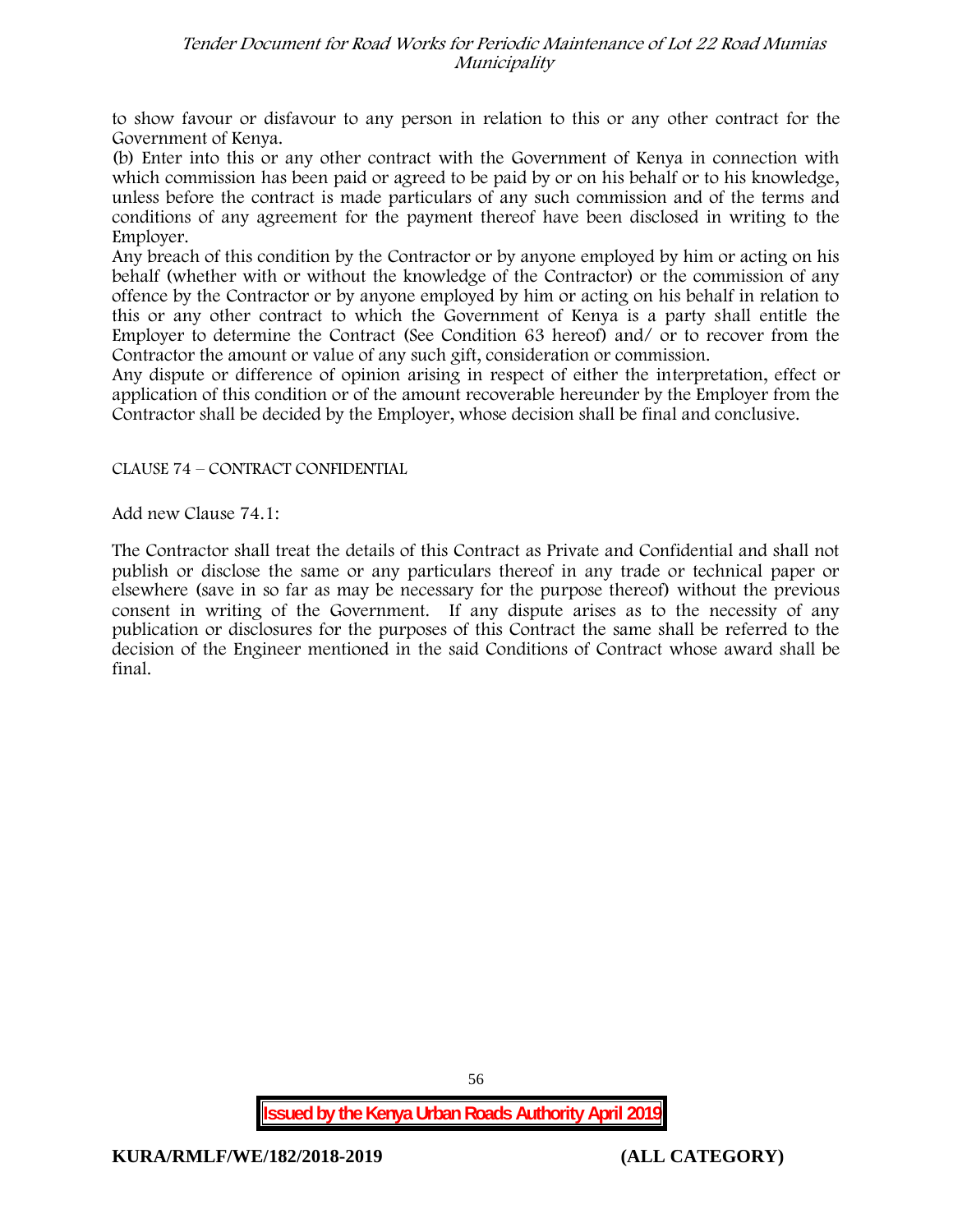to show favour or disfavour to any person in relation to this or any other contract for the Government of Kenya.

(b) Enter into this or any other contract with the Government of Kenya in connection with which commission has been paid or agreed to be paid by or on his behalf or to his knowledge, unless before the contract is made particulars of any such commission and of the terms and conditions of any agreement for the payment thereof have been disclosed in writing to the Employer.

Any breach of this condition by the Contractor or by anyone employed by him or acting on his behalf (whether with or without the knowledge of the Contractor) or the commission of any offence by the Contractor or by anyone employed by him or acting on his behalf in relation to this or any other contract to which the Government of Kenya is a party shall entitle the Employer to determine the Contract (See Condition 63 hereof) and/ or to recover from the Contractor the amount or value of any such gift, consideration or commission.

Any dispute or difference of opinion arising in respect of either the interpretation, effect or application of this condition or of the amount recoverable hereunder by the Employer from the Contractor shall be decided by the Employer, whose decision shall be final and conclusive.

CLAUSE 74 – CONTRACT CONFIDENTIAL

Add new Clause 74.1:

The Contractor shall treat the details of this Contract as Private and Confidential and shall not publish or disclose the same or any particulars thereof in any trade or technical paper or elsewhere (save in so far as may be necessary for the purpose thereof) without the previous consent in writing of the Government. If any dispute arises as to the necessity of any publication or disclosures for the purposes of this Contract the same shall be referred to the decision of the Engineer mentioned in the said Conditions of Contract whose award shall be final.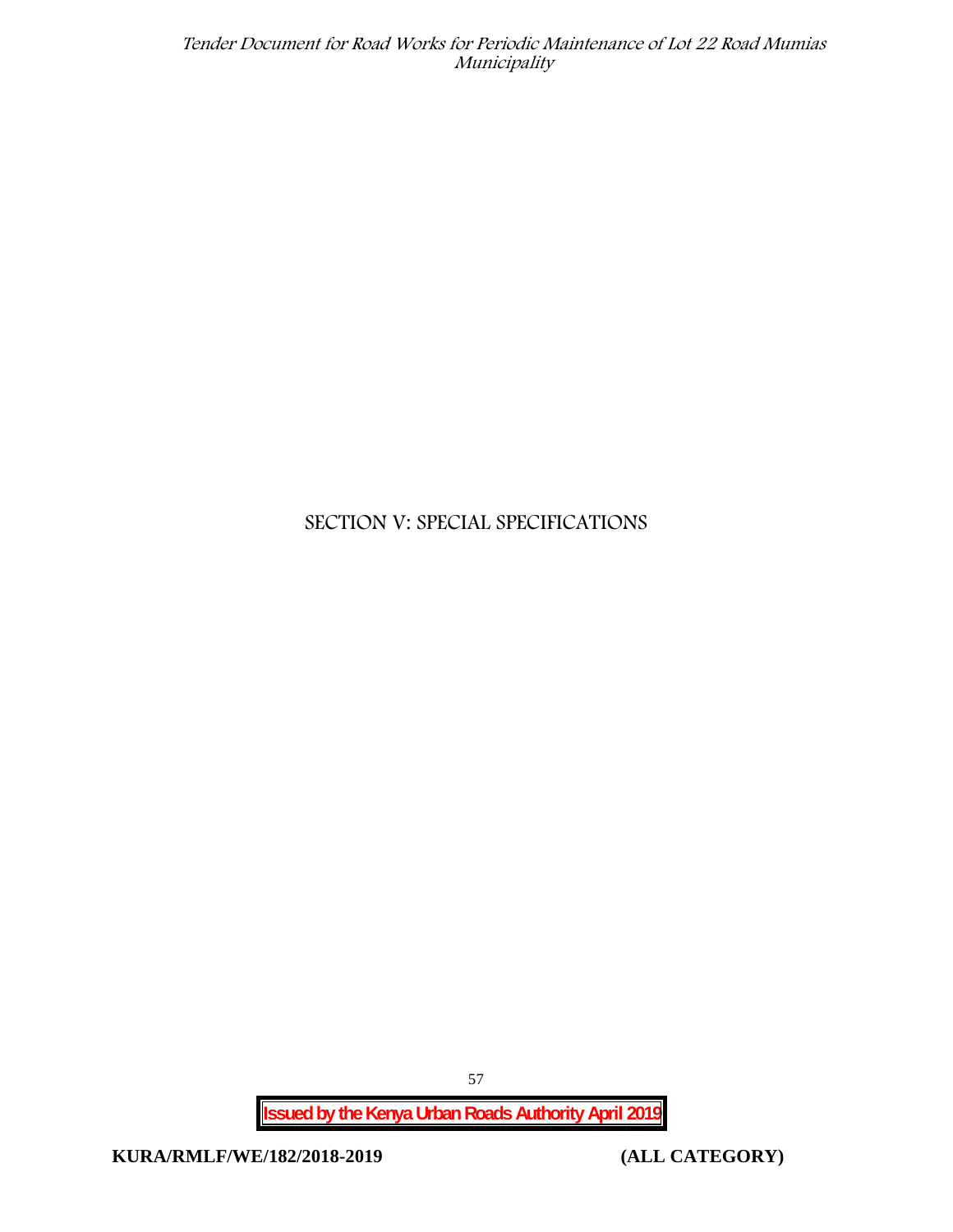# SECTION V: SPECIAL SPECIFICATIONS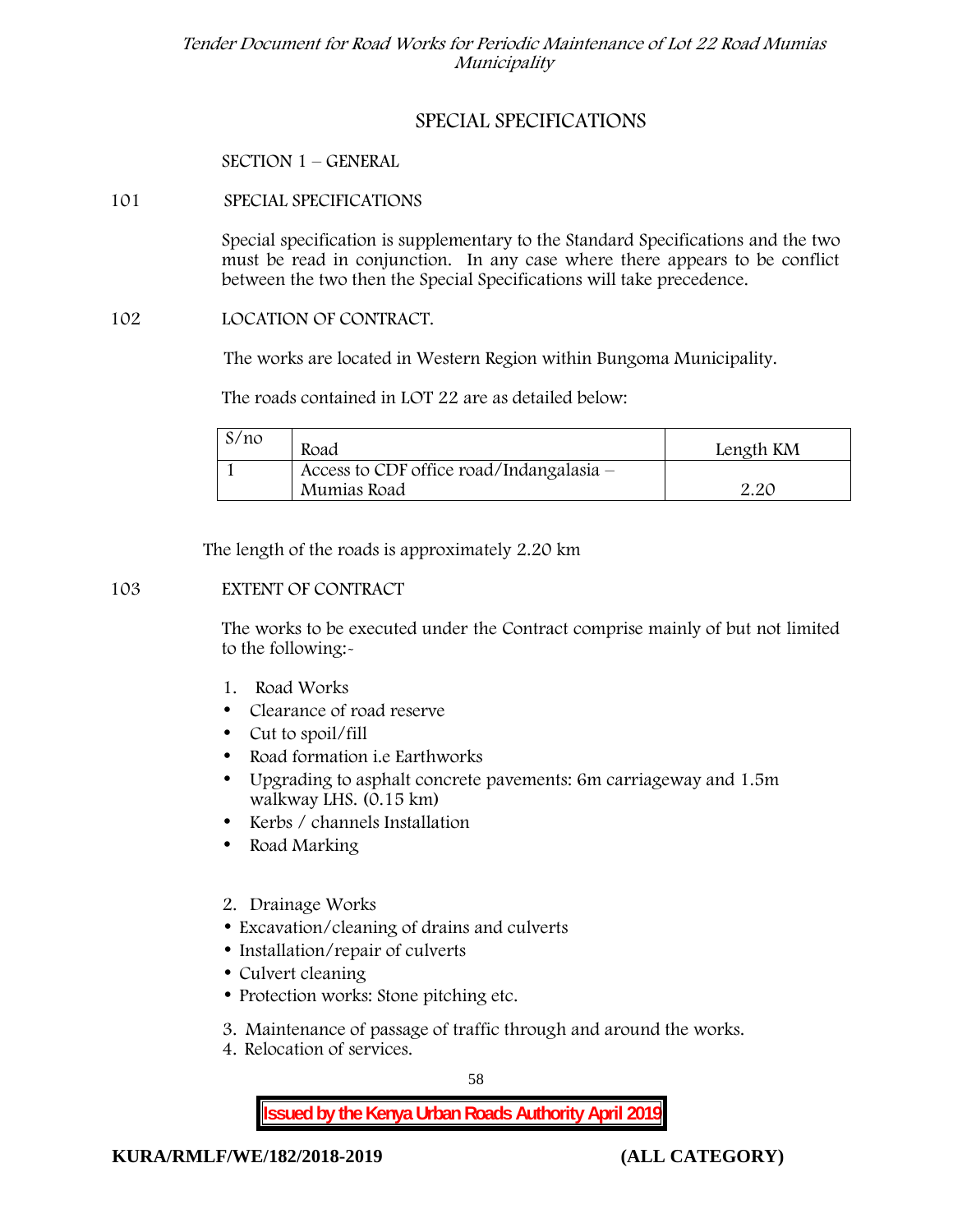## SPECIAL SPECIFICATIONS

### SECTION 1 – GENERAL

### 101 SPECIAL SPECIFICATIONS

Special specification is supplementary to the Standard Specifications and the two must be read in conjunction. In any case where there appears to be conflict between the two then the Special Specifications will take precedence.

### 102 LOCATION OF CONTRACT.

The works are located in Western Region within Bungoma Municipality.

The roads contained in LOT 22 are as detailed below:

| S/no | Road | Length KM |
|---|---|---|
| 1 | Access to CDF office road/Indangalasia – Mumias Road | 2.20 |

The length of the roads is approximately 2.20 km

### 103 EXTENT OF CONTRACT

The works to be executed under the Contract comprise mainly of but not limited to the following:-

1. Road Works
   - Clearance of road reserve
   - Cut to spoil/fill
   - Road formation i.e Earthworks
   - Upgrading to asphalt concrete pavements: 6m carriageway and 1.5m walkway LHS. (0.15 km)
   - Kerbs / channels Installation
   - Road Marking
2. Drainage Works
   - Excavation/cleaning of drains and culverts
   - Installation/repair of culverts
   - Culvert cleaning
   - Protection works: Stone pitching etc.
3. Maintenance of passage of traffic through and around the works.
4. Relocation of services.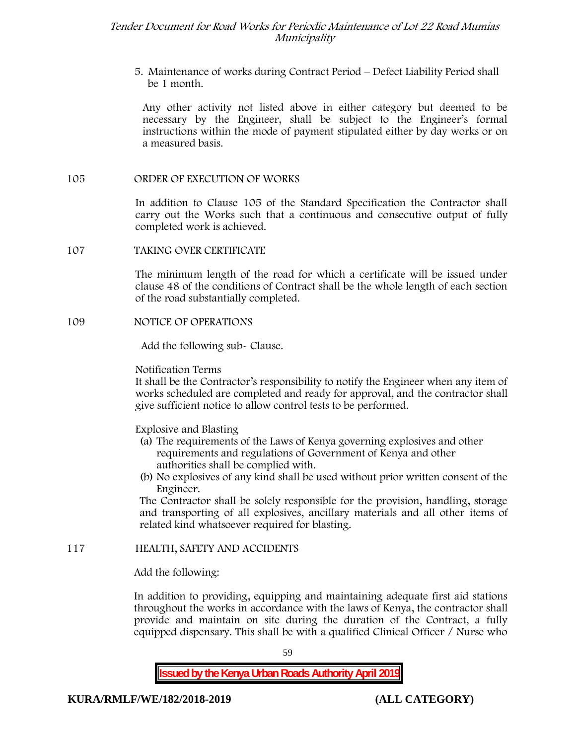5. Maintenance of works during Contract Period – Defect Liability Period shall be 1 month.

Any other activity not listed above in either category but deemed to be necessary by the Engineer, shall be subject to the Engineer's formal instructions within the mode of payment stipulated either by day works or on a measured basis.

## 105 ORDER OF EXECUTION OF WORKS

In addition to Clause 105 of the Standard Specification the Contractor shall carry out the Works such that a continuous and consecutive output of fully completed work is achieved.

## 107 TAKING OVER CERTIFICATE

The minimum length of the road for which a certificate will be issued under clause 48 of the conditions of Contract shall be the whole length of each section of the road substantially completed.

## 109 NOTICE OF OPERATIONS

Add the following sub- Clause.

Notification Terms

It shall be the Contractor's responsibility to notify the Engineer when any item of works scheduled are completed and ready for approval, and the contractor shall give sufficient notice to allow control tests to be performed.

Explosive and Blasting

(a) The requirements of the Laws of Kenya governing explosives and other requirements and regulations of Government of Kenya and other authorities shall be complied with.

(b) No explosives of any kind shall be used without prior written consent of the Engineer.

The Contractor shall be solely responsible for the provision, handling, storage and transporting of all explosives, ancillary materials and all other items of related kind whatsoever required for blasting.

## 117 HEALTH, SAFETY AND ACCIDENTS

Add the following:

In addition to providing, equipping and maintaining adequate first aid stations throughout the works in accordance with the laws of Kenya, the contractor shall provide and maintain on site during the duration of the Contract, a fully equipped dispensary. This shall be with a qualified Clinical Officer / Nurse who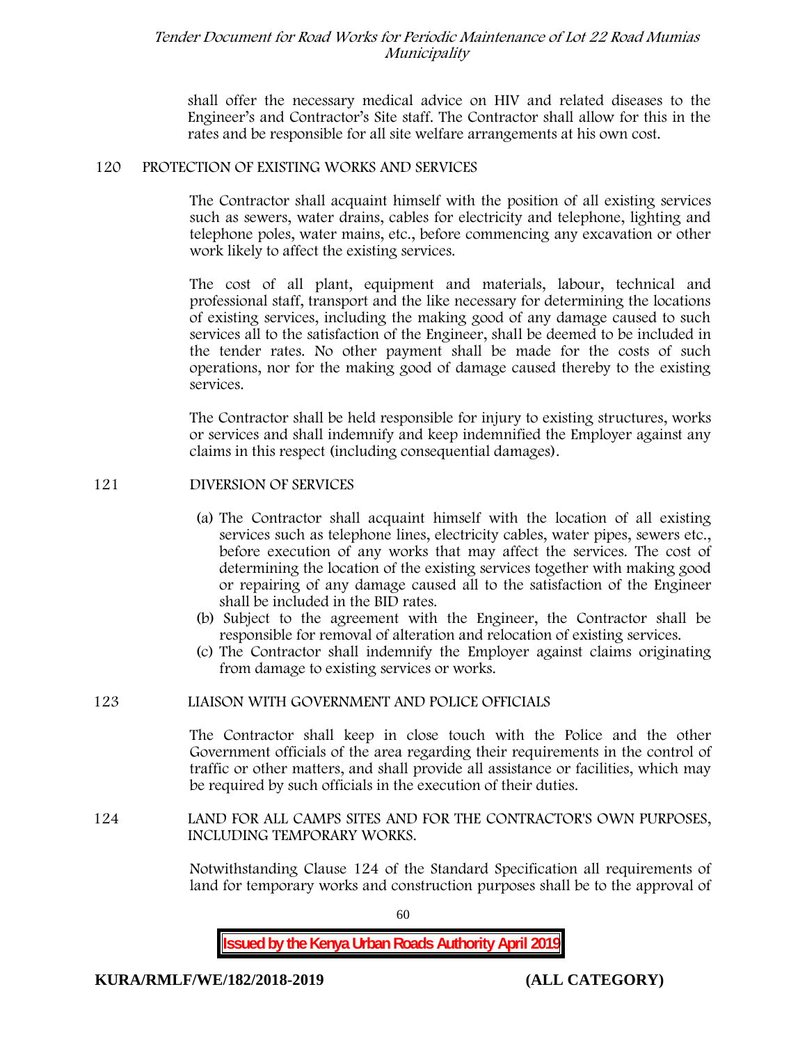shall offer the necessary medical advice on HIV and related diseases to the Engineer's and Contractor's Site staff. The Contractor shall allow for this in the rates and be responsible for all site welfare arrangements at his own cost.

## 120 PROTECTION OF EXISTING WORKS AND SERVICES

The Contractor shall acquaint himself with the position of all existing services such as sewers, water drains, cables for electricity and telephone, lighting and telephone poles, water mains, etc., before commencing any excavation or other work likely to affect the existing services.

The cost of all plant, equipment and materials, labour, technical and professional staff, transport and the like necessary for determining the locations of existing services, including the making good of any damage caused to such services all to the satisfaction of the Engineer, shall be deemed to be included in the tender rates. No other payment shall be made for the costs of such operations, nor for the making good of damage caused thereby to the existing services.

The Contractor shall be held responsible for injury to existing structures, works or services and shall indemnify and keep indemnified the Employer against any claims in this respect (including consequential damages).

## 121 DIVERSION OF SERVICES

(a) The Contractor shall acquaint himself with the location of all existing services such as telephone lines, electricity cables, water pipes, sewers etc., before execution of any works that may affect the services. The cost of determining the location of the existing services together with making good or repairing of any damage caused all to the satisfaction of the Engineer shall be included in the BID rates.

(b) Subject to the agreement with the Engineer, the Contractor shall be responsible for removal of alteration and relocation of existing services.

(c) The Contractor shall indemnify the Employer against claims originating from damage to existing services or works.

## 123 LIAISON WITH GOVERNMENT AND POLICE OFFICIALS

The Contractor shall keep in close touch with the Police and the other Government officials of the area regarding their requirements in the control of traffic or other matters, and shall provide all assistance or facilities, which may be required by such officials in the execution of their duties.

## 124 LAND FOR ALL CAMPS SITES AND FOR THE CONTRACTOR'S OWN PURPOSES, INCLUDING TEMPORARY WORKS.

Notwithstanding Clause 124 of the Standard Specification all requirements of land for temporary works and construction purposes shall be to the approval of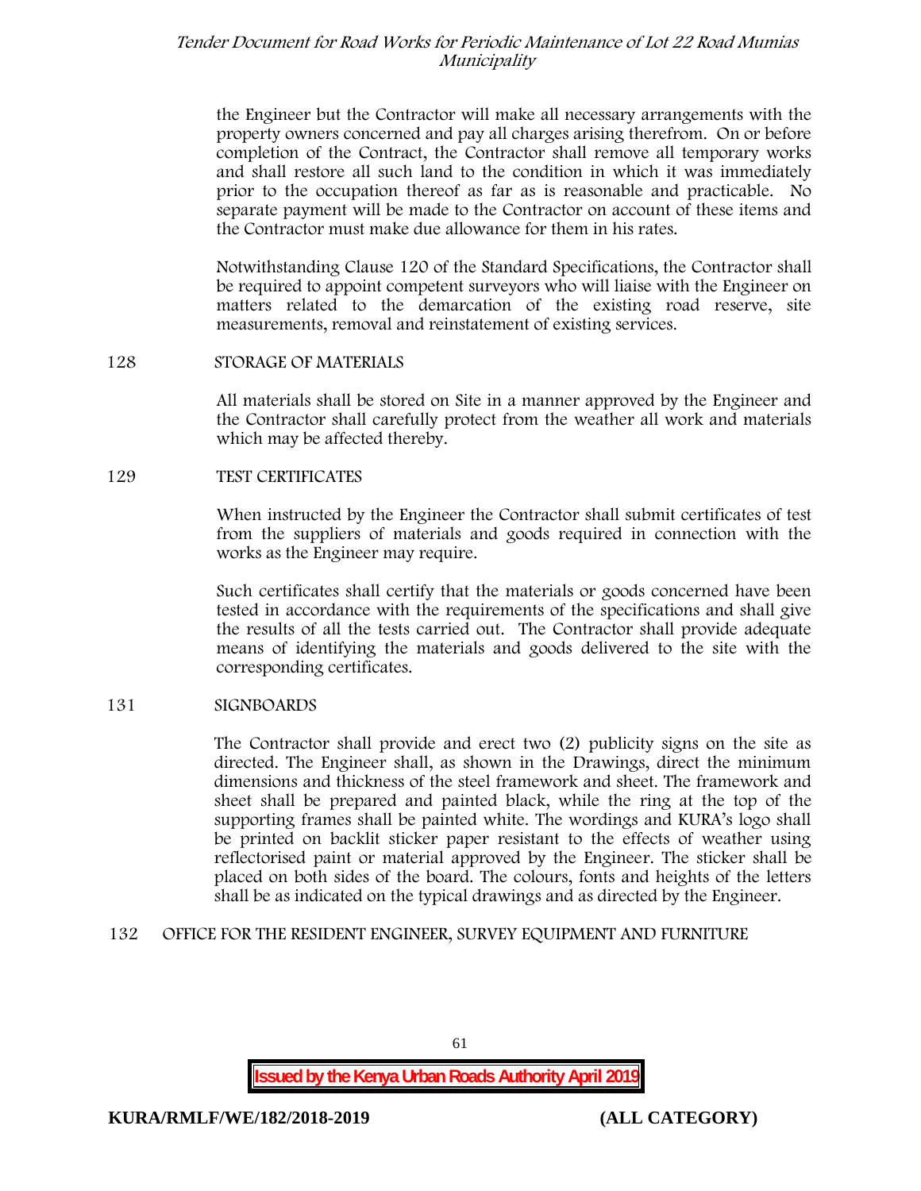the Engineer but the Contractor will make all necessary arrangements with the property owners concerned and pay all charges arising therefrom. On or before completion of the Contract, the Contractor shall remove all temporary works and shall restore all such land to the condition in which it was immediately prior to the occupation thereof as far as is reasonable and practicable. No separate payment will be made to the Contractor on account of these items and the Contractor must make due allowance for them in his rates.

Notwithstanding Clause 120 of the Standard Specifications, the Contractor shall be required to appoint competent surveyors who will liaise with the Engineer on matters related to the demarcation of the existing road reserve, site measurements, removal and reinstatement of existing services.

## 128 STORAGE OF MATERIALS

All materials shall be stored on Site in a manner approved by the Engineer and the Contractor shall carefully protect from the weather all work and materials which may be affected thereby.

## 129 TEST CERTIFICATES

When instructed by the Engineer the Contractor shall submit certificates of test from the suppliers of materials and goods required in connection with the works as the Engineer may require.

Such certificates shall certify that the materials or goods concerned have been tested in accordance with the requirements of the specifications and shall give the results of all the tests carried out. The Contractor shall provide adequate means of identifying the materials and goods delivered to the site with the corresponding certificates.

## 131 SIGNBOARDS

The Contractor shall provide and erect two (2) publicity signs on the site as directed. The Engineer shall, as shown in the Drawings, direct the minimum dimensions and thickness of the steel framework and sheet. The framework and sheet shall be prepared and painted black, while the ring at the top of the supporting frames shall be painted white. The wordings and KURA's logo shall be printed on backlit sticker paper resistant to the effects of weather using reflectorised paint or material approved by the Engineer. The sticker shall be placed on both sides of the board. The colours, fonts and heights of the letters shall be as indicated on the typical drawings and as directed by the Engineer.

## 132 OFFICE FOR THE RESIDENT ENGINEER, SURVEY EQUIPMENT AND FURNITURE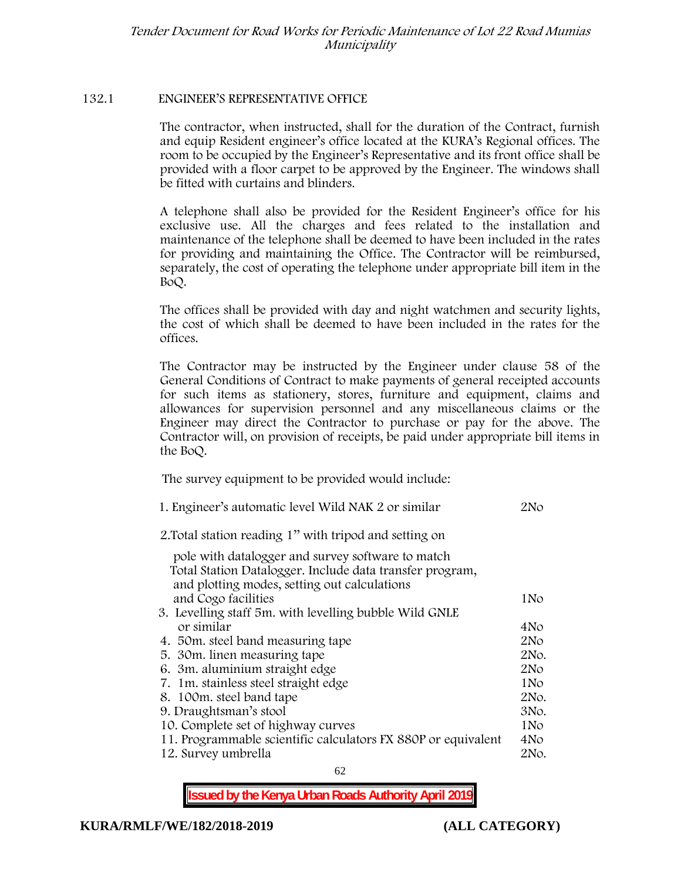### 132.1 ENGINEER'S REPRESENTATIVE OFFICE

The contractor, when instructed, shall for the duration of the Contract, furnish and equip Resident engineer's office located at the KURA's Regional offices. The room to be occupied by the Engineer's Representative and its front office shall be provided with a floor carpet to be approved by the Engineer. The windows shall be fitted with curtains and blinders.

A telephone shall also be provided for the Resident Engineer's office for his exclusive use. All the charges and fees related to the installation and maintenance of the telephone shall be deemed to have been included in the rates for providing and maintaining the Office. The Contractor will be reimbursed, separately, the cost of operating the telephone under appropriate bill item in the BoQ.

The offices shall be provided with day and night watchmen and security lights, the cost of which shall be deemed to have been included in the rates for the offices.

The Contractor may be instructed by the Engineer under clause 58 of the General Conditions of Contract to make payments of general receipted accounts for such items as stationery, stores, furniture and equipment, claims and allowances for supervision personnel and any miscellaneous claims or the Engineer may direct the Contractor to purchase or pay for the above. The Contractor will, on provision of receipts, be paid under appropriate bill items in the BoQ.

The survey equipment to be provided would include:

| | |
|---|---|
| 1. Engineer's automatic level Wild NAK 2 or similar | 2No |
| 2. Total station reading 1" with tripod and setting on pole with datalogger and survey software to match Total Station Datalogger. Include data transfer program, and plotting modes, setting out calculations and Cogo facilities | 1No |
| 3. Levelling staff 5m. with levelling bubble Wild GNLE or similar | 4No |
| 4. 50m. steel band measuring tape | 2No |
| 5. 30m. linen measuring tape | 2No. |
| 6. 3m. aluminium straight edge | 2No |
| 7. 1m. stainless steel straight edge | 1No |
| 8. 100m. steel band tape | 2No. |
| 9. Draughtsman's stool | 3No. |
| 10. Complete set of highway curves | 1No |
| 11. Programmable scientific calculators FX 880P or equivalent | 4No |
| 12. Survey umbrella | 2No. |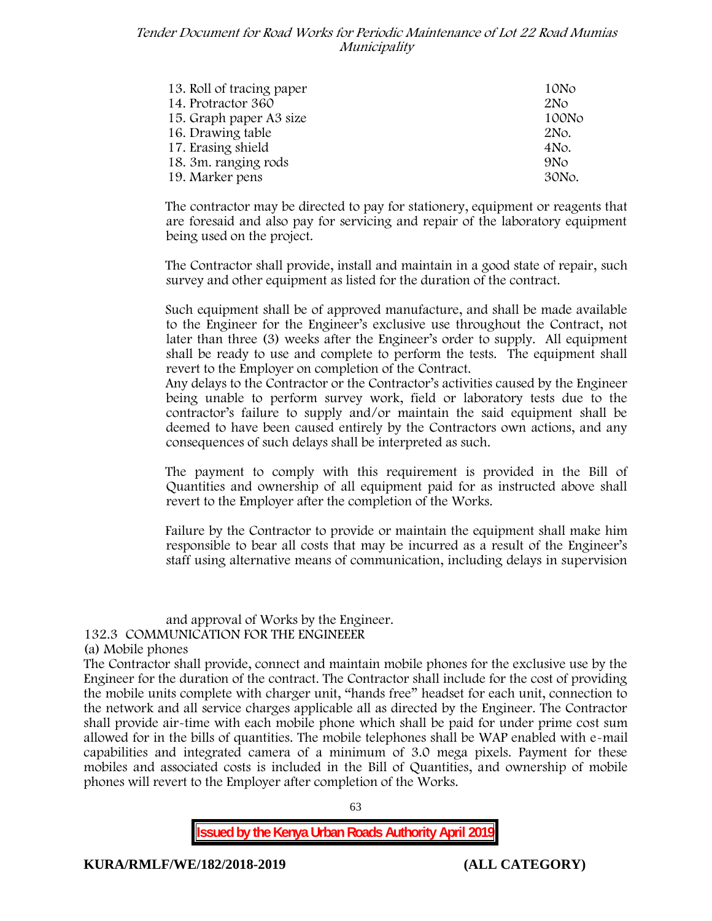| | |
|---|---|
| 13. Roll of tracing paper | 10No |
| 14. Protractor 360 | 2No |
| 15. Graph paper A3 size | 100No |
| 16. Drawing table | 2No. |
| 17. Erasing shield | 4No. |
| 18. 3m. ranging rods | 9No |
| 19. Marker pens | 30No. |

The contractor may be directed to pay for stationery, equipment or reagents that are foresaid and also pay for servicing and repair of the laboratory equipment being used on the project.

The Contractor shall provide, install and maintain in a good state of repair, such survey and other equipment as listed for the duration of the contract.

Such equipment shall be of approved manufacture, and shall be made available to the Engineer for the Engineer's exclusive use throughout the Contract, not later than three (3) weeks after the Engineer's order to supply. All equipment shall be ready to use and complete to perform the tests. The equipment shall revert to the Employer on completion of the Contract.
Any delays to the Contractor or the Contractor's activities caused by the Engineer being unable to perform survey work, field or laboratory tests due to the contractor's failure to supply and/or maintain the said equipment shall be deemed to have been caused entirely by the Contractors own actions, and any consequences of such delays shall be interpreted as such.

The payment to comply with this requirement is provided in the Bill of Quantities and ownership of all equipment paid for as instructed above shall revert to the Employer after the completion of the Works.

Failure by the Contractor to provide or maintain the equipment shall make him responsible to bear all costs that may be incurred as a result of the Engineer's staff using alternative means of communication, including delays in supervision and approval of Works by the Engineer.

132.3 COMMUNICATION FOR THE ENGINEEER

(a) Mobile phones

The Contractor shall provide, connect and maintain mobile phones for the exclusive use by the Engineer for the duration of the contract. The Contractor shall include for the cost of providing the mobile units complete with charger unit, "hands free" headset for each unit, connection to the network and all service charges applicable all as directed by the Engineer. The Contractor shall provide air-time with each mobile phone which shall be paid for under prime cost sum allowed for in the bills of quantities. The mobile telephones shall be WAP enabled with e-mail capabilities and integrated camera of a minimum of 3.0 mega pixels. Payment for these mobiles and associated costs is included in the Bill of Quantities, and ownership of mobile phones will revert to the Employer after completion of the Works.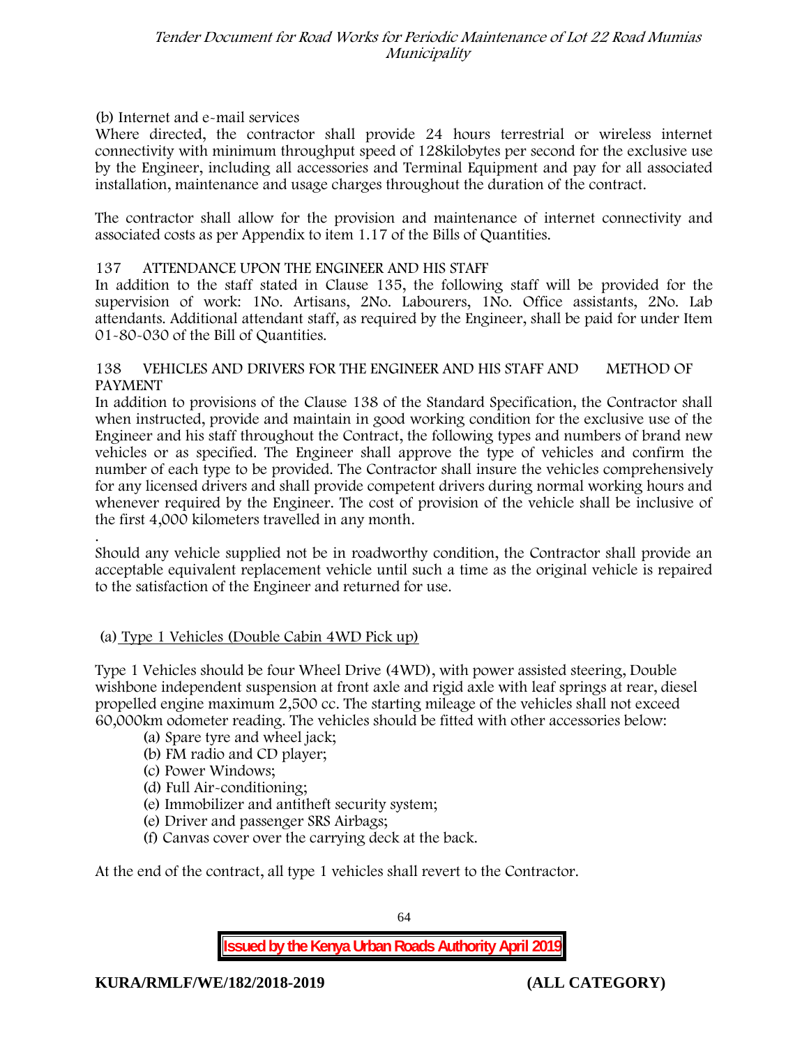(b) Internet and e-mail services

Where directed, the contractor shall provide 24 hours terrestrial or wireless internet connectivity with minimum throughput speed of 128kilobytes per second for the exclusive use by the Engineer, including all accessories and Terminal Equipment and pay for all associated installation, maintenance and usage charges throughout the duration of the contract.

The contractor shall allow for the provision and maintenance of internet connectivity and associated costs as per Appendix to item 1.17 of the Bills of Quantities.

## 137 ATTENDANCE UPON THE ENGINEER AND HIS STAFF

In addition to the staff stated in Clause 135, the following staff will be provided for the supervision of work: 1No. Artisans, 2No. Labourers, 1No. Office assistants, 2No. Lab attendants. Additional attendant staff, as required by the Engineer, shall be paid for under Item 01-80-030 of the Bill of Quantities.

## 138 VEHICLES AND DRIVERS FOR THE ENGINEER AND HIS STAFF AND METHOD OF PAYMENT

In addition to provisions of the Clause 138 of the Standard Specification, the Contractor shall when instructed, provide and maintain in good working condition for the exclusive use of the Engineer and his staff throughout the Contract, the following types and numbers of brand new vehicles or as specified. The Engineer shall approve the type of vehicles and confirm the number of each type to be provided. The Contractor shall insure the vehicles comprehensively for any licensed drivers and shall provide competent drivers during normal working hours and whenever required by the Engineer. The cost of provision of the vehicle shall be inclusive of the first 4,000 kilometers travelled in any month.

.

Should any vehicle supplied not be in roadworthy condition, the Contractor shall provide an acceptable equivalent replacement vehicle until such a time as the original vehicle is repaired to the satisfaction of the Engineer and returned for use.

(a) Type 1 Vehicles (Double Cabin 4WD Pick up)

Type 1 Vehicles should be four Wheel Drive (4WD), with power assisted steering, Double wishbone independent suspension at front axle and rigid axle with leaf springs at rear, diesel propelled engine maximum 2,500 cc. The starting mileage of the vehicles shall not exceed 60,000km odometer reading. The vehicles should be fitted with other accessories below:

- (a) Spare tyre and wheel jack;
- (b) FM radio and CD player;
- (c) Power Windows;
- (d) Full Air-conditioning;
- (e) Immobilizer and antitheft security system;
- (e) Driver and passenger SRS Airbags;
- (f) Canvas cover over the carrying deck at the back.

At the end of the contract, all type 1 vehicles shall revert to the Contractor.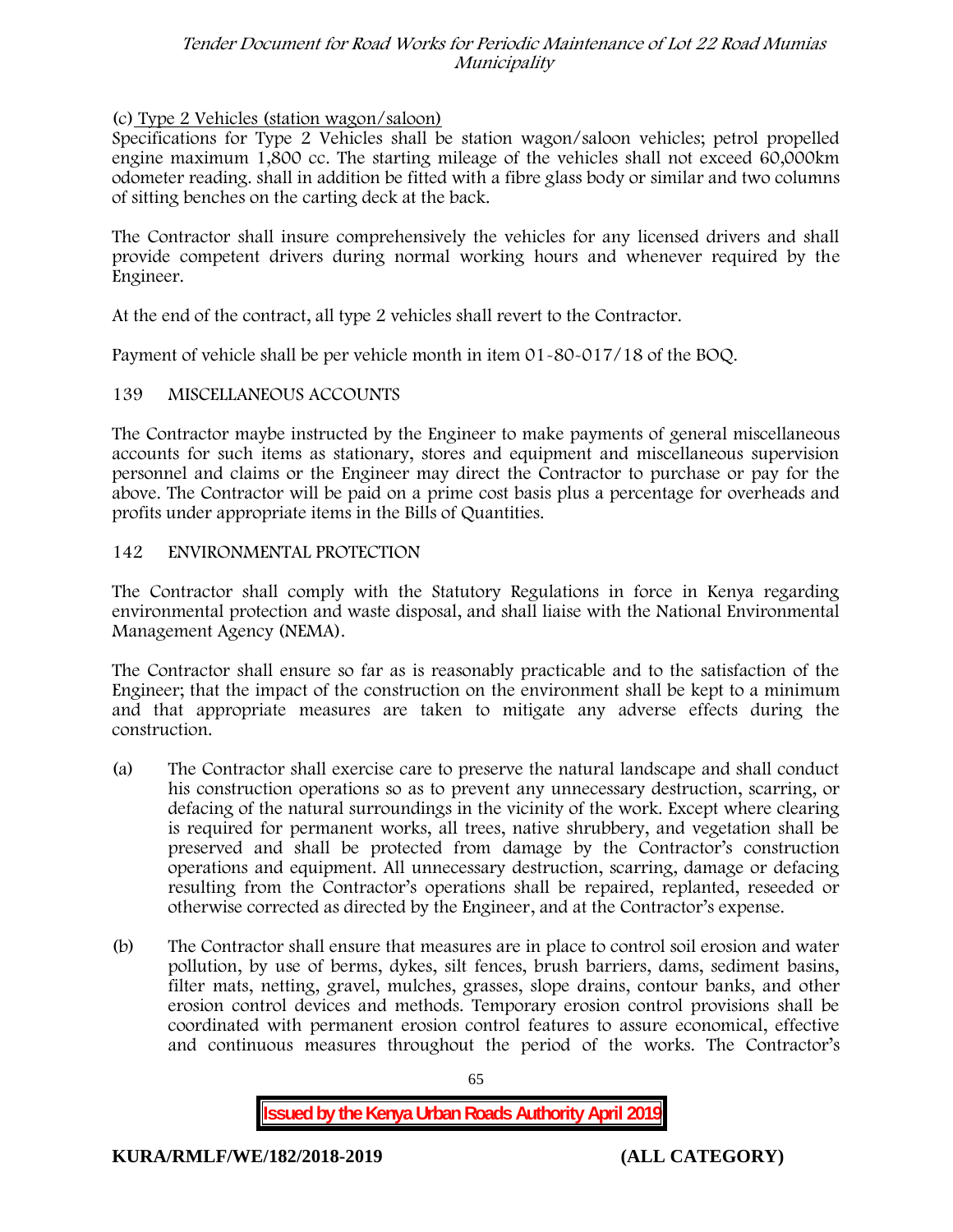(c) Type 2 Vehicles (station wagon/saloon)

Specifications for Type 2 Vehicles shall be station wagon/saloon vehicles; petrol propelled engine maximum 1,800 cc. The starting mileage of the vehicles shall not exceed 60,000km odometer reading. shall in addition be fitted with a fibre glass body or similar and two columns of sitting benches on the carting deck at the back.

The Contractor shall insure comprehensively the vehicles for any licensed drivers and shall provide competent drivers during normal working hours and whenever required by the Engineer.

At the end of the contract, all type 2 vehicles shall revert to the Contractor.

Payment of vehicle shall be per vehicle month in item 01-80-017/18 of the BOQ.

## 139 MISCELLANEOUS ACCOUNTS

The Contractor maybe instructed by the Engineer to make payments of general miscellaneous accounts for such items as stationary, stores and equipment and miscellaneous supervision personnel and claims or the Engineer may direct the Contractor to purchase or pay for the above. The Contractor will be paid on a prime cost basis plus a percentage for overheads and profits under appropriate items in the Bills of Quantities.

## 142 ENVIRONMENTAL PROTECTION

The Contractor shall comply with the Statutory Regulations in force in Kenya regarding environmental protection and waste disposal, and shall liaise with the National Environmental Management Agency (NEMA).

The Contractor shall ensure so far as is reasonably practicable and to the satisfaction of the Engineer; that the impact of the construction on the environment shall be kept to a minimum and that appropriate measures are taken to mitigate any adverse effects during the construction.

(a) The Contractor shall exercise care to preserve the natural landscape and shall conduct his construction operations so as to prevent any unnecessary destruction, scarring, or defacing of the natural surroundings in the vicinity of the work. Except where clearing is required for permanent works, all trees, native shrubbery, and vegetation shall be preserved and shall be protected from damage by the Contractor's construction operations and equipment. All unnecessary destruction, scarring, damage or defacing resulting from the Contractor's operations shall be repaired, replanted, reseeded or otherwise corrected as directed by the Engineer, and at the Contractor's expense.

(b) The Contractor shall ensure that measures are in place to control soil erosion and water pollution, by use of berms, dykes, silt fences, brush barriers, dams, sediment basins, filter mats, netting, gravel, mulches, grasses, slope drains, contour banks, and other erosion control devices and methods. Temporary erosion control provisions shall be coordinated with permanent erosion control features to assure economical, effective and continuous measures throughout the period of the works. The Contractor's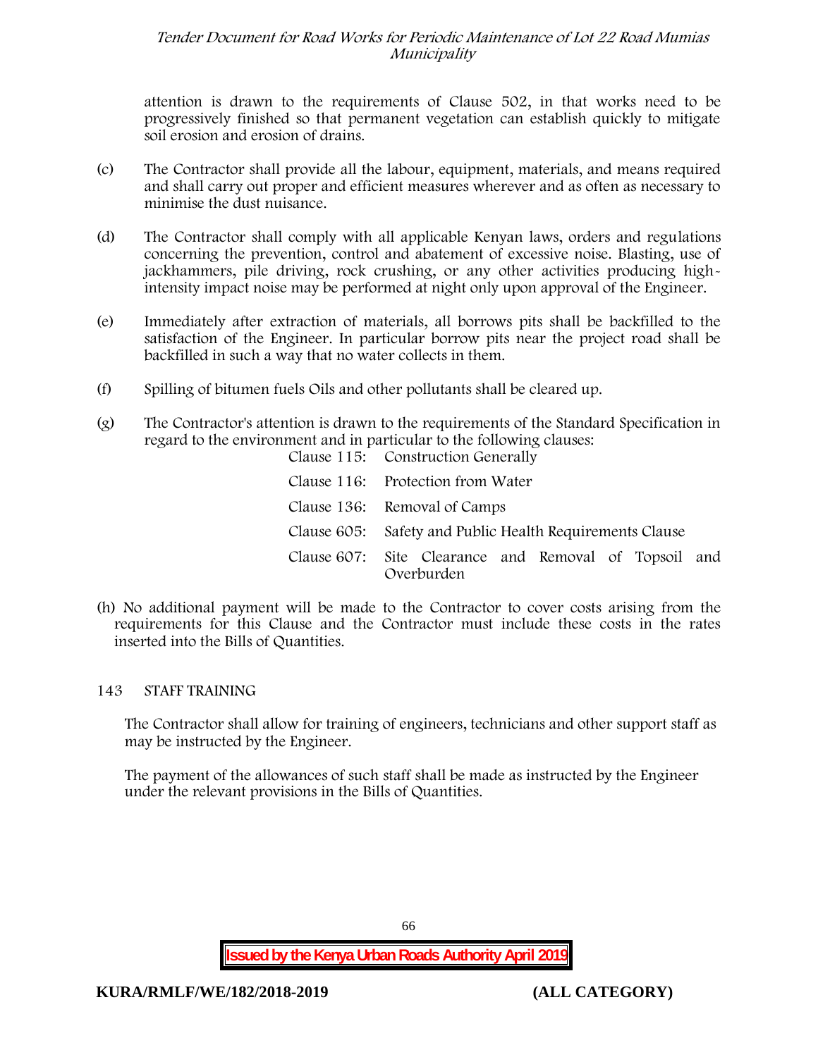attention is drawn to the requirements of Clause 502, in that works need to be progressively finished so that permanent vegetation can establish quickly to mitigate soil erosion and erosion of drains.

(c) The Contractor shall provide all the labour, equipment, materials, and means required and shall carry out proper and efficient measures wherever and as often as necessary to minimise the dust nuisance.

(d) The Contractor shall comply with all applicable Kenyan laws, orders and regulations concerning the prevention, control and abatement of excessive noise. Blasting, use of jackhammers, pile driving, rock crushing, or any other activities producing high-intensity impact noise may be performed at night only upon approval of the Engineer.

(e) Immediately after extraction of materials, all borrows pits shall be backfilled to the satisfaction of the Engineer. In particular borrow pits near the project road shall be backfilled in such a way that no water collects in them.

(f) Spilling of bitumen fuels Oils and other pollutants shall be cleared up.

(g) The Contractor's attention is drawn to the requirements of the Standard Specification in regard to the environment and in particular to the following clauses:

| | |
|---|---|
| Clause 115: | Construction Generally |
| Clause 116: | Protection from Water |
| Clause 136: | Removal of Camps |
| Clause 605: | Safety and Public Health Requirements Clause |
| Clause 607: | Site Clearance and Removal of Topsoil and Overburden |

(h) No additional payment will be made to the Contractor to cover costs arising from the requirements for this Clause and the Contractor must include these costs in the rates inserted into the Bills of Quantities.

## 143 STAFF TRAINING

The Contractor shall allow for training of engineers, technicians and other support staff as may be instructed by the Engineer.

The payment of the allowances of such staff shall be made as instructed by the Engineer under the relevant provisions in the Bills of Quantities.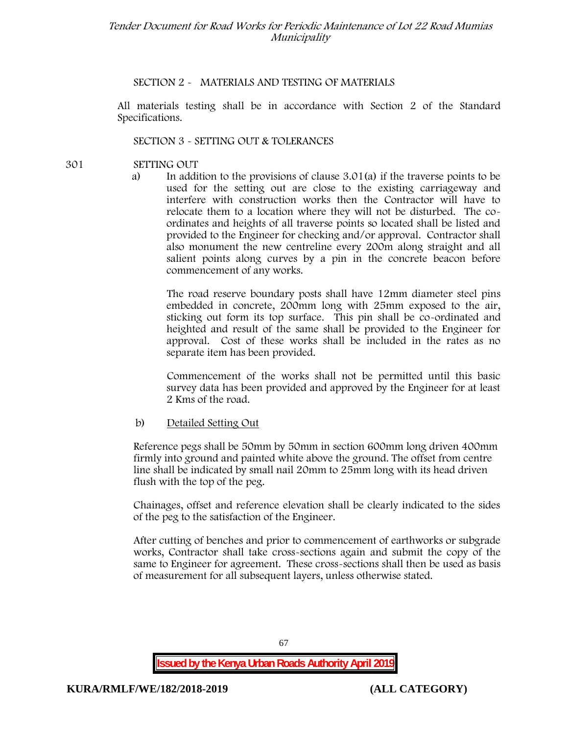SECTION 2 - MATERIALS AND TESTING OF MATERIALS

All materials testing shall be in accordance with Section 2 of the Standard Specifications.

SECTION 3 - SETTING OUT & TOLERANCES

301 SETTING OUT

a) In addition to the provisions of clause 3.01(a) if the traverse points to be used for the setting out are close to the existing carriageway and interfere with construction works then the Contractor will have to relocate them to a location where they will not be disturbed. The co-ordinates and heights of all traverse points so located shall be listed and provided to the Engineer for checking and/or approval. Contractor shall also monument the new centreline every 200m along straight and all salient points along curves by a pin in the concrete beacon before commencement of any works.

The road reserve boundary posts shall have 12mm diameter steel pins embedded in concrete, 200mm long with 25mm exposed to the air, sticking out form its top surface. This pin shall be co-ordinated and heighted and result of the same shall be provided to the Engineer for approval. Cost of these works shall be included in the rates as no separate item has been provided.

Commencement of the works shall not be permitted until this basic survey data has been provided and approved by the Engineer for at least 2 Kms of the road.

b) Detailed Setting Out

Reference pegs shall be 50mm by 50mm in section 600mm long driven 400mm firmly into ground and painted white above the ground. The offset from centre line shall be indicated by small nail 20mm to 25mm long with its head driven flush with the top of the peg.

Chainages, offset and reference elevation shall be clearly indicated to the sides of the peg to the satisfaction of the Engineer.

After cutting of benches and prior to commencement of earthworks or subgrade works, Contractor shall take cross-sections again and submit the copy of the same to Engineer for agreement. These cross-sections shall then be used as basis of measurement for all subsequent layers, unless otherwise stated.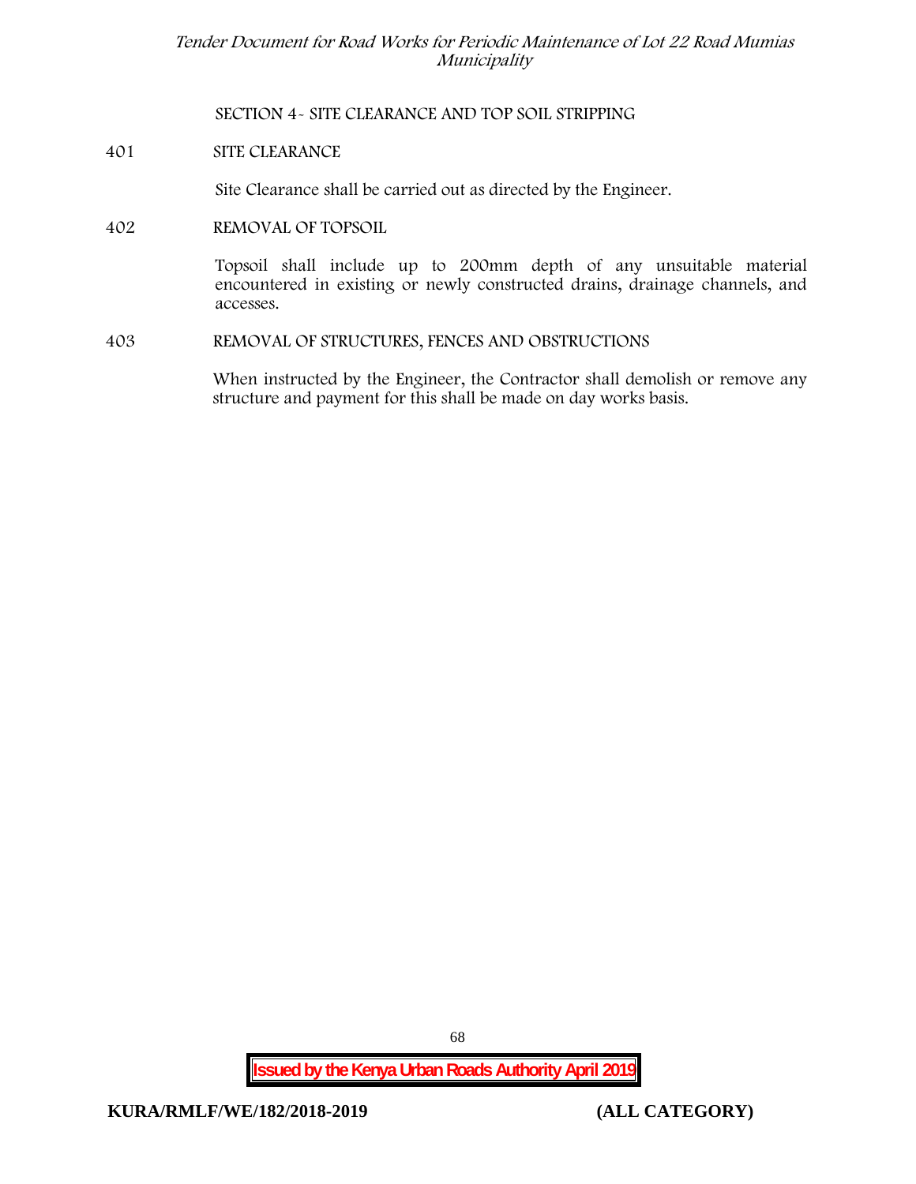## SECTION 4- SITE CLEARANCE AND TOP SOIL STRIPPING

### 401 SITE CLEARANCE

Site Clearance shall be carried out as directed by the Engineer.

### 402 REMOVAL OF TOPSOIL

Topsoil shall include up to 200mm depth of any unsuitable material encountered in existing or newly constructed drains, drainage channels, and accesses.

### 403 REMOVAL OF STRUCTURES, FENCES AND OBSTRUCTIONS

When instructed by the Engineer, the Contractor shall demolish or remove any structure and payment for this shall be made on day works basis.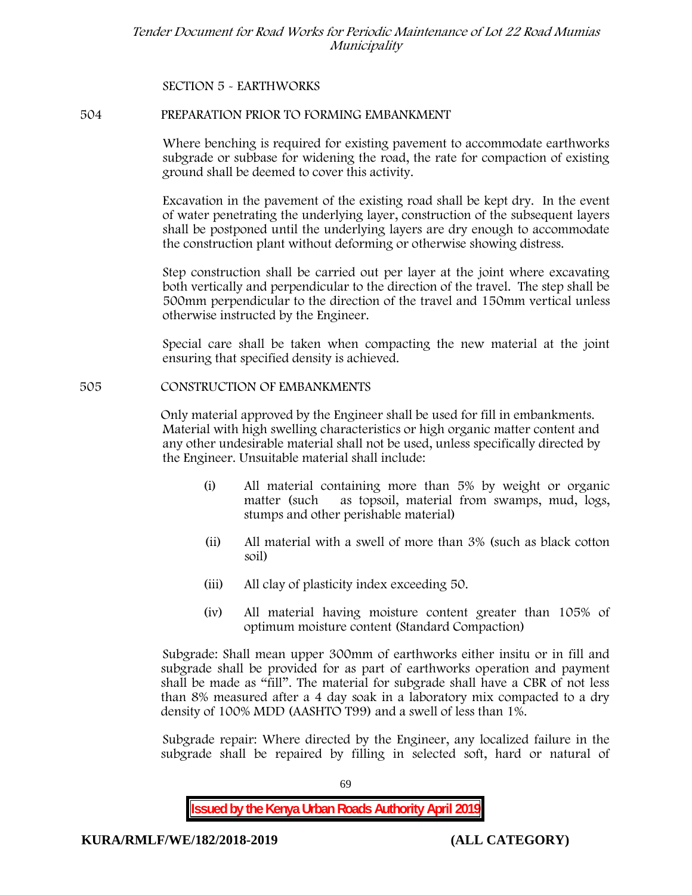SECTION 5 - EARTHWORKS

## 504 PREPARATION PRIOR TO FORMING EMBANKMENT

Where benching is required for existing pavement to accommodate earthworks subgrade or subbase for widening the road, the rate for compaction of existing ground shall be deemed to cover this activity.

Excavation in the pavement of the existing road shall be kept dry. In the event of water penetrating the underlying layer, construction of the subsequent layers shall be postponed until the underlying layers are dry enough to accommodate the construction plant without deforming or otherwise showing distress.

Step construction shall be carried out per layer at the joint where excavating both vertically and perpendicular to the direction of the travel. The step shall be 500mm perpendicular to the direction of the travel and 150mm vertical unless otherwise instructed by the Engineer.

Special care shall be taken when compacting the new material at the joint ensuring that specified density is achieved.

## 505 CONSTRUCTION OF EMBANKMENTS

Only material approved by the Engineer shall be used for fill in embankments. Material with high swelling characteristics or high organic matter content and any other undesirable material shall not be used, unless specifically directed by the Engineer. Unsuitable material shall include:

(i) All material containing more than 5% by weight or organic matter (such as topsoil, material from swamps, mud, logs, stumps and other perishable material)

(ii) All material with a swell of more than 3% (such as black cotton soil)

(iii) All clay of plasticity index exceeding 50.

(iv) All material having moisture content greater than 105% of optimum moisture content (Standard Compaction)

Subgrade: Shall mean upper 300mm of earthworks either insitu or in fill and subgrade shall be provided for as part of earthworks operation and payment shall be made as "fill". The material for subgrade shall have a CBR of not less than 8% measured after a 4 day soak in a laboratory mix compacted to a dry density of 100% MDD (AASHTO T99) and a swell of less than 1%.

Subgrade repair: Where directed by the Engineer, any localized failure in the subgrade shall be repaired by filling in selected soft, hard or natural of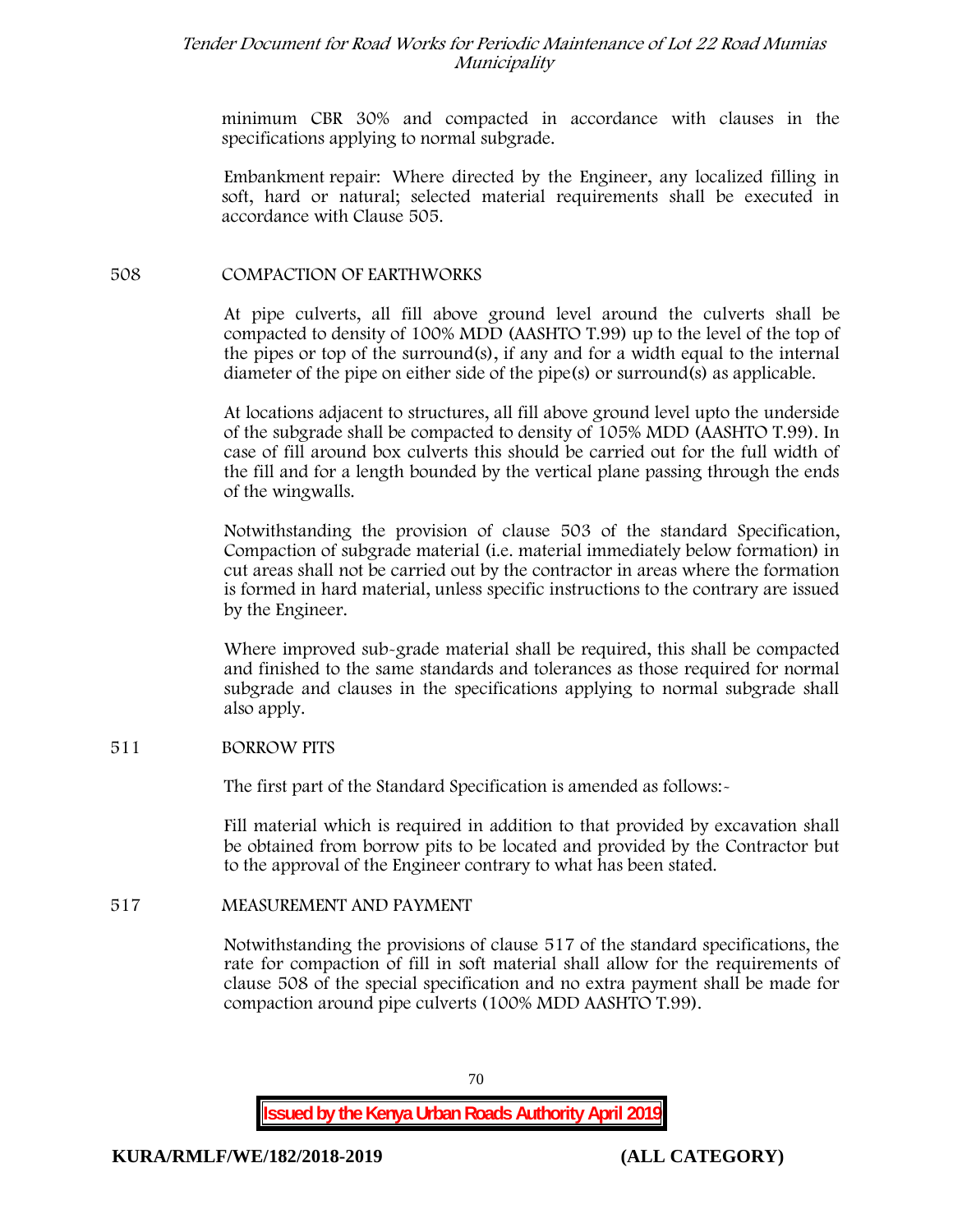minimum CBR 30% and compacted in accordance with clauses in the specifications applying to normal subgrade.

Embankment repair: Where directed by the Engineer, any localized filling in soft, hard or natural; selected material requirements shall be executed in accordance with Clause 505.

## 508 COMPACTION OF EARTHWORKS

At pipe culverts, all fill above ground level around the culverts shall be compacted to density of 100% MDD (AASHTO T.99) up to the level of the top of the pipes or top of the surround(s), if any and for a width equal to the internal diameter of the pipe on either side of the pipe(s) or surround(s) as applicable.

At locations adjacent to structures, all fill above ground level upto the underside of the subgrade shall be compacted to density of 105% MDD (AASHTO T.99). In case of fill around box culverts this should be carried out for the full width of the fill and for a length bounded by the vertical plane passing through the ends of the wingwalls.

Notwithstanding the provision of clause 503 of the standard Specification, Compaction of subgrade material (i.e. material immediately below formation) in cut areas shall not be carried out by the contractor in areas where the formation is formed in hard material, unless specific instructions to the contrary are issued by the Engineer.

Where improved sub-grade material shall be required, this shall be compacted and finished to the same standards and tolerances as those required for normal subgrade and clauses in the specifications applying to normal subgrade shall also apply.

## 511 BORROW PITS

The first part of the Standard Specification is amended as follows:-

Fill material which is required in addition to that provided by excavation shall be obtained from borrow pits to be located and provided by the Contractor but to the approval of the Engineer contrary to what has been stated.

## 517 MEASUREMENT AND PAYMENT

Notwithstanding the provisions of clause 517 of the standard specifications, the rate for compaction of fill in soft material shall allow for the requirements of clause 508 of the special specification and no extra payment shall be made for compaction around pipe culverts (100% MDD AASHTO T.99).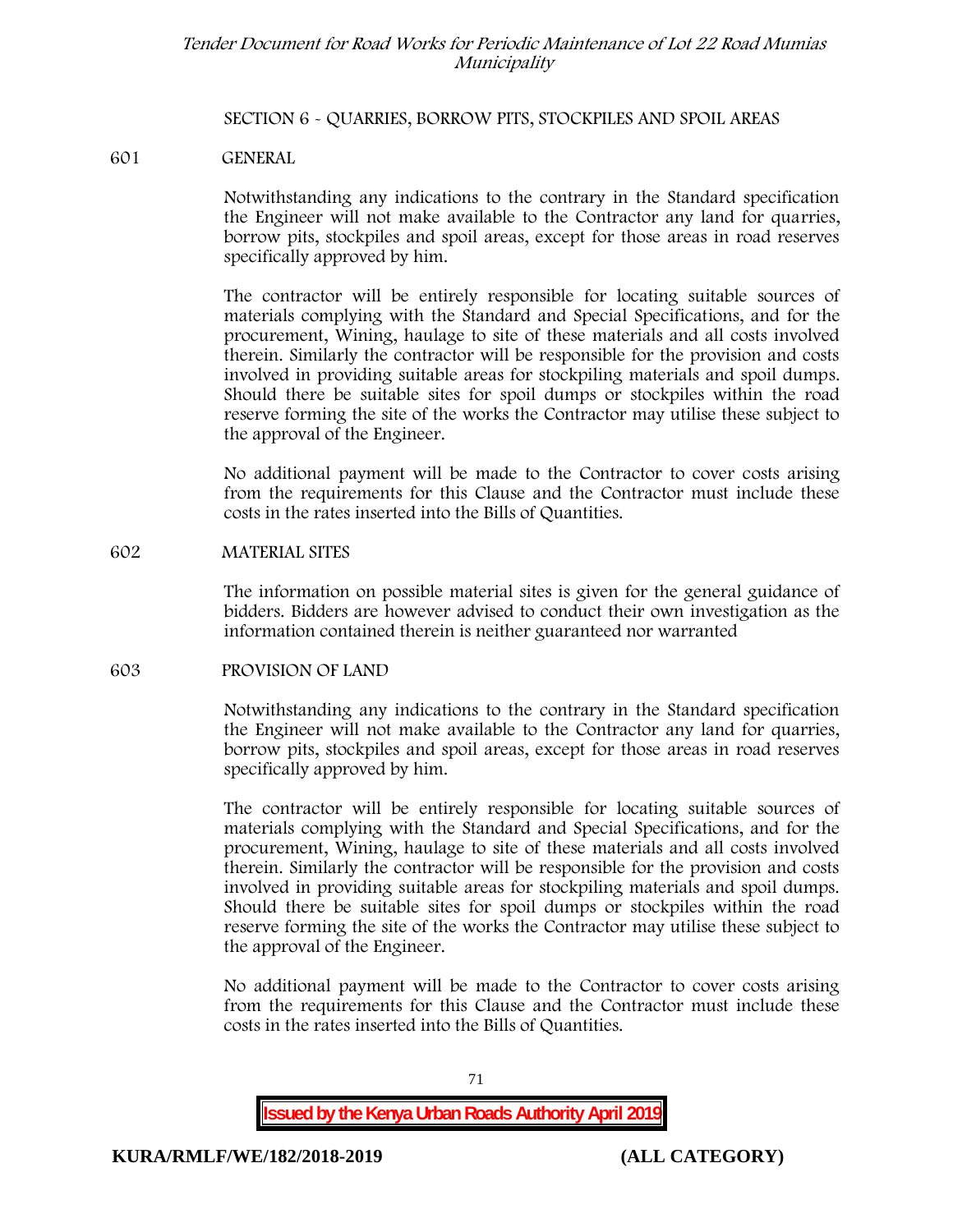## SECTION 6 - QUARRIES, BORROW PITS, STOCKPILES AND SPOIL AREAS

### 601 GENERAL

Notwithstanding any indications to the contrary in the Standard specification the Engineer will not make available to the Contractor any land for quarries, borrow pits, stockpiles and spoil areas, except for those areas in road reserves specifically approved by him.

The contractor will be entirely responsible for locating suitable sources of materials complying with the Standard and Special Specifications, and for the procurement, Wining, haulage to site of these materials and all costs involved therein. Similarly the contractor will be responsible for the provision and costs involved in providing suitable areas for stockpiling materials and spoil dumps. Should there be suitable sites for spoil dumps or stockpiles within the road reserve forming the site of the works the Contractor may utilise these subject to the approval of the Engineer.

No additional payment will be made to the Contractor to cover costs arising from the requirements for this Clause and the Contractor must include these costs in the rates inserted into the Bills of Quantities.

### 602 MATERIAL SITES

The information on possible material sites is given for the general guidance of bidders. Bidders are however advised to conduct their own investigation as the information contained therein is neither guaranteed nor warranted

### 603 PROVISION OF LAND

Notwithstanding any indications to the contrary in the Standard specification the Engineer will not make available to the Contractor any land for quarries, borrow pits, stockpiles and spoil areas, except for those areas in road reserves specifically approved by him.

The contractor will be entirely responsible for locating suitable sources of materials complying with the Standard and Special Specifications, and for the procurement, Wining, haulage to site of these materials and all costs involved therein. Similarly the contractor will be responsible for the provision and costs involved in providing suitable areas for stockpiling materials and spoil dumps. Should there be suitable sites for spoil dumps or stockpiles within the road reserve forming the site of the works the Contractor may utilise these subject to the approval of the Engineer.

No additional payment will be made to the Contractor to cover costs arising from the requirements for this Clause and the Contractor must include these costs in the rates inserted into the Bills of Quantities.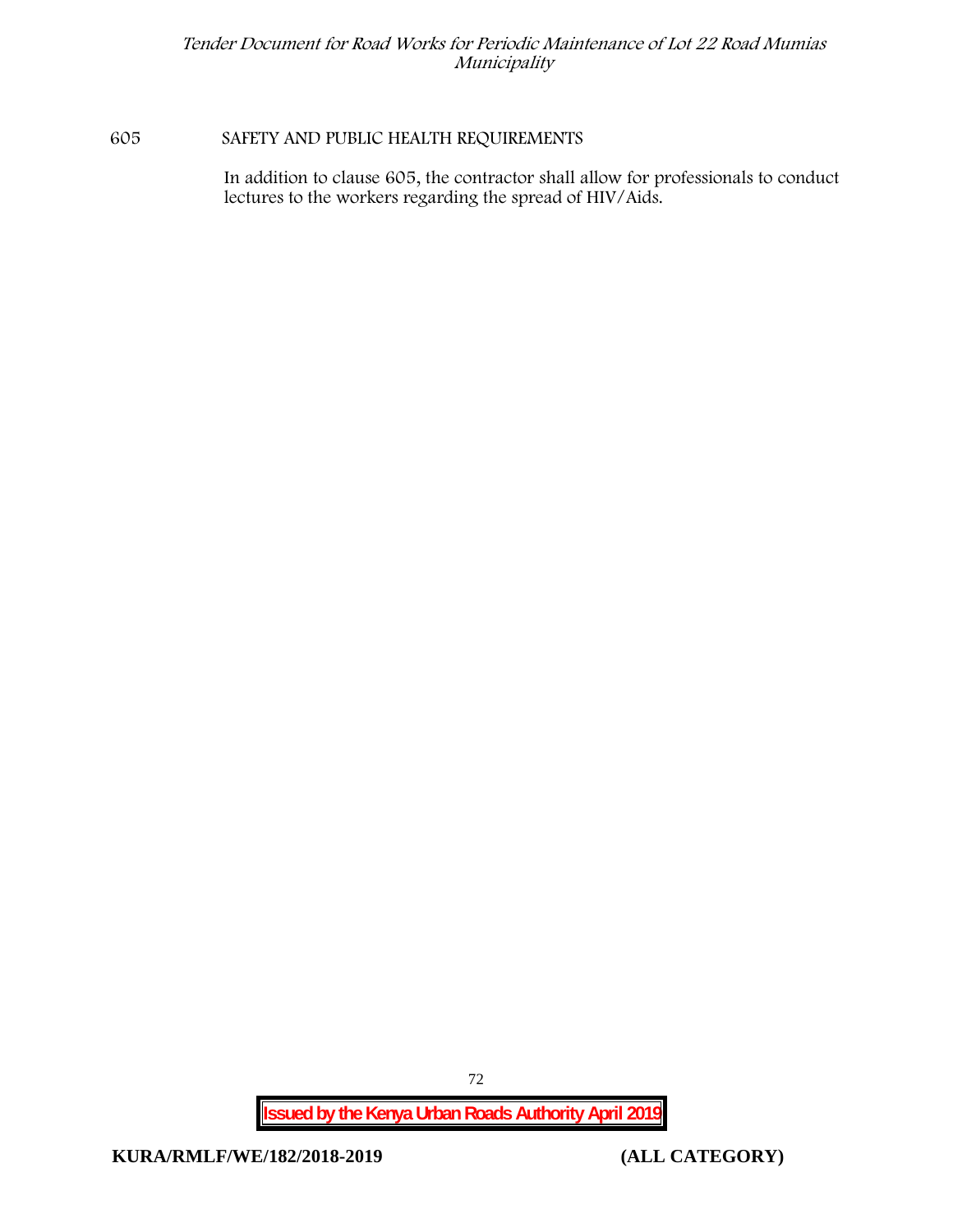605 SAFETY AND PUBLIC HEALTH REQUIREMENTS

In addition to clause 605, the contractor shall allow for professionals to conduct lectures to the workers regarding the spread of HIV/Aids.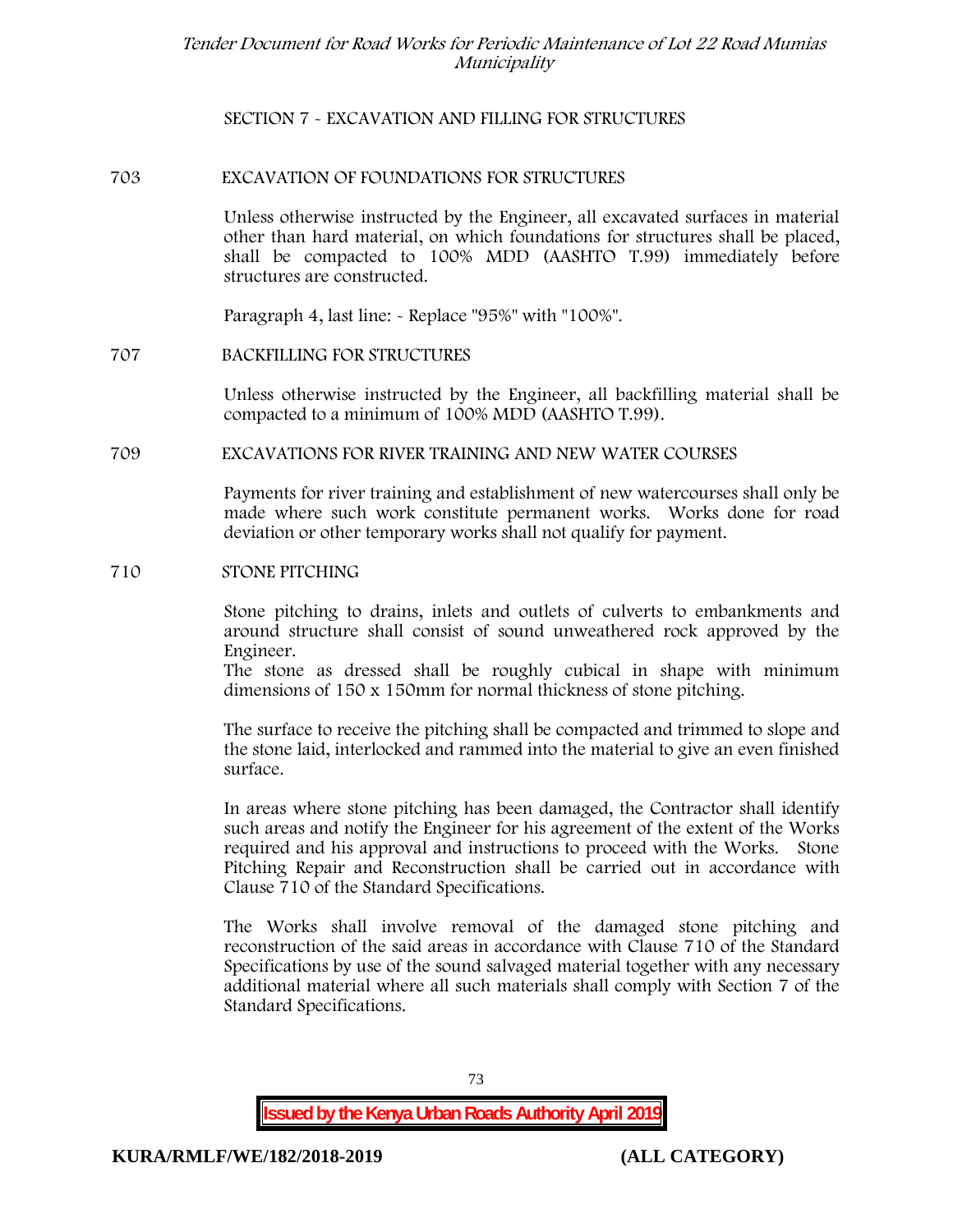## SECTION 7 - EXCAVATION AND FILLING FOR STRUCTURES

### 703 EXCAVATION OF FOUNDATIONS FOR STRUCTURES

Unless otherwise instructed by the Engineer, all excavated surfaces in material other than hard material, on which foundations for structures shall be placed, shall be compacted to 100% MDD (AASHTO T.99) immediately before structures are constructed.

Paragraph 4, last line: - Replace "95%" with "100%".

### 707 BACKFILLING FOR STRUCTURES

Unless otherwise instructed by the Engineer, all backfilling material shall be compacted to a minimum of 100% MDD (AASHTO T.99).

### 709 EXCAVATIONS FOR RIVER TRAINING AND NEW WATER COURSES

Payments for river training and establishment of new watercourses shall only be made where such work constitute permanent works. Works done for road deviation or other temporary works shall not qualify for payment.

### 710 STONE PITCHING

Stone pitching to drains, inlets and outlets of culverts to embankments and around structure shall consist of sound unweathered rock approved by the Engineer.
The stone as dressed shall be roughly cubical in shape with minimum dimensions of 150 x 150mm for normal thickness of stone pitching.

The surface to receive the pitching shall be compacted and trimmed to slope and the stone laid, interlocked and rammed into the material to give an even finished surface.

In areas where stone pitching has been damaged, the Contractor shall identify such areas and notify the Engineer for his agreement of the extent of the Works required and his approval and instructions to proceed with the Works. Stone Pitching Repair and Reconstruction shall be carried out in accordance with Clause 710 of the Standard Specifications.

The Works shall involve removal of the damaged stone pitching and reconstruction of the said areas in accordance with Clause 710 of the Standard Specifications by use of the sound salvaged material together with any necessary additional material where all such materials shall comply with Section 7 of the Standard Specifications.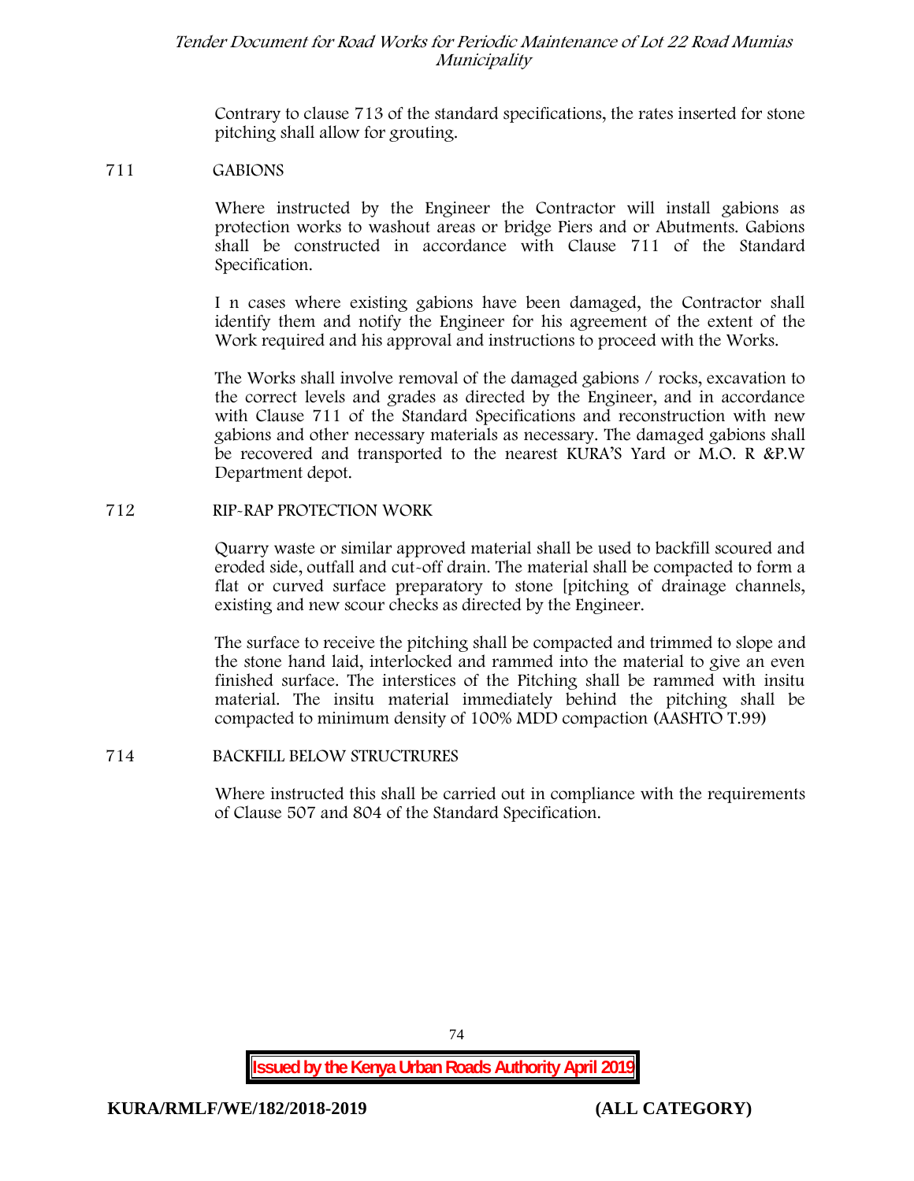Contrary to clause 713 of the standard specifications, the rates inserted for stone pitching shall allow for grouting.

## 711 GABIONS

Where instructed by the Engineer the Contractor will install gabions as protection works to washout areas or bridge Piers and or Abutments. Gabions shall be constructed in accordance with Clause 711 of the Standard Specification.

I n cases where existing gabions have been damaged, the Contractor shall identify them and notify the Engineer for his agreement of the extent of the Work required and his approval and instructions to proceed with the Works.

The Works shall involve removal of the damaged gabions / rocks, excavation to the correct levels and grades as directed by the Engineer, and in accordance with Clause 711 of the Standard Specifications and reconstruction with new gabions and other necessary materials as necessary. The damaged gabions shall be recovered and transported to the nearest KURA'S Yard or M.O. R &P.W Department depot.

## 712 RIP-RAP PROTECTION WORK

Quarry waste or similar approved material shall be used to backfill scoured and eroded side, outfall and cut-off drain. The material shall be compacted to form a flat or curved surface preparatory to stone [pitching of drainage channels, existing and new scour checks as directed by the Engineer.

The surface to receive the pitching shall be compacted and trimmed to slope and the stone hand laid, interlocked and rammed into the material to give an even finished surface. The interstices of the Pitching shall be rammed with insitu material. The insitu material immediately behind the pitching shall be compacted to minimum density of 100% MDD compaction (AASHTO T.99)

## 714 BACKFILL BELOW STRUCTRURES

Where instructed this shall be carried out in compliance with the requirements of Clause 507 and 804 of the Standard Specification.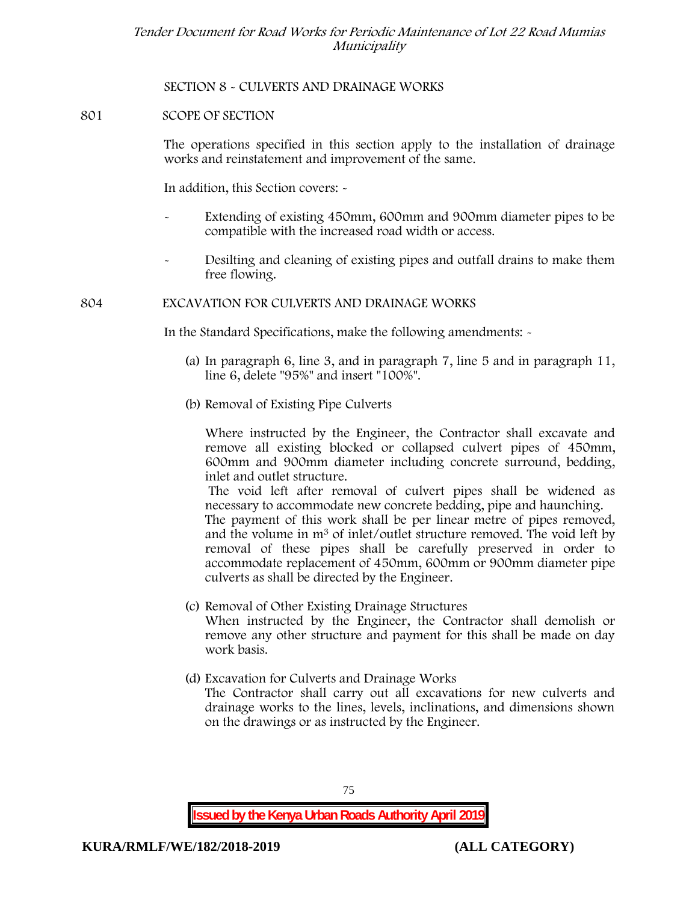## SECTION 8 - CULVERTS AND DRAINAGE WORKS

### 801 SCOPE OF SECTION

The operations specified in this section apply to the installation of drainage works and reinstatement and improvement of the same.

In addition, this Section covers: -

- Extending of existing 450mm, 600mm and 900mm diameter pipes to be compatible with the increased road width or access.
- Desilting and cleaning of existing pipes and outfall drains to make them free flowing.

### 804 EXCAVATION FOR CULVERTS AND DRAINAGE WORKS

In the Standard Specifications, make the following amendments: -

(a) In paragraph 6, line 3, and in paragraph 7, line 5 and in paragraph 11, line 6, delete "95%" and insert "100%".

(b) Removal of Existing Pipe Culverts

Where instructed by the Engineer, the Contractor shall excavate and remove all existing blocked or collapsed culvert pipes of 450mm, 600mm and 900mm diameter including concrete surround, bedding, inlet and outlet structure.
The void left after removal of culvert pipes shall be widened as necessary to accommodate new concrete bedding, pipe and haunching.
The payment of this work shall be per linear metre of pipes removed, and the volume in $m^3$ of inlet/outlet structure removed. The void left by removal of these pipes shall be carefully preserved in order to accommodate replacement of 450mm, 600mm or 900mm diameter pipe culverts as shall be directed by the Engineer.

(c) Removal of Other Existing Drainage Structures
When instructed by the Engineer, the Contractor shall demolish or remove any other structure and payment for this shall be made on day work basis.

(d) Excavation for Culverts and Drainage Works
The Contractor shall carry out all excavations for new culverts and drainage works to the lines, levels, inclinations, and dimensions shown on the drawings or as instructed by the Engineer.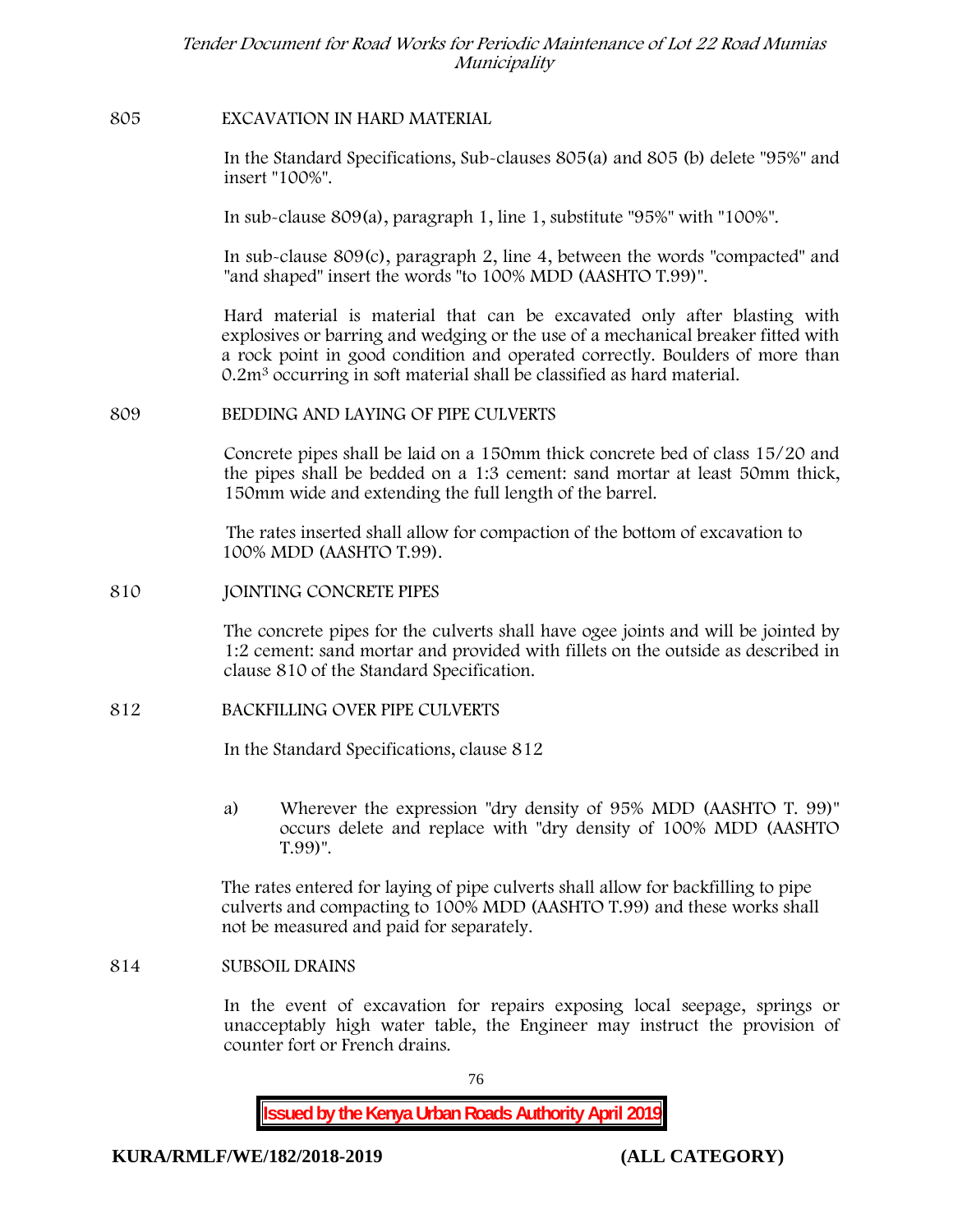## 805 EXCAVATION IN HARD MATERIAL

In the Standard Specifications, Sub-clauses 805(a) and 805 (b) delete "95%" and insert "100%".

In sub-clause 809(a), paragraph 1, line 1, substitute "95%" with "100%".

In sub-clause 809(c), paragraph 2, line 4, between the words "compacted" and "and shaped" insert the words "to 100% MDD (AASHTO T.99)".

Hard material is material that can be excavated only after blasting with explosives or barring and wedging or the use of a mechanical breaker fitted with a rock point in good condition and operated correctly. Boulders of more than $0.2m^3$ occurring in soft material shall be classified as hard material.

## 809 BEDDING AND LAYING OF PIPE CULVERTS

Concrete pipes shall be laid on a 150mm thick concrete bed of class 15/20 and the pipes shall be bedded on a 1:3 cement: sand mortar at least 50mm thick, 150mm wide and extending the full length of the barrel.

The rates inserted shall allow for compaction of the bottom of excavation to 100% MDD (AASHTO T.99).

## 810 JOINTING CONCRETE PIPES

The concrete pipes for the culverts shall have ogee joints and will be jointed by 1:2 cement: sand mortar and provided with fillets on the outside as described in clause 810 of the Standard Specification.

## 812 BACKFILLING OVER PIPE CULVERTS

In the Standard Specifications, clause 812

a) Wherever the expression "dry density of 95% MDD (AASHTO T. 99)" occurs delete and replace with "dry density of 100% MDD (AASHTO T.99)".

The rates entered for laying of pipe culverts shall allow for backfilling to pipe culverts and compacting to 100% MDD (AASHTO T.99) and these works shall not be measured and paid for separately.

## 814 SUBSOIL DRAINS

In the event of excavation for repairs exposing local seepage, springs or unacceptably high water table, the Engineer may instruct the provision of counter fort or French drains.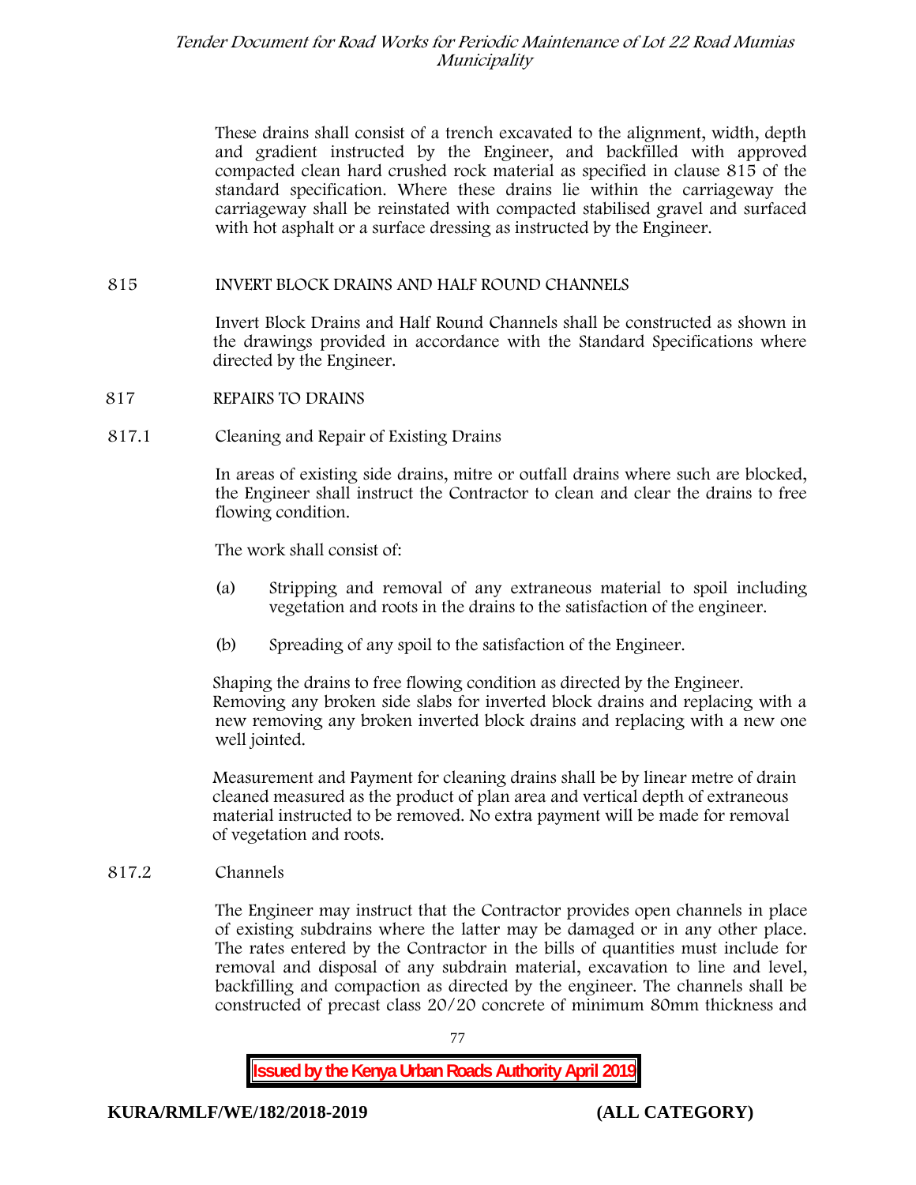These drains shall consist of a trench excavated to the alignment, width, depth and gradient instructed by the Engineer, and backfilled with approved compacted clean hard crushed rock material as specified in clause 815 of the standard specification. Where these drains lie within the carriageway the carriageway shall be reinstated with compacted stabilised gravel and surfaced with hot asphalt or a surface dressing as instructed by the Engineer.

## 815 INVERT BLOCK DRAINS AND HALF ROUND CHANNELS

Invert Block Drains and Half Round Channels shall be constructed as shown in the drawings provided in accordance with the Standard Specifications where directed by the Engineer.

## 817 REPAIRS TO DRAINS

### 817.1 Cleaning and Repair of Existing Drains

In areas of existing side drains, mitre or outfall drains where such are blocked, the Engineer shall instruct the Contractor to clean and clear the drains to free flowing condition.

The work shall consist of:

(a) Stripping and removal of any extraneous material to spoil including vegetation and roots in the drains to the satisfaction of the engineer.

(b) Spreading of any spoil to the satisfaction of the Engineer.

Shaping the drains to free flowing condition as directed by the Engineer. Removing any broken side slabs for inverted block drains and replacing with a new removing any broken inverted block drains and replacing with a new one well jointed.

Measurement and Payment for cleaning drains shall be by linear metre of drain cleaned measured as the product of plan area and vertical depth of extraneous material instructed to be removed. No extra payment will be made for removal of vegetation and roots.

### 817.2 Channels

The Engineer may instruct that the Contractor provides open channels in place of existing subdrains where the latter may be damaged or in any other place. The rates entered by the Contractor in the bills of quantities must include for removal and disposal of any subdrain material, excavation to line and level, backfilling and compaction as directed by the engineer. The channels shall be constructed of precast class 20/20 concrete of minimum 80mm thickness and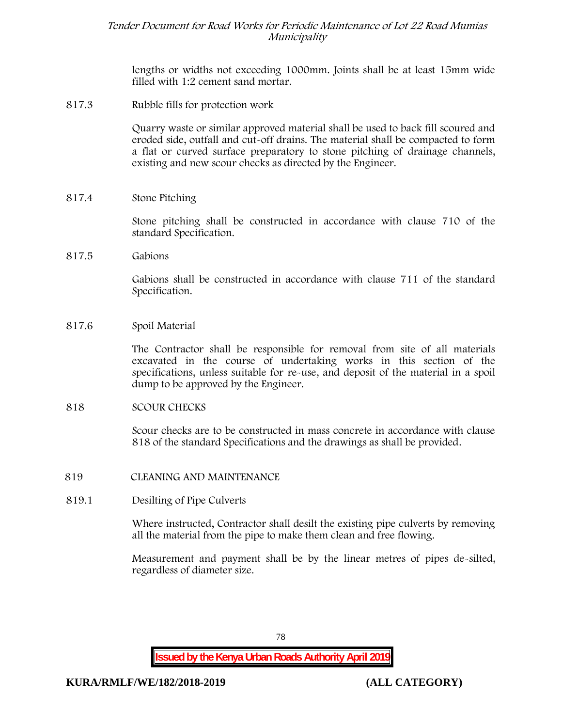lengths or widths not exceeding 1000mm. Joints shall be at least 15mm wide filled with 1:2 cement sand mortar.

817.3 Rubble fills for protection work

Quarry waste or similar approved material shall be used to back fill scoured and eroded side, outfall and cut-off drains. The material shall be compacted to form a flat or curved surface preparatory to stone pitching of drainage channels, existing and new scour checks as directed by the Engineer.

817.4 Stone Pitching

Stone pitching shall be constructed in accordance with clause 710 of the standard Specification.

817.5 Gabions

Gabions shall be constructed in accordance with clause 711 of the standard Specification.

817.6 Spoil Material

The Contractor shall be responsible for removal from site of all materials excavated in the course of undertaking works in this section of the specifications, unless suitable for re-use, and deposit of the material in a spoil dump to be approved by the Engineer.

818 SCOUR CHECKS

Scour checks are to be constructed in mass concrete in accordance with clause 818 of the standard Specifications and the drawings as shall be provided.

819 CLEANING AND MAINTENANCE

819.1 Desilting of Pipe Culverts

Where instructed, Contractor shall desilt the existing pipe culverts by removing all the material from the pipe to make them clean and free flowing.

Measurement and payment shall be by the linear metres of pipes de-silted, regardless of diameter size.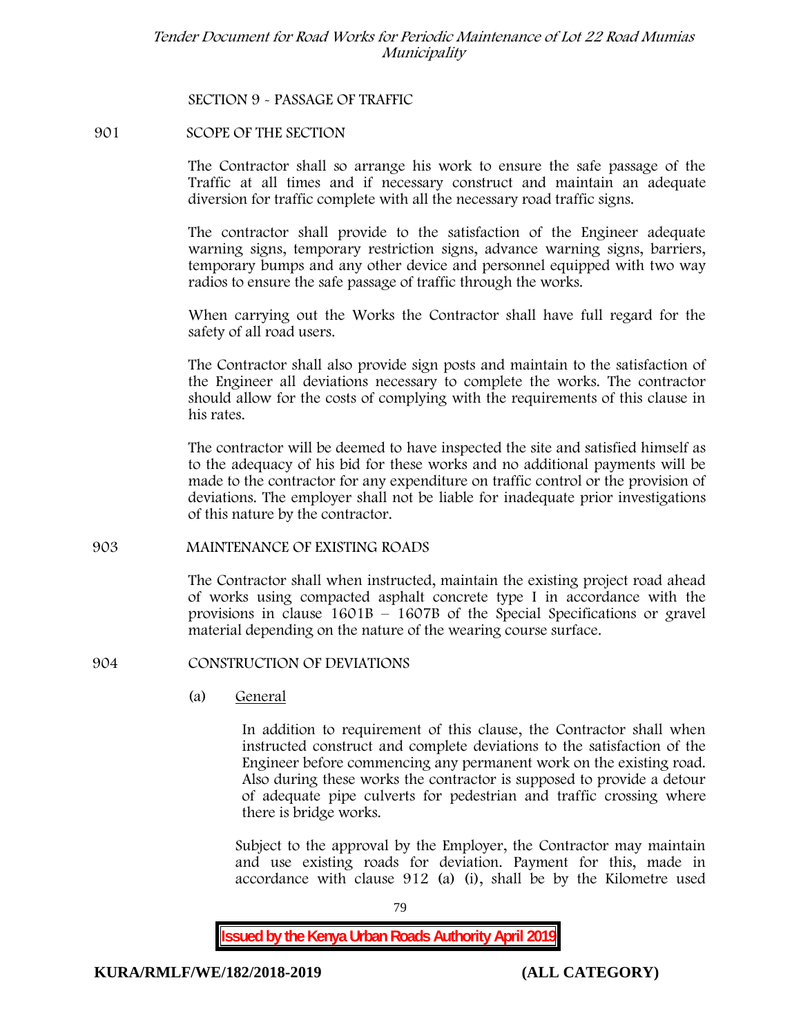SECTION 9 - PASSAGE OF TRAFFIC

901 SCOPE OF THE SECTION

The Contractor shall so arrange his work to ensure the safe passage of the Traffic at all times and if necessary construct and maintain an adequate diversion for traffic complete with all the necessary road traffic signs.

The contractor shall provide to the satisfaction of the Engineer adequate warning signs, temporary restriction signs, advance warning signs, barriers, temporary bumps and any other device and personnel equipped with two way radios to ensure the safe passage of traffic through the works.

When carrying out the Works the Contractor shall have full regard for the safety of all road users.

The Contractor shall also provide sign posts and maintain to the satisfaction of the Engineer all deviations necessary to complete the works. The contractor should allow for the costs of complying with the requirements of this clause in his rates.

The contractor will be deemed to have inspected the site and satisfied himself as to the adequacy of his bid for these works and no additional payments will be made to the contractor for any expenditure on traffic control or the provision of deviations. The employer shall not be liable for inadequate prior investigations of this nature by the contractor.

903 MAINTENANCE OF EXISTING ROADS

The Contractor shall when instructed, maintain the existing project road ahead of works using compacted asphalt concrete type I in accordance with the provisions in clause 1601B – 1607B of the Special Specifications or gravel material depending on the nature of the wearing course surface.

904 CONSTRUCTION OF DEVIATIONS

(a) General

In addition to requirement of this clause, the Contractor shall when instructed construct and complete deviations to the satisfaction of the Engineer before commencing any permanent work on the existing road. Also during these works the contractor is supposed to provide a detour of adequate pipe culverts for pedestrian and traffic crossing where there is bridge works.

Subject to the approval by the Employer, the Contractor may maintain and use existing roads for deviation. Payment for this, made in accordance with clause 912 (a) (i), shall be by the Kilometre used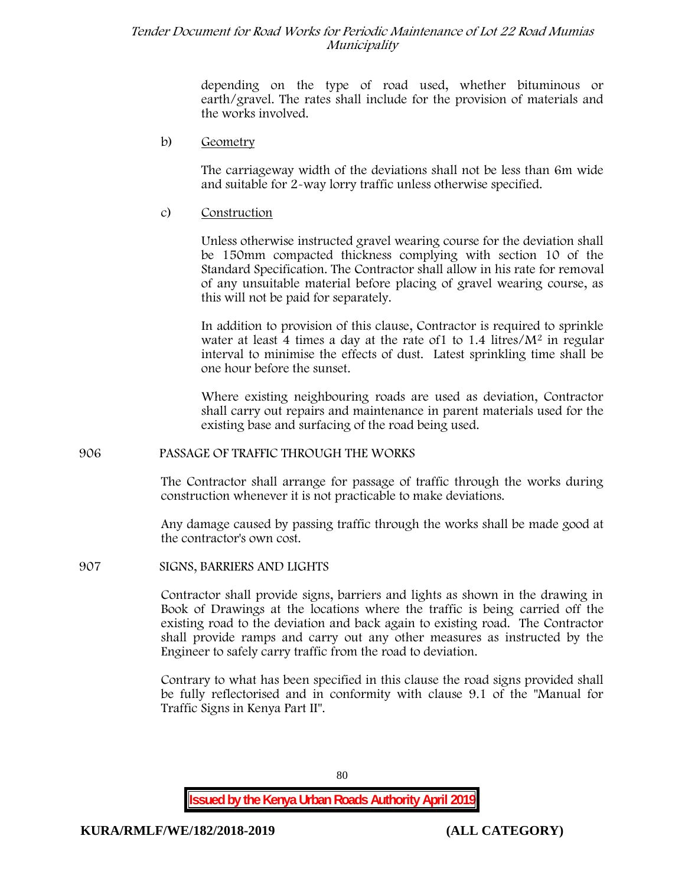depending on the type of road used, whether bituminous or earth/gravel. The rates shall include for the provision of materials and the works involved.

b) Geometry

The carriageway width of the deviations shall not be less than 6m wide and suitable for 2-way lorry traffic unless otherwise specified.

c) Construction

Unless otherwise instructed gravel wearing course for the deviation shall be 150mm compacted thickness complying with section 10 of the Standard Specification. The Contractor shall allow in his rate for removal of any unsuitable material before placing of gravel wearing course, as this will not be paid for separately.

In addition to provision of this clause, Contractor is required to sprinkle water at least 4 times a day at the rate of1 to 1.4 litres/$M^2$ in regular interval to minimise the effects of dust. Latest sprinkling time shall be one hour before the sunset.

Where existing neighbouring roads are used as deviation, Contractor shall carry out repairs and maintenance in parent materials used for the existing base and surfacing of the road being used.

## 906 PASSAGE OF TRAFFIC THROUGH THE WORKS

The Contractor shall arrange for passage of traffic through the works during construction whenever it is not practicable to make deviations.

Any damage caused by passing traffic through the works shall be made good at the contractor's own cost.

## 907 SIGNS, BARRIERS AND LIGHTS

Contractor shall provide signs, barriers and lights as shown in the drawing in Book of Drawings at the locations where the traffic is being carried off the existing road to the deviation and back again to existing road. The Contractor shall provide ramps and carry out any other measures as instructed by the Engineer to safely carry traffic from the road to deviation.

Contrary to what has been specified in this clause the road signs provided shall be fully reflectorised and in conformity with clause 9.1 of the "Manual for Traffic Signs in Kenya Part II".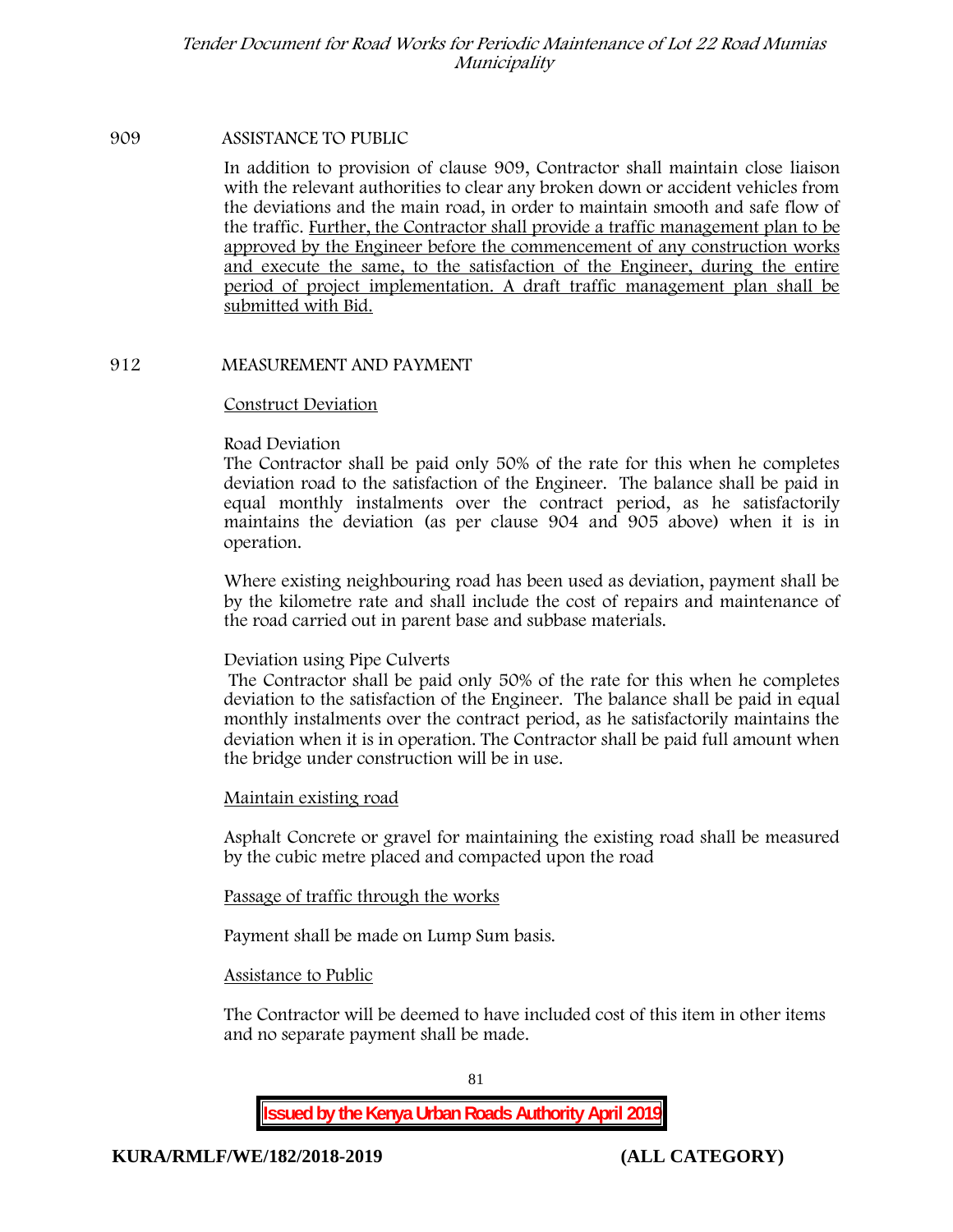## 909 ASSISTANCE TO PUBLIC

In addition to provision of clause 909, Contractor shall maintain close liaison with the relevant authorities to clear any broken down or accident vehicles from the deviations and the main road, in order to maintain smooth and safe flow of the traffic. Further, the Contractor shall provide a traffic management plan to be approved by the Engineer before the commencement of any construction works and execute the same, to the satisfaction of the Engineer, during the entire period of project implementation. A draft traffic management plan shall be submitted with Bid.

## 912 MEASUREMENT AND PAYMENT

Construct Deviation

Road Deviation
The Contractor shall be paid only 50% of the rate for this when he completes deviation road to the satisfaction of the Engineer. The balance shall be paid in equal monthly instalments over the contract period, as he satisfactorily maintains the deviation (as per clause 904 and 905 above) when it is in operation.

Where existing neighbouring road has been used as deviation, payment shall be by the kilometre rate and shall include the cost of repairs and maintenance of the road carried out in parent base and subbase materials.

Deviation using Pipe Culverts
The Contractor shall be paid only 50% of the rate for this when he completes deviation to the satisfaction of the Engineer. The balance shall be paid in equal monthly instalments over the contract period, as he satisfactorily maintains the deviation when it is in operation. The Contractor shall be paid full amount when the bridge under construction will be in use.

Maintain existing road

Asphalt Concrete or gravel for maintaining the existing road shall be measured by the cubic metre placed and compacted upon the road

Passage of traffic through the works

Payment shall be made on Lump Sum basis.

Assistance to Public

The Contractor will be deemed to have included cost of this item in other items and no separate payment shall be made.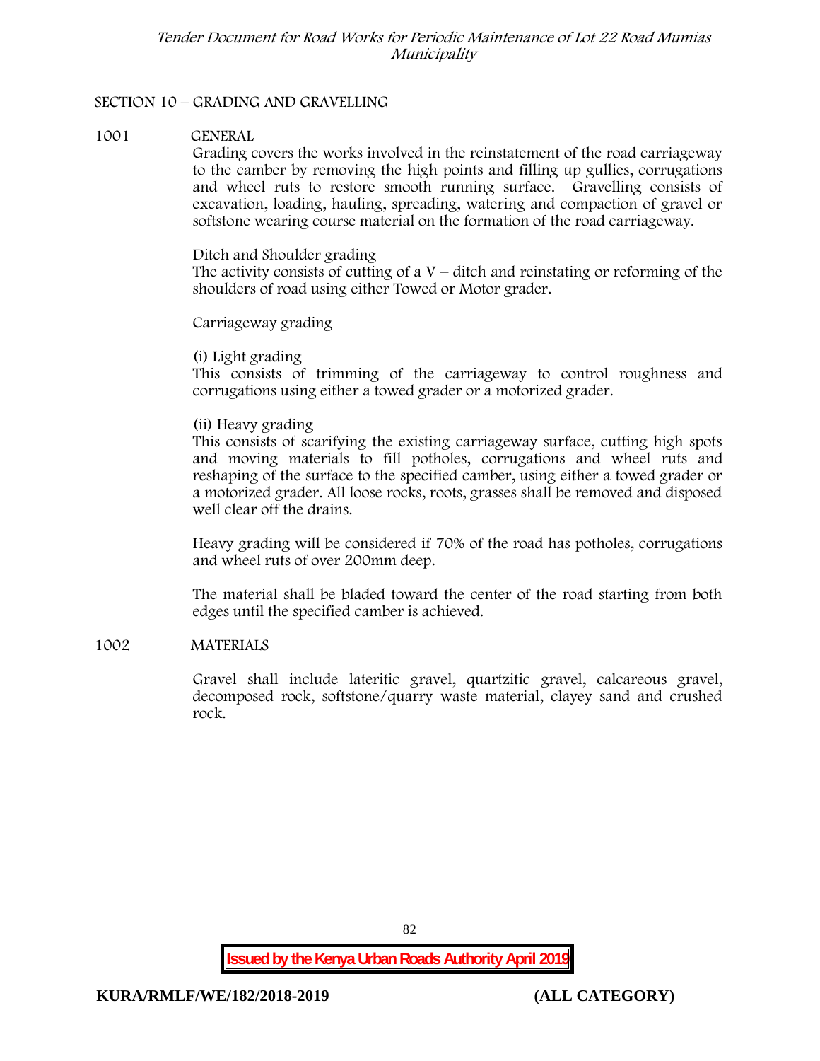## SECTION 10 – GRADING AND GRAVELLING

### 1001 GENERAL

Grading covers the works involved in the reinstatement of the road carriageway to the camber by removing the high points and filling up gullies, corrugations and wheel ruts to restore smooth running surface. Gravelling consists of excavation, loading, hauling, spreading, watering and compaction of gravel or softstone wearing course material on the formation of the road carriageway.

Ditch and Shoulder grading

The activity consists of cutting of a V – ditch and reinstating or reforming of the shoulders of road using either Towed or Motor grader.

Carriageway grading

(i) Light grading

This consists of trimming of the carriageway to control roughness and corrugations using either a towed grader or a motorized grader.

(ii) Heavy grading

This consists of scarifying the existing carriageway surface, cutting high spots and moving materials to fill potholes, corrugations and wheel ruts and reshaping of the surface to the specified camber, using either a towed grader or a motorized grader. All loose rocks, roots, grasses shall be removed and disposed well clear off the drains.

Heavy grading will be considered if 70% of the road has potholes, corrugations and wheel ruts of over 200mm deep.

The material shall be bladed toward the center of the road starting from both edges until the specified camber is achieved.

### 1002 MATERIALS

Gravel shall include lateritic gravel, quartzitic gravel, calcareous gravel, decomposed rock, softstone/quarry waste material, clayey sand and crushed rock.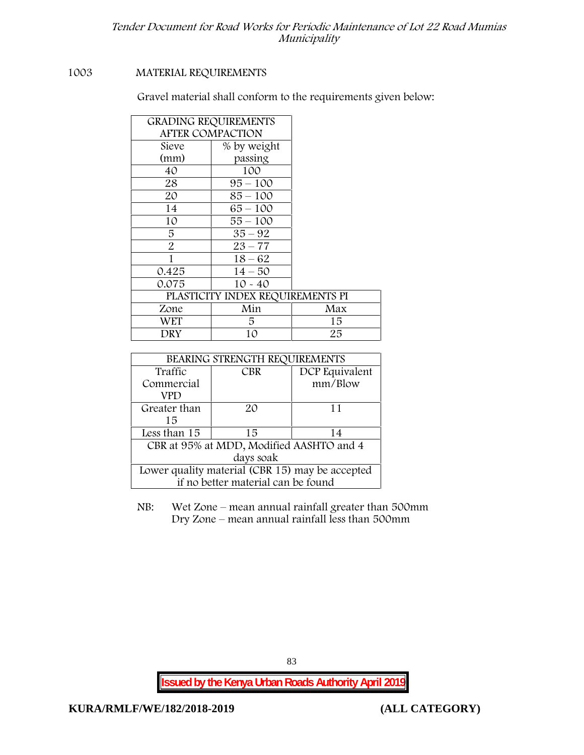## 1003 MATERIAL REQUIREMENTS

Gravel material shall conform to the requirements given below:

| GRADING REQUIREMENTS AFTER COMPACTION | | |
|---|---|---|
| Sieve (mm) | % by weight passing | |
| 40 | 100 | |
| 28 | 95 – 100 | |
| 20 | 85 – 100 | |
| 14 | 65 – 100 | |
| 10 | 55 – 100 | |
| 5 | 35 – 92 | |
| 2 | 23 – 77 | |
| 1 | 18 – 62 | |
| 0.425 | 14 – 50 | |
| 0.075 | 10 - 40 | |
| PLASTICITY INDEX REQUIREMENTS PI | | |
| Zone | Min | Max |
| WET | 5 | 15 |
| DRY | 10 | 25 |

| BEARING STRENGTH REQUIREMENTS | | |
|---|---|---|
| Traffic Commercial VPD | CBR | DCP Equivalent mm/Blow |
| Greater than 15 | 20 | 11 |
| Less than 15 | 15 | 14 |
| CBR at 95% at MDD, Modified AASHTO and 4 days soak | | |
| Lower quality material (CBR 15) may be accepted if no better material can be found | | |

NB: Wet Zone – mean annual rainfall greater than 500mm
Dry Zone – mean annual rainfall less than 500mm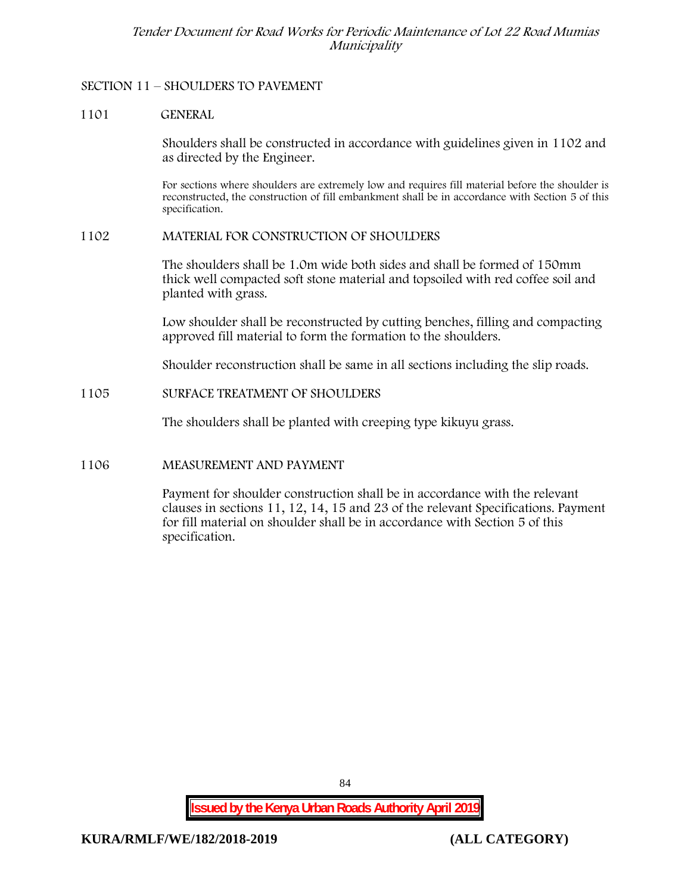## SECTION 11 – SHOULDERS TO PAVEMENT

### 1101 GENERAL

Shoulders shall be constructed in accordance with guidelines given in 1102 and as directed by the Engineer.

For sections where shoulders are extremely low and requires fill material before the shoulder is reconstructed, the construction of fill embankment shall be in accordance with Section 5 of this specification.

### 1102 MATERIAL FOR CONSTRUCTION OF SHOULDERS

The shoulders shall be 1.0m wide both sides and shall be formed of 150mm thick well compacted soft stone material and topsoiled with red coffee soil and planted with grass.

Low shoulder shall be reconstructed by cutting benches, filling and compacting approved fill material to form the formation to the shoulders.

Shoulder reconstruction shall be same in all sections including the slip roads.

### 1105 SURFACE TREATMENT OF SHOULDERS

The shoulders shall be planted with creeping type kikuyu grass.

### 1106 MEASUREMENT AND PAYMENT

Payment for shoulder construction shall be in accordance with the relevant clauses in sections 11, 12, 14, 15 and 23 of the relevant Specifications. Payment for fill material on shoulder shall be in accordance with Section 5 of this specification.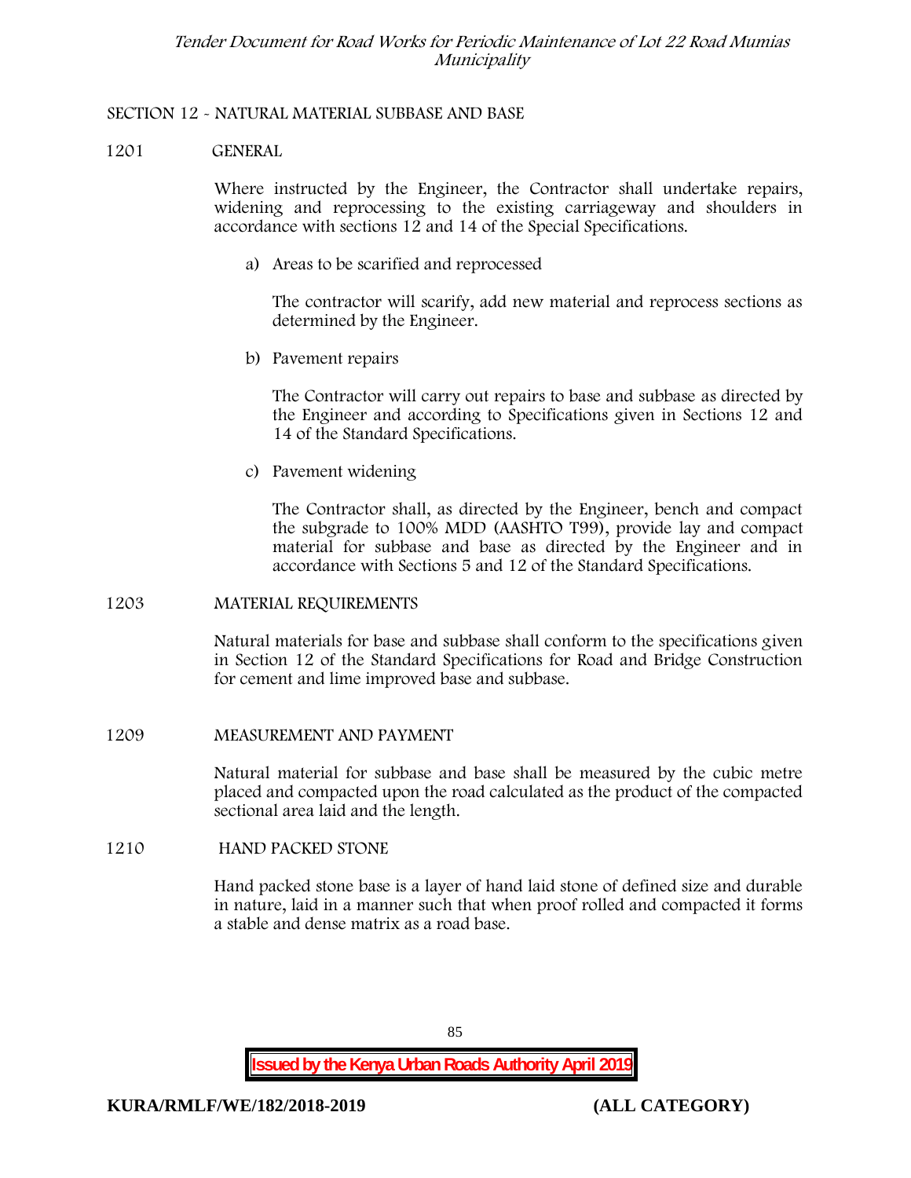## SECTION 12 - NATURAL MATERIAL SUBBASE AND BASE

### 1201 GENERAL

Where instructed by the Engineer, the Contractor shall undertake repairs, widening and reprocessing to the existing carriageway and shoulders in accordance with sections 12 and 14 of the Special Specifications.

a) Areas to be scarified and reprocessed

The contractor will scarify, add new material and reprocess sections as determined by the Engineer.

b) Pavement repairs

The Contractor will carry out repairs to base and subbase as directed by the Engineer and according to Specifications given in Sections 12 and 14 of the Standard Specifications.

c) Pavement widening

The Contractor shall, as directed by the Engineer, bench and compact the subgrade to 100% MDD (AASHTO T99), provide lay and compact material for subbase and base as directed by the Engineer and in accordance with Sections 5 and 12 of the Standard Specifications.

### 1203 MATERIAL REQUIREMENTS

Natural materials for base and subbase shall conform to the specifications given in Section 12 of the Standard Specifications for Road and Bridge Construction for cement and lime improved base and subbase.

### 1209 MEASUREMENT AND PAYMENT

Natural material for subbase and base shall be measured by the cubic metre placed and compacted upon the road calculated as the product of the compacted sectional area laid and the length.

### 1210 HAND PACKED STONE

Hand packed stone base is a layer of hand laid stone of defined size and durable in nature, laid in a manner such that when proof rolled and compacted it forms a stable and dense matrix as a road base.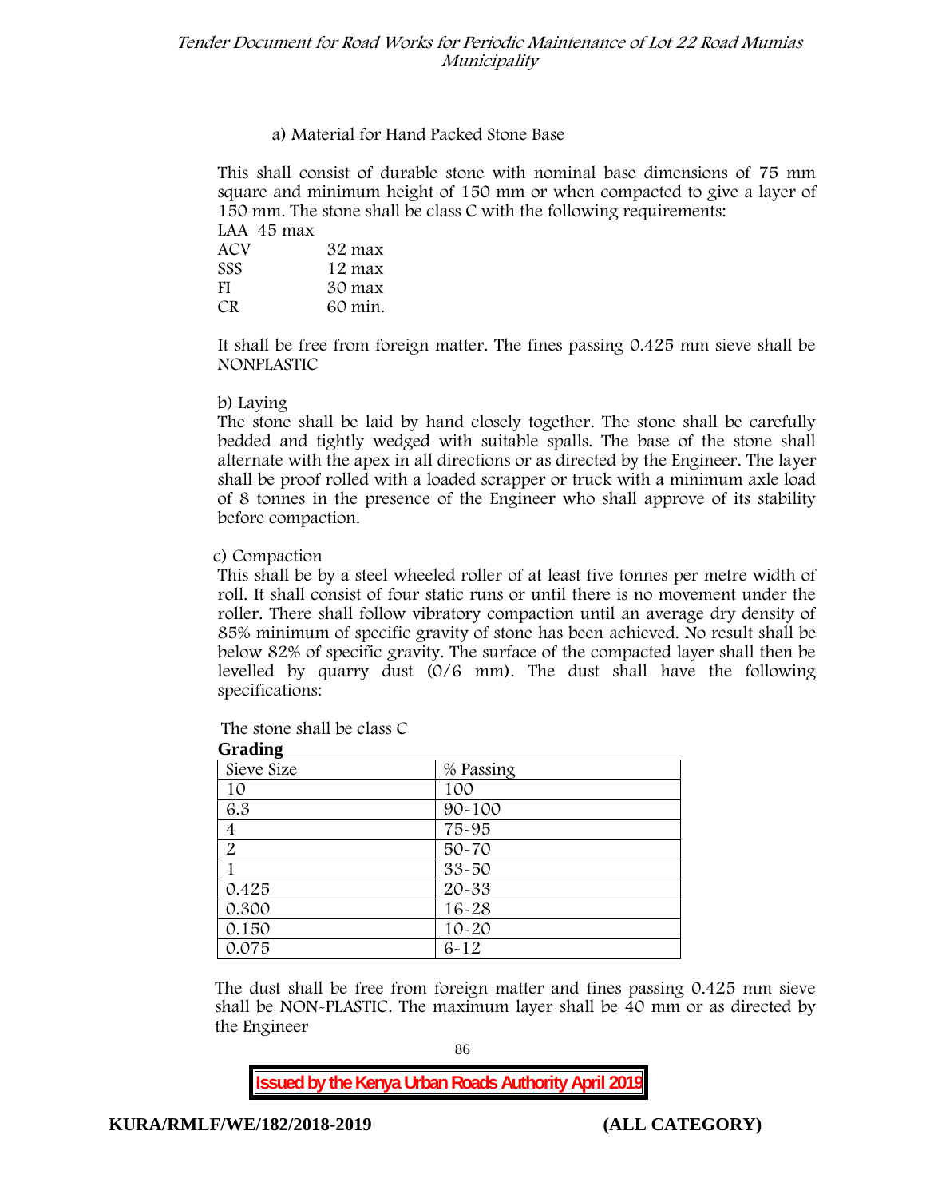a) Material for Hand Packed Stone Base

This shall consist of durable stone with nominal base dimensions of 75 mm square and minimum height of 150 mm or when compacted to give a layer of 150 mm. The stone shall be class C with the following requirements:

LAA 45 max
ACV 32 max
SSS 12 max
FI 30 max
CR 60 min.

It shall be free from foreign matter. The fines passing 0.425 mm sieve shall be NONPLASTIC

b) Laying

The stone shall be laid by hand closely together. The stone shall be carefully bedded and tightly wedged with suitable spalls. The base of the stone shall alternate with the apex in all directions or as directed by the Engineer. The layer shall be proof rolled with a loaded scrapper or truck with a minimum axle load of 8 tonnes in the presence of the Engineer who shall approve of its stability before compaction.

c) Compaction

This shall be by a steel wheeled roller of at least five tonnes per metre width of roll. It shall consist of four static runs or until there is no movement under the roller. There shall follow vibratory compaction until an average dry density of 85% minimum of specific gravity of stone has been achieved. No result shall be below 82% of specific gravity. The surface of the compacted layer shall then be levelled by quarry dust (0/6 mm). The dust shall have the following specifications:

The stone shall be class C

**Grading**

| Sieve Size | % Passing |
|---|---|
| 10 | 100 |
| 6.3 | 90-100 |
| 4 | 75-95 |
| 2 | 50-70 |
| 1 | 33-50 |
| 0.425 | 20-33 |
| 0.300 | 16-28 |
| 0.150 | 10-20 |
| 0.075 | 6-12 |

The dust shall be free from foreign matter and fines passing 0.425 mm sieve shall be NON-PLASTIC. The maximum layer shall be 40 mm or as directed by the Engineer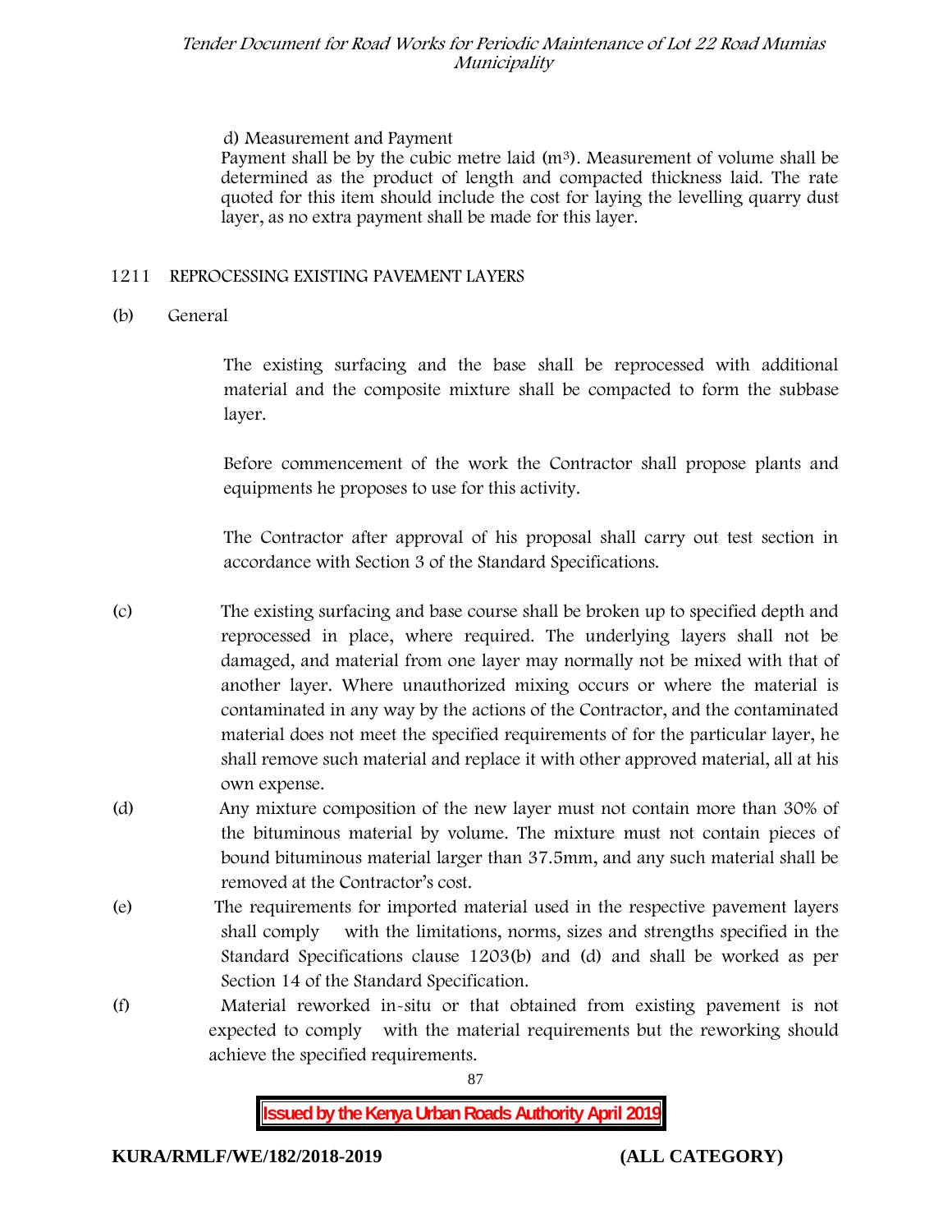d) Measurement and Payment

Payment shall be by the cubic metre laid ($m^3$). Measurement of volume shall be determined as the product of length and compacted thickness laid. The rate quoted for this item should include the cost for laying the levelling quarry dust layer, as no extra payment shall be made for this layer.

## 1211 REPROCESSING EXISTING PAVEMENT LAYERS

(b) General

The existing surfacing and the base shall be reprocessed with additional material and the composite mixture shall be compacted to form the subbase layer.

Before commencement of the work the Contractor shall propose plants and equipments he proposes to use for this activity.

The Contractor after approval of his proposal shall carry out test section in accordance with Section 3 of the Standard Specifications.

(c) The existing surfacing and base course shall be broken up to specified depth and reprocessed in place, where required. The underlying layers shall not be damaged, and material from one layer may normally not be mixed with that of another layer. Where unauthorized mixing occurs or where the material is contaminated in any way by the actions of the Contractor, and the contaminated material does not meet the specified requirements of for the particular layer, he shall remove such material and replace it with other approved material, all at his own expense.

(d) Any mixture composition of the new layer must not contain more than 30% of the bituminous material by volume. The mixture must not contain pieces of bound bituminous material larger than 37.5mm, and any such material shall be removed at the Contractor's cost.

(e) The requirements for imported material used in the respective pavement layers shall comply with the limitations, norms, sizes and strengths specified in the Standard Specifications clause 1203(b) and (d) and shall be worked as per Section 14 of the Standard Specification.

(f) Material reworked in-situ or that obtained from existing pavement is not expected to comply with the material requirements but the reworking should achieve the specified requirements.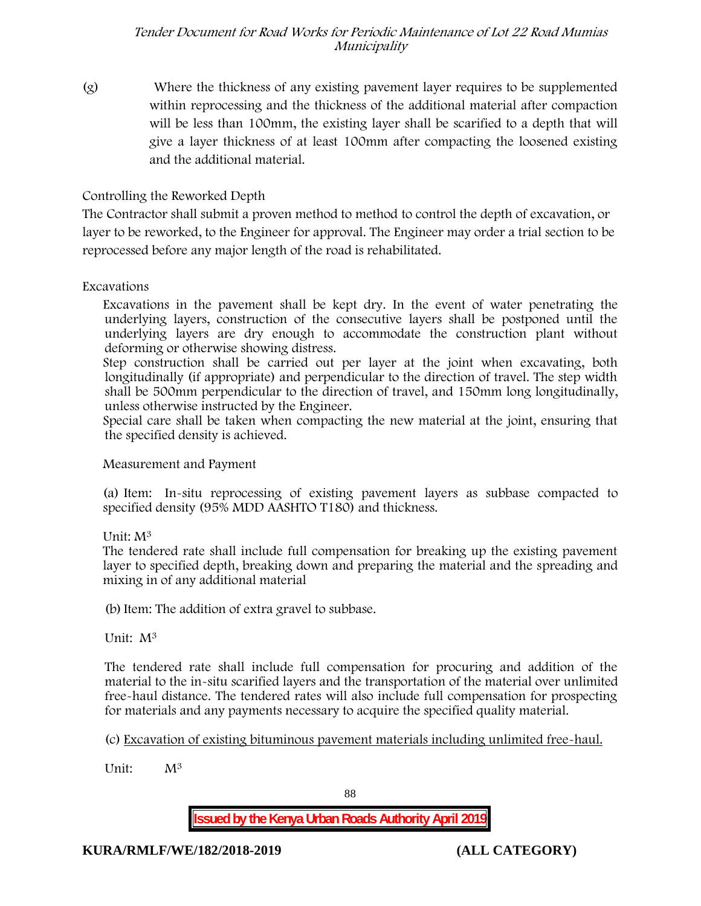(g) Where the thickness of any existing pavement layer requires to be supplemented within reprocessing and the thickness of the additional material after compaction will be less than 100mm, the existing layer shall be scarified to a depth that will give a layer thickness of at least 100mm after compacting the loosened existing and the additional material.

Controlling the Reworked Depth

The Contractor shall submit a proven method to method to control the depth of excavation, or layer to be reworked, to the Engineer for approval. The Engineer may order a trial section to be reprocessed before any major length of the road is rehabilitated.

Excavations

Excavations in the pavement shall be kept dry. In the event of water penetrating the underlying layers, construction of the consecutive layers shall be postponed until the underlying layers are dry enough to accommodate the construction plant without deforming or otherwise showing distress.

Step construction shall be carried out per layer at the joint when excavating, both longitudinally (if appropriate) and perpendicular to the direction of travel. The step width shall be 500mm perpendicular to the direction of travel, and 150mm long longitudinally, unless otherwise instructed by the Engineer.

Special care shall be taken when compacting the new material at the joint, ensuring that the specified density is achieved.

Measurement and Payment

(a) Item: In-situ reprocessing of existing pavement layers as subbase compacted to specified density (95% MDD AASHTO T180) and thickness.

Unit: $M^3$

The tendered rate shall include full compensation for breaking up the existing pavement layer to specified depth, breaking down and preparing the material and the spreading and mixing in of any additional material

(b) Item: The addition of extra gravel to subbase.

Unit: $M^3$

The tendered rate shall include full compensation for procuring and addition of the material to the in-situ scarified layers and the transportation of the material over unlimited free-haul distance. The tendered rates will also include full compensation for prospecting for materials and any payments necessary to acquire the specified quality material.

(c) Excavation of existing bituminous pavement materials including unlimited free-haul.

Unit: $M^3$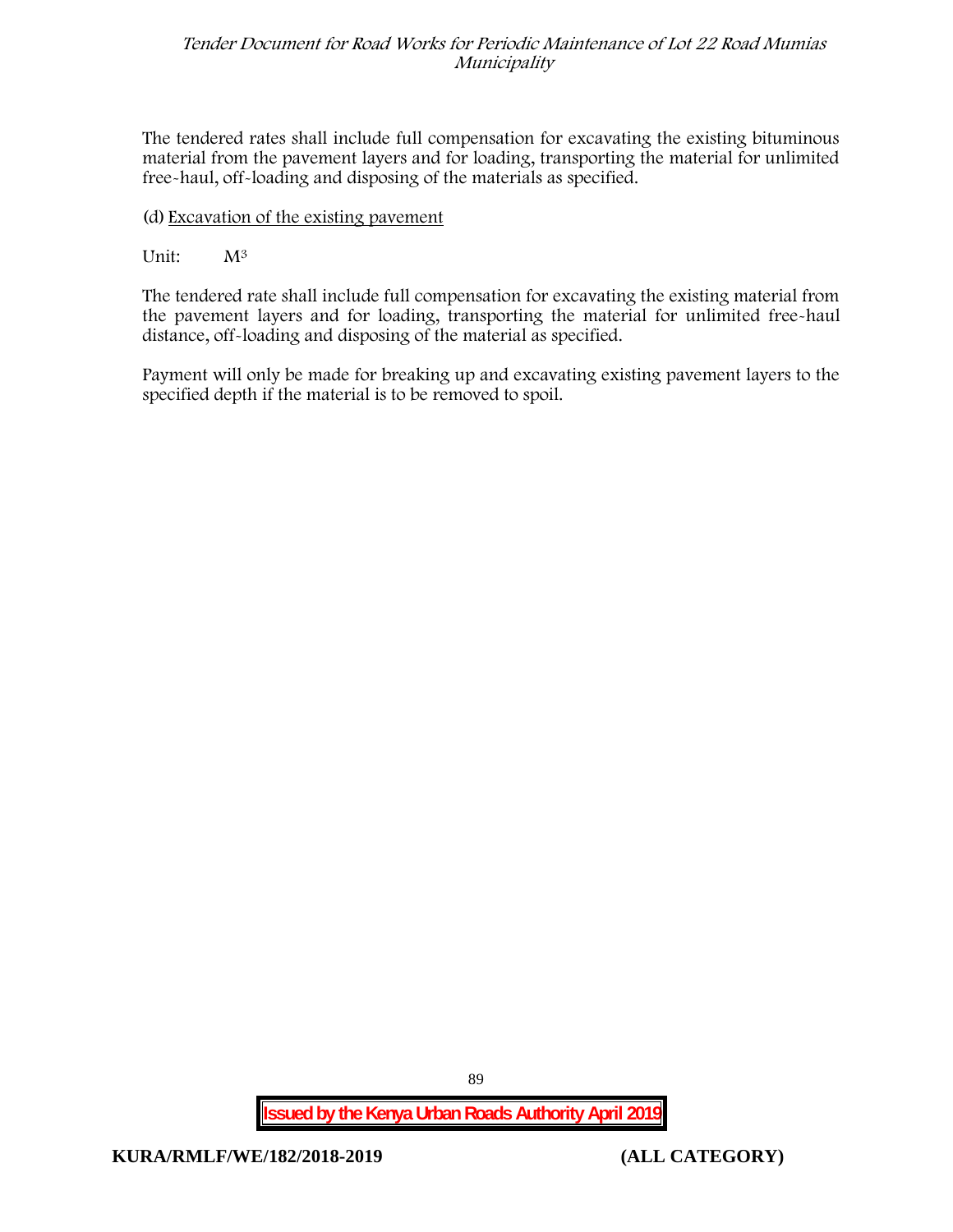The tendered rates shall include full compensation for excavating the existing bituminous material from the pavement layers and for loading, transporting the material for unlimited free-haul, off-loading and disposing of the materials as specified.

(d) Excavation of the existing pavement

Unit: $M^3$

The tendered rate shall include full compensation for excavating the existing material from the pavement layers and for loading, transporting the material for unlimited free-haul distance, off-loading and disposing of the material as specified.

Payment will only be made for breaking up and excavating existing pavement layers to the specified depth if the material is to be removed to spoil.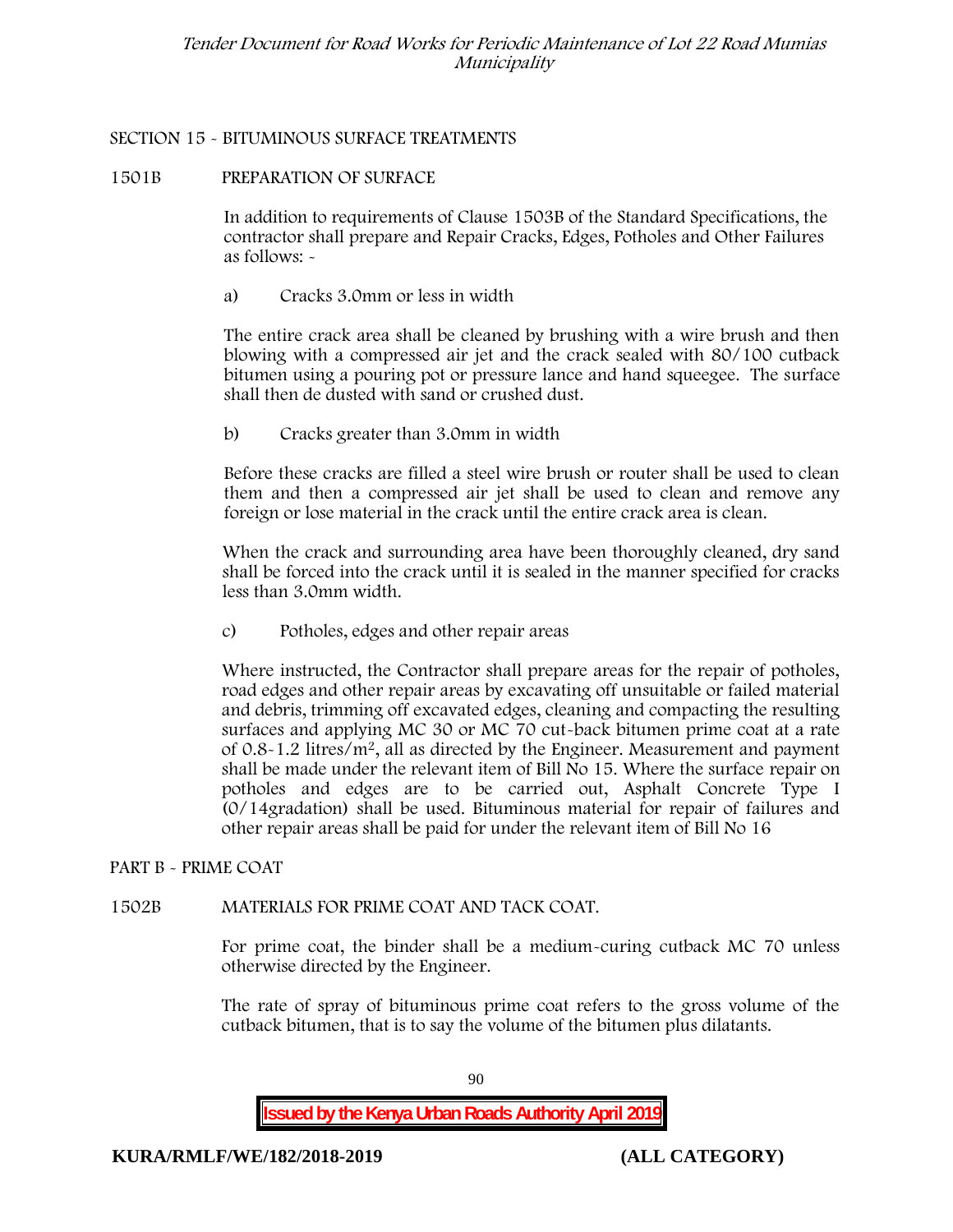## SECTION 15 - BITUMINOUS SURFACE TREATMENTS

### 1501B PREPARATION OF SURFACE

In addition to requirements of Clause 1503B of the Standard Specifications, the contractor shall prepare and Repair Cracks, Edges, Potholes and Other Failures as follows: -

a) Cracks 3.0mm or less in width

The entire crack area shall be cleaned by brushing with a wire brush and then blowing with a compressed air jet and the crack sealed with 80/100 cutback bitumen using a pouring pot or pressure lance and hand squeegee. The surface shall then de dusted with sand or crushed dust.

b) Cracks greater than 3.0mm in width

Before these cracks are filled a steel wire brush or router shall be used to clean them and then a compressed air jet shall be used to clean and remove any foreign or lose material in the crack until the entire crack area is clean.

When the crack and surrounding area have been thoroughly cleaned, dry sand shall be forced into the crack until it is sealed in the manner specified for cracks less than 3.0mm width.

c) Potholes, edges and other repair areas

Where instructed, the Contractor shall prepare areas for the repair of potholes, road edges and other repair areas by excavating off unsuitable or failed material and debris, trimming off excavated edges, cleaning and compacting the resulting surfaces and applying MC 30 or MC 70 cut-back bitumen prime coat at a rate of 0.8-1.2 litres/$m^2$, all as directed by the Engineer. Measurement and payment shall be made under the relevant item of Bill No 15. Where the surface repair on potholes and edges are to be carried out, Asphalt Concrete Type I (0/14gradation) shall be used. Bituminous material for repair of failures and other repair areas shall be paid for under the relevant item of Bill No 16

## PART B - PRIME COAT

### 1502B MATERIALS FOR PRIME COAT AND TACK COAT.

For prime coat, the binder shall be a medium-curing cutback MC 70 unless otherwise directed by the Engineer.

The rate of spray of bituminous prime coat refers to the gross volume of the cutback bitumen, that is to say the volume of the bitumen plus dilatants.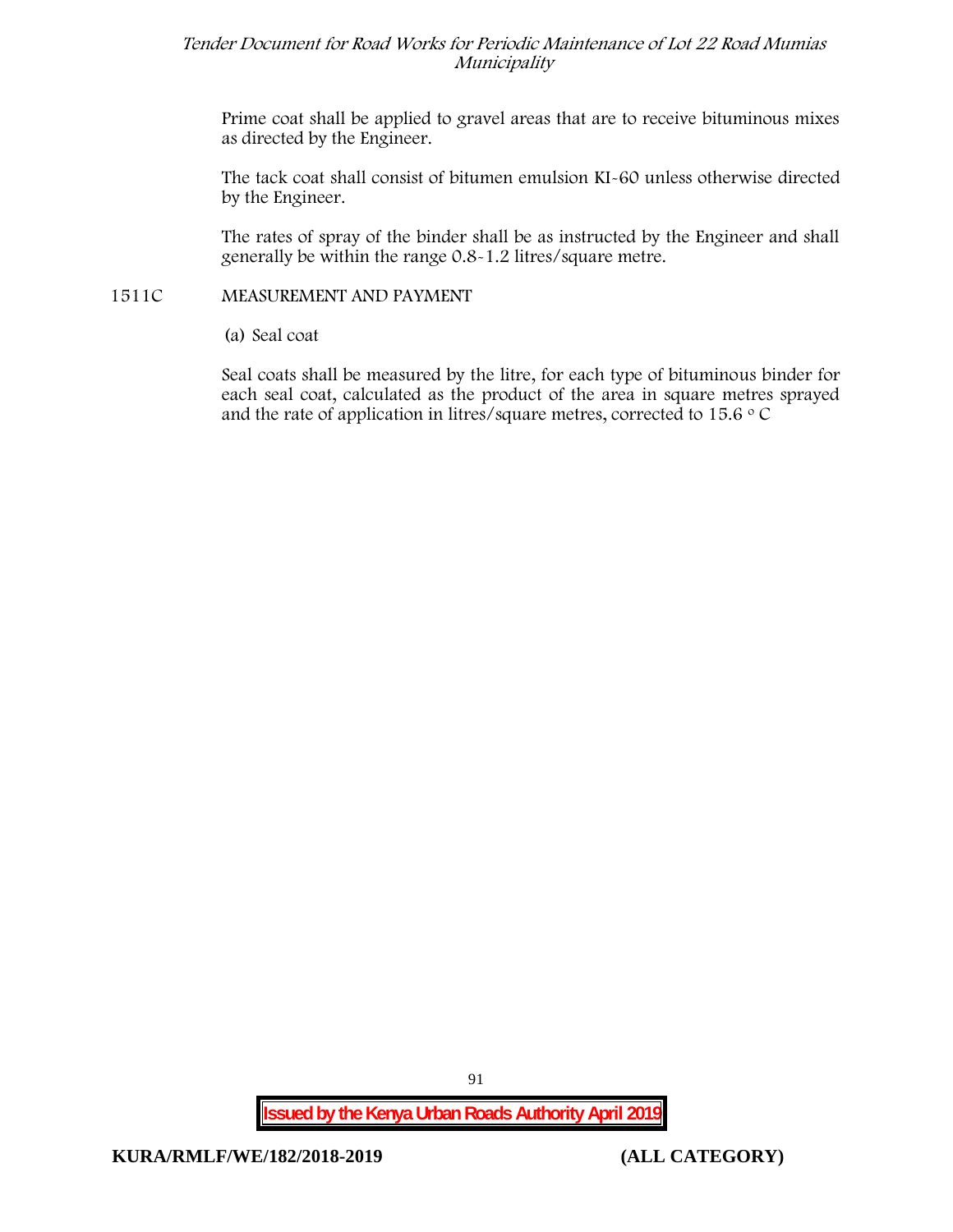Prime coat shall be applied to gravel areas that are to receive bituminous mixes as directed by the Engineer.

The tack coat shall consist of bitumen emulsion KI-60 unless otherwise directed by the Engineer.

The rates of spray of the binder shall be as instructed by the Engineer and shall generally be within the range 0.8-1.2 litres/square metre.

## 1511C MEASUREMENT AND PAYMENT

(a) Seal coat

Seal coats shall be measured by the litre, for each type of bituminous binder for each seal coat, calculated as the product of the area in square metres sprayed and the rate of application in litres/square metres, corrected to 15.6 $^{o}$ C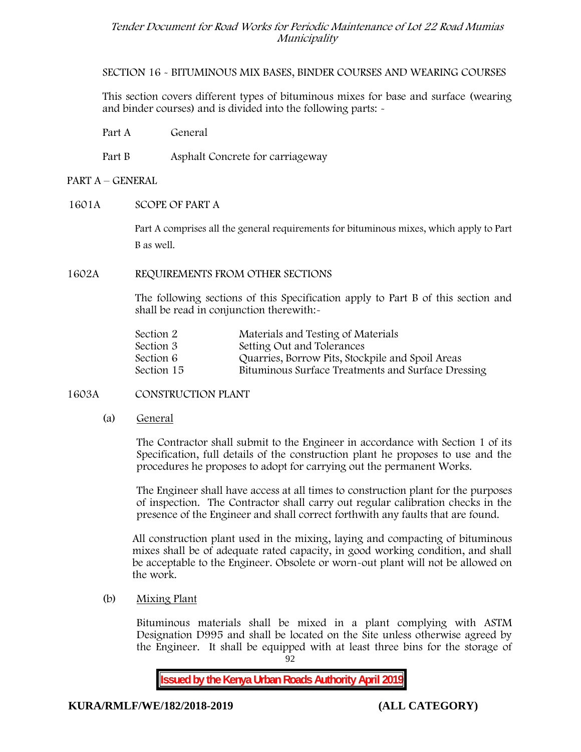SECTION 16 - BITUMINOUS MIX BASES, BINDER COURSES AND WEARING COURSES

This section covers different types of bituminous mixes for base and surface (wearing and binder courses) and is divided into the following parts: -

Part A General

Part B Asphalt Concrete for carriageway

## PART A – GENERAL

### 1601A SCOPE OF PART A

Part A comprises all the general requirements for bituminous mixes, which apply to Part B as well.

### 1602A REQUIREMENTS FROM OTHER SECTIONS

The following sections of this Specification apply to Part B of this section and shall be read in conjunction therewith:-

| | |
|---|---|
| Section 2 | Materials and Testing of Materials |
| Section 3 | Setting Out and Tolerances |
| Section 6 | Quarries, Borrow Pits, Stockpile and Spoil Areas |
| Section 15 | Bituminous Surface Treatments and Surface Dressing |

### 1603A CONSTRUCTION PLANT

(a) General

The Contractor shall submit to the Engineer in accordance with Section 1 of its Specification, full details of the construction plant he proposes to use and the procedures he proposes to adopt for carrying out the permanent Works.

The Engineer shall have access at all times to construction plant for the purposes of inspection. The Contractor shall carry out regular calibration checks in the presence of the Engineer and shall correct forthwith any faults that are found.

All construction plant used in the mixing, laying and compacting of bituminous mixes shall be of adequate rated capacity, in good working condition, and shall be acceptable to the Engineer. Obsolete or worn-out plant will not be allowed on the work.

(b) Mixing Plant

Bituminous materials shall be mixed in a plant complying with ASTM Designation D995 and shall be located on the Site unless otherwise agreed by the Engineer. It shall be equipped with at least three bins for the storage of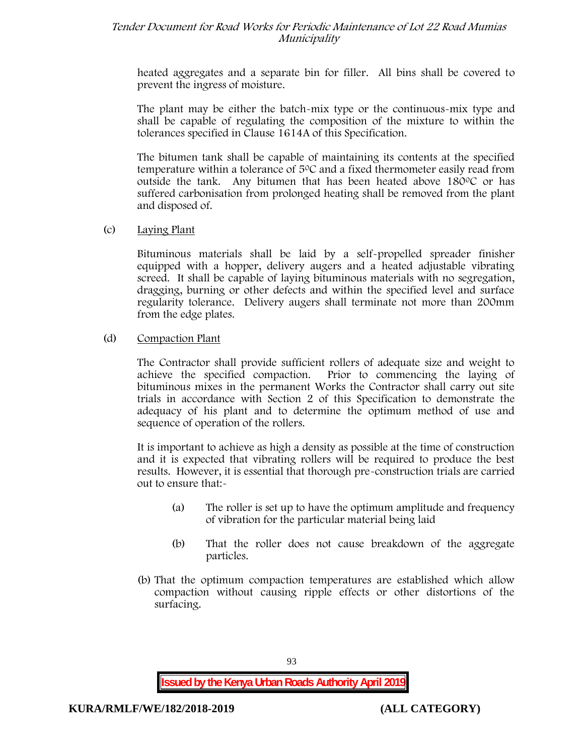heated aggregates and a separate bin for filler. All bins shall be covered to prevent the ingress of moisture.

The plant may be either the batch-mix type or the continuous-mix type and shall be capable of regulating the composition of the mixture to within the tolerances specified in Clause 1614A of this Specification.

The bitumen tank shall be capable of maintaining its contents at the specified temperature within a tolerance of 5⁰C and a fixed thermometer easily read from outside the tank. Any bitumen that has been heated above 180⁰C or has suffered carbonisation from prolonged heating shall be removed from the plant and disposed of.

(c) Laying Plant

Bituminous materials shall be laid by a self-propelled spreader finisher equipped with a hopper, delivery augers and a heated adjustable vibrating screed. It shall be capable of laying bituminous materials with no segregation, dragging, burning or other defects and within the specified level and surface regularity tolerance. Delivery augers shall terminate not more than 200mm from the edge plates.

(d) Compaction Plant

The Contractor shall provide sufficient rollers of adequate size and weight to achieve the specified compaction. Prior to commencing the laying of bituminous mixes in the permanent Works the Contractor shall carry out site trials in accordance with Section 2 of this Specification to demonstrate the adequacy of his plant and to determine the optimum method of use and sequence of operation of the rollers.

It is important to achieve as high a density as possible at the time of construction and it is expected that vibrating rollers will be required to produce the best results. However, it is essential that thorough pre-construction trials are carried out to ensure that:-

(a) The roller is set up to have the optimum amplitude and frequency of vibration for the particular material being laid

(b) That the roller does not cause breakdown of the aggregate particles.

(b) That the optimum compaction temperatures are established which allow compaction without causing ripple effects or other distortions of the surfacing.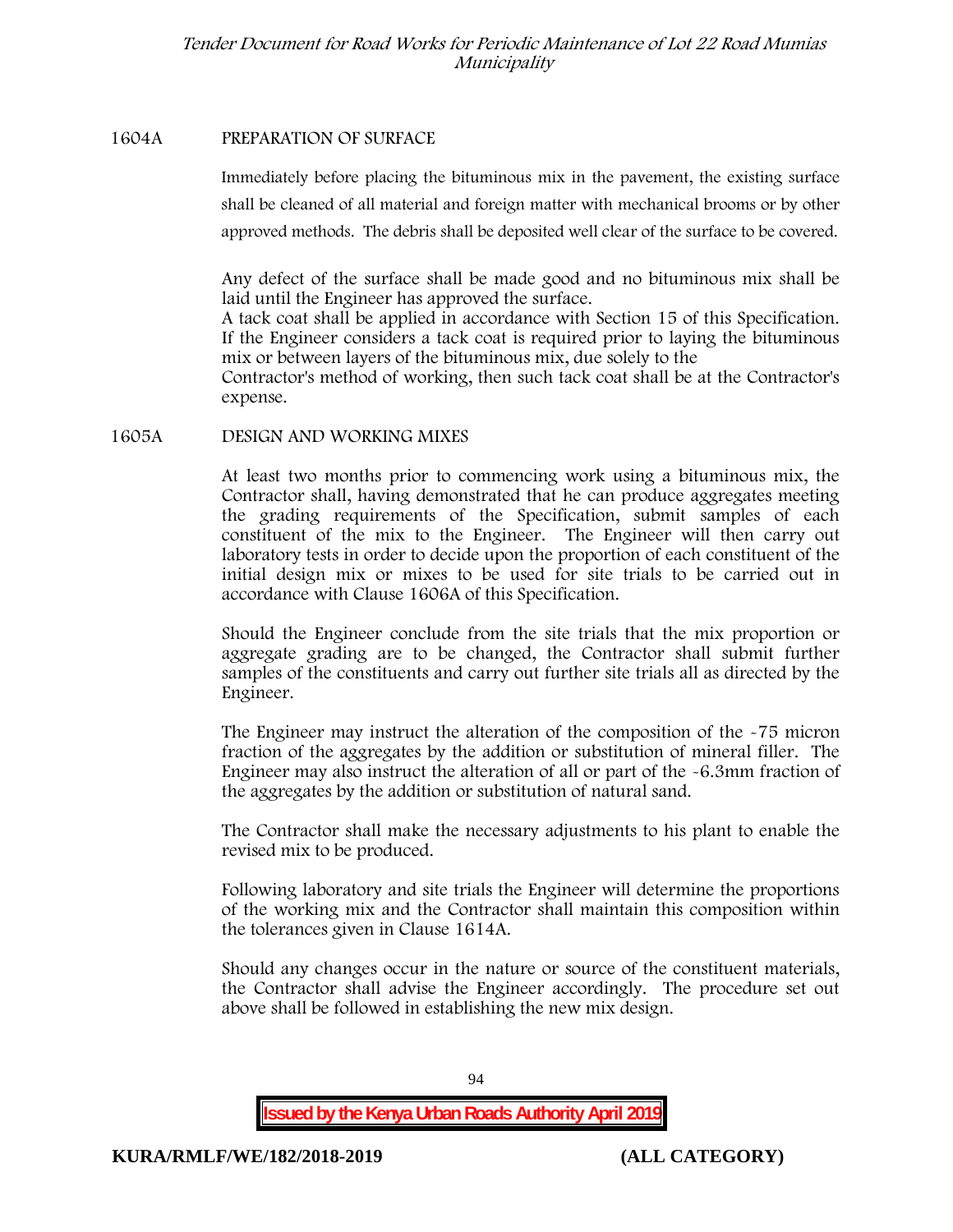## 1604A PREPARATION OF SURFACE

Immediately before placing the bituminous mix in the pavement, the existing surface shall be cleaned of all material and foreign matter with mechanical brooms or by other approved methods. The debris shall be deposited well clear of the surface to be covered.

Any defect of the surface shall be made good and no bituminous mix shall be laid until the Engineer has approved the surface.
A tack coat shall be applied in accordance with Section 15 of this Specification. If the Engineer considers a tack coat is required prior to laying the bituminous mix or between layers of the bituminous mix, due solely to the
Contractor's method of working, then such tack coat shall be at the Contractor's expense.

## 1605A DESIGN AND WORKING MIXES

At least two months prior to commencing work using a bituminous mix, the Contractor shall, having demonstrated that he can produce aggregates meeting the grading requirements of the Specification, submit samples of each constituent of the mix to the Engineer. The Engineer will then carry out laboratory tests in order to decide upon the proportion of each constituent of the initial design mix or mixes to be used for site trials to be carried out in accordance with Clause 1606A of this Specification.

Should the Engineer conclude from the site trials that the mix proportion or aggregate grading are to be changed, the Contractor shall submit further samples of the constituents and carry out further site trials all as directed by the Engineer.

The Engineer may instruct the alteration of the composition of the -75 micron fraction of the aggregates by the addition or substitution of mineral filler. The Engineer may also instruct the alteration of all or part of the -6.3mm fraction of the aggregates by the addition or substitution of natural sand.

The Contractor shall make the necessary adjustments to his plant to enable the revised mix to be produced.

Following laboratory and site trials the Engineer will determine the proportions of the working mix and the Contractor shall maintain this composition within the tolerances given in Clause 1614A.

Should any changes occur in the nature or source of the constituent materials, the Contractor shall advise the Engineer accordingly. The procedure set out above shall be followed in establishing the new mix design.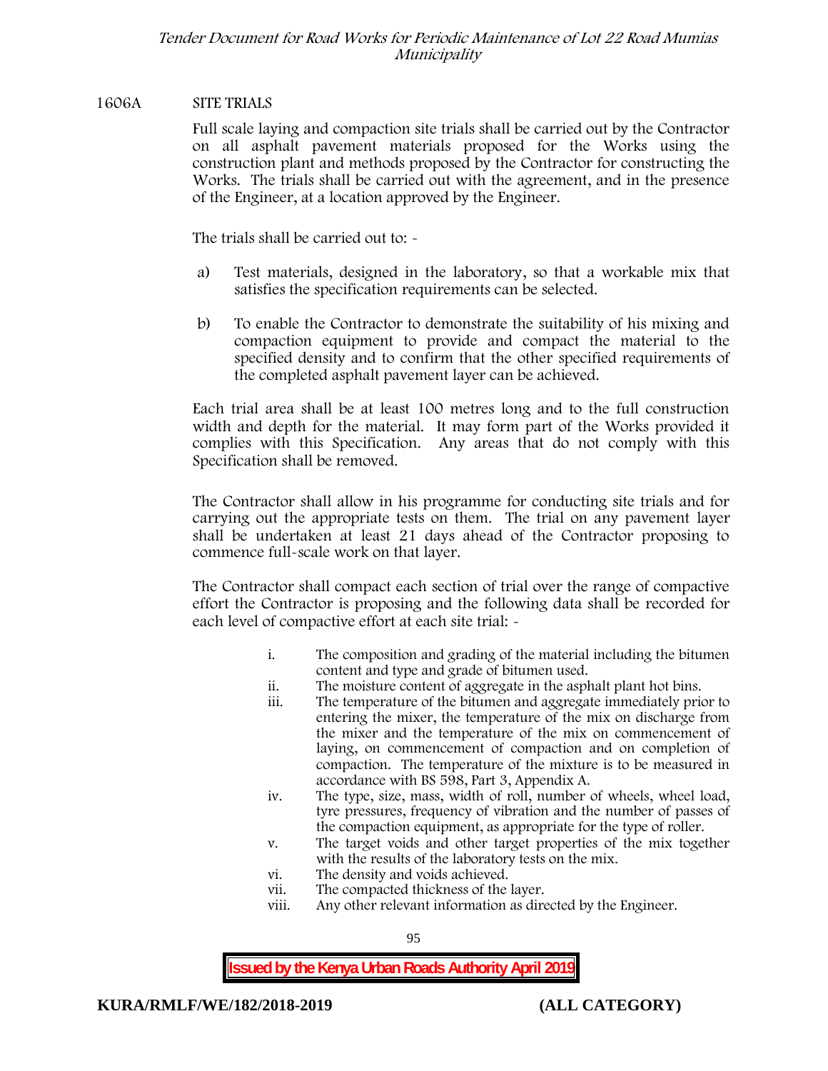## 1606A SITE TRIALS

Full scale laying and compaction site trials shall be carried out by the Contractor on all asphalt pavement materials proposed for the Works using the construction plant and methods proposed by the Contractor for constructing the Works. The trials shall be carried out with the agreement, and in the presence of the Engineer, at a location approved by the Engineer.

The trials shall be carried out to: -

a) Test materials, designed in the laboratory, so that a workable mix that satisfies the specification requirements can be selected.

b) To enable the Contractor to demonstrate the suitability of his mixing and compaction equipment to provide and compact the material to the specified density and to confirm that the other specified requirements of the completed asphalt pavement layer can be achieved.

Each trial area shall be at least 100 metres long and to the full construction width and depth for the material. It may form part of the Works provided it complies with this Specification. Any areas that do not comply with this Specification shall be removed.

The Contractor shall allow in his programme for conducting site trials and for carrying out the appropriate tests on them. The trial on any pavement layer shall be undertaken at least 21 days ahead of the Contractor proposing to commence full-scale work on that layer.

The Contractor shall compact each section of trial over the range of compactive effort the Contractor is proposing and the following data shall be recorded for each level of compactive effort at each site trial: -

i. The composition and grading of the material including the bitumen content and type and grade of bitumen used.
ii. The moisture content of aggregate in the asphalt plant hot bins.
iii. The temperature of the bitumen and aggregate immediately prior to entering the mixer, the temperature of the mix on discharge from the mixer and the temperature of the mix on commencement of laying, on commencement of compaction and on completion of compaction. The temperature of the mixture is to be measured in accordance with BS 598, Part 3, Appendix A.
iv. The type, size, mass, width of roll, number of wheels, wheel load, tyre pressures, frequency of vibration and the number of passes of the compaction equipment, as appropriate for the type of roller.
v. The target voids and other target properties of the mix together with the results of the laboratory tests on the mix.
vi. The density and voids achieved.
vii. The compacted thickness of the layer.
viii. Any other relevant information as directed by the Engineer.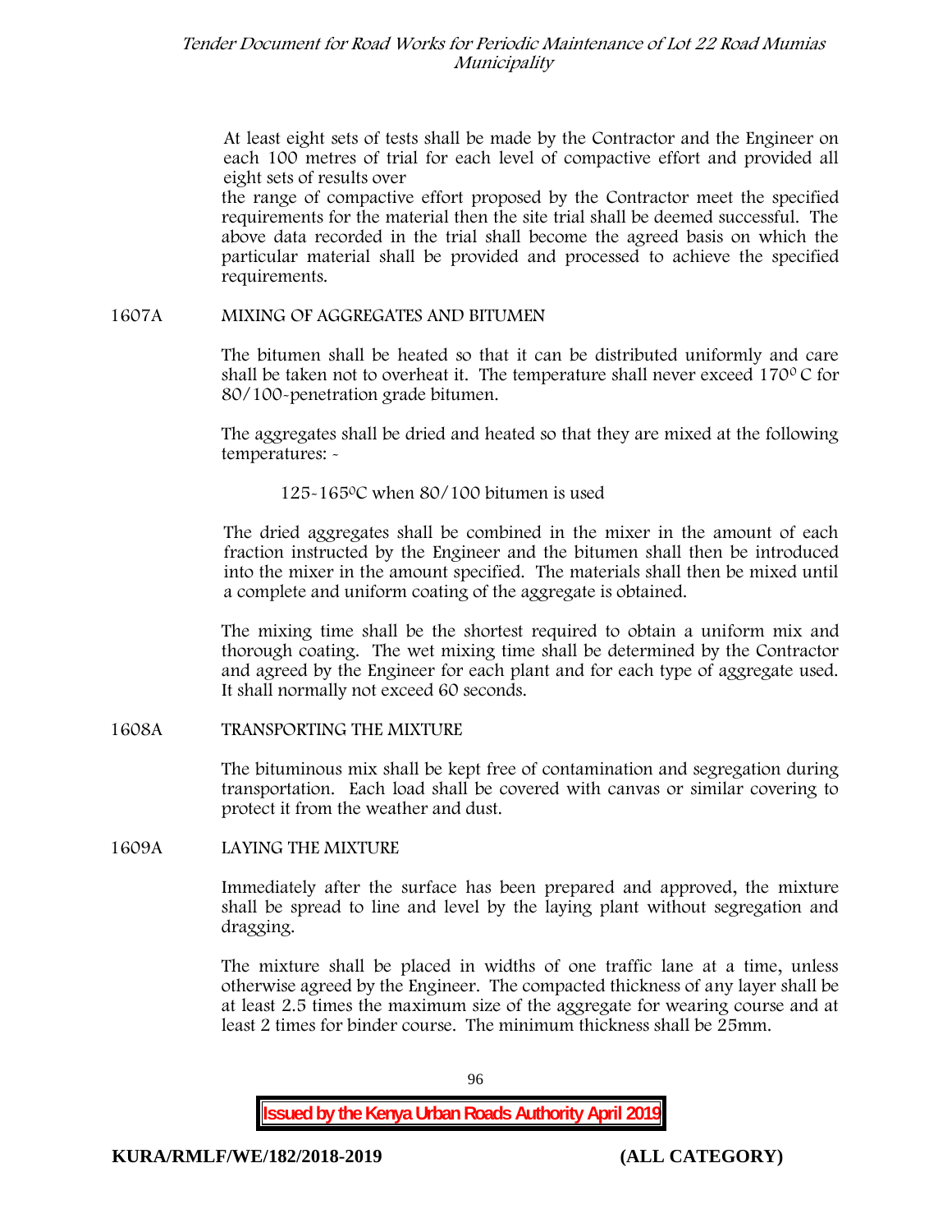At least eight sets of tests shall be made by the Contractor and the Engineer on each 100 metres of trial for each level of compactive effort and provided all eight sets of results over the range of compactive effort proposed by the Contractor meet the specified requirements for the material then the site trial shall be deemed successful. The above data recorded in the trial shall become the agreed basis on which the particular material shall be provided and processed to achieve the specified requirements.

## 1607A MIXING OF AGGREGATES AND BITUMEN

The bitumen shall be heated so that it can be distributed uniformly and care shall be taken not to overheat it. The temperature shall never exceed 170⁰ C for 80/100-penetration grade bitumen.

The aggregates shall be dried and heated so that they are mixed at the following temperatures: -

125-165⁰C when 80/100 bitumen is used

The dried aggregates shall be combined in the mixer in the amount of each fraction instructed by the Engineer and the bitumen shall then be introduced into the mixer in the amount specified. The materials shall then be mixed until a complete and uniform coating of the aggregate is obtained.

The mixing time shall be the shortest required to obtain a uniform mix and thorough coating. The wet mixing time shall be determined by the Contractor and agreed by the Engineer for each plant and for each type of aggregate used. It shall normally not exceed 60 seconds.

## 1608A TRANSPORTING THE MIXTURE

The bituminous mix shall be kept free of contamination and segregation during transportation. Each load shall be covered with canvas or similar covering to protect it from the weather and dust.

## 1609A LAYING THE MIXTURE

Immediately after the surface has been prepared and approved, the mixture shall be spread to line and level by the laying plant without segregation and dragging.

The mixture shall be placed in widths of one traffic lane at a time, unless otherwise agreed by the Engineer. The compacted thickness of any layer shall be at least 2.5 times the maximum size of the aggregate for wearing course and at least 2 times for binder course. The minimum thickness shall be 25mm.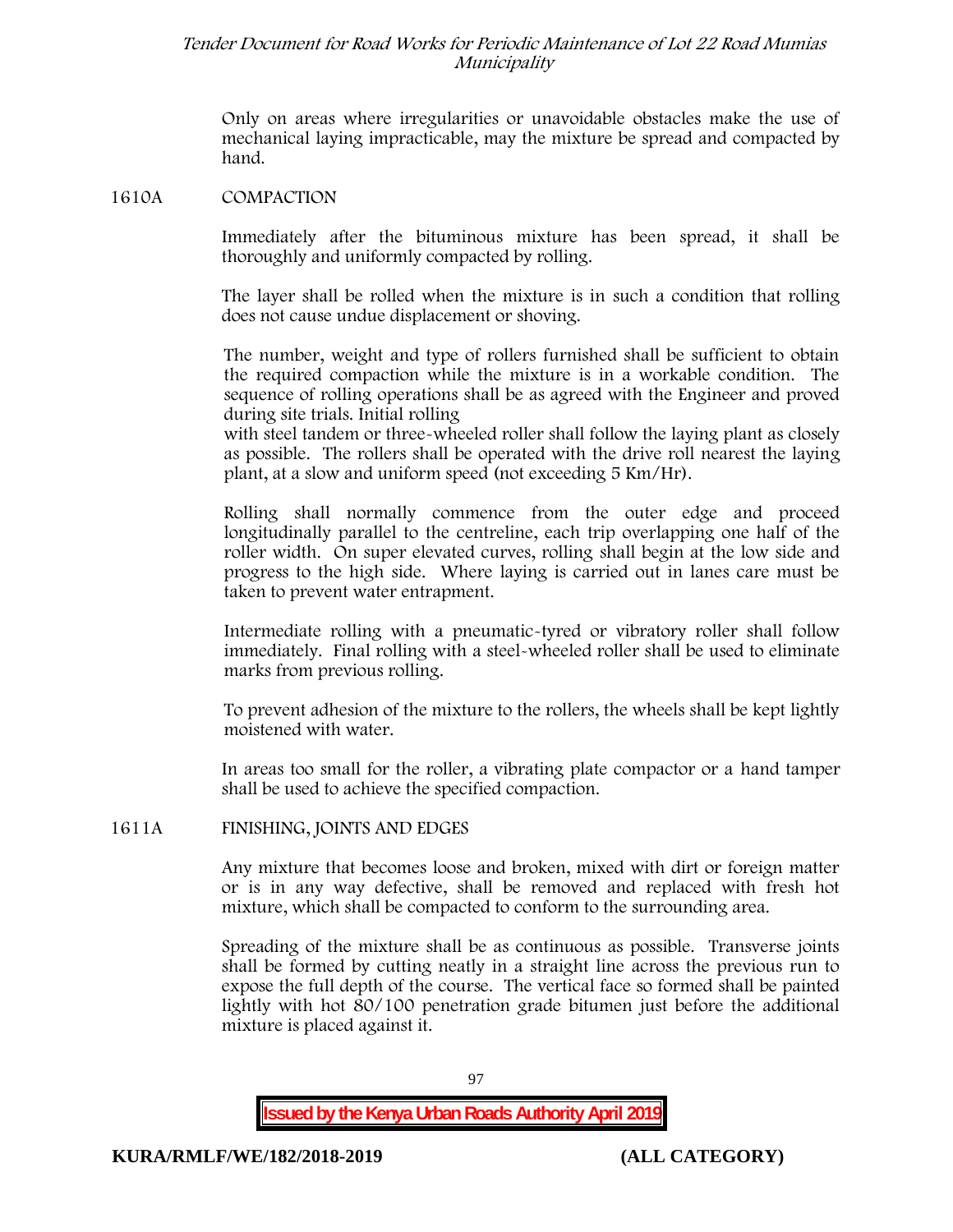Only on areas where irregularities or unavoidable obstacles make the use of mechanical laying impracticable, may the mixture be spread and compacted by hand.

## 1610A COMPACTION

Immediately after the bituminous mixture has been spread, it shall be thoroughly and uniformly compacted by rolling.

The layer shall be rolled when the mixture is in such a condition that rolling does not cause undue displacement or shoving.

The number, weight and type of rollers furnished shall be sufficient to obtain the required compaction while the mixture is in a workable condition. The sequence of rolling operations shall be as agreed with the Engineer and proved during site trials. Initial rolling with steel tandem or three-wheeled roller shall follow the laying plant as closely as possible. The rollers shall be operated with the drive roll nearest the laying plant, at a slow and uniform speed (not exceeding 5 Km/Hr).

Rolling shall normally commence from the outer edge and proceed longitudinally parallel to the centreline, each trip overlapping one half of the roller width. On super elevated curves, rolling shall begin at the low side and progress to the high side. Where laying is carried out in lanes care must be taken to prevent water entrapment.

Intermediate rolling with a pneumatic-tyred or vibratory roller shall follow immediately. Final rolling with a steel-wheeled roller shall be used to eliminate marks from previous rolling.

To prevent adhesion of the mixture to the rollers, the wheels shall be kept lightly moistened with water.

In areas too small for the roller, a vibrating plate compactor or a hand tamper shall be used to achieve the specified compaction.

## 1611A FINISHING, JOINTS AND EDGES

Any mixture that becomes loose and broken, mixed with dirt or foreign matter or is in any way defective, shall be removed and replaced with fresh hot mixture, which shall be compacted to conform to the surrounding area.

Spreading of the mixture shall be as continuous as possible. Transverse joints shall be formed by cutting neatly in a straight line across the previous run to expose the full depth of the course. The vertical face so formed shall be painted lightly with hot 80/100 penetration grade bitumen just before the additional mixture is placed against it.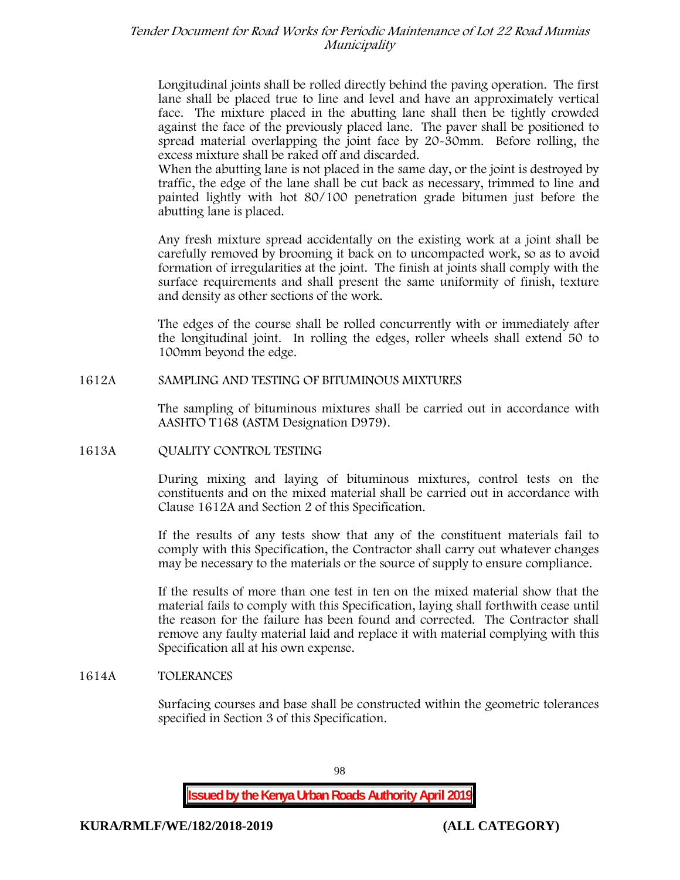Longitudinal joints shall be rolled directly behind the paving operation. The first lane shall be placed true to line and level and have an approximately vertical face. The mixture placed in the abutting lane shall then be tightly crowded against the face of the previously placed lane. The paver shall be positioned to spread material overlapping the joint face by 20-30mm. Before rolling, the excess mixture shall be raked off and discarded.
When the abutting lane is not placed in the same day, or the joint is destroyed by traffic, the edge of the lane shall be cut back as necessary, trimmed to line and painted lightly with hot 80/100 penetration grade bitumen just before the abutting lane is placed.

Any fresh mixture spread accidentally on the existing work at a joint shall be carefully removed by brooming it back on to uncompacted work, so as to avoid formation of irregularities at the joint. The finish at joints shall comply with the surface requirements and shall present the same uniformity of finish, texture and density as other sections of the work.

The edges of the course shall be rolled concurrently with or immediately after the longitudinal joint. In rolling the edges, roller wheels shall extend 50 to 100mm beyond the edge.

## 1612A SAMPLING AND TESTING OF BITUMINOUS MIXTURES

The sampling of bituminous mixtures shall be carried out in accordance with AASHTO T168 (ASTM Designation D979).

## 1613A QUALITY CONTROL TESTING

During mixing and laying of bituminous mixtures, control tests on the constituents and on the mixed material shall be carried out in accordance with Clause 1612A and Section 2 of this Specification.

If the results of any tests show that any of the constituent materials fail to comply with this Specification, the Contractor shall carry out whatever changes may be necessary to the materials or the source of supply to ensure compliance.

If the results of more than one test in ten on the mixed material show that the material fails to comply with this Specification, laying shall forthwith cease until the reason for the failure has been found and corrected. The Contractor shall remove any faulty material laid and replace it with material complying with this Specification all at his own expense.

## 1614A TOLERANCES

Surfacing courses and base shall be constructed within the geometric tolerances specified in Section 3 of this Specification.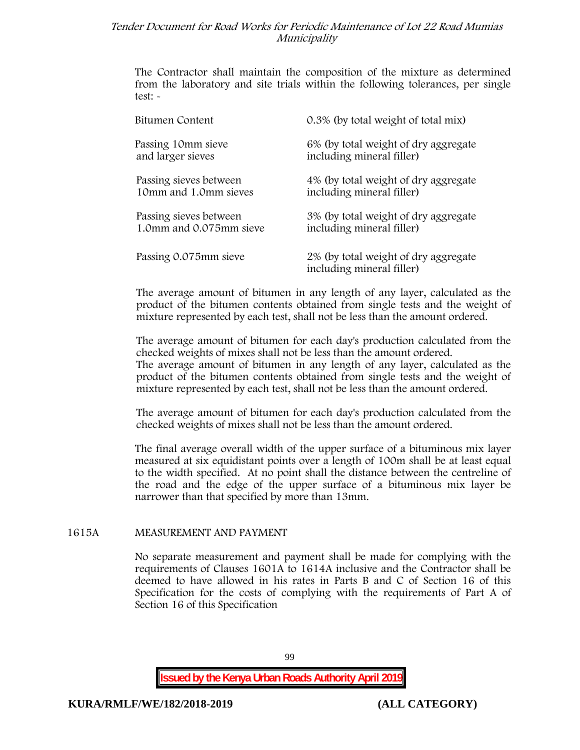The Contractor shall maintain the composition of the mixture as determined from the laboratory and site trials within the following tolerances, per single test: -

| | |
|---|---|
| Bitumen Content | 0.3% (by total weight of total mix) |
| Passing 10mm sieve and larger sieves | 6% (by total weight of dry aggregate including mineral filler) |
| Passing sieves between 10mm and 1.0mm sieves | 4% (by total weight of dry aggregate including mineral filler) |
| Passing sieves between 1.0mm and 0.075mm sieve | 3% (by total weight of dry aggregate including mineral filler) |
| Passing 0.075mm sieve | 2% (by total weight of dry aggregate including mineral filler) |

The average amount of bitumen in any length of any layer, calculated as the product of the bitumen contents obtained from single tests and the weight of mixture represented by each test, shall not be less than the amount ordered.

The average amount of bitumen for each day's production calculated from the checked weights of mixes shall not be less than the amount ordered.
The average amount of bitumen in any length of any layer, calculated as the product of the bitumen contents obtained from single tests and the weight of mixture represented by each test, shall not be less than the amount ordered.

The average amount of bitumen for each day's production calculated from the checked weights of mixes shall not be less than the amount ordered.

The final average overall width of the upper surface of a bituminous mix layer measured at six equidistant points over a length of 100m shall be at least equal to the width specified. At no point shall the distance between the centreline of the road and the edge of the upper surface of a bituminous mix layer be narrower than that specified by more than 13mm.

## 1615A MEASUREMENT AND PAYMENT

No separate measurement and payment shall be made for complying with the requirements of Clauses 1601A to 1614A inclusive and the Contractor shall be deemed to have allowed in his rates in Parts B and C of Section 16 of this Specification for the costs of complying with the requirements of Part A of Section 16 of this Specification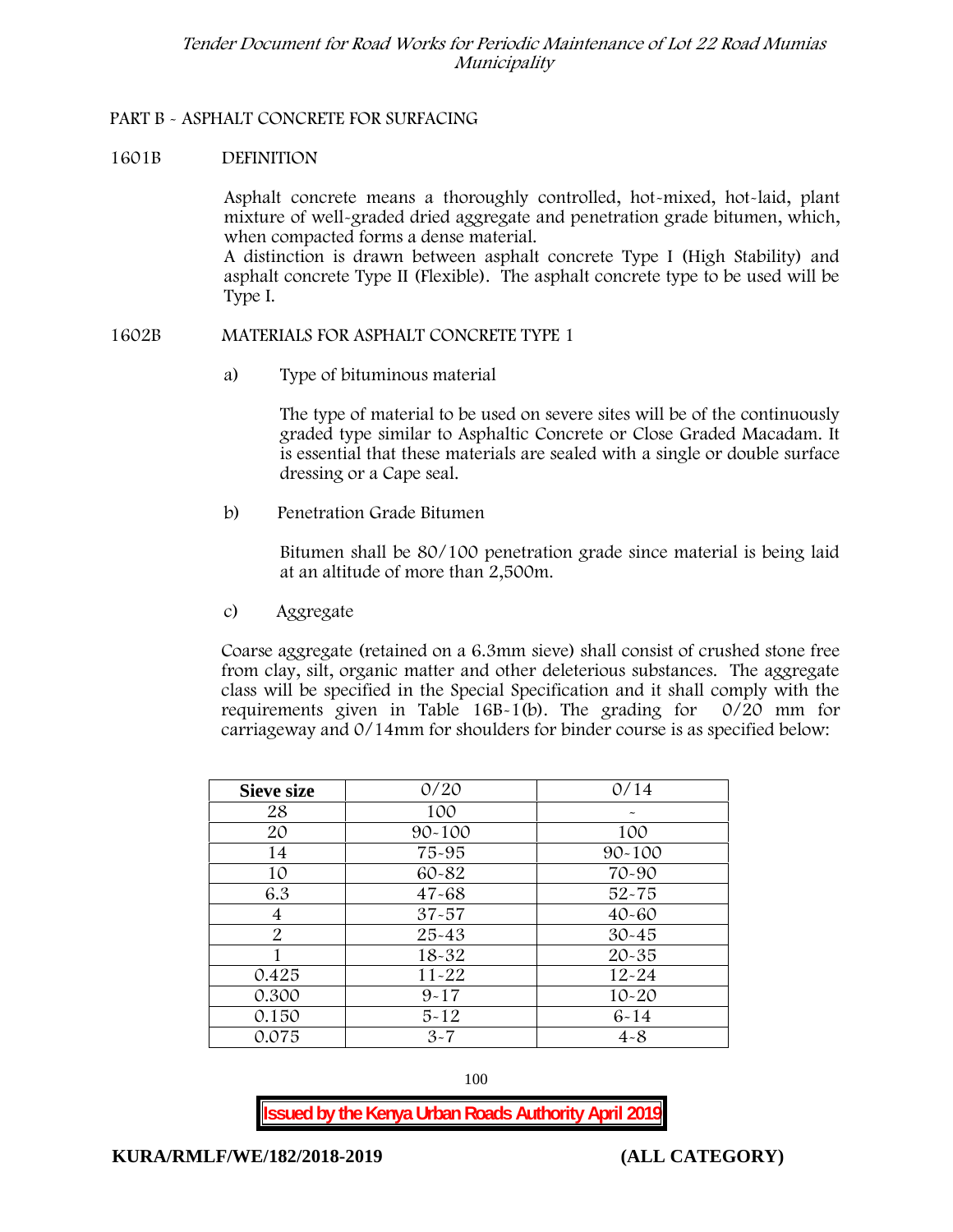## PART B - ASPHALT CONCRETE FOR SURFACING

### 1601B DEFINITION

Asphalt concrete means a thoroughly controlled, hot-mixed, hot-laid, plant mixture of well-graded dried aggregate and penetration grade bitumen, which, when compacted forms a dense material.
A distinction is drawn between asphalt concrete Type I (High Stability) and asphalt concrete Type II (Flexible). The asphalt concrete type to be used will be Type I.

### 1602B MATERIALS FOR ASPHALT CONCRETE TYPE 1

a) Type of bituminous material

The type of material to be used on severe sites will be of the continuously graded type similar to Asphaltic Concrete or Close Graded Macadam. It is essential that these materials are sealed with a single or double surface dressing or a Cape seal.

b) Penetration Grade Bitumen

Bitumen shall be 80/100 penetration grade since material is being laid at an altitude of more than 2,500m.

c) Aggregate

Coarse aggregate (retained on a 6.3mm sieve) shall consist of crushed stone free from clay, silt, organic matter and other deleterious substances. The aggregate class will be specified in the Special Specification and it shall comply with the requirements given in Table 16B-1(b). The grading for 0/20 mm for carriageway and 0/14mm for shoulders for binder course is as specified below:

| Sieve size | 0/20 | 0/14 |
|---|---|---|
| 28 | 100 | - |
| 20 | 90-100 | 100 |
| 14 | 75-95 | 90-100 |
| 10 | 60-82 | 70-90 |
| 6.3 | 47-68 | 52-75 |
| 4 | 37-57 | 40-60 |
| 2 | 25-43 | 30-45 |
| 1 | 18-32 | 20-35 |
| 0.425 | 11-22 | 12-24 |
| 0.300 | 9-17 | 10-20 |
| 0.150 | 5-12 | 6-14 |
| 0.075 | 3-7 | 4-8 |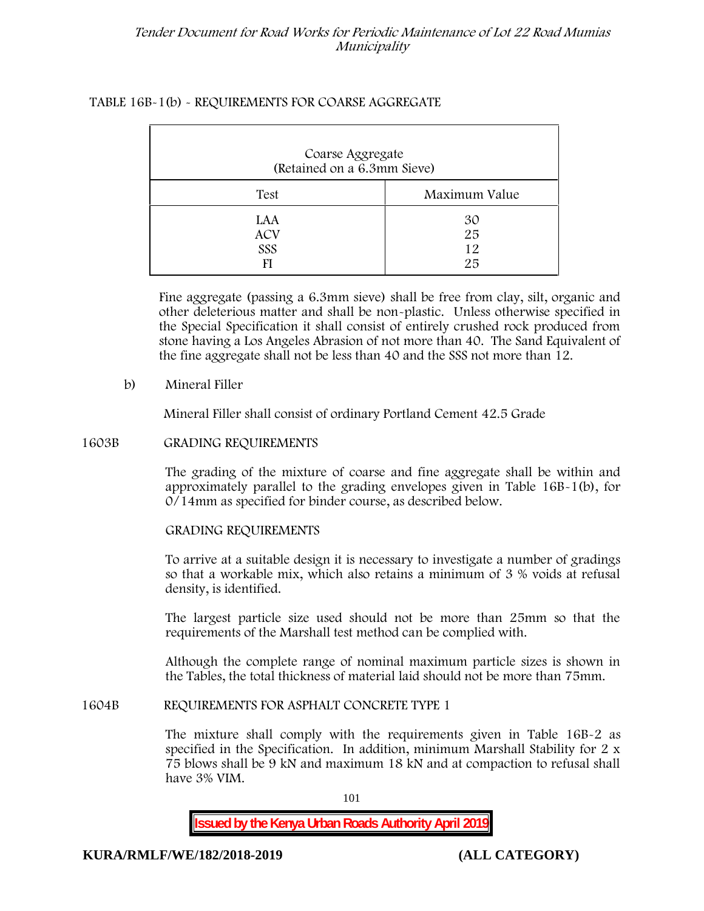TABLE 16B-1(b) - REQUIREMENTS FOR COARSE AGGREGATE

| Coarse Aggregate (Retained on a 6.3mm Sieve) | |
|---|---|
| Test | Maximum Value |
| LAA | 30 |
| ACV | 25 |
| SSS | 12 |
| FI | 25 |

Fine aggregate (passing a 6.3mm sieve) shall be free from clay, silt, organic and other deleterious matter and shall be non-plastic. Unless otherwise specified in the Special Specification it shall consist of entirely crushed rock produced from stone having a Los Angeles Abrasion of not more than 40. The Sand Equivalent of the fine aggregate shall not be less than 40 and the SSS not more than 12.

b) Mineral Filler

Mineral Filler shall consist of ordinary Portland Cement 42.5 Grade

## 1603B GRADING REQUIREMENTS

The grading of the mixture of coarse and fine aggregate shall be within and approximately parallel to the grading envelopes given in Table 16B-1(b), for 0/14mm as specified for binder course, as described below.

GRADING REQUIREMENTS

To arrive at a suitable design it is necessary to investigate a number of gradings so that a workable mix, which also retains a minimum of 3 % voids at refusal density, is identified.

The largest particle size used should not be more than 25mm so that the requirements of the Marshall test method can be complied with.

Although the complete range of nominal maximum particle sizes is shown in the Tables, the total thickness of material laid should not be more than 75mm.

## 1604B REQUIREMENTS FOR ASPHALT CONCRETE TYPE 1

The mixture shall comply with the requirements given in Table 16B-2 as specified in the Specification. In addition, minimum Marshall Stability for 2 x 75 blows shall be 9 kN and maximum 18 kN and at compaction to refusal shall have 3% VIM.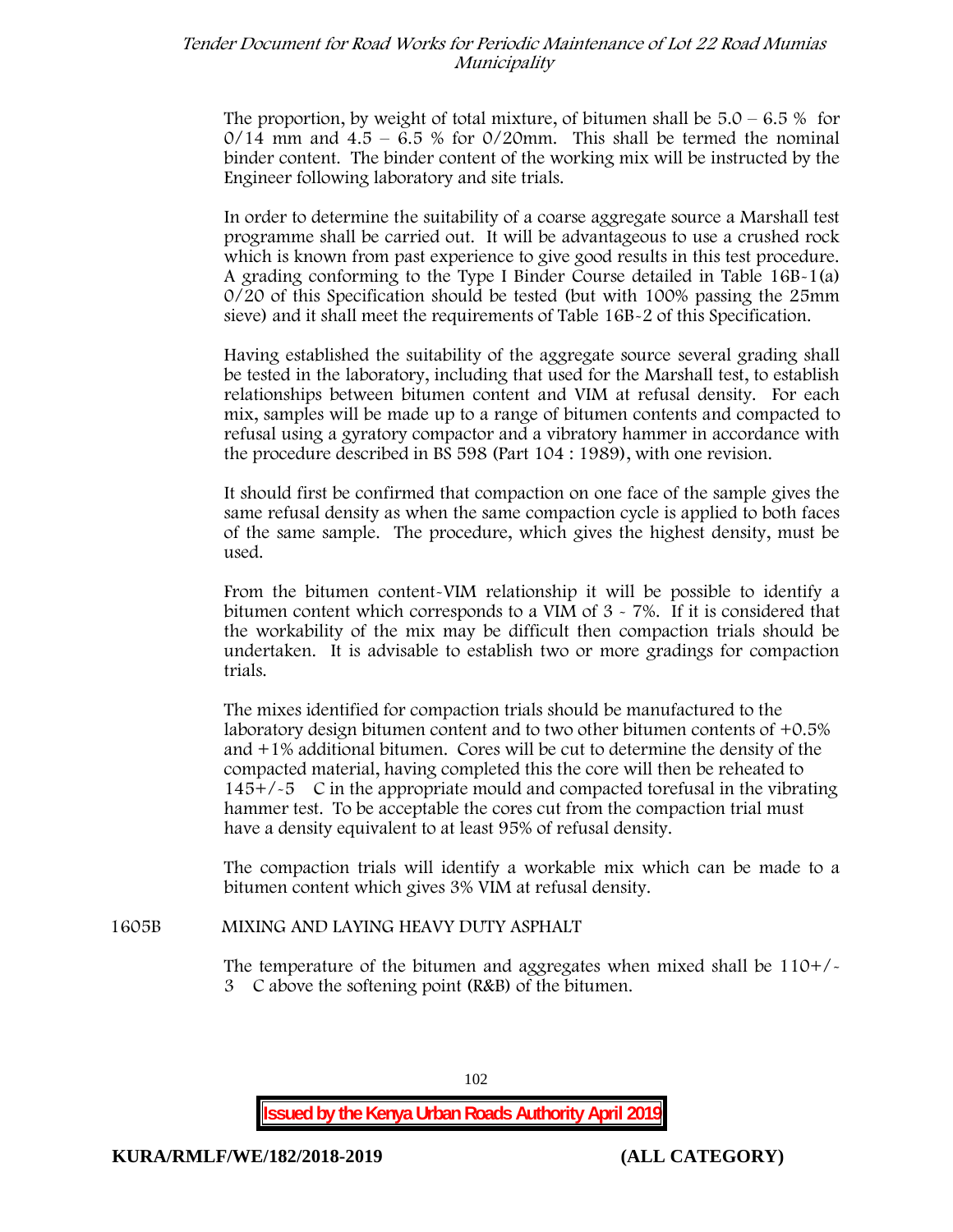The proportion, by weight of total mixture, of bitumen shall be 5.0 – 6.5 % for 0/14 mm and 4.5 – 6.5 % for 0/20mm. This shall be termed the nominal binder content. The binder content of the working mix will be instructed by the Engineer following laboratory and site trials.

In order to determine the suitability of a coarse aggregate source a Marshall test programme shall be carried out. It will be advantageous to use a crushed rock which is known from past experience to give good results in this test procedure. A grading conforming to the Type I Binder Course detailed in Table 16B-1(a) 0/20 of this Specification should be tested (but with 100% passing the 25mm sieve) and it shall meet the requirements of Table 16B-2 of this Specification.

Having established the suitability of the aggregate source several grading shall be tested in the laboratory, including that used for the Marshall test, to establish relationships between bitumen content and VIM at refusal density. For each mix, samples will be made up to a range of bitumen contents and compacted to refusal using a gyratory compactor and a vibratory hammer in accordance with the procedure described in BS 598 (Part 104 : 1989), with one revision.

It should first be confirmed that compaction on one face of the sample gives the same refusal density as when the same compaction cycle is applied to both faces of the same sample. The procedure, which gives the highest density, must be used.

From the bitumen content-VIM relationship it will be possible to identify a bitumen content which corresponds to a VIM of 3 - 7%. If it is considered that the workability of the mix may be difficult then compaction trials should be undertaken. It is advisable to establish two or more gradings for compaction trials.

The mixes identified for compaction trials should be manufactured to the laboratory design bitumen content and to two other bitumen contents of +0.5% and +1% additional bitumen. Cores will be cut to determine the density of the compacted material, having completed this the core will then be reheated to 145+/-5 C in the appropriate mould and compacted torefusal in the vibrating hammer test. To be acceptable the cores cut from the compaction trial must have a density equivalent to at least 95% of refusal density.

The compaction trials will identify a workable mix which can be made to a bitumen content which gives 3% VIM at refusal density.

## 1605B MIXING AND LAYING HEAVY DUTY ASPHALT

The temperature of the bitumen and aggregates when mixed shall be 110+/-3 C above the softening point (R&B) of the bitumen.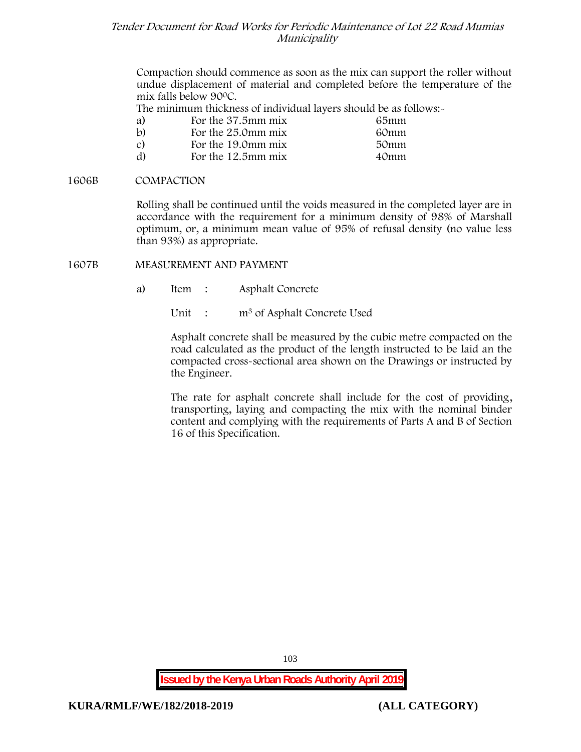Compaction should commence as soon as the mix can support the roller without undue displacement of material and completed before the temperature of the mix falls below 90$^{0}$C.

The minimum thickness of individual layers should be as follows:-

| | | |
|---|---|---|
| a) | For the 37.5mm mix | 65mm |
| b) | For the 25.0mm mix | 60mm |
| c) | For the 19.0mm mix | 50mm |
| d) | For the 12.5mm mix | 40mm |

## 1606B COMPACTION

Rolling shall be continued until the voids measured in the completed layer are in accordance with the requirement for a minimum density of 98% of Marshall optimum, or, a minimum mean value of 95% of refusal density (no value less than 93%) as appropriate.

## 1607B MEASUREMENT AND PAYMENT

a) Item : Asphalt Concrete

Unit : $m^3$ of Asphalt Concrete Used

Asphalt concrete shall be measured by the cubic metre compacted on the road calculated as the product of the length instructed to be laid an the compacted cross-sectional area shown on the Drawings or instructed by the Engineer.

The rate for asphalt concrete shall include for the cost of providing, transporting, laying and compacting the mix with the nominal binder content and complying with the requirements of Parts A and B of Section 16 of this Specification.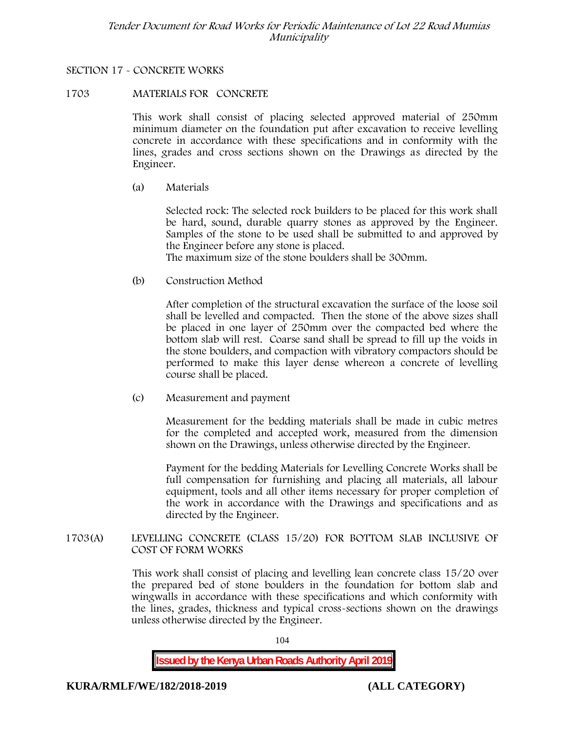SECTION 17 - CONCRETE WORKS

1703 MATERIALS FOR CONCRETE

This work shall consist of placing selected approved material of 250mm minimum diameter on the foundation put after excavation to receive levelling concrete in accordance with these specifications and in conformity with the lines, grades and cross sections shown on the Drawings as directed by the Engineer.

(a) Materials

Selected rock: The selected rock builders to be placed for this work shall be hard, sound, durable quarry stones as approved by the Engineer. Samples of the stone to be used shall be submitted to and approved by the Engineer before any stone is placed.
The maximum size of the stone boulders shall be 300mm.

(b) Construction Method

After completion of the structural excavation the surface of the loose soil shall be levelled and compacted. Then the stone of the above sizes shall be placed in one layer of 250mm over the compacted bed where the bottom slab will rest. Coarse sand shall be spread to fill up the voids in the stone boulders, and compaction with vibratory compactors should be performed to make this layer dense whereon a concrete of levelling course shall be placed.

(c) Measurement and payment

Measurement for the bedding materials shall be made in cubic metres for the completed and accepted work, measured from the dimension shown on the Drawings, unless otherwise directed by the Engineer.

Payment for the bedding Materials for Levelling Concrete Works shall be full compensation for furnishing and placing all materials, all labour equipment, tools and all other items necessary for proper completion of the work in accordance with the Drawings and specifications and as directed by the Engineer.

1703(A) LEVELLING CONCRETE (CLASS 15/20) FOR BOTTOM SLAB INCLUSIVE OF COST OF FORM WORKS

This work shall consist of placing and levelling lean concrete class 15/20 over the prepared bed of stone boulders in the foundation for bottom slab and wingwalls in accordance with these specifications and which conformity with the lines, grades, thickness and typical cross-sections shown on the drawings unless otherwise directed by the Engineer.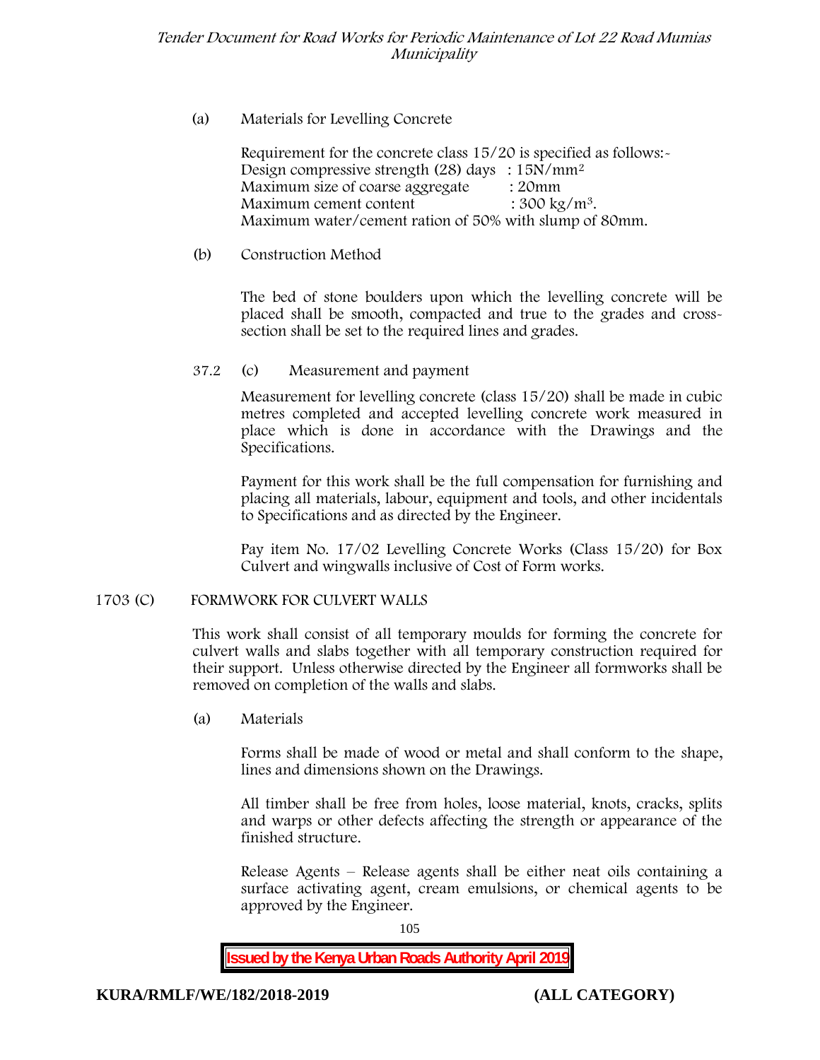(a) Materials for Levelling Concrete

Requirement for the concrete class 15/20 is specified as follows:-
Design compressive strength (28) days : $15N/mm^2$
Maximum size of coarse aggregate : 20mm
Maximum cement content : $300 \text{ kg/m}^3$.
Maximum water/cement ration of 50% with slump of 80mm.

(b) Construction Method

The bed of stone boulders upon which the levelling concrete will be placed shall be smooth, compacted and true to the grades and cross-section shall be set to the required lines and grades.

37.2 (c) Measurement and payment

Measurement for levelling concrete (class 15/20) shall be made in cubic metres completed and accepted levelling concrete work measured in place which is done in accordance with the Drawings and the Specifications.

Payment for this work shall be the full compensation for furnishing and placing all materials, labour, equipment and tools, and other incidentals to Specifications and as directed by the Engineer.

Pay item No. 17/02 Levelling Concrete Works (Class 15/20) for Box Culvert and wingwalls inclusive of Cost of Form works.

## 1703 (C) FORMWORK FOR CULVERT WALLS

This work shall consist of all temporary moulds for forming the concrete for culvert walls and slabs together with all temporary construction required for their support. Unless otherwise directed by the Engineer all formworks shall be removed on completion of the walls and slabs.

(a) Materials

Forms shall be made of wood or metal and shall conform to the shape, lines and dimensions shown on the Drawings.

All timber shall be free from holes, loose material, knots, cracks, splits and warps or other defects affecting the strength or appearance of the finished structure.

Release Agents – Release agents shall be either neat oils containing a surface activating agent, cream emulsions, or chemical agents to be approved by the Engineer.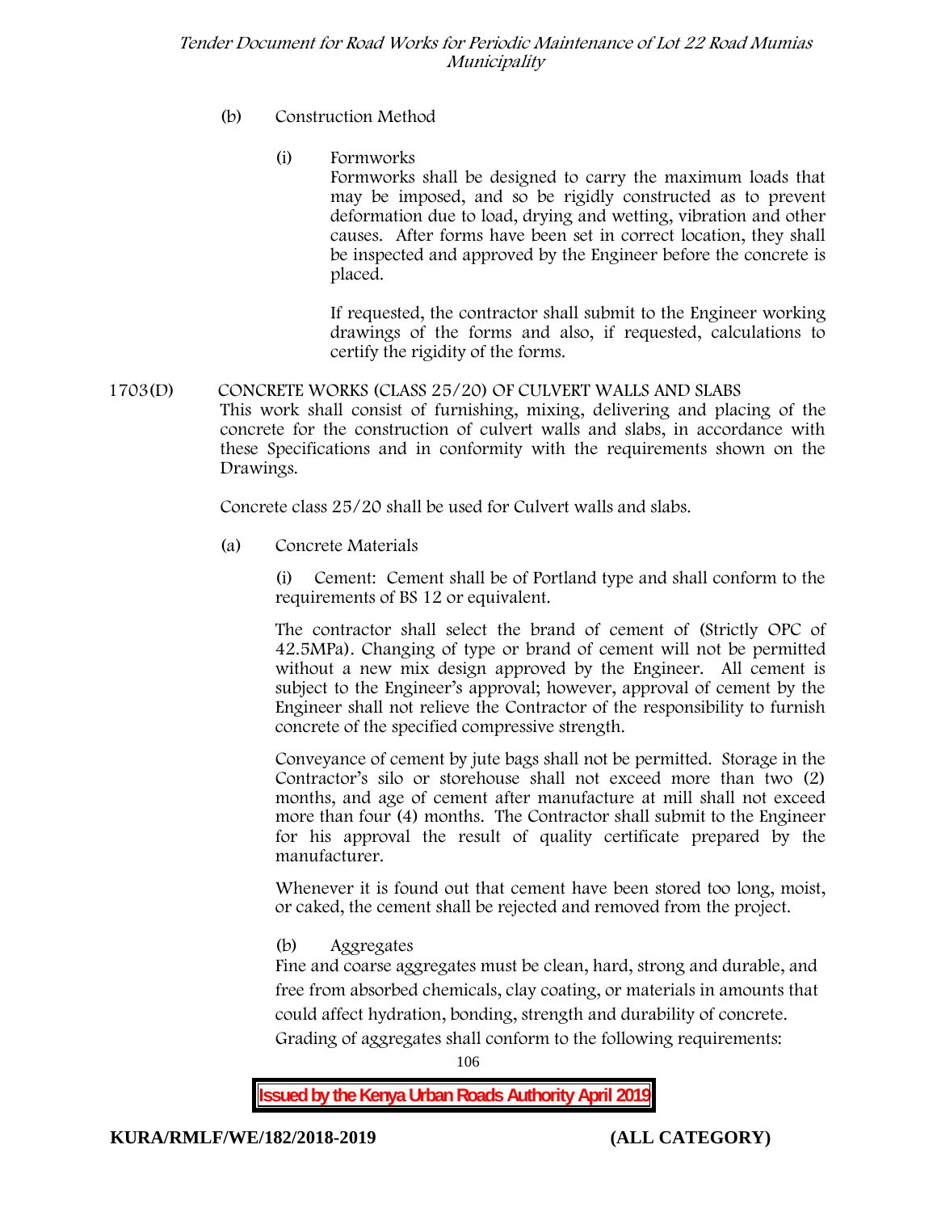(b) Construction Method

(i) Formworks

Formworks shall be designed to carry the maximum loads that may be imposed, and so be rigidly constructed as to prevent deformation due to load, drying and wetting, vibration and other causes. After forms have been set in correct location, they shall be inspected and approved by the Engineer before the concrete is placed.

If requested, the contractor shall submit to the Engineer working drawings of the forms and also, if requested, calculations to certify the rigidity of the forms.

## 1703(D) CONCRETE WORKS (CLASS 25/20) OF CULVERT WALLS AND SLABS

This work shall consist of furnishing, mixing, delivering and placing of the concrete for the construction of culvert walls and slabs, in accordance with these Specifications and in conformity with the requirements shown on the Drawings.

Concrete class 25/20 shall be used for Culvert walls and slabs.

(a) Concrete Materials

(i) Cement: Cement shall be of Portland type and shall conform to the requirements of BS 12 or equivalent.

The contractor shall select the brand of cement of (Strictly OPC of 42.5MPa). Changing of type or brand of cement will not be permitted without a new mix design approved by the Engineer. All cement is subject to the Engineer's approval; however, approval of cement by the Engineer shall not relieve the Contractor of the responsibility to furnish concrete of the specified compressive strength.

Conveyance of cement by jute bags shall not be permitted. Storage in the Contractor's silo or storehouse shall not exceed more than two (2) months, and age of cement after manufacture at mill shall not exceed more than four (4) months. The Contractor shall submit to the Engineer for his approval the result of quality certificate prepared by the manufacturer.

Whenever it is found out that cement have been stored too long, moist, or caked, the cement shall be rejected and removed from the project.

(b) Aggregates

Fine and coarse aggregates must be clean, hard, strong and durable, and free from absorbed chemicals, clay coating, or materials in amounts that could affect hydration, bonding, strength and durability of concrete. Grading of aggregates shall conform to the following requirements: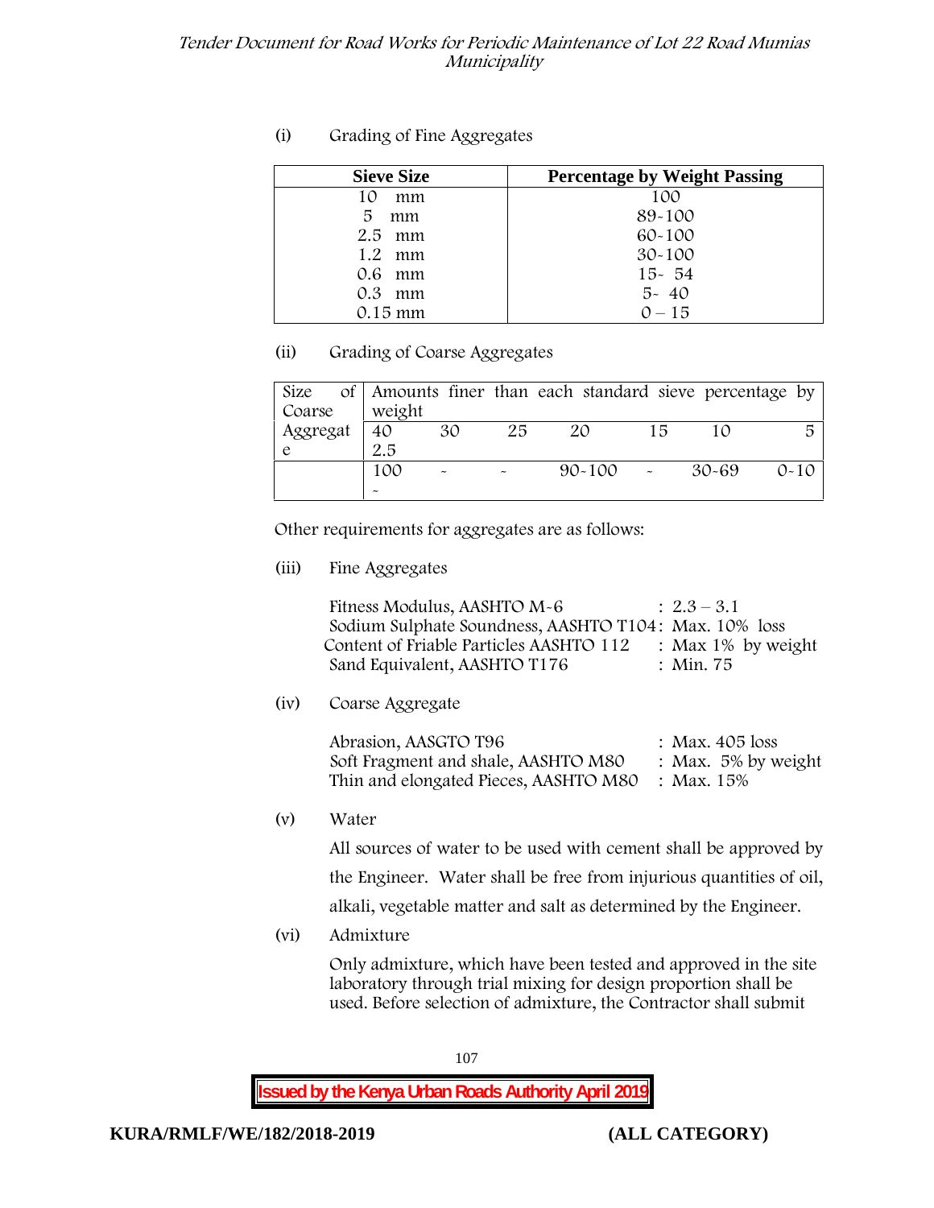(i) Grading of Fine Aggregates

| Sieve Size | Percentage by Weight Passing |
|---|---|
| 10 mm | 100 |
| 5 mm | 89-100 |
| 2.5 mm | 60-100 |
| 1.2 mm | 30-100 |
| 0.6 mm | 15- 54 |
| 0.3 mm | 5- 40 |
| 0.15 mm | 0 – 15 |

(ii) Grading of Coarse Aggregates

| Size of Coarse Aggregate | Amounts finer than each standard sieve percentage by weight | | | | | | |
|---|---|---|---|---|---|---|---|
| | 40 2.5 | 30 | 25 | 20 | 15 | 10 | 5 |
| | 100 - | - | - | 90-100 | - | 30-69 | 0-10 |

Other requirements for aggregates are as follows:

(iii) Fine Aggregates

Fitness Modulus, AASHTO M-6 : 2.3 – 3.1
Sodium Sulphate Soundness, AASHTO T104: Max. 10% loss
Content of Friable Particles AASHTO 112 : Max 1% by weight
Sand Equivalent, AASHTO T176 : Min. 75

(iv) Coarse Aggregate

Abrasion, AASGTO T96 : Max. 405 loss
Soft Fragment and shale, AASHTO M80 : Max. 5% by weight
Thin and elongated Pieces, AASHTO M80 : Max. 15%

(v) Water

All sources of water to be used with cement shall be approved by the Engineer. Water shall be free from injurious quantities of oil, alkali, vegetable matter and salt as determined by the Engineer.

(vi) Admixture

Only admixture, which have been tested and approved in the site laboratory through trial mixing for design proportion shall be used. Before selection of admixture, the Contractor shall submit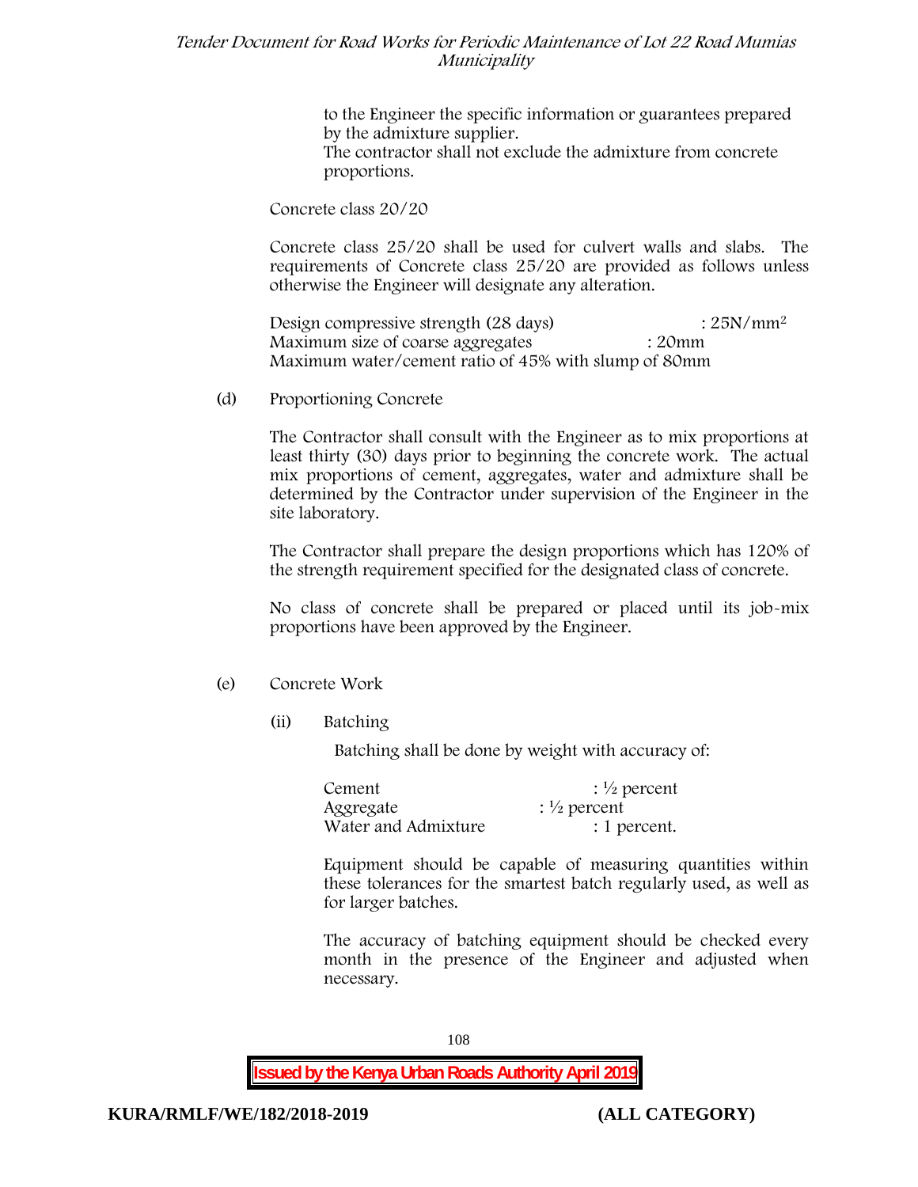to the Engineer the specific information or guarantees prepared by the admixture supplier.
The contractor shall not exclude the admixture from concrete proportions.

Concrete class 20/20

Concrete class 25/20 shall be used for culvert walls and slabs. The requirements of Concrete class 25/20 are provided as follows unless otherwise the Engineer will designate any alteration.

Design compressive strength (28 days) : 25N/mm$^2$
Maximum size of coarse aggregates : 20mm
Maximum water/cement ratio of 45% with slump of 80mm

(d) Proportioning Concrete

The Contractor shall consult with the Engineer as to mix proportions at least thirty (30) days prior to beginning the concrete work. The actual mix proportions of cement, aggregates, water and admixture shall be determined by the Contractor under supervision of the Engineer in the site laboratory.

The Contractor shall prepare the design proportions which has 120% of the strength requirement specified for the designated class of concrete.

No class of concrete shall be prepared or placed until its job-mix proportions have been approved by the Engineer.

(e) Concrete Work

(ii) Batching

Batching shall be done by weight with accuracy of:

| | |
|---|---|
| Cement | : ½ percent |
| Aggregate | : ½ percent |
| Water and Admixture | : 1 percent. |

Equipment should be capable of measuring quantities within these tolerances for the smartest batch regularly used, as well as for larger batches.

The accuracy of batching equipment should be checked every month in the presence of the Engineer and adjusted when necessary.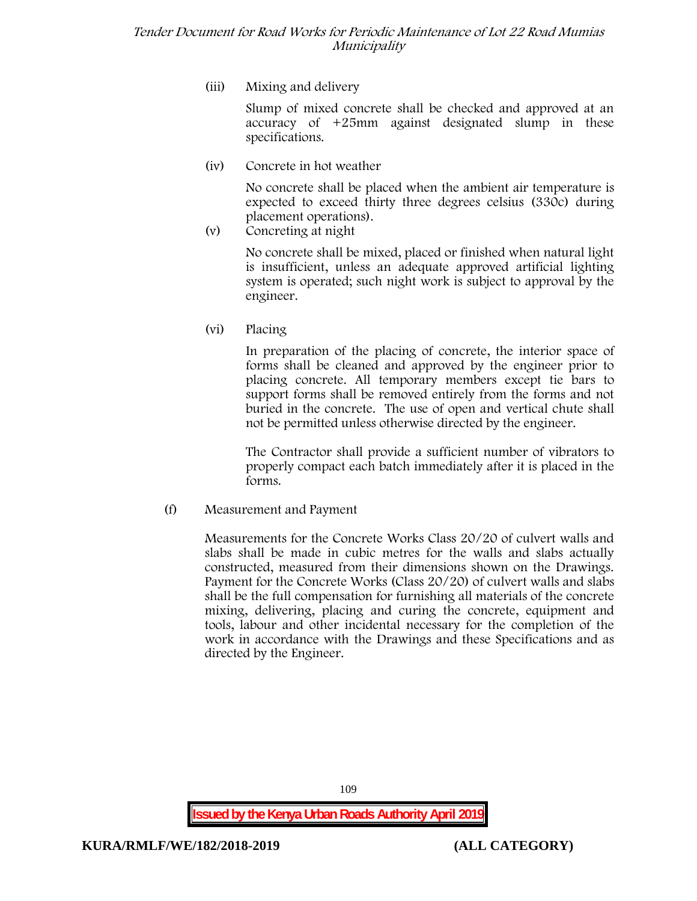(iii) Mixing and delivery

Slump of mixed concrete shall be checked and approved at an accuracy of +25mm against designated slump in these specifications.

(iv) Concrete in hot weather

No concrete shall be placed when the ambient air temperature is expected to exceed thirty three degrees celsius (330c) during placement operations).

(v) Concreting at night

No concrete shall be mixed, placed or finished when natural light is insufficient, unless an adequate approved artificial lighting system is operated; such night work is subject to approval by the engineer.

(vi) Placing

In preparation of the placing of concrete, the interior space of forms shall be cleaned and approved by the engineer prior to placing concrete. All temporary members except tie bars to support forms shall be removed entirely from the forms and not buried in the concrete. The use of open and vertical chute shall not be permitted unless otherwise directed by the engineer.

The Contractor shall provide a sufficient number of vibrators to properly compact each batch immediately after it is placed in the forms.

(f) Measurement and Payment

Measurements for the Concrete Works Class 20/20 of culvert walls and slabs shall be made in cubic metres for the walls and slabs actually constructed, measured from their dimensions shown on the Drawings. Payment for the Concrete Works (Class 20/20) of culvert walls and slabs shall be the full compensation for furnishing all materials of the concrete mixing, delivering, placing and curing the concrete, equipment and tools, labour and other incidental necessary for the completion of the work in accordance with the Drawings and these Specifications and as directed by the Engineer.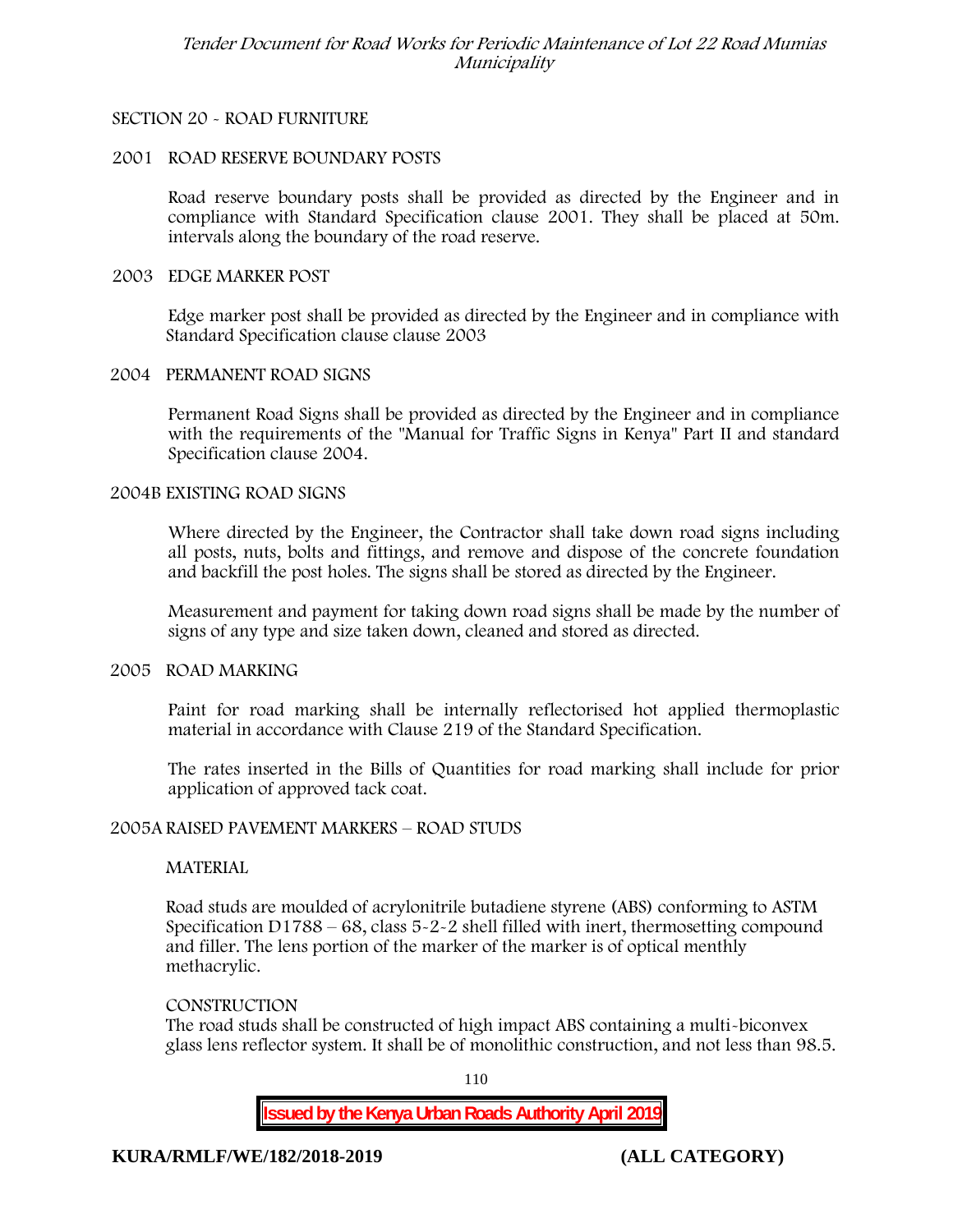## SECTION 20 - ROAD FURNITURE

### 2001 ROAD RESERVE BOUNDARY POSTS

Road reserve boundary posts shall be provided as directed by the Engineer and in compliance with Standard Specification clause 2001. They shall be placed at 50m. intervals along the boundary of the road reserve.

### 2003 EDGE MARKER POST

Edge marker post shall be provided as directed by the Engineer and in compliance with Standard Specification clause clause 2003

### 2004 PERMANENT ROAD SIGNS

Permanent Road Signs shall be provided as directed by the Engineer and in compliance with the requirements of the "Manual for Traffic Signs in Kenya" Part II and standard Specification clause 2004.

### 2004B EXISTING ROAD SIGNS

Where directed by the Engineer, the Contractor shall take down road signs including all posts, nuts, bolts and fittings, and remove and dispose of the concrete foundation and backfill the post holes. The signs shall be stored as directed by the Engineer.

Measurement and payment for taking down road signs shall be made by the number of signs of any type and size taken down, cleaned and stored as directed.

### 2005 ROAD MARKING

Paint for road marking shall be internally reflectorised hot applied thermoplastic material in accordance with Clause 219 of the Standard Specification.

The rates inserted in the Bills of Quantities for road marking shall include for prior application of approved tack coat.

### 2005A RAISED PAVEMENT MARKERS – ROAD STUDS

MATERIAL

Road studs are moulded of acrylonitrile butadiene styrene (ABS) conforming to ASTM Specification D1788 – 68, class 5-2-2 shell filled with inert, thermosetting compound and filler. The lens portion of the marker of the marker is of optical menthly methacrylic.

CONSTRUCTION

The road studs shall be constructed of high impact ABS containing a multi-biconvex glass lens reflector system. It shall be of monolithic construction, and not less than 98.5.

**KURA/RMLF/WE/182/2018-2019 (ALL CATEGORY)**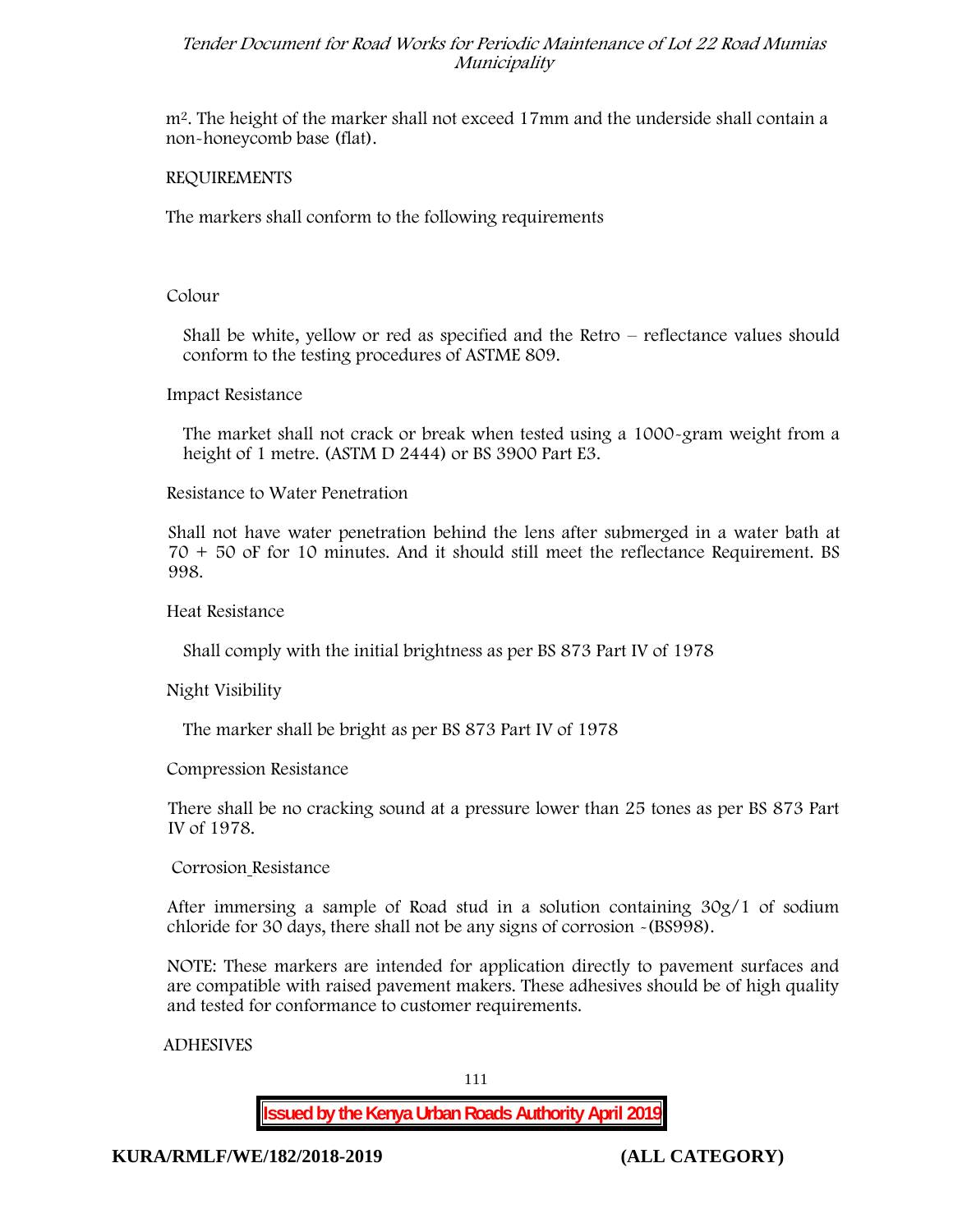$m^2$. The height of the marker shall not exceed 17mm and the underside shall contain a non-honeycomb base (flat).

REQUIREMENTS

The markers shall conform to the following requirements

Colour

Shall be white, yellow or red as specified and the Retro – reflectance values should conform to the testing procedures of ASTME 809.

Impact Resistance

The market shall not crack or break when tested using a 1000-gram weight from a height of 1 metre. (ASTM D 2444) or BS 3900 Part E3.

Resistance to Water Penetration

Shall not have water penetration behind the lens after submerged in a water bath at 70 + 50 oF for 10 minutes. And it should still meet the reflectance Requirement. BS 998.

Heat Resistance

Shall comply with the initial brightness as per BS 873 Part IV of 1978

Night Visibility

The marker shall be bright as per BS 873 Part IV of 1978

Compression Resistance

There shall be no cracking sound at a pressure lower than 25 tones as per BS 873 Part IV of 1978.

Corrosion_Resistance

After immersing a sample of Road stud in a solution containing 30g/1 of sodium chloride for 30 days, there shall not be any signs of corrosion -(BS998).

NOTE: These markers are intended for application directly to pavement surfaces and are compatible with raised pavement makers. These adhesives should be of high quality and tested for conformance to customer requirements.

ADHESIVES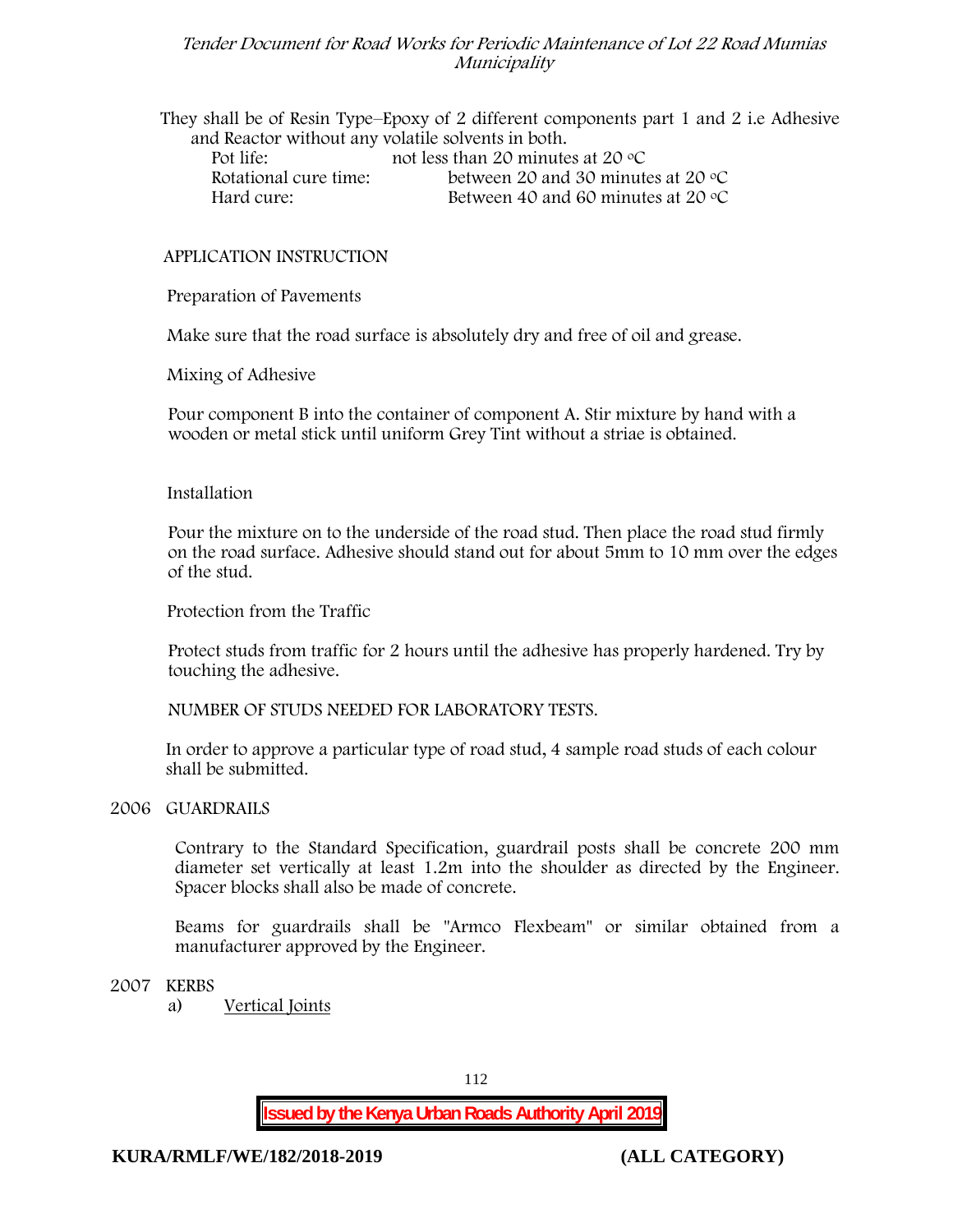They shall be of Resin Type–Epoxy of 2 different components part 1 and 2 i.e Adhesive and Reactor without any volatile solvents in both.

| | |
|---|---|
| Pot life: | not less than 20 minutes at 20 °C |
| Rotational cure time: | between 20 and 30 minutes at 20 °C |
| Hard cure: | Between 40 and 60 minutes at 20 °C |

APPLICATION INSTRUCTION

Preparation of Pavements

Make sure that the road surface is absolutely dry and free of oil and grease.

Mixing of Adhesive

Pour component B into the container of component A. Stir mixture by hand with a wooden or metal stick until uniform Grey Tint without a striae is obtained.

Installation

Pour the mixture on to the underside of the road stud. Then place the road stud firmly on the road surface. Adhesive should stand out for about 5mm to 10 mm over the edges of the stud.

Protection from the Traffic

Protect studs from traffic for 2 hours until the adhesive has properly hardened. Try by touching the adhesive.

NUMBER OF STUDS NEEDED FOR LABORATORY TESTS.

In order to approve a particular type of road stud, 4 sample road studs of each colour shall be submitted.

2006 GUARDRAILS

Contrary to the Standard Specification, guardrail posts shall be concrete 200 mm diameter set vertically at least 1.2m into the shoulder as directed by the Engineer. Spacer blocks shall also be made of concrete.

Beams for guardrails shall be "Armco Flexbeam" or similar obtained from a manufacturer approved by the Engineer.

2007 KERBS

a) Vertical Joints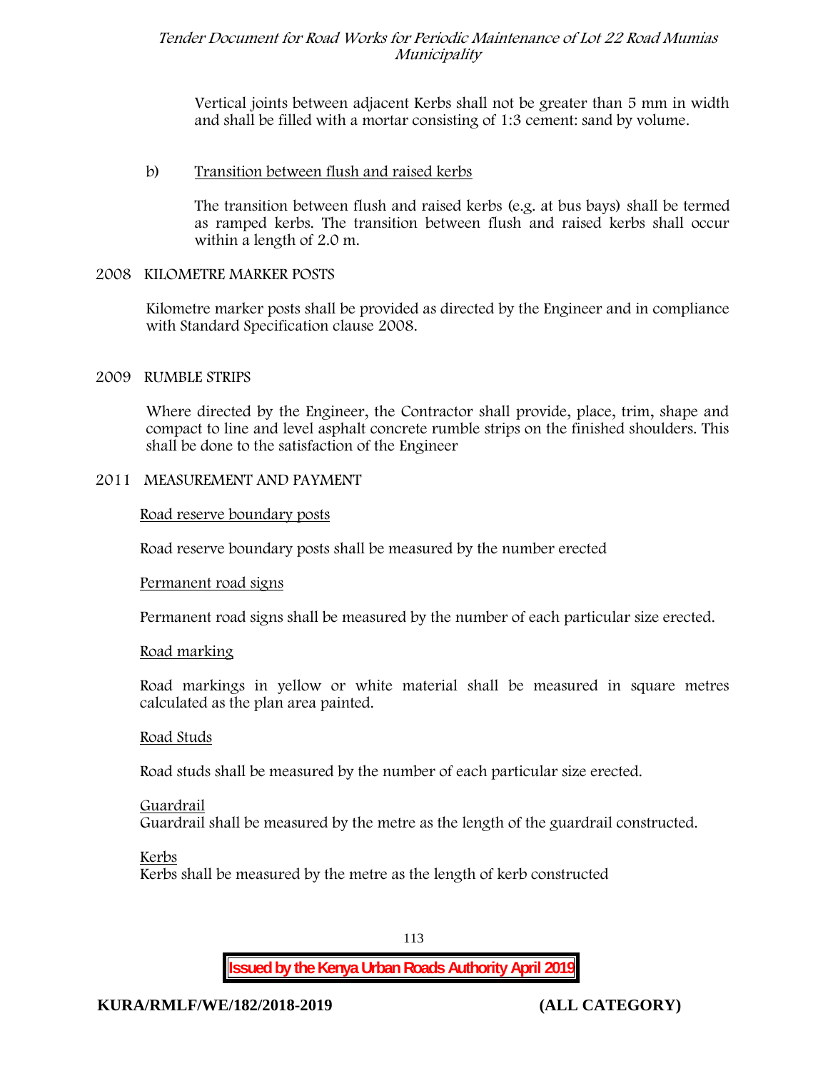Vertical joints between adjacent Kerbs shall not be greater than 5 mm in width and shall be filled with a mortar consisting of 1:3 cement: sand by volume.

b) Transition between flush and raised kerbs

The transition between flush and raised kerbs (e.g. at bus bays) shall be termed as ramped kerbs. The transition between flush and raised kerbs shall occur within a length of 2.0 m.

## 2008 KILOMETRE MARKER POSTS

Kilometre marker posts shall be provided as directed by the Engineer and in compliance with Standard Specification clause 2008.

## 2009 RUMBLE STRIPS

Where directed by the Engineer, the Contractor shall provide, place, trim, shape and compact to line and level asphalt concrete rumble strips on the finished shoulders. This shall be done to the satisfaction of the Engineer

## 2011 MEASUREMENT AND PAYMENT

Road reserve boundary posts

Road reserve boundary posts shall be measured by the number erected

Permanent road signs

Permanent road signs shall be measured by the number of each particular size erected.

Road marking

Road markings in yellow or white material shall be measured in square metres calculated as the plan area painted.

Road Studs

Road studs shall be measured by the number of each particular size erected.

Guardrail

Guardrail shall be measured by the metre as the length of the guardrail constructed.

Kerbs

Kerbs shall be measured by the metre as the length of kerb constructed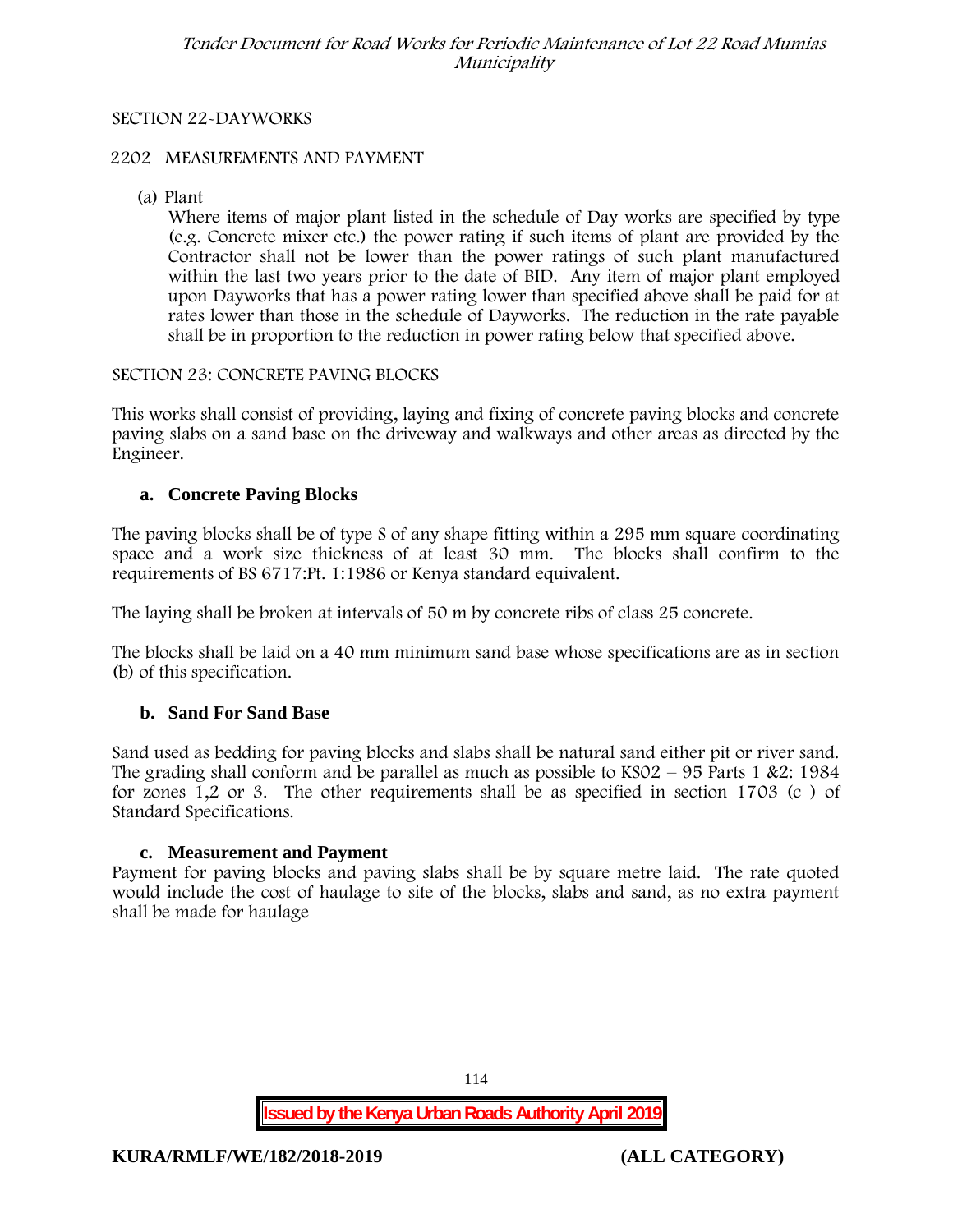SECTION 22-DAYWORKS

2202 MEASUREMENTS AND PAYMENT

(a) Plant

Where items of major plant listed in the schedule of Day works are specified by type (e.g. Concrete mixer etc.) the power rating if such items of plant are provided by the Contractor shall not be lower than the power ratings of such plant manufactured within the last two years prior to the date of BID. Any item of major plant employed upon Dayworks that has a power rating lower than specified above shall be paid for at rates lower than those in the schedule of Dayworks. The reduction in the rate payable shall be in proportion to the reduction in power rating below that specified above.

SECTION 23: CONCRETE PAVING BLOCKS

This works shall consist of providing, laying and fixing of concrete paving blocks and concrete paving slabs on a sand base on the driveway and walkways and other areas as directed by the Engineer.

### a. Concrete Paving Blocks

The paving blocks shall be of type S of any shape fitting within a 295 mm square coordinating space and a work size thickness of at least 30 mm. The blocks shall confirm to the requirements of BS 6717:Pt. 1:1986 or Kenya standard equivalent.

The laying shall be broken at intervals of 50 m by concrete ribs of class 25 concrete.

The blocks shall be laid on a 40 mm minimum sand base whose specifications are as in section (b) of this specification.

### b. Sand For Sand Base

Sand used as bedding for paving blocks and slabs shall be natural sand either pit or river sand. The grading shall conform and be parallel as much as possible to KS02 – 95 Parts 1 &2: 1984 for zones 1,2 or 3. The other requirements shall be as specified in section 1703 (c ) of Standard Specifications.

### c. Measurement and Payment

Payment for paving blocks and paving slabs shall be by square metre laid. The rate quoted would include the cost of haulage to site of the blocks, slabs and sand, as no extra payment shall be made for haulage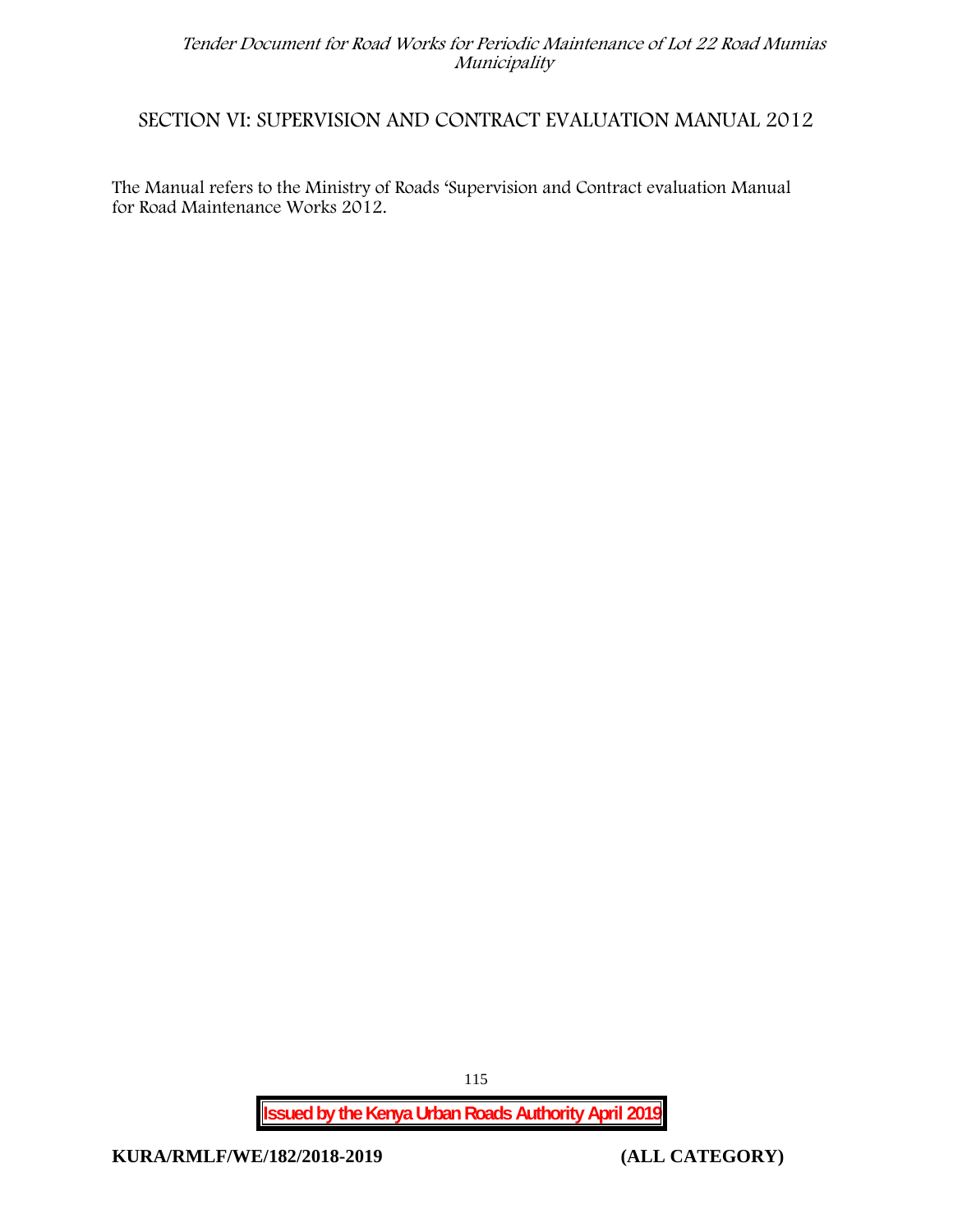# SECTION VI: SUPERVISION AND CONTRACT EVALUATION MANUAL 2012

The Manual refers to the Ministry of Roads 'Supervision and Contract evaluation Manual for Road Maintenance Works 2012.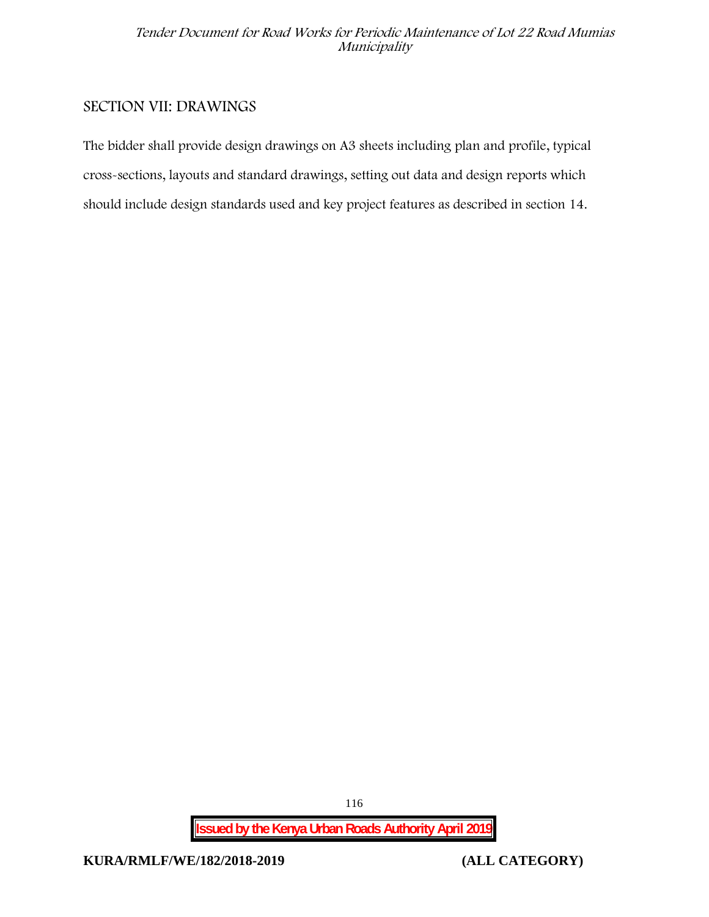## SECTION VII: DRAWINGS

The bidder shall provide design drawings on A3 sheets including plan and profile, typical cross-sections, layouts and standard drawings, setting out data and design reports which should include design standards used and key project features as described in section 14.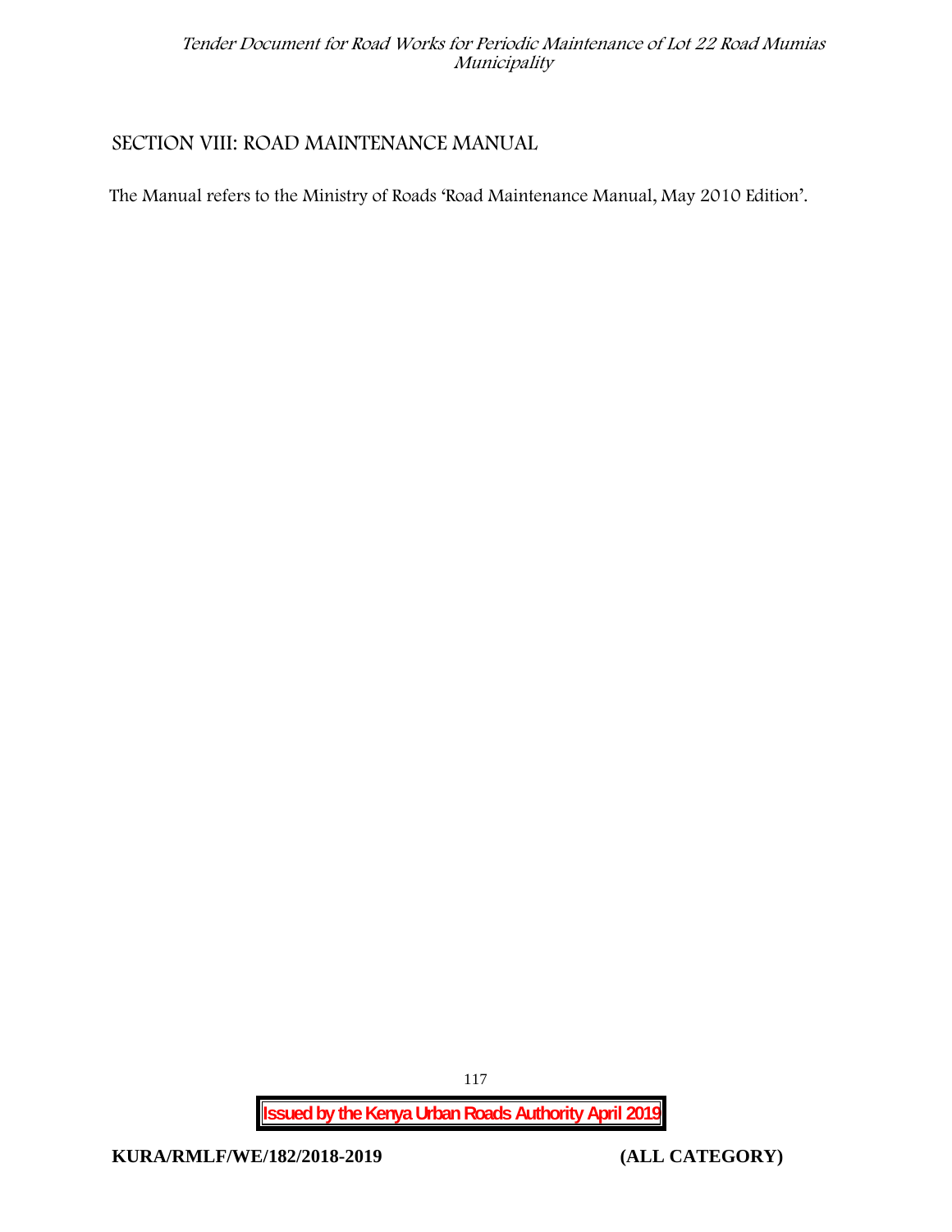# SECTION VIII: ROAD MAINTENANCE MANUAL

The Manual refers to the Ministry of Roads 'Road Maintenance Manual, May 2010 Edition'.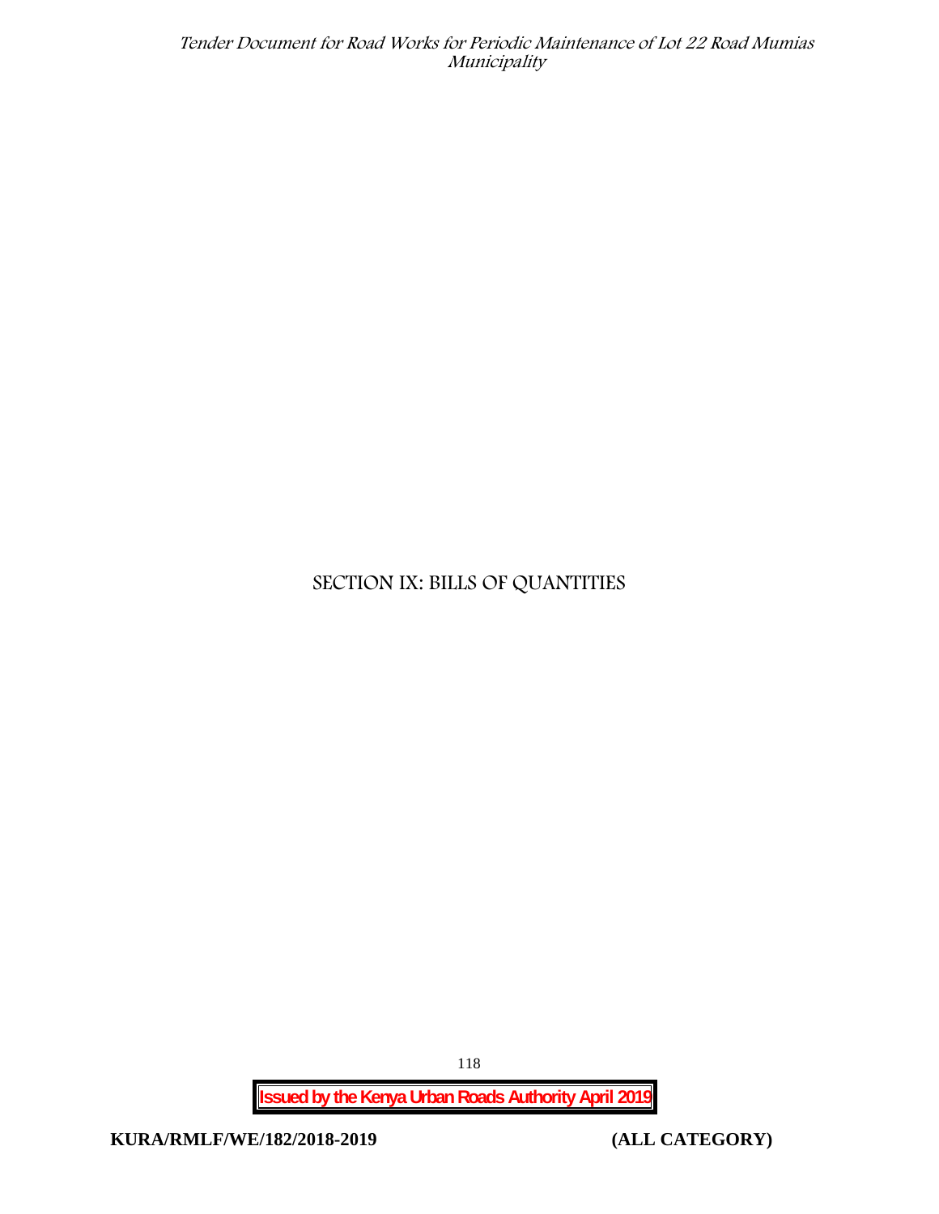# SECTION IX: BILLS OF QUANTITIES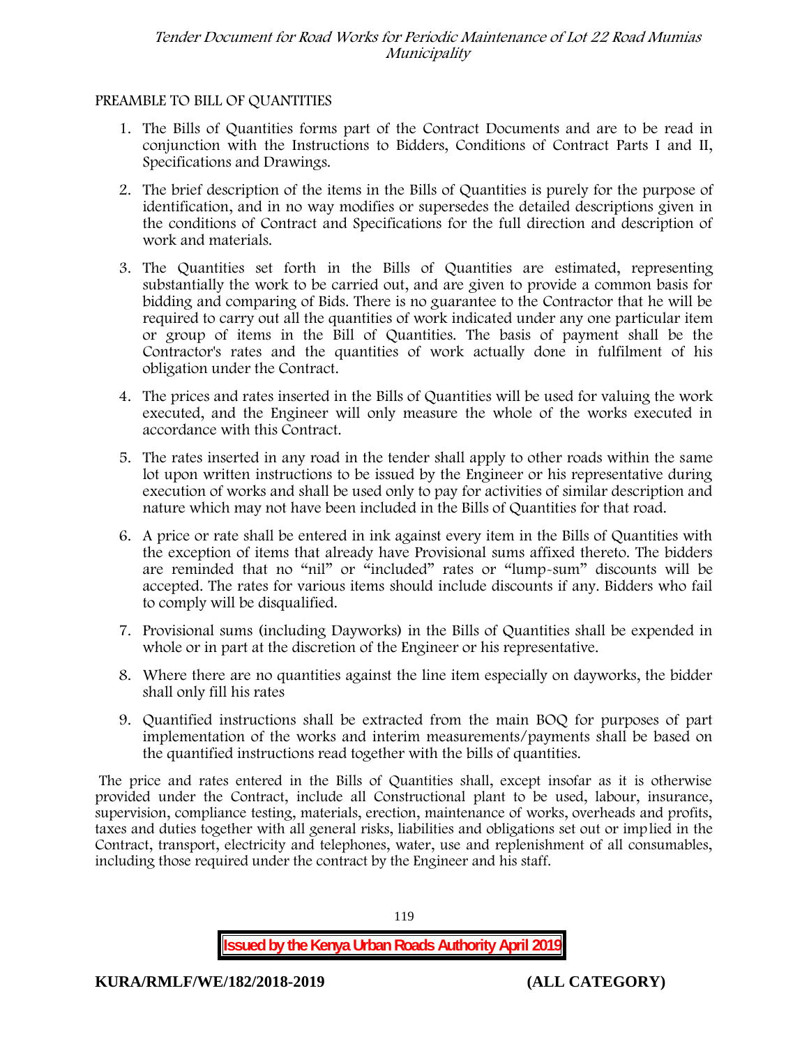PREAMBLE TO BILL OF QUANTITIES

1. The Bills of Quantities forms part of the Contract Documents and are to be read in conjunction with the Instructions to Bidders, Conditions of Contract Parts I and II, Specifications and Drawings.
2. The brief description of the items in the Bills of Quantities is purely for the purpose of identification, and in no way modifies or supersedes the detailed descriptions given in the conditions of Contract and Specifications for the full direction and description of work and materials.
3. The Quantities set forth in the Bills of Quantities are estimated, representing substantially the work to be carried out, and are given to provide a common basis for bidding and comparing of Bids. There is no guarantee to the Contractor that he will be required to carry out all the quantities of work indicated under any one particular item or group of items in the Bill of Quantities. The basis of payment shall be the Contractor's rates and the quantities of work actually done in fulfilment of his obligation under the Contract.
4. The prices and rates inserted in the Bills of Quantities will be used for valuing the work executed, and the Engineer will only measure the whole of the works executed in accordance with this Contract.
5. The rates inserted in any road in the tender shall apply to other roads within the same lot upon written instructions to be issued by the Engineer or his representative during execution of works and shall be used only to pay for activities of similar description and nature which may not have been included in the Bills of Quantities for that road.
6. A price or rate shall be entered in ink against every item in the Bills of Quantities with the exception of items that already have Provisional sums affixed thereto. The bidders are reminded that no "nil" or "included" rates or "lump-sum" discounts will be accepted. The rates for various items should include discounts if any. Bidders who fail to comply will be disqualified.
7. Provisional sums (including Dayworks) in the Bills of Quantities shall be expended in whole or in part at the discretion of the Engineer or his representative.
8. Where there are no quantities against the line item especially on dayworks, the bidder shall only fill his rates
9. Quantified instructions shall be extracted from the main BOQ for purposes of part implementation of the works and interim measurements/payments shall be based on the quantified instructions read together with the bills of quantities.

The price and rates entered in the Bills of Quantities shall, except insofar as it is otherwise provided under the Contract, include all Constructional plant to be used, labour, insurance, supervision, compliance testing, materials, erection, maintenance of works, overheads and profits, taxes and duties together with all general risks, liabilities and obligations set out or implied in the Contract, transport, electricity and telephones, water, use and replenishment of all consumables, including those required under the contract by the Engineer and his staff.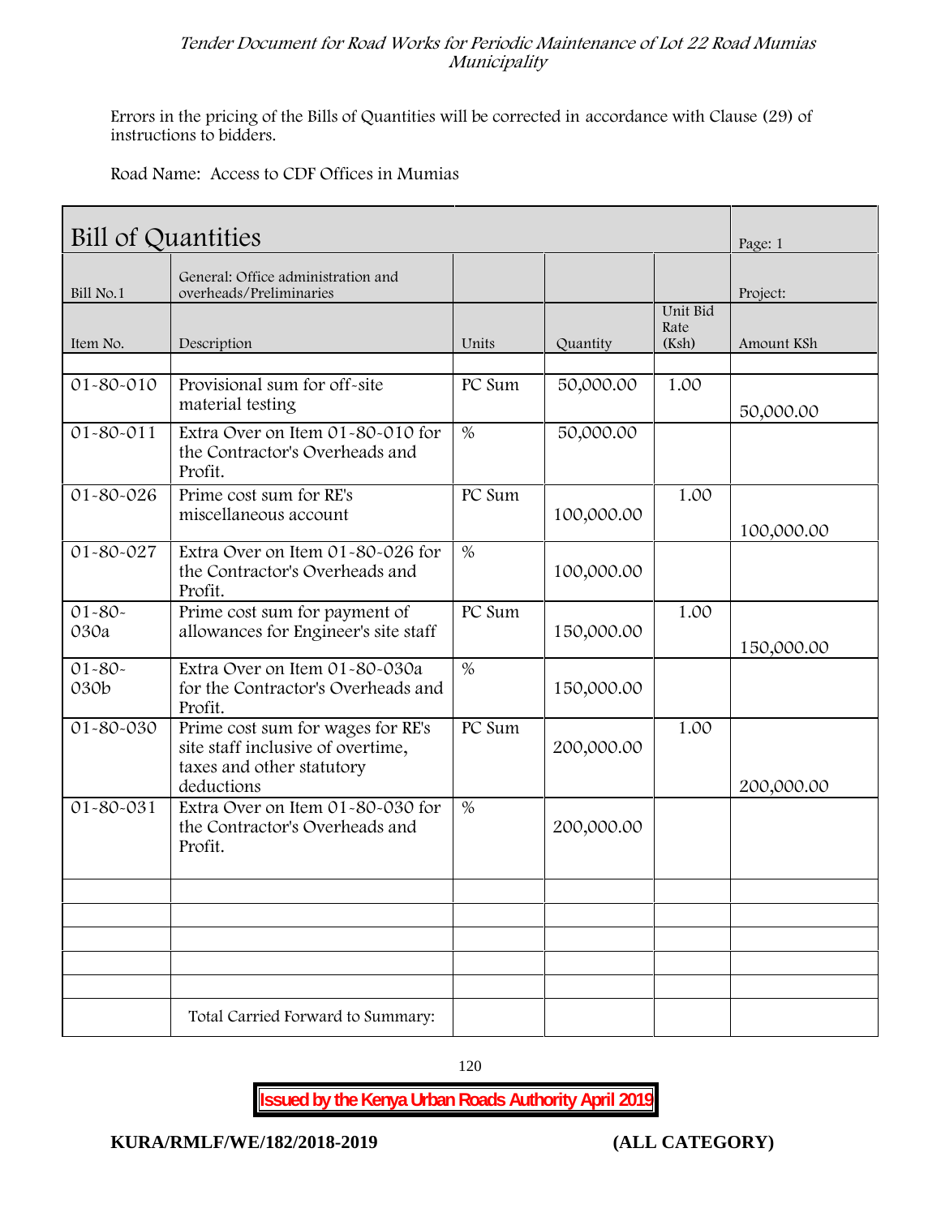Errors in the pricing of the Bills of Quantities will be corrected in accordance with Clause (29) of instructions to bidders.

Road Name: Access to CDF Offices in Mumias

| Bill of Quantities | | | | | Page: 1 |
|---|---|---|---|---|---|
| Bill No.1 | General: Office administration and overheads/Preliminaries | | | | Project: |
| Item No. | Description | Units | Quantity | Unit Bid Rate (Ksh) | Amount KSh |
| | | | | | |
| 01-80-010 | Provisional sum for off-site material testing | PC Sum | 50,000.00 | 1.00 | 50,000.00 |
| 01-80-011 | Extra Over on Item 01-80-010 for the Contractor's Overheads and Profit. | % | 50,000.00 | | |
| 01-80-026 | Prime cost sum for RE's miscellaneous account | PC Sum | 100,000.00 | 1.00 | 100,000.00 |
| 01-80-027 | Extra Over on Item 01-80-026 for the Contractor's Overheads and Profit. | % | 100,000.00 | | |
| 01-80-030a | Prime cost sum for payment of allowances for Engineer's site staff | PC Sum | 150,000.00 | 1.00 | 150,000.00 |
| 01-80-030b | Extra Over on Item 01-80-030a for the Contractor's Overheads and Profit. | % | 150,000.00 | | |
| 01-80-030 | Prime cost sum for wages for RE's site staff inclusive of overtime, taxes and other statutory deductions | PC Sum | 200,000.00 | 1.00 | 200,000.00 |
| 01-80-031 | Extra Over on Item 01-80-030 for the Contractor's Overheads and Profit. | % | 200,000.00 | | |
| | | | | | |
| | | | | | |
| | | | | | |
| | | | | | |
| | | | | | |
| | Total Carried Forward to Summary: | | | | |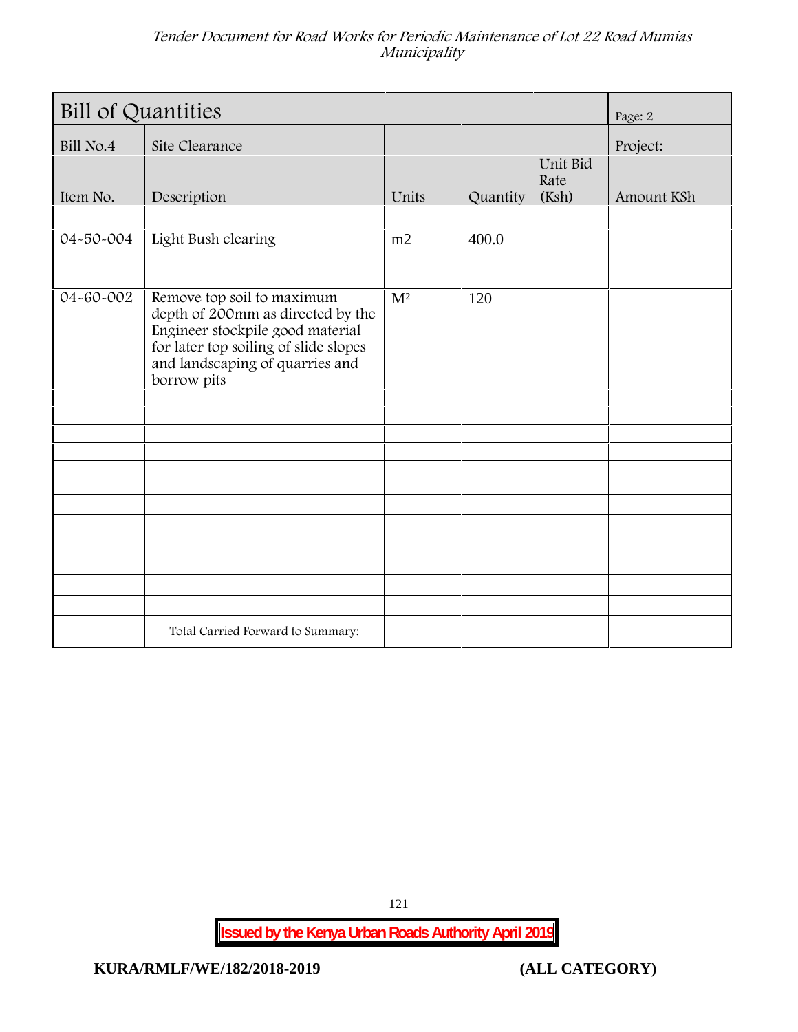| Bill of Quantities | | | | | Page: 2 |
|---|---|---|---|---|---|
| Bill No.4 | Site Clearance | | | | Project: |
| Item No. | Description | Units | Quantity | Unit Bid Rate (Ksh) | Amount KSh |
| | | | | | |
| 04-50-004 | Light Bush clearing | m2 | 400.0 | | |
| 04-60-002 | Remove top soil to maximum depth of 200mm as directed by the Engineer stockpile good material for later top soiling of slide slopes and landscaping of quarries and borrow pits | $M^2$ | 120 | | |
| | | | | | |
| | | | | | |
| | | | | | |
| | | | | | |
| | | | | | |
| | | | | | |
| | | | | | |
| | | | | | |
| | | | | | |
| | | | | | |
| | | | | | |
| | Total Carried Forward to Summary: | | | | |

**Issued by the Kenya Urban Roads Authority April 2019**

**KURA/RMLF/WE/182/2018-2019** **(ALL CATEGORY)**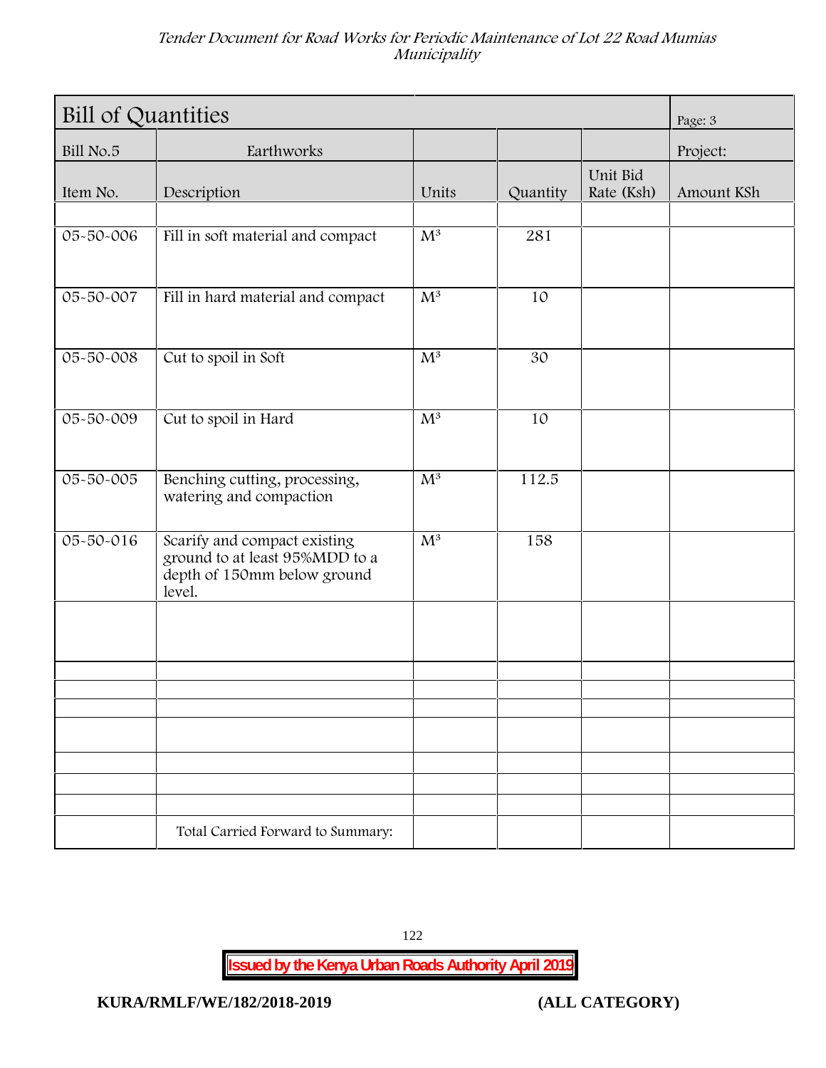| Bill of Quantities | | | | | Page: 3 |
|---|---|---|---|---|---|
| Bill No.5 | Earthworks | | | | Project: |
| Item No. | Description | Units | Quantity | Unit Bid Rate (Ksh) | Amount KSh |
| | | | | | |
| 05-50-006 | Fill in soft material and compact | $M^3$ | 281 | | |
| 05-50-007 | Fill in hard material and compact | $M^3$ | 10 | | |
| 05-50-008 | Cut to spoil in Soft | $M^3$ | 30 | | |
| 05-50-009 | Cut to spoil in Hard | $M^3$ | 10 | | |
| 05-50-005 | Benching cutting, processing, watering and compaction | $M^3$ | 112.5 | | |
| 05-50-016 | Scarify and compact existing ground to at least 95%MDD to a depth of 150mm below ground level. | $M^3$ | 158 | | |
| | | | | | |
| | | | | | |
| | | | | | |
| | | | | | |
| | | | | | |
| | | | | | |
| | | | | | |
| | | | | | |
| | Total Carried Forward to Summary: | | | | |

**Issued by the Kenya Urban Roads Authority April 2019**

**KURA/RMLF/WE/182/2018-2019** **(ALL CATEGORY)**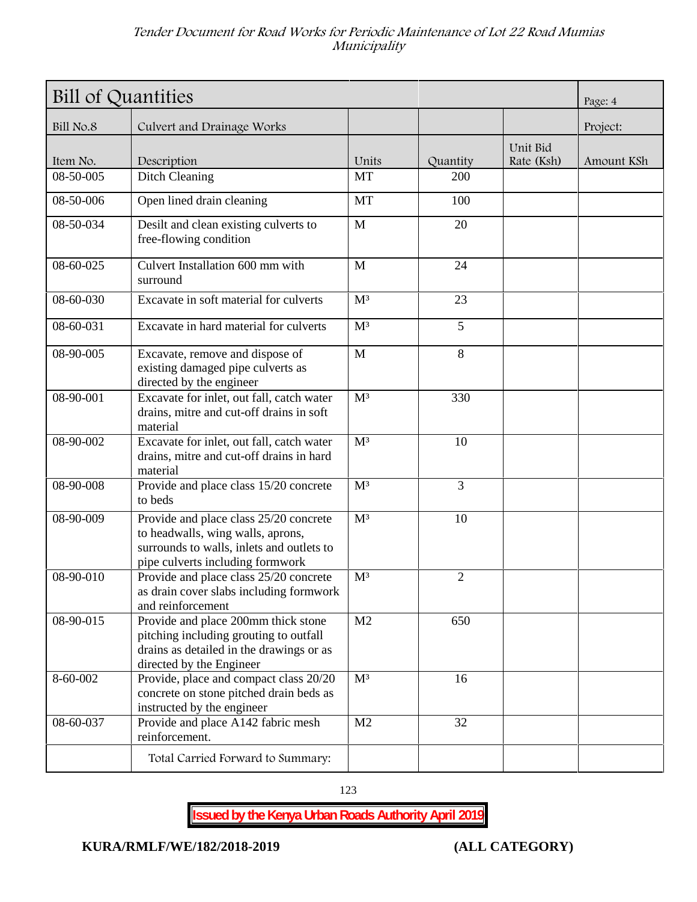| Bill of Quantities | | | | | Page: 4 |
|---|---|---|---|---|---|
| Bill No.8 | Culvert and Drainage Works | | | | Project: |
| Item No. | Description | Units | Quantity | Unit Bid Rate (Ksh) | Amount KSh |
| 08-50-005 | Ditch Cleaning | MT | 200 | | |
| 08-50-006 | Open lined drain cleaning | MT | 100 | | |
| 08-50-034 | Desilt and clean existing culverts to free-flowing condition | M | 20 | | |
| 08-60-025 | Culvert Installation 600 mm with surround | M | 24 | | |
| 08-60-030 | Excavate in soft material for culverts | $M^3$ | 23 | | |
| 08-60-031 | Excavate in hard material for culverts | $M^3$ | 5 | | |
| 08-90-005 | Excavate, remove and dispose of existing damaged pipe culverts as directed by the engineer | M | 8 | | |
| 08-90-001 | Excavate for inlet, out fall, catch water drains, mitre and cut-off drains in soft material | $M^3$ | 330 | | |
| 08-90-002 | Excavate for inlet, out fall, catch water drains, mitre and cut-off drains in hard material | $M^3$ | 10 | | |
| 08-90-008 | Provide and place class 15/20 concrete to beds | $M^3$ | 3 | | |
| 08-90-009 | Provide and place class 25/20 concrete to headwalls, wing walls, aprons, surrounds to walls, inlets and outlets to pipe culverts including formwork | $M^3$ | 10 | | |
| 08-90-010 | Provide and place class 25/20 concrete as drain cover slabs including formwork and reinforcement | $M^3$ | 2 | | |
| 08-90-015 | Provide and place 200mm thick stone pitching including grouting to outfall drains as detailed in the drawings or as directed by the Engineer | M2 | 650 | | |
| 8-60-002 | Provide, place and compact class 20/20 concrete on stone pitched drain beds as instructed by the engineer | $M^3$ | 16 | | |
| 08-60-037 | Provide and place A142 fabric mesh reinforcement. | M2 | 32 | | |
| | Total Carried Forward to Summary: | | | | |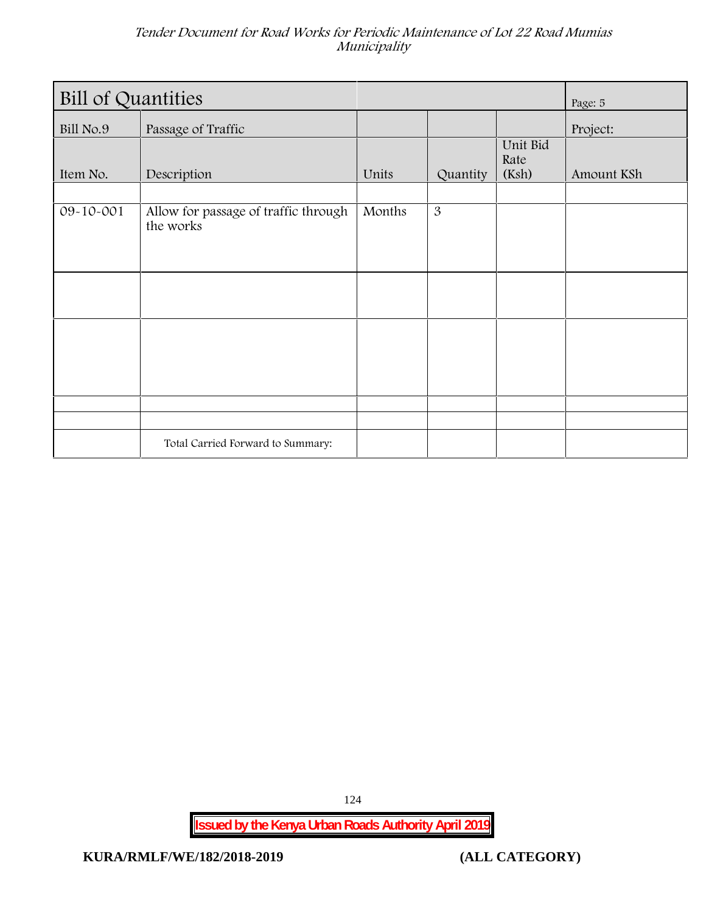| Bill of Quantities | | | | | Page: 5 |
|---|---|---|---|---|---|
| Bill No.9 | Passage of Traffic | | | | Project: |
| Item No. | Description | Units | Quantity | Unit Bid Rate (Ksh) | Amount KSh |
| | | | | | |
| 09-10-001 | Allow for passage of traffic through the works | Months | 3 | | |
| | | | | | |
| | | | | | |
| | | | | | |
| | | | | | |
| | Total Carried Forward to Summary: | | | | |

**Issued by the Kenya Urban Roads Authority April 2019**

**KURA/RMLF/WE/182/2018-2019** **(ALL CATEGORY)**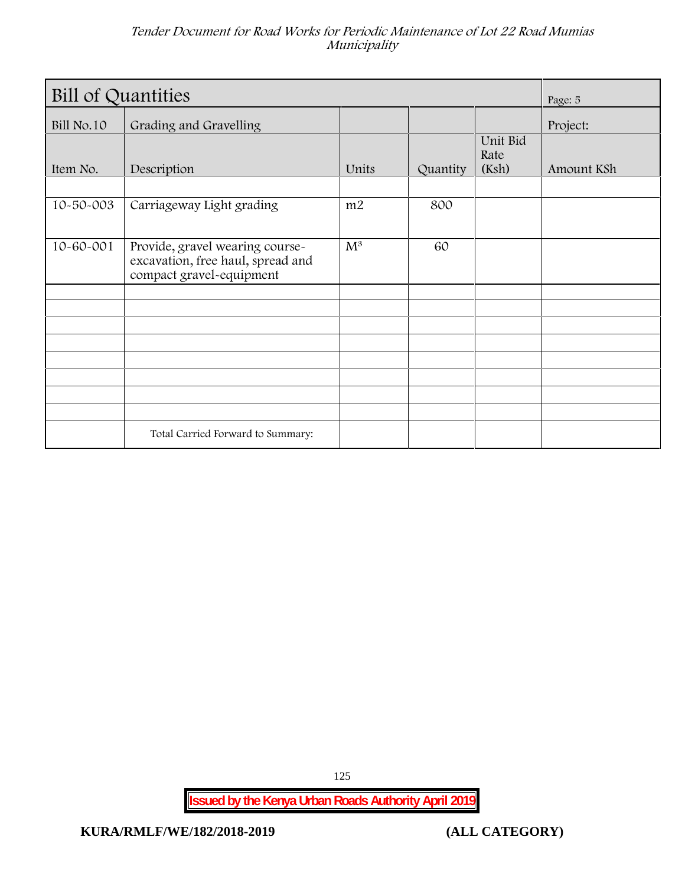| Bill of Quantities | | | | | Page: 5 |
|---|---|---|---|---|---|
| Bill No.10 | Grading and Gravelling | | | | Project: |
| Item No. | Description | Units | Quantity | Unit Bid Rate (Ksh) | Amount KSh |
| | | | | | |
| 10-50-003 | Carriageway Light grading | m2 | 800 | | |
| 10-60-001 | Provide, gravel wearing course-excavation, free haul, spread and compact gravel-equipment | $M^3$ | 60 | | |
| | | | | | |
| | | | | | |
| | | | | | |
| | | | | | |
| | | | | | |
| | | | | | |
| | | | | | |
| | | | | | |
| | Total Carried Forward to Summary: | | | | |

**Issued by the Kenya Urban Roads Authority April 2019**

**KURA/RMLF/WE/182/2018-2019** **(ALL CATEGORY)**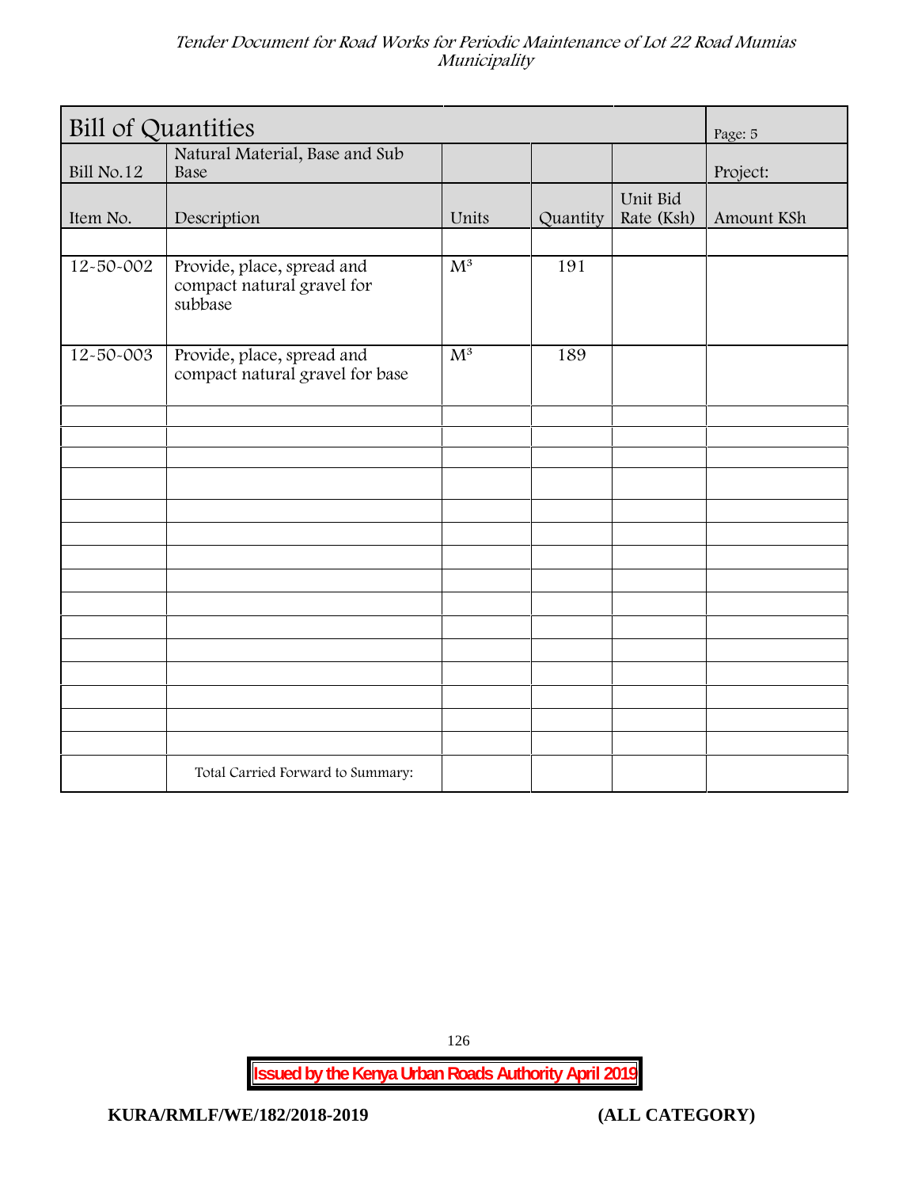| Bill of Quantities | | | | | Page: 5 |
|---|---|---|---|---|---|
| Bill No.12 | Natural Material, Base and Sub Base | | | | Project: |
| Item No. | Description | Units | Quantity | Unit Bid Rate (Ksh) | Amount KSh |
| | | | | | |
| 12-50-002 | Provide, place, spread and compact natural gravel for subbase | $M^3$ | 191 | | |
| 12-50-003 | Provide, place, spread and compact natural gravel for base | $M^3$ | 189 | | |
| | | | | | |
| | | | | | |
| | | | | | |
| | | | | | |
| | | | | | |
| | | | | | |
| | | | | | |
| | | | | | |
| | | | | | |
| | | | | | |
| | | | | | |
| | | | | | |
| | | | | | |
| | | | | | |
| | | | | | |
| | Total Carried Forward to Summary: | | | | |

**Issued by the Kenya Urban Roads Authority April 2019**

**KURA/RMLF/WE/182/2018-2019 (ALL CATEGORY)**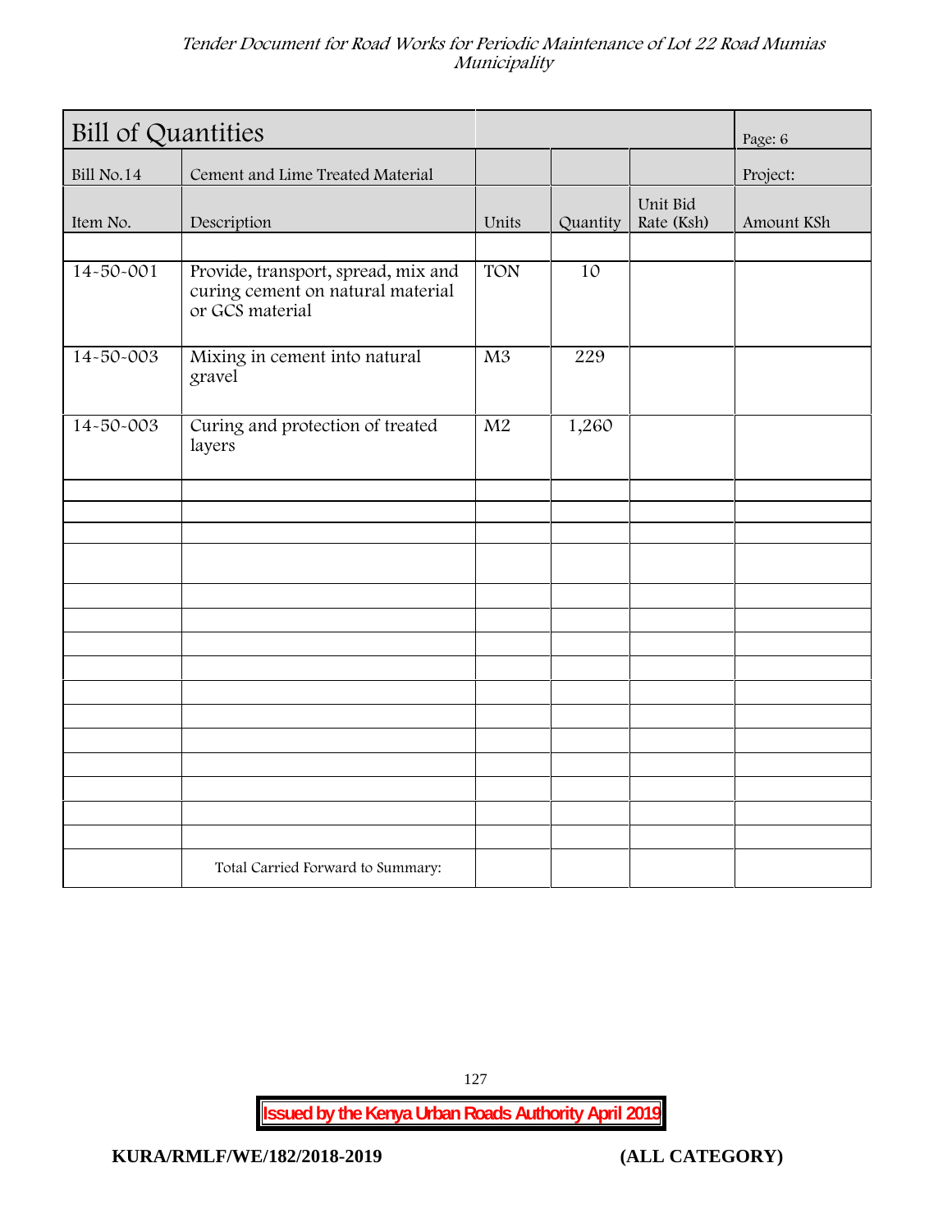| Bill of Quantities | | | | | Page: 6 |
|---|---|---|---|---|---|
| Bill No.14 | Cement and Lime Treated Material | | | | Project: |
| Item No. | Description | Units | Quantity | Unit Bid Rate (Ksh) | Amount KSh |
| | | | | | |
| 14-50-001 | Provide, transport, spread, mix and curing cement on natural material or GCS material | TON | 10 | | |
| 14-50-003 | Mixing in cement into natural gravel | M3 | 229 | | |
| 14-50-003 | Curing and protection of treated layers | M2 | 1,260 | | |
| | | | | | |
| | | | | | |
| | | | | | |
| | | | | | |
| | | | | | |
| | | | | | |
| | | | | | |
| | | | | | |
| | | | | | |
| | | | | | |
| | | | | | |
| | | | | | |
| | | | | | |
| | | | | | |
| | | | | | |
| | Total Carried Forward to Summary: | | | | |

**Issued by the Kenya Urban Roads Authority April 2019**

**KURA/RMLF/WE/182/2018-2019** **(ALL CATEGORY)**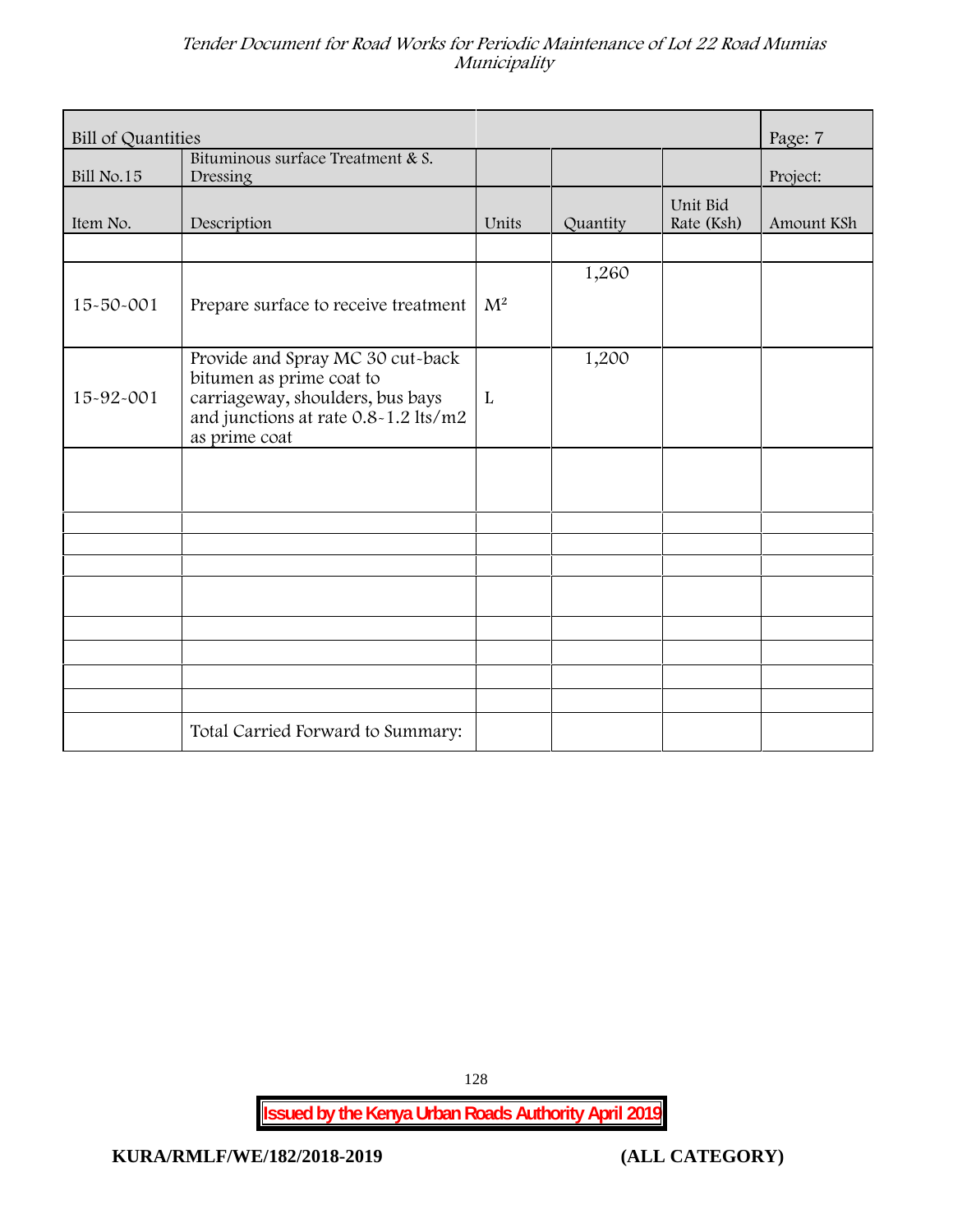| Bill of Quantities | | | | | Page: 7 |
|---|---|---|---|---|---|
| Bill No.15 | Bituminous surface Treatment & S. Dressing | | | | Project: |
| Item No. | Description | Units | Quantity | Unit Bid Rate (Ksh) | Amount KSh |
| | | | | | |
| 15-50-001 | Prepare surface to receive treatment | $M^2$ | 1,260 | | |
| 15-92-001 | Provide and Spray MC 30 cut-back bitumen as prime coat to carriageway, shoulders, bus bays and junctions at rate 0.8-1.2 lts/m2 as prime coat | L | 1,200 | | |
| | | | | | |
| | | | | | |
| | | | | | |
| | | | | | |
| | | | | | |
| | | | | | |
| | | | | | |
| | | | | | |
| | | | | | |
| | Total Carried Forward to Summary: | | | | |

**Issued by the Kenya Urban Roads Authority April 2019**

**KURA/RMLF/WE/182/2018-2019 (ALL CATEGORY)**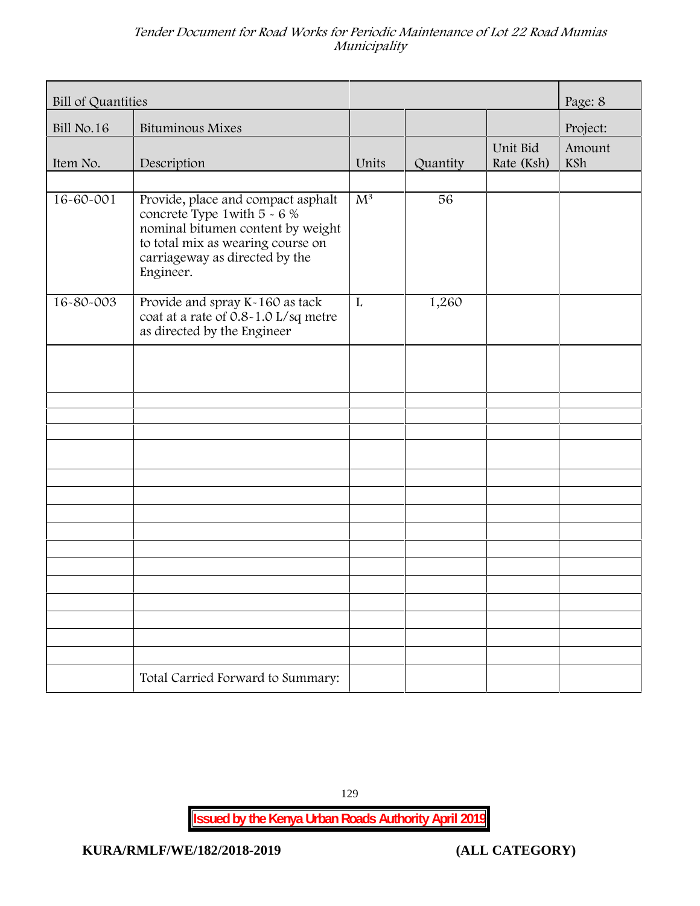| Bill of Quantities | | | | | Page: 8 |
|---|---|---|---|---|---|
| Bill No.16 | Bituminous Mixes | | | | Project: |
| Item No. | Description | Units | Quantity | Unit Bid Rate (Ksh) | Amount KSh |
| | | | | | |
| 16-60-001 | Provide, place and compact asphalt concrete Type 1with 5 - 6 % nominal bitumen content by weight to total mix as wearing course on carriageway as directed by the Engineer. | $M^3$ | 56 | | |
| 16-80-003 | Provide and spray K-160 as tack coat at a rate of 0.8-1.0 L/sq metre as directed by the Engineer | L | 1,260 | | |
| | | | | | |
| | Total Carried Forward to Summary: | | | | |

**Issued by the Kenya Urban Roads Authority April 2019**

**KURA/RMLF/WE/182/2018-2019** **(ALL CATEGORY)**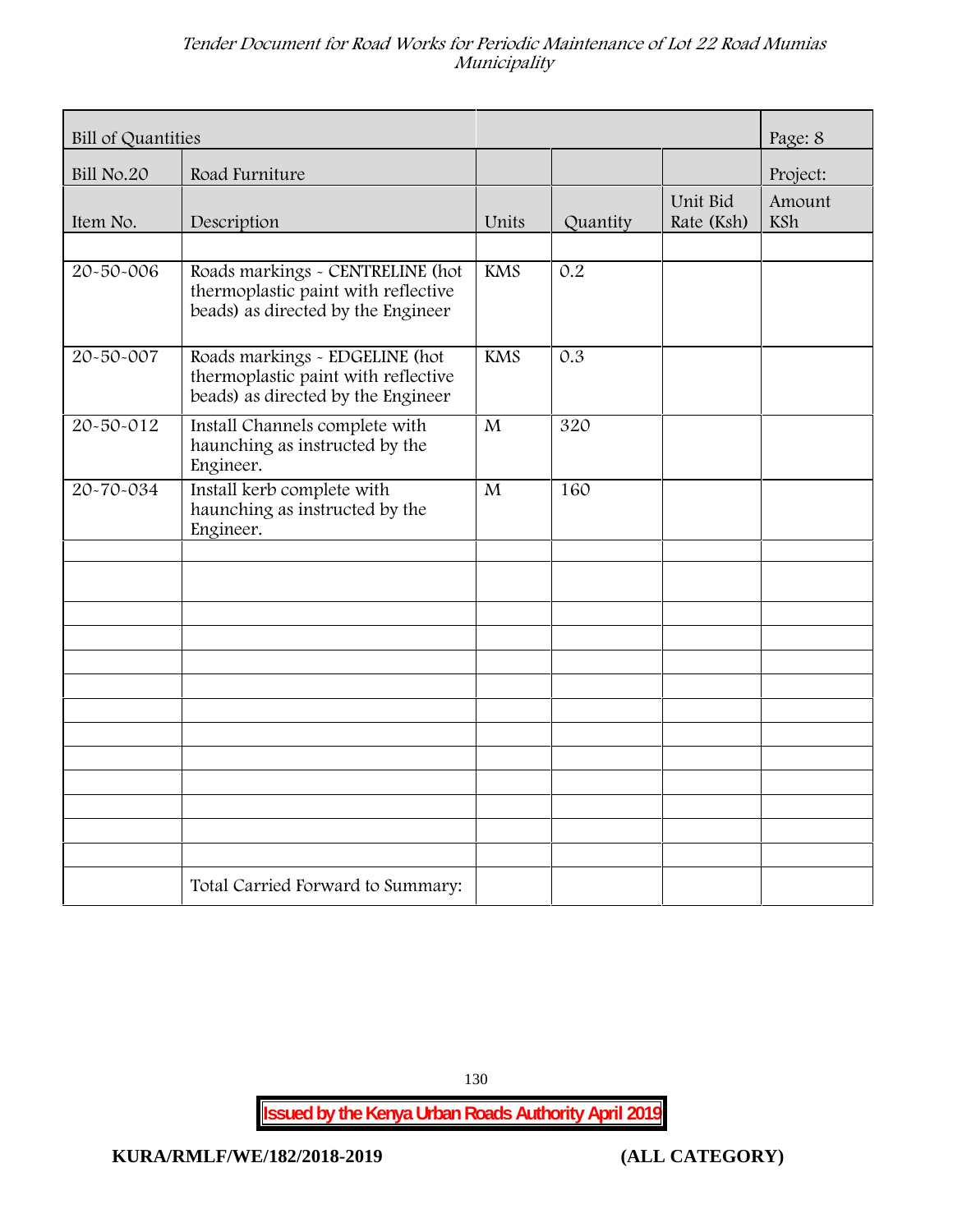| Bill of Quantities | | | | | Page: 8 |
|---|---|---|---|---|---|
| Bill No.20 | Road Furniture | | | | Project: |
| Item No. | Description | Units | Quantity | Unit Bid Rate (Ksh) | Amount KSh |
| | | | | | |
| 20-50-006 | Roads markings - CENTRELINE (hot thermoplastic paint with reflective beads) as directed by the Engineer | KMS | 0.2 | | |
| 20-50-007 | Roads markings - EDGELINE (hot thermoplastic paint with reflective beads) as directed by the Engineer | KMS | 0.3 | | |
| 20-50-012 | Install Channels complete with haunching as instructed by the Engineer. | M | 320 | | |
| 20-70-034 | Install kerb complete with haunching as instructed by the Engineer. | M | 160 | | |
| | | | | | |
| | | | | | |
| | | | | | |
| | | | | | |
| | | | | | |
| | | | | | |
| | | | | | |
| | | | | | |
| | | | | | |
| | | | | | |
| | | | | | |
| | | | | | |
| | | | | | |
| | Total Carried Forward to Summary: | | | | |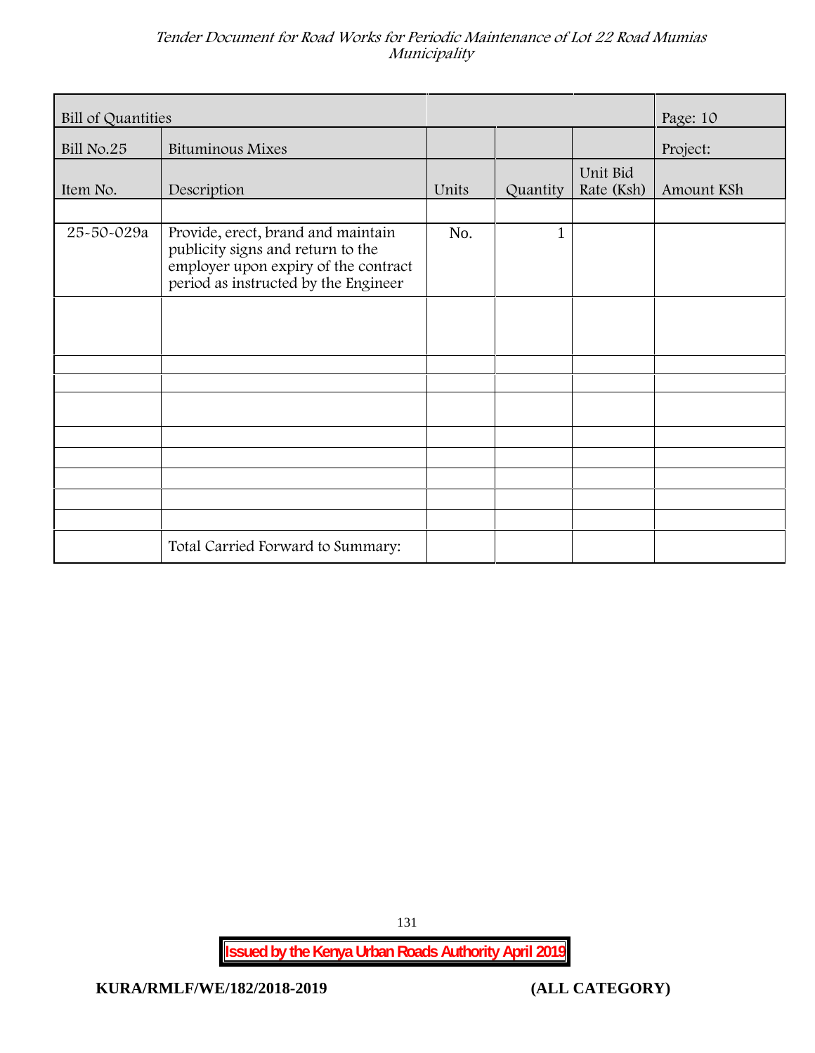| Bill of Quantities | | | | | Page: 10 |
|---|---|---|---|---|---|
| Bill No.25 | Bituminous Mixes | | | | Project: |
| Item No. | Description | Units | Quantity | Unit Bid Rate (Ksh) | Amount KSh |
| | | | | | |
| 25-50-029a | Provide, erect, brand and maintain publicity signs and return to the employer upon expiry of the contract period as instructed by the Engineer | No. | 1 | | |
| | | | | | |
| | | | | | |
| | | | | | |
| | | | | | |
| | | | | | |
| | | | | | |
| | | | | | |
| | | | | | |
| | | | | | |
| | Total Carried Forward to Summary: | | | | |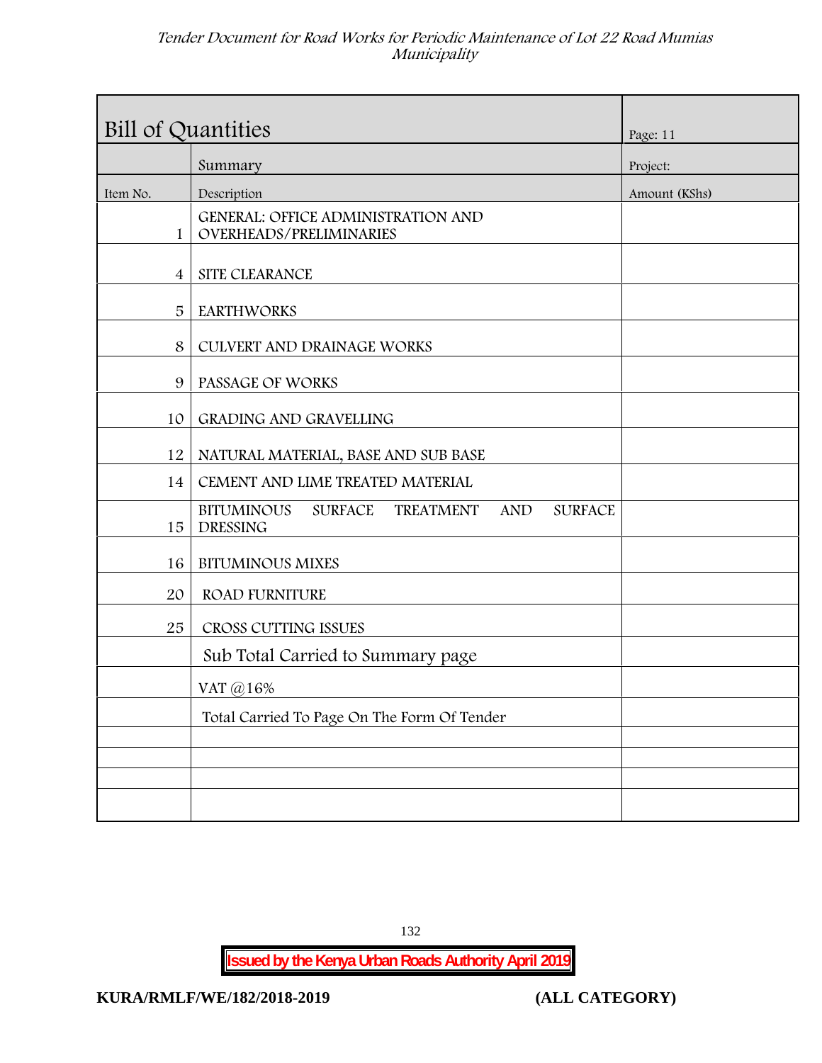| Bill of Quantities | | Page: 11 |
| --- | --- | --- |
| | Summary | Project: |
| Item No. | Description | Amount (KShs) |
| 1 | GENERAL: OFFICE ADMINISTRATION AND OVERHEADS/PRELIMINARIES | |
| 4 | SITE CLEARANCE | |
| 5 | EARTHWORKS | |
| 8 | CULVERT AND DRAINAGE WORKS | |
| 9 | PASSAGE OF WORKS | |
| 10 | GRADING AND GRAVELLING | |
| 12 | NATURAL MATERIAL, BASE AND SUB BASE | |
| 14 | CEMENT AND LIME TREATED MATERIAL | |
| 15 | BITUMINOUS SURFACE TREATMENT AND SURFACE DRESSING | |
| 16 | BITUMINOUS MIXES | |
| 20 | ROAD FURNITURE | |
| 25 | CROSS CUTTING ISSUES | |
| | Sub Total Carried to Summary page | |
| | VAT @16% | |
| | Total Carried To Page On The Form Of Tender | |
| | | |
| | | |
| | | |
| | | |

**Issued by the Kenya Urban Roads Authority April 2019**

**KURA/RMLF/WE/182/2018-2019** **(ALL CATEGORY)**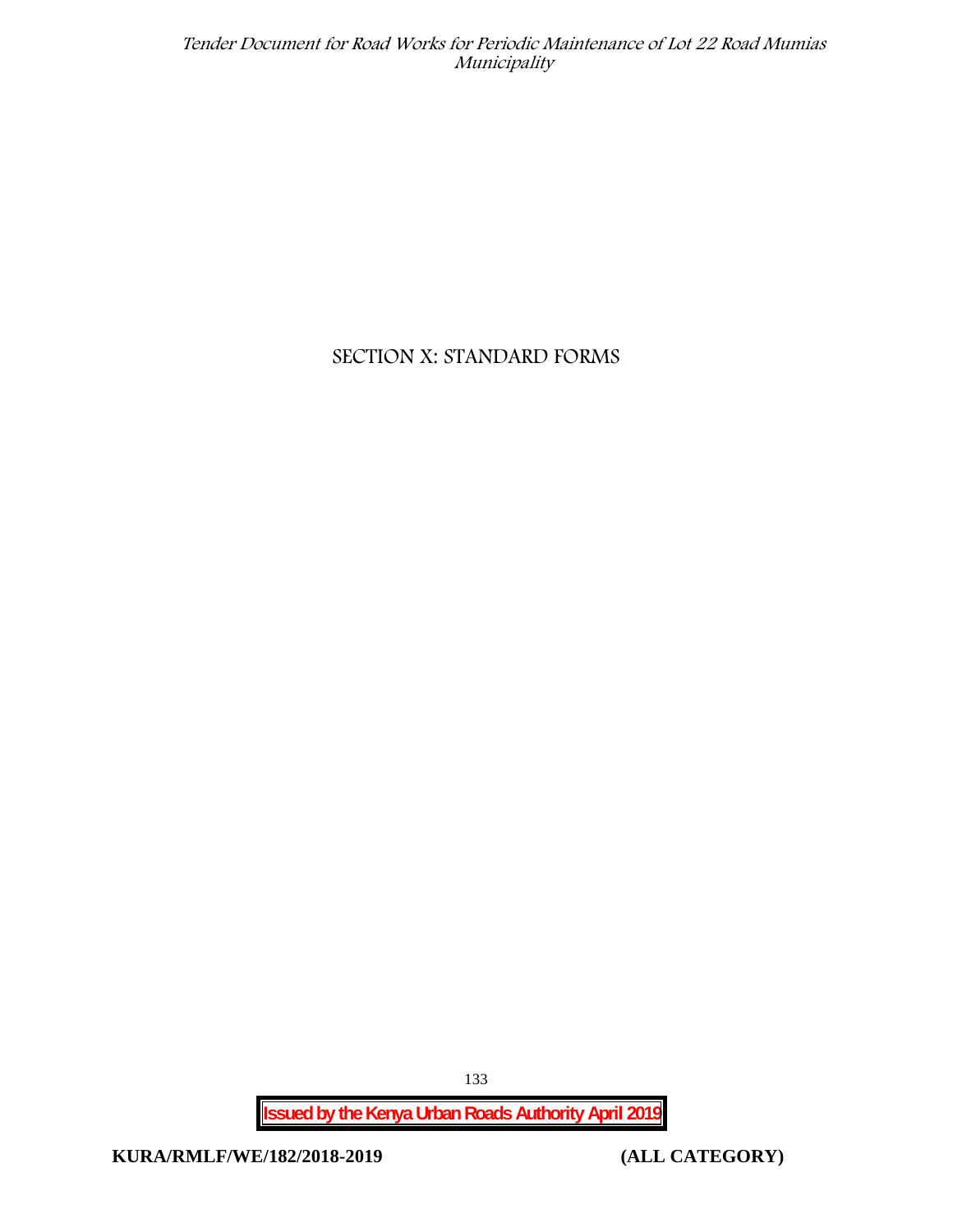# SECTION X: STANDARD FORMS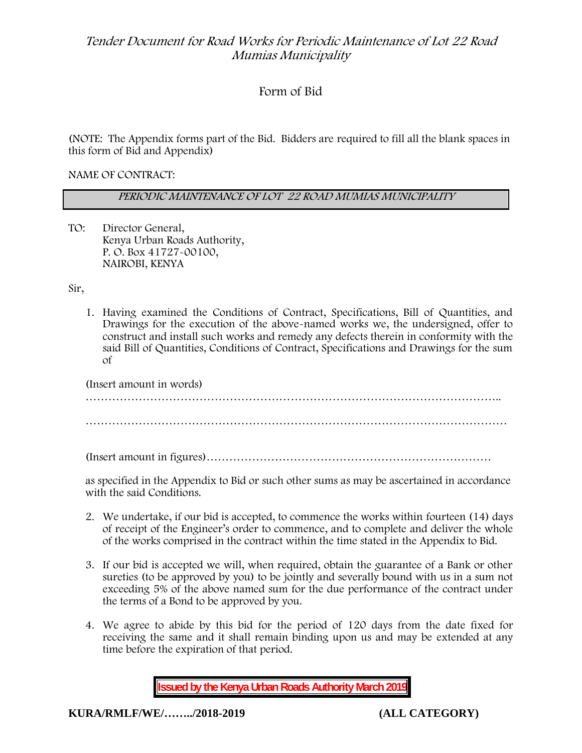# Form of Bid

(NOTE: The Appendix forms part of the Bid. Bidders are required to fill all the blank spaces in this form of Bid and Appendix)

NAME OF CONTRACT:

*PERIODIC MAINTENANCE OF LOT 22 ROAD MUMIAS MUNICIPALITY*

TO: Director General,
Kenya Urban Roads Authority,
P. O. Box 41727-00100,
NAIROBI, KENYA

Sir,

1. Having examined the Conditions of Contract, Specifications, Bill of Quantities, and Drawings for the execution of the above-named works we, the undersigned, offer to construct and install such works and remedy any defects therein in conformity with the said Bill of Quantities, Conditions of Contract, Specifications and Drawings for the sum of

   (Insert amount in words)
   ………………………………………………………………………………………………..

   ………………………………………………………………………………………………

   (Insert amount in figures)…………………………………………………………………

   as specified in the Appendix to Bid or such other sums as may be ascertained in accordance with the said Conditions.

2. We undertake, if our bid is accepted, to commence the works within fourteen (14) days of receipt of the Engineer's order to commence, and to complete and deliver the whole of the works comprised in the contract within the time stated in the Appendix to Bid.

3. If our bid is accepted we will, when required, obtain the guarantee of a Bank or other sureties (to be approved by you) to be jointly and severally bound with us in a sum not exceeding 5% of the above named sum for the due performance of the contract under the terms of a Bond to be approved by you.

4. We agree to abide by this bid for the period of 120 days from the date fixed for receiving the same and it shall remain binding upon us and may be extended at any time before the expiration of that period.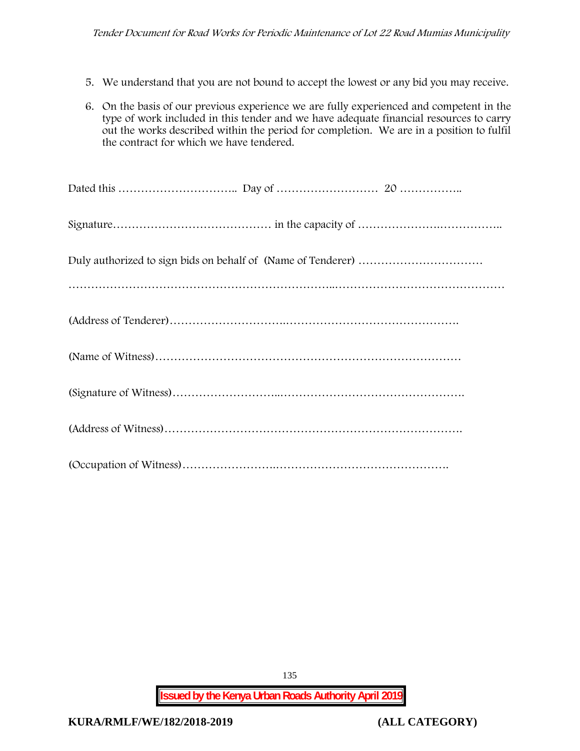5. We understand that you are not bound to accept the lowest or any bid you may receive.

6. On the basis of our previous experience we are fully experienced and competent in the type of work included in this tender and we have adequate financial resources to carry out the works described within the period for completion. We are in a position to fulfil the contract for which we have tendered.

Dated this ………………………….. Day of ……………………… 20 ……………..

Signature…………………………………… in the capacity of …………………..…………..

Duly authorized to sign bids on behalf of (Name of Tenderer) ……………………………

………………………………………………………...………………………………………

(Address of Tenderer)………………………….……………………………………….

(Name of Witness)……………………………………………………………………

(Signature of Witness)………………………..………………………………………….

(Address of Witness)……………………………………………………………………….

(Occupation of Witness)……………………..……………………………………….

**Issued by the Kenya Urban Roads Authority April 2019**

**KURA/RMLF/WE/182/2018-2019 (ALL CATEGORY)**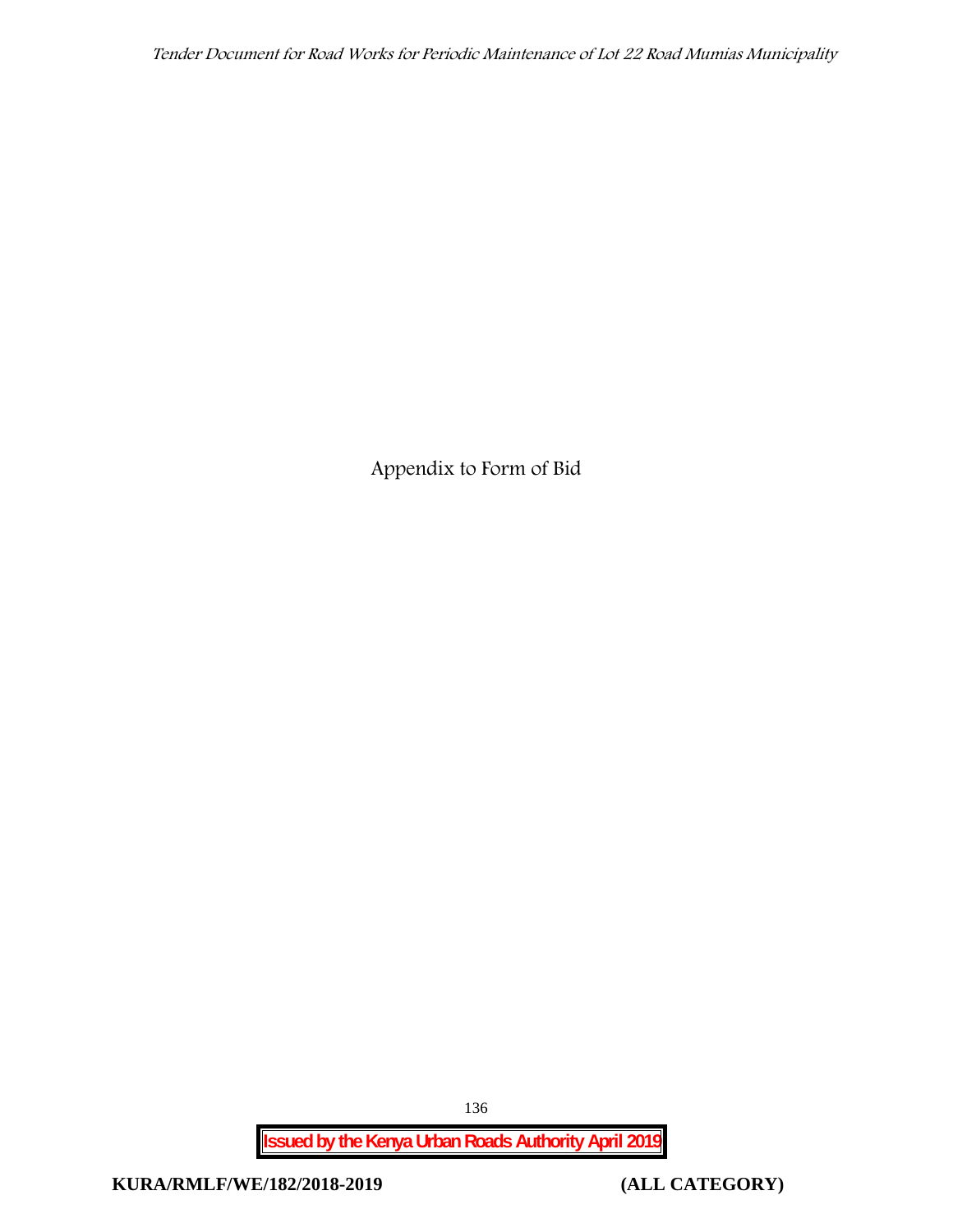# Appendix to Form of Bid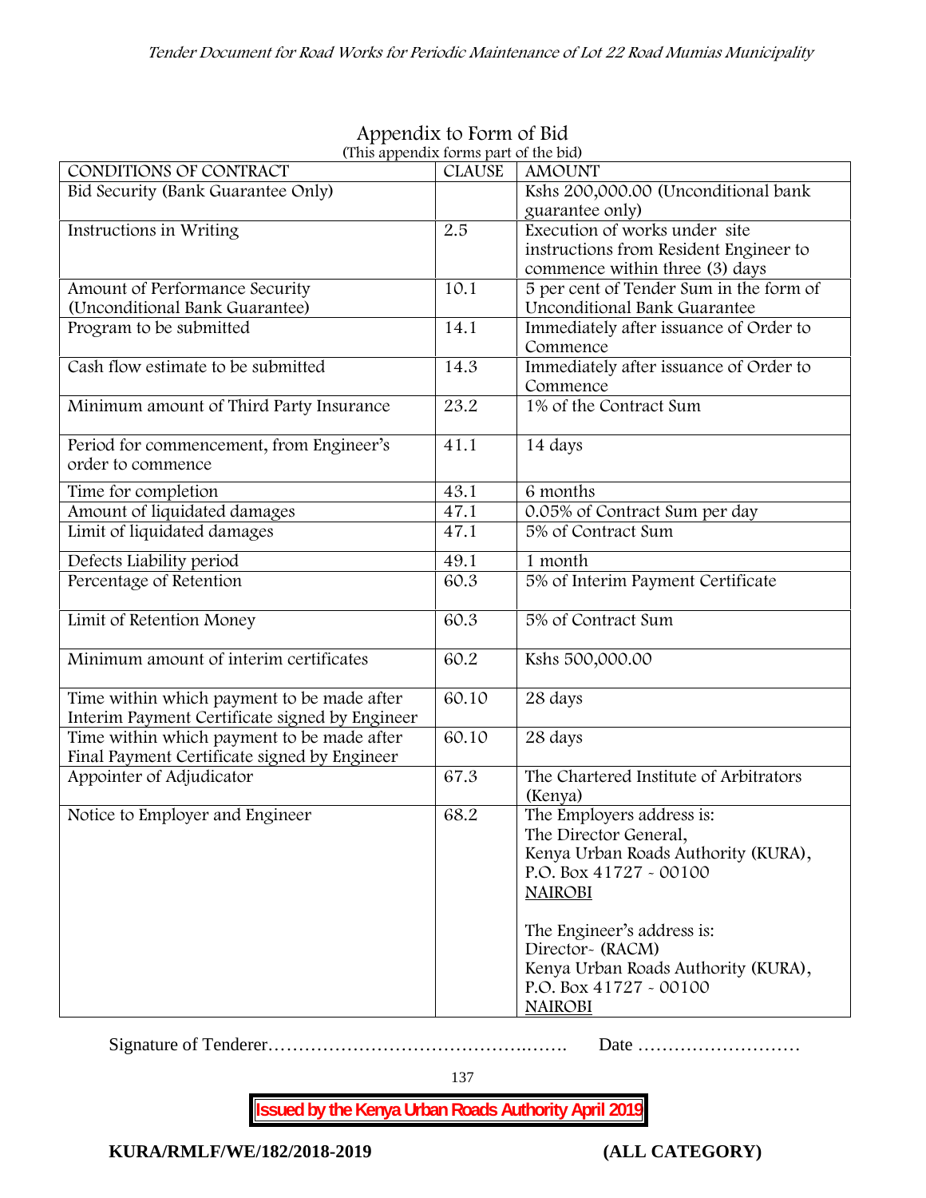# Appendix to Form of Bid

(This appendix forms part of the bid)

| CONDITIONS OF CONTRACT | CLAUSE | AMOUNT |
|---|---|---|
| Bid Security (Bank Guarantee Only) | | Kshs 200,000.00 (Unconditional bank guarantee only) |
| Instructions in Writing | 2.5 | Execution of works under site instructions from Resident Engineer to commence within three (3) days |
| Amount of Performance Security (Unconditional Bank Guarantee) | 10.1 | 5 per cent of Tender Sum in the form of Unconditional Bank Guarantee |
| Program to be submitted | 14.1 | Immediately after issuance of Order to Commence |
| Cash flow estimate to be submitted | 14.3 | Immediately after issuance of Order to Commence |
| Minimum amount of Third Party Insurance | 23.2 | 1% of the Contract Sum |
| Period for commencement, from Engineer's order to commence | 41.1 | 14 days |
| Time for completion | 43.1 | 6 months |
| Amount of liquidated damages | 47.1 | 0.05% of Contract Sum per day |
| Limit of liquidated damages | 47.1 | 5% of Contract Sum |
| Defects Liability period | 49.1 | 1 month |
| Percentage of Retention | 60.3 | 5% of Interim Payment Certificate |
| Limit of Retention Money | 60.3 | 5% of Contract Sum |
| Minimum amount of interim certificates | 60.2 | Kshs 500,000.00 |
| Time within which payment to be made after Interim Payment Certificate signed by Engineer | 60.10 | 28 days |
| Time within which payment to be made after Final Payment Certificate signed by Engineer | 60.10 | 28 days |
| Appointer of Adjudicator | 67.3 | The Chartered Institute of Arbitrators (Kenya) |
| Notice to Employer and Engineer | 68.2 | The Employers address is:<br>The Director General,<br>Kenya Urban Roads Authority (KURA),<br>P.O. Box 41727 - 00100<br>NAIROBI<br><br>The Engineer's address is:<br>Director- (RACM)<br>Kenya Urban Roads Authority (KURA),<br>P.O. Box 41727 - 00100<br>NAIROBI |

Signature of Tenderer………………………………………..……. Date ………………………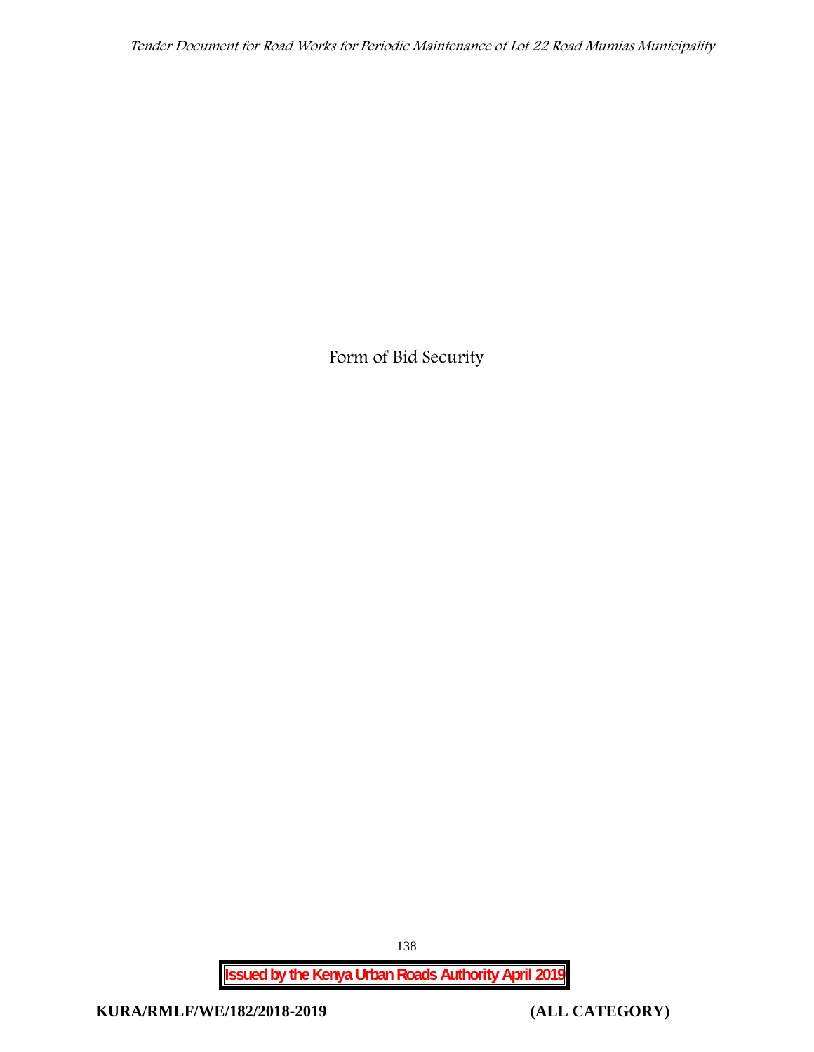# Form of Bid Security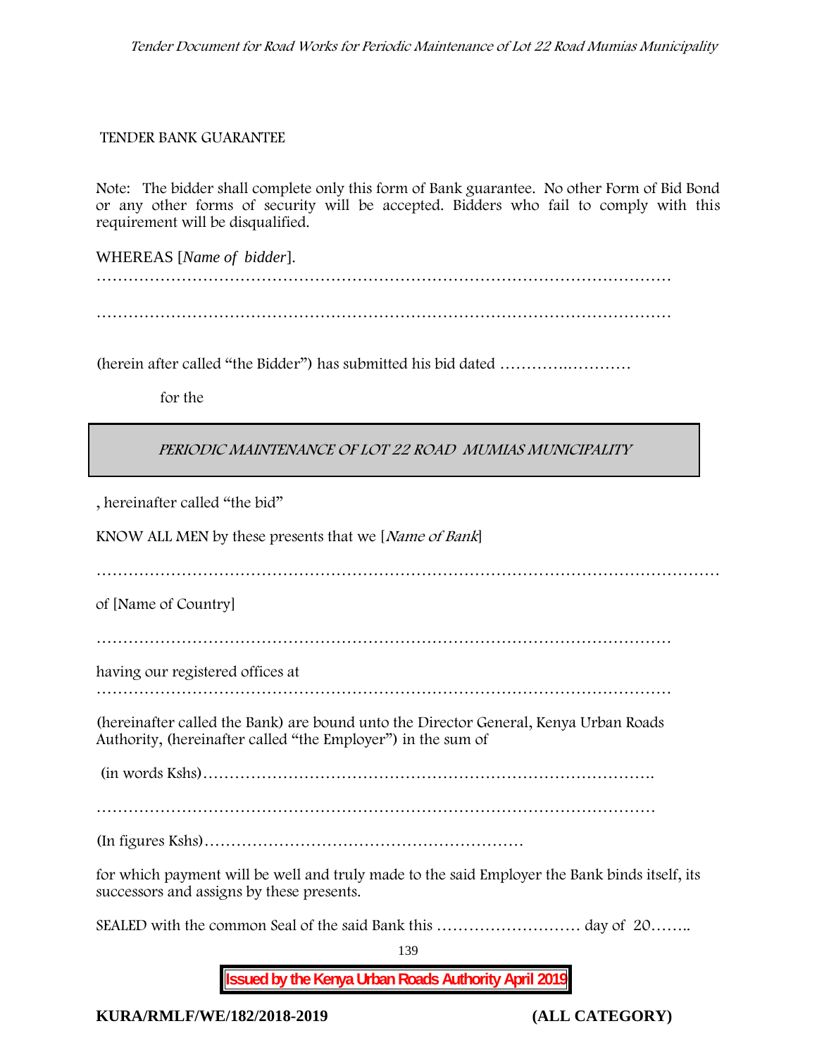TENDER BANK GUARANTEE

Note: The bidder shall complete only this form of Bank guarantee. No other Form of Bid Bond or any other forms of security will be accepted. Bidders who fail to comply with this requirement will be disqualified.

WHEREAS [*Name of bidder*].

………………………………………………………………………………………………

………………………………………………………………………………………………

(herein after called "the Bidder") has submitted his bid dated ………….…………

for the

| |
|---|
| *PERIODIC MAINTENANCE OF LOT 22 ROAD MUMIAS MUNICIPALITY* |

, hereinafter called "the bid"

KNOW ALL MEN by these presents that we [*Name of Bank*]

………………………………………………………………………………………………………

of [Name of Country]

………………………………………………………………………………………………

having our registered offices at ………………………………………………………………………………………………

(hereinafter called the Bank) are bound unto the Director General, Kenya Urban Roads Authority, (hereinafter called "the Employer") in the sum of

(in words Kshs)………………………………………………………………………….

……………………………………………………………………………………………

(In figures Kshs)……………………………………………………

for which payment will be well and truly made to the said Employer the Bank binds itself, its successors and assigns by these presents.

SEALED with the common Seal of the said Bank this ……………………… day of 20……..

**Issued by the Kenya Urban Roads Authority April 2019**

**KURA/RMLF/WE/182/2018-2019** **(ALL CATEGORY)**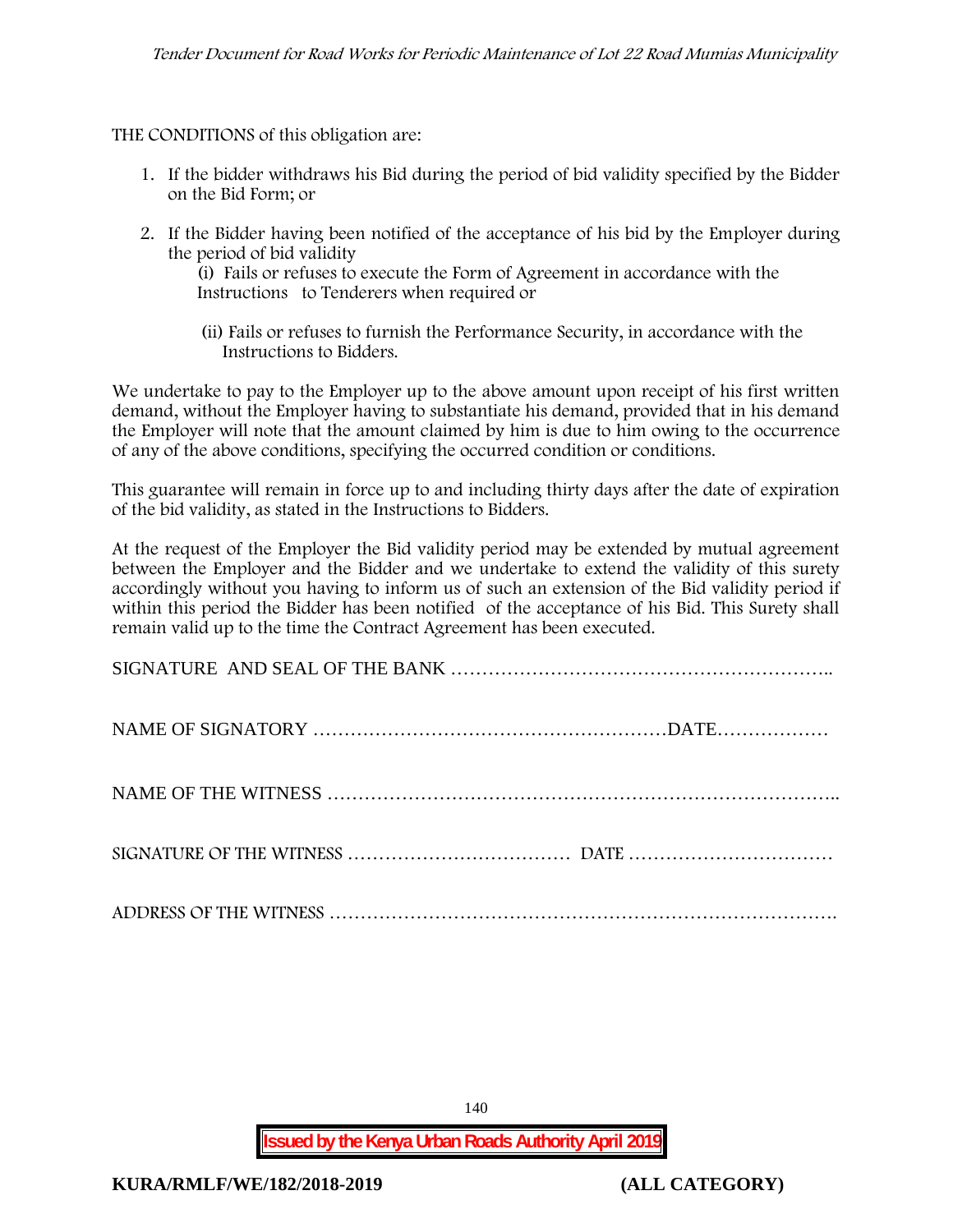THE CONDITIONS of this obligation are:

1. If the bidder withdraws his Bid during the period of bid validity specified by the Bidder on the Bid Form; or

2. If the Bidder having been notified of the acceptance of his bid by the Employer during the period of bid validity

   (i) Fails or refuses to execute the Form of Agreement in accordance with the Instructions to Tenderers when required or

   (ii) Fails or refuses to furnish the Performance Security, in accordance with the Instructions to Bidders.

We undertake to pay to the Employer up to the above amount upon receipt of his first written demand, without the Employer having to substantiate his demand, provided that in his demand the Employer will note that the amount claimed by him is due to him owing to the occurrence of any of the above conditions, specifying the occurred condition or conditions.

This guarantee will remain in force up to and including thirty days after the date of expiration of the bid validity, as stated in the Instructions to Bidders.

At the request of the Employer the Bid validity period may be extended by mutual agreement between the Employer and the Bidder and we undertake to extend the validity of this surety accordingly without you having to inform us of such an extension of the Bid validity period if within this period the Bidder has been notified of the acceptance of his Bid. This Surety shall remain valid up to the time the Contract Agreement has been executed.

SIGNATURE AND SEAL OF THE BANK …………………………………………………..

NAME OF SIGNATORY …………………………………………………DATE………………

NAME OF THE WITNESS ………………………………………………………………..

SIGNATURE OF THE WITNESS ……………………………… DATE ……………………………

ADDRESS OF THE WITNESS ……………………………………………………………….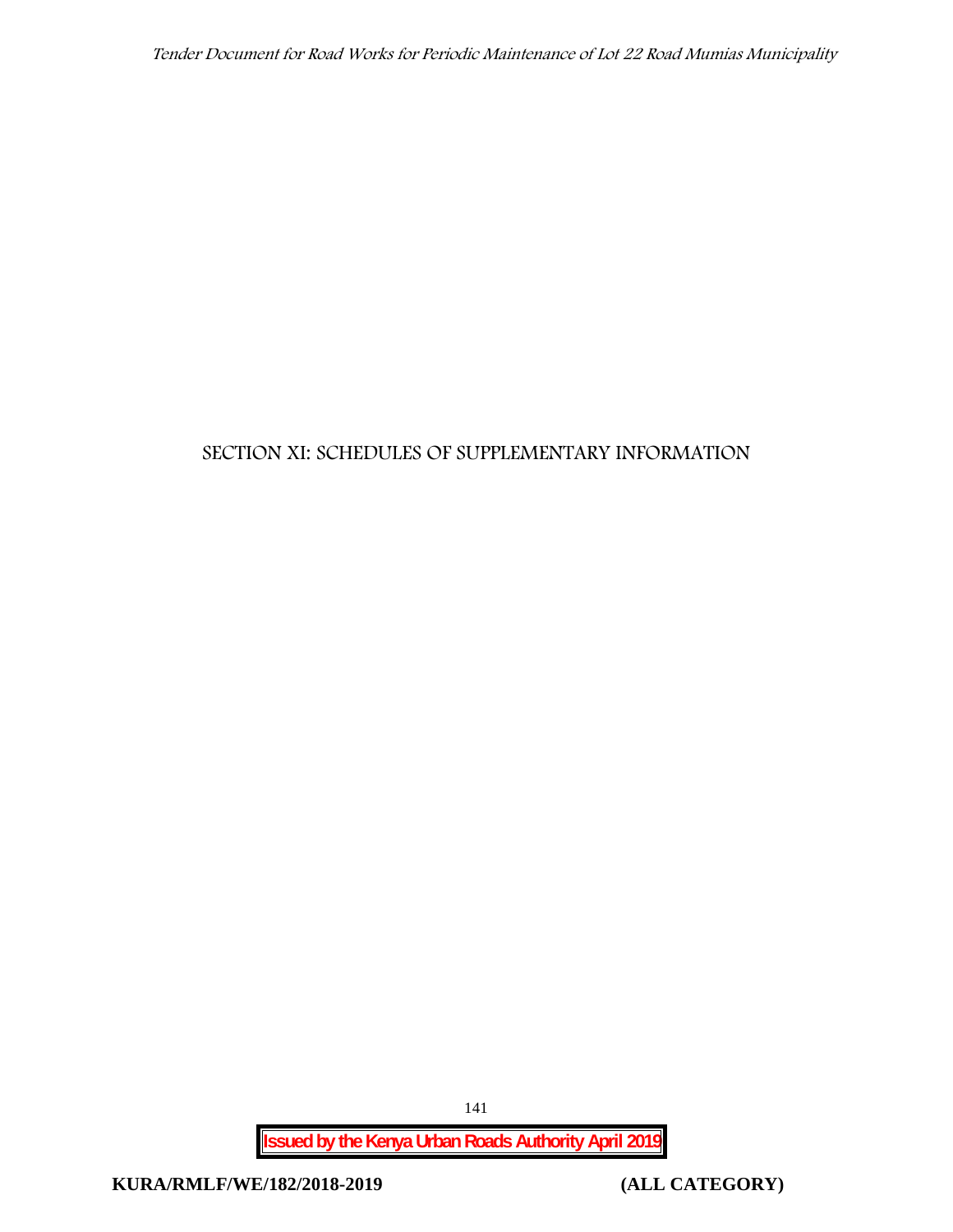# SECTION XI: SCHEDULES OF SUPPLEMENTARY INFORMATION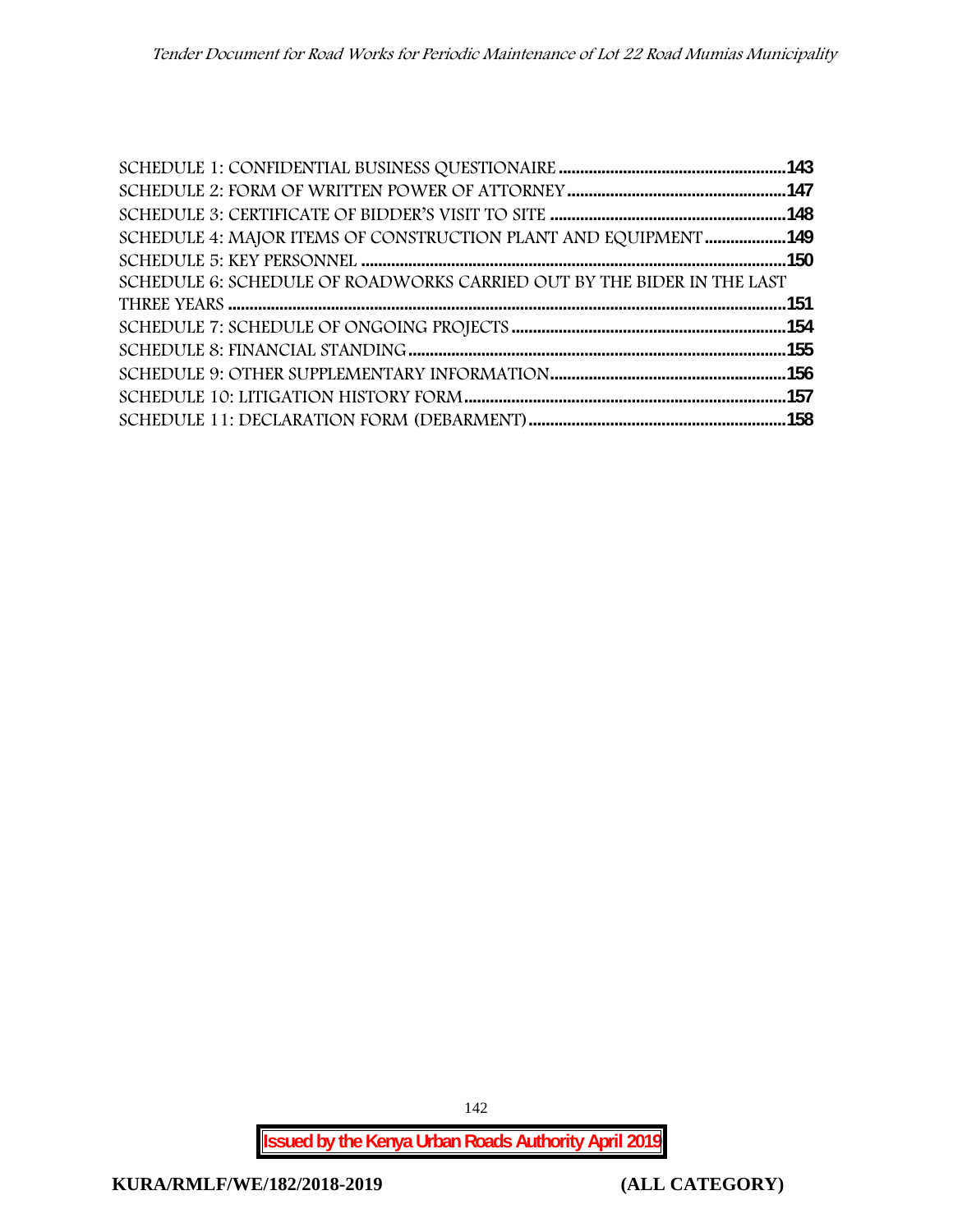SCHEDULE 1: CONFIDENTIAL BUSINESS QUESTIONAIRE ....................................................143
SCHEDULE 2: FORM OF WRITTEN POWER OF ATTORNEY ..................................................147
SCHEDULE 3: CERTIFICATE OF BIDDER'S VISIT TO SITE ......................................................148
SCHEDULE 4: MAJOR ITEMS OF CONSTRUCTION PLANT AND EQUIPMENT ...................149
SCHEDULE 5: KEY PERSONNEL ..................................................................................................150
SCHEDULE 6: SCHEDULE OF ROADWORKS CARRIED OUT BY THE BIDER IN THE LAST THREE YEARS ..................................................................................................................................151
SCHEDULE 7: SCHEDULE OF ONGOING PROJECTS ................................................................154
SCHEDULE 8: FINANCIAL STANDING ........................................................................................155
SCHEDULE 9: OTHER SUPPLEMENTARY INFORMATION.......................................................156
SCHEDULE 10: LITIGATION HISTORY FORM...........................................................................157
SCHEDULE 11: DECLARATION FORM (DEBARMENT) ............................................................158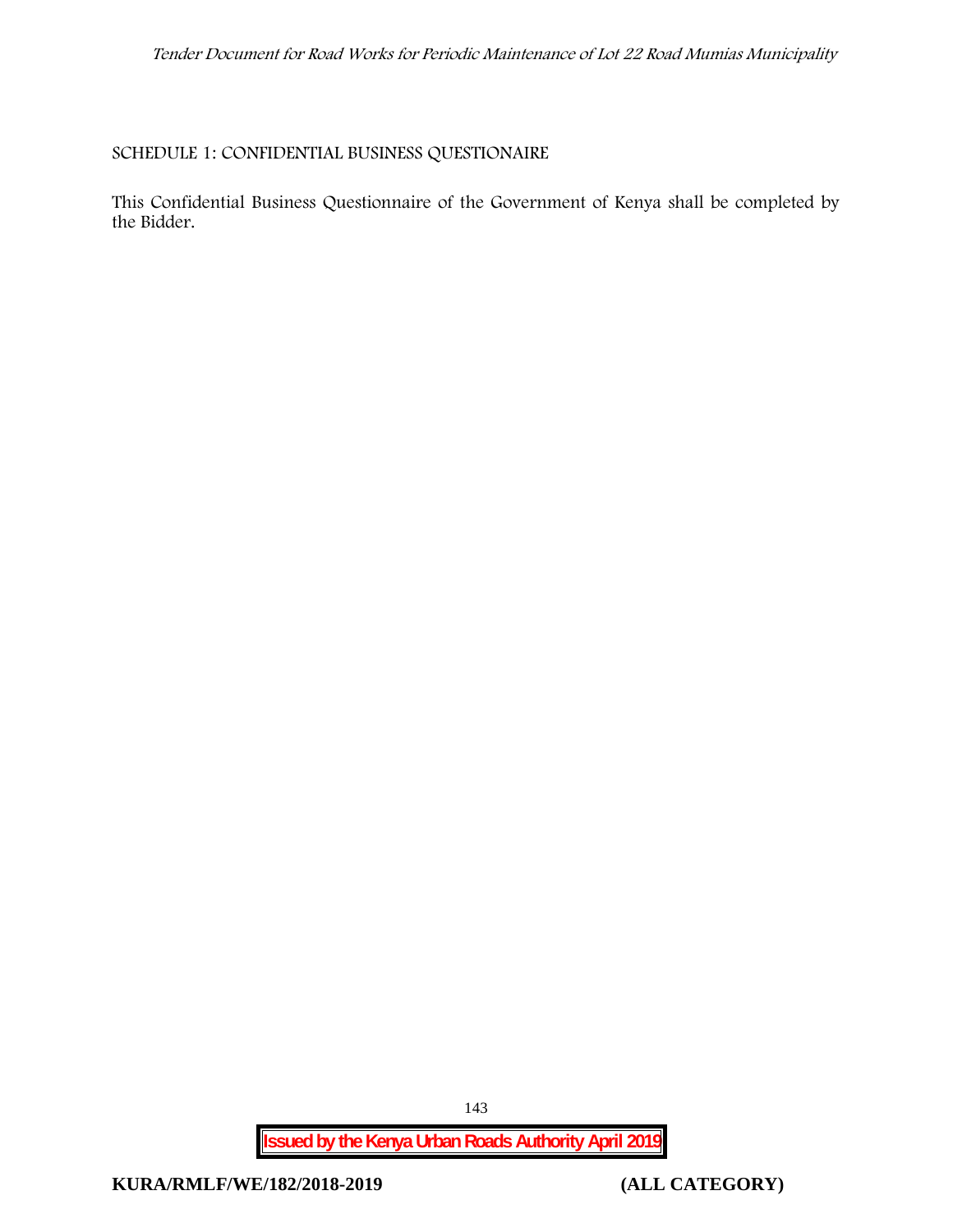SCHEDULE 1: CONFIDENTIAL BUSINESS QUESTIONAIRE

This Confidential Business Questionnaire of the Government of Kenya shall be completed by the Bidder.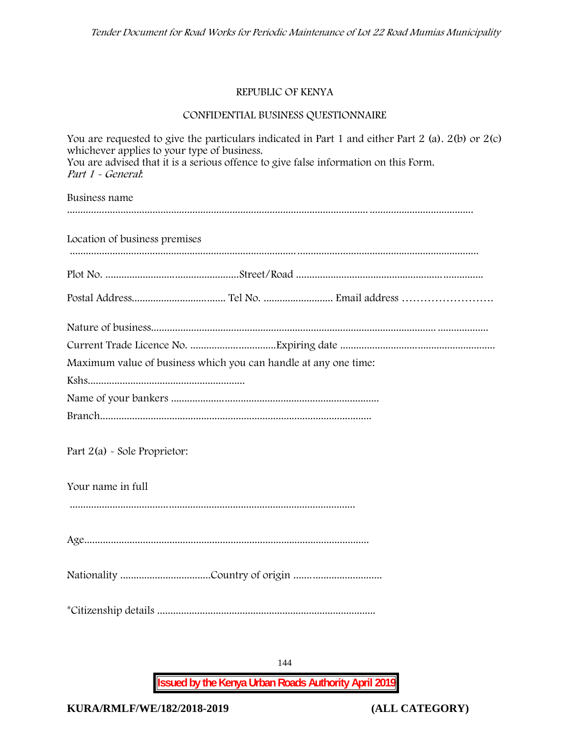REPUBLIC OF KENYA

CONFIDENTIAL BUSINESS QUESTIONNAIRE

You are requested to give the particulars indicated in Part 1 and either Part 2 (a). 2(b) or 2(c) whichever applies to your type of business.
You are advised that it is a serious offence to give false information on this Form.
*Part 1 - General*:

Business name

…………………………………………………………………………………………………………… ……………………………………

Location of business premises

…………………………………………………………………………………… …………………………………………………………

Plot No. ……………………………………………Street/Road ……………………………………………………………

Postal Address……………………………. Tel No. …………………… Email address …………………….

Nature of business………………………………………………………………………………………………… ………………

Current Trade Licence No. …………………………Expiring date …………………………………………………

Maximum value of business which you can handle at any one time:

Kshs……………………………………………………

Name of your bankers ………………………………………………………………………

Branch…………………………………………………………………………………………

Part 2(a) - Sole Proprietor:

Your name in full

…………………………………………………………………………………………………

Age………………………………………………………………………………………………

Nationality ……………………………Country of origin ……………………………

*Citizenship details ……………………………………………………………………….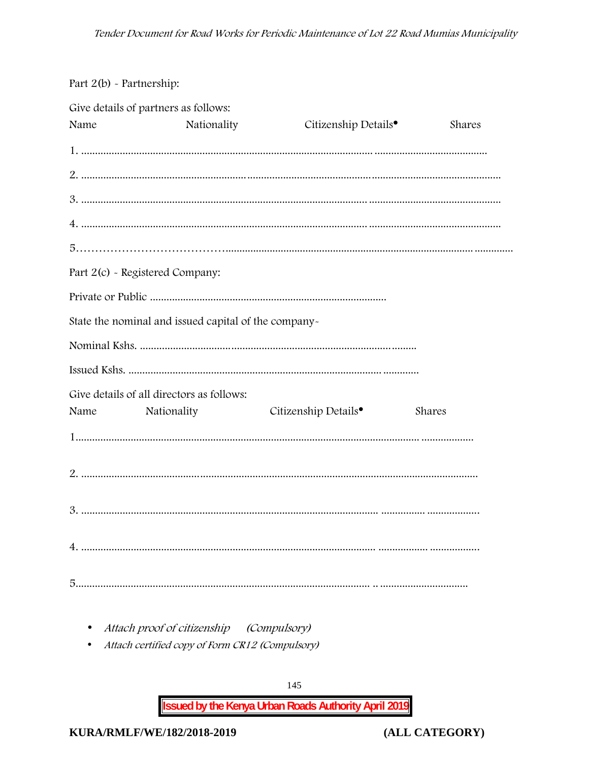Part 2(b) - Partnership:

Give details of partners as follows:

Name Nationality Citizenship Details• Shares

1. ........................................................................................................................ ........................................

2. ........................................................................................................................................................................

3. ........................................................................................................... ..............................................

4. ........................................................................................................... ..............................................

5.……………………………….......................................................................................... .............

Part 2(c) - Registered Company:

Private or Public .....................................................................................

State the nominal and issued capital of the company-

Nominal Kshs. ...................................................................................................

Issued Kshs. .......................................................................................... .............

Give details of all directors as follows:

Name Nationality Citizenship Details• Shares

1............................................................................................................................. ..................

2. ..............................................................................................................................................

3. .......................................................................................................... ................ ..................

4. .......................................................................................................... ................. .................

5......................................................................................................... .. ................................

- *Attach proof of citizenship (Compulsory)*
- *Attach certified copy of Form CR12 (Compulsory)*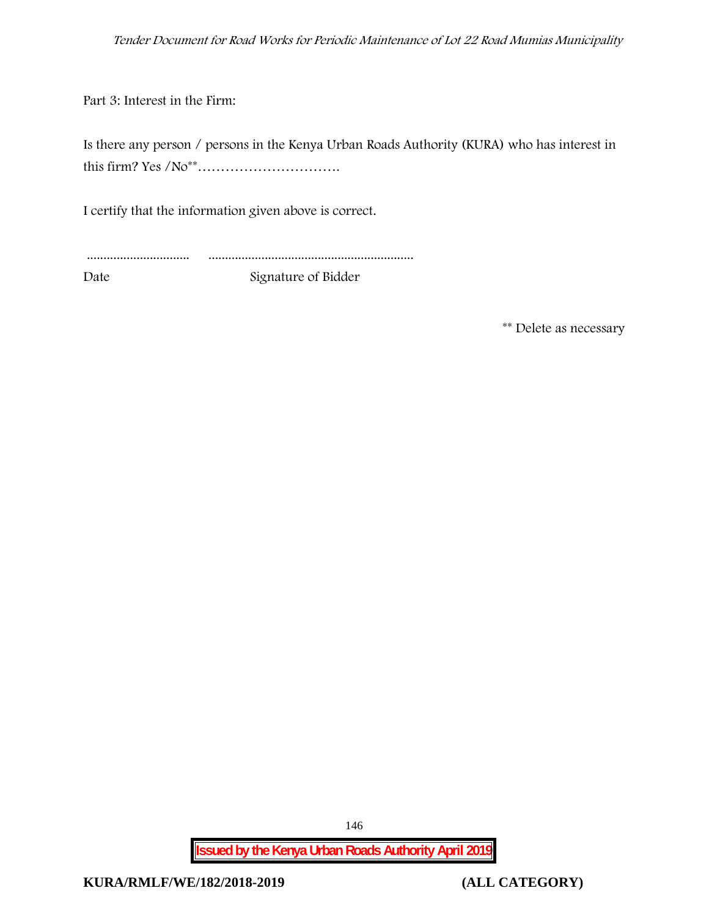Part 3: Interest in the Firm:

Is there any person / persons in the Kenya Urban Roads Authority (KURA) who has interest in this firm? Yes /No** ………………………….

I certify that the information given above is correct.

............................... .............................................................

Date Signature of Bidder

** Delete as necessary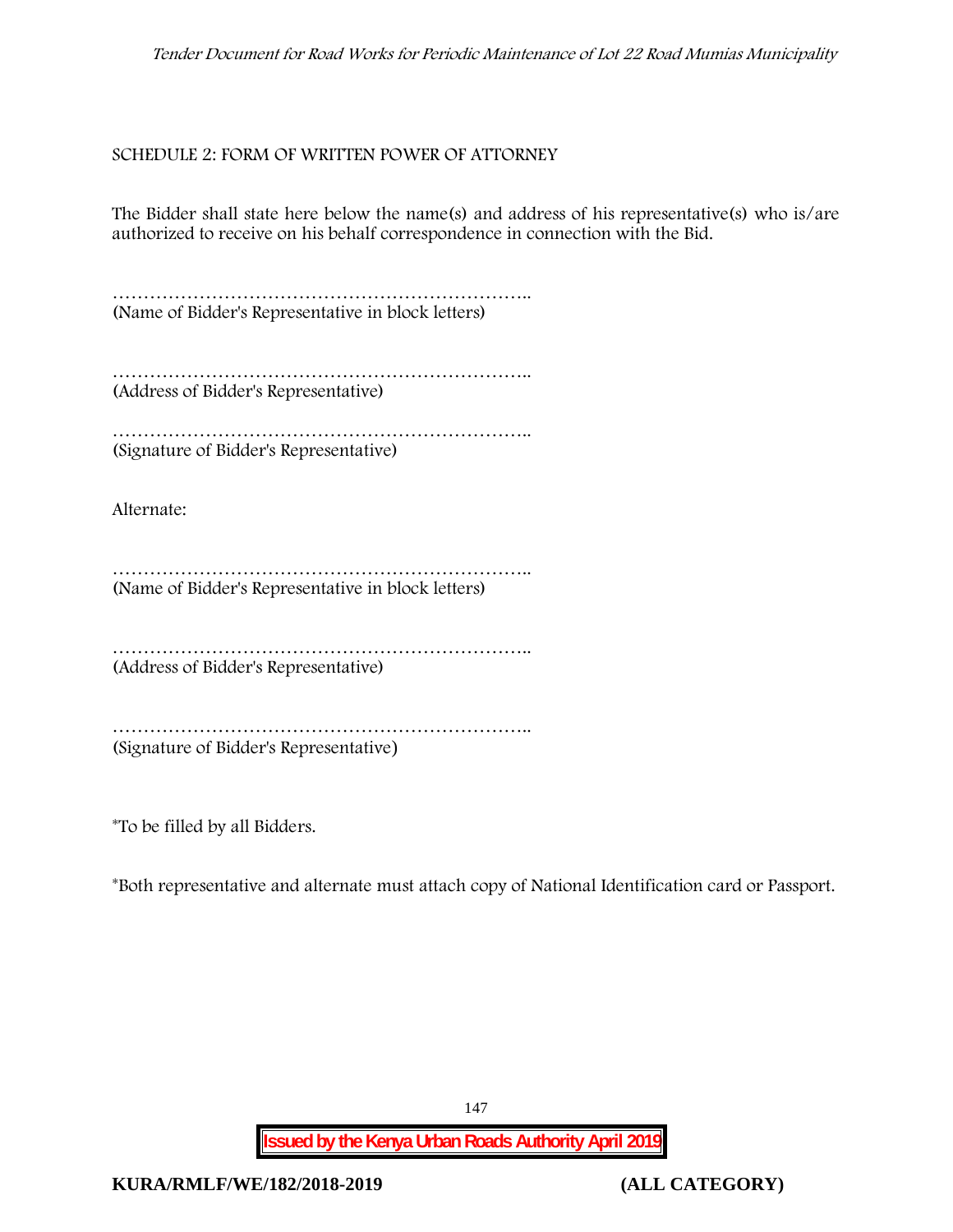## SCHEDULE 2: FORM OF WRITTEN POWER OF ATTORNEY

The Bidder shall state here below the name(s) and address of his representative(s) who is/are authorized to receive on his behalf correspondence in connection with the Bid.

…………………………………………………………..
(Name of Bidder's Representative in block letters)

…………………………………………………………..
(Address of Bidder's Representative)

…………………………………………………………..
(Signature of Bidder's Representative)

Alternate:

…………………………………………………………..
(Name of Bidder's Representative in block letters)

…………………………………………………………..
(Address of Bidder's Representative)

…………………………………………………………..
(Signature of Bidder's Representative)

*To be filled by all Bidders.

*Both representative and alternate must attach copy of National Identification card or Passport.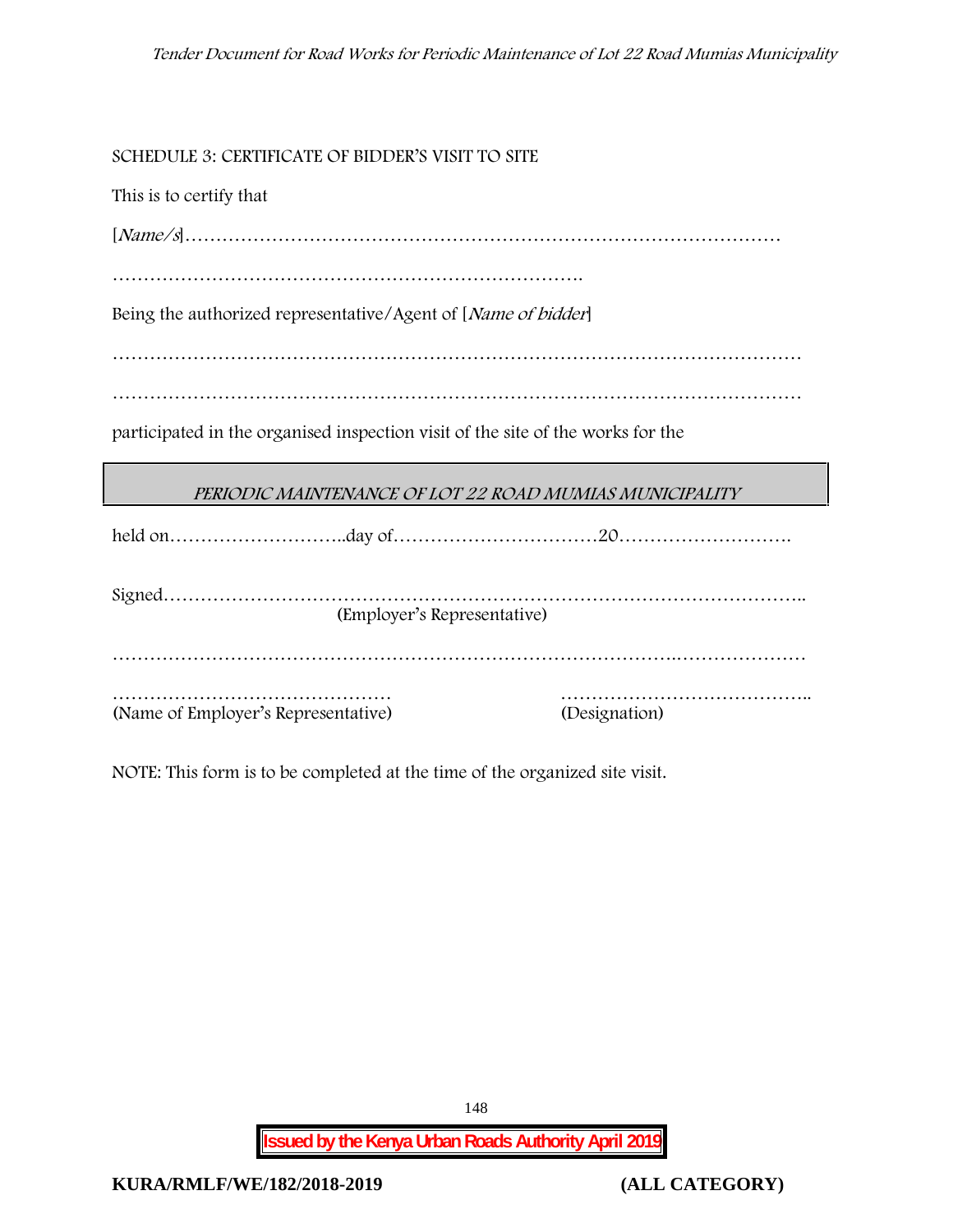SCHEDULE 3: CERTIFICATE OF BIDDER'S VISIT TO SITE

This is to certify that

[*Name/s*]…………………………………………………………………………………

………………………………………………………………….

Being the authorized representative/Agent of [*Name of bidder*]

…………………………………………………………………………………………………

…………………………………………………………………………………………………

participated in the organised inspection visit of the site of the works for the

*PERIODIC MAINTENANCE OF LOT 22 ROAD MUMIAS MUNICIPALITY*

held on………………………..day of……………………………20……………………….

Signed……………………………………………………………………………………….. (Employer's Representative)

………………………………………………………………………………..…………………

……………………………………… (Name of Employer's Representative)

………………………………….. (Designation)

NOTE: This form is to be completed at the time of the organized site visit.

**Issued by the Kenya Urban Roads Authority April 2019**

**KURA/RMLF/WE/182/2018-2019** **(ALL CATEGORY)**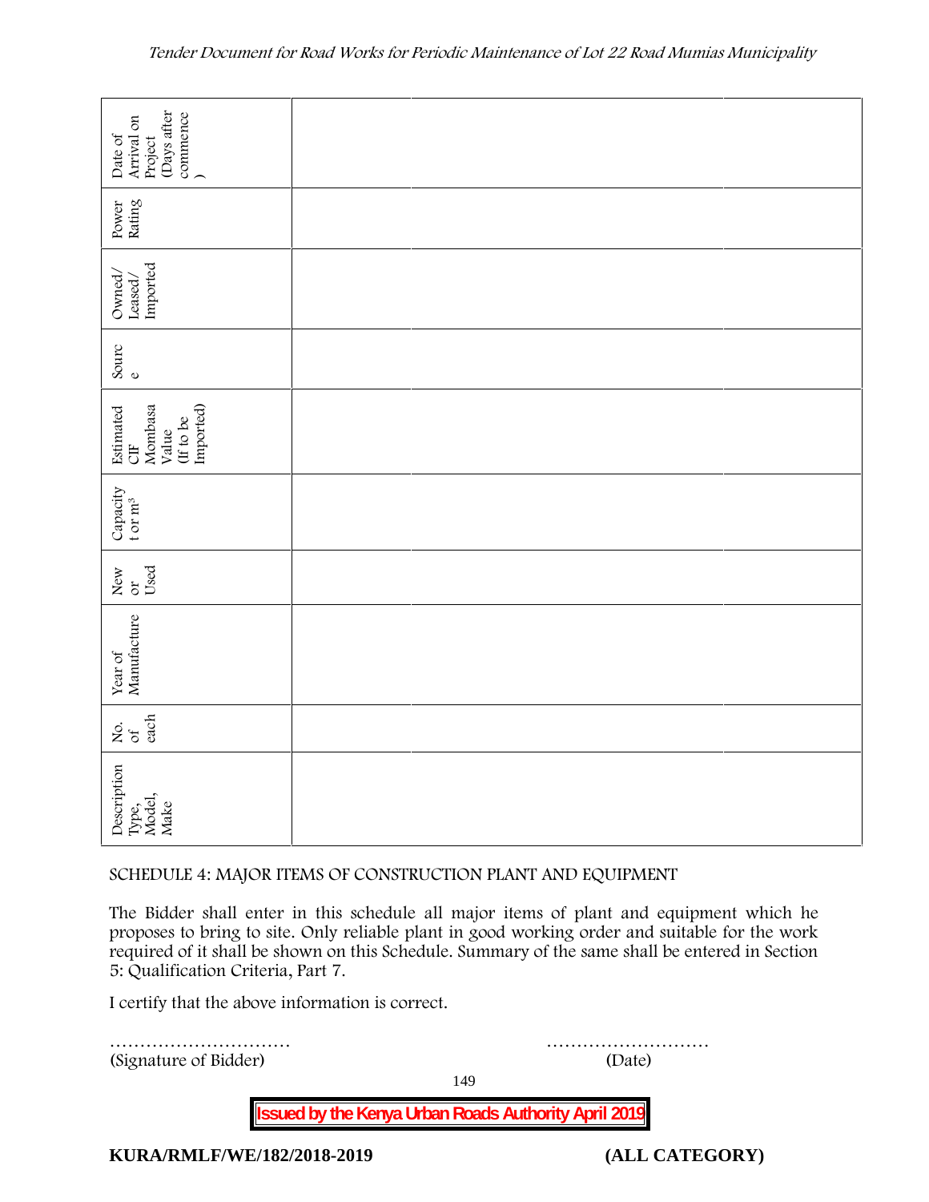| Description Type, Model, Make | No. of each | Year of Manufacture | New or Used | Capacity t or m³ | Estimated CIF Mombasa Value (If to be Imported) | Source | Owned/ Leased/ Imported | Power Rating | Date of Arrival on Project (Days after commence) |
|---|---|---|---|---|---|---|---|---|---|
| | | | | | | | | | |
| | | | | | | | | | |
| | | | | | | | | | |

SCHEDULE 4: MAJOR ITEMS OF CONSTRUCTION PLANT AND EQUIPMENT

The Bidder shall enter in this schedule all major items of plant and equipment which he proposes to bring to site. Only reliable plant in good working order and suitable for the work required of it shall be shown on this Schedule. Summary of the same shall be entered in Section 5: Qualification Criteria, Part 7.

I certify that the above information is correct.

………………………… ………………………

(Signature of Bidder) (Date)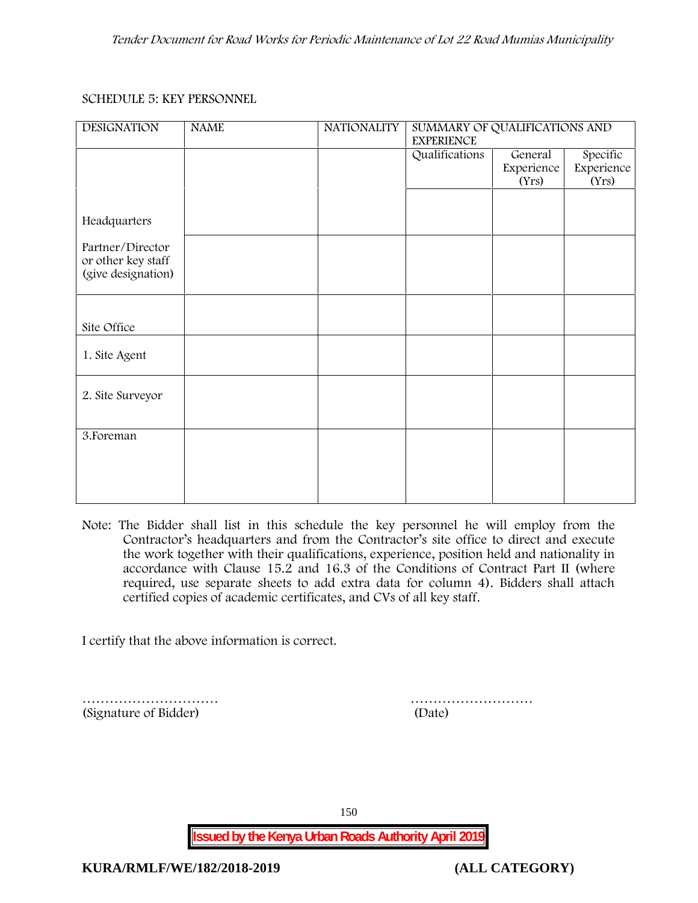SCHEDULE 5: KEY PERSONNEL

| DESIGNATION | NAME | NATIONALITY | SUMMARY OF QUALIFICATIONS AND EXPERIENCE | | |
|---|---|---|---|---|---|
| | | | Qualifications | General Experience (Yrs) | Specific Experience (Yrs) |
| Headquarters | | | | | |
| Partner/Director or other key staff (give designation) | | | | | |
| Site Office | | | | | |
| 1. Site Agent | | | | | |
| 2. Site Surveyor | | | | | |
| 3.Foreman | | | | | |

Note: The Bidder shall list in this schedule the key personnel he will employ from the Contractor's headquarters and from the Contractor's site office to direct and execute the work together with their qualifications, experience, position held and nationality in accordance with Clause 15.2 and 16.3 of the Conditions of Contract Part II (where required, use separate sheets to add extra data for column 4). Bidders shall attach certified copies of academic certificates, and CVs of all key staff.

I certify that the above information is correct.

…………………………  
(Signature of Bidder)

………………………  
(Date)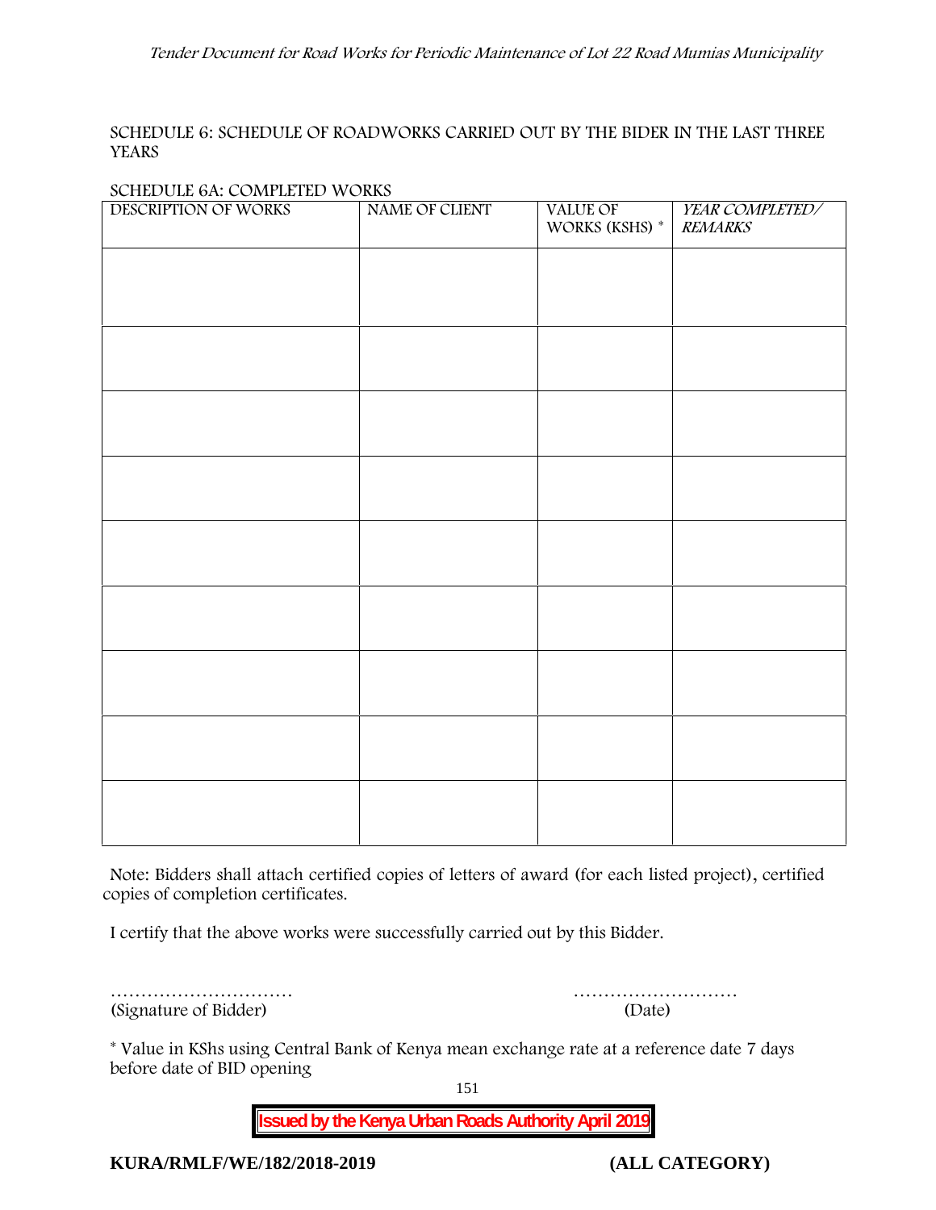SCHEDULE 6: SCHEDULE OF ROADWORKS CARRIED OUT BY THE BIDER IN THE LAST THREE YEARS

SCHEDULE 6A: COMPLETED WORKS

| DESCRIPTION OF WORKS | NAME OF CLIENT | VALUE OF WORKS (KSHS) * | *YEAR COMPLETED/ REMARKS* |
|---|---|---|---|
| | | | |
| | | | |
| | | | |
| | | | |
| | | | |
| | | | |
| | | | |
| | | | |
| | | | |

Note: Bidders shall attach certified copies of letters of award (for each listed project), certified copies of completion certificates.

I certify that the above works were successfully carried out by this Bidder.

………………………… (Signature of Bidder)

……………………… (Date)

* Value in KShs using Central Bank of Kenya mean exchange rate at a reference date 7 days before date of BID opening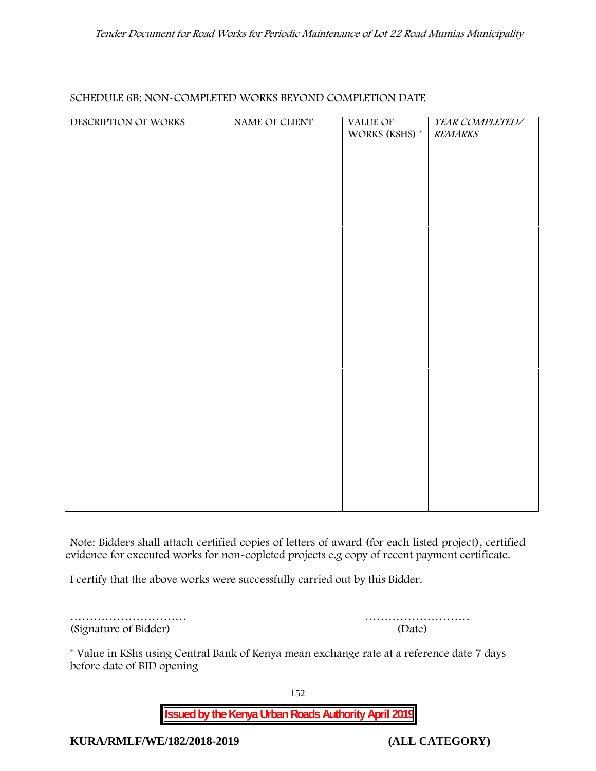SCHEDULE 6B: NON-COMPLETED WORKS BEYOND COMPLETION DATE

| DESCRIPTION OF WORKS | NAME OF CLIENT | VALUE OF WORKS (KSHS) * | *YEAR COMPLETED/ REMARKS* |
|---|---|---|---|
| | | | |
| | | | |
| | | | |
| | | | |
| | | | |

Note: Bidders shall attach certified copies of letters of award (for each listed project), certified evidence for executed works for non-copleted projects e.g copy of recent payment certificate.

I certify that the above works were successfully carried out by this Bidder.

………………………… (Signature of Bidder)

……………………… (Date)

* Value in KShs using Central Bank of Kenya mean exchange rate at a reference date 7 days before date of BID opening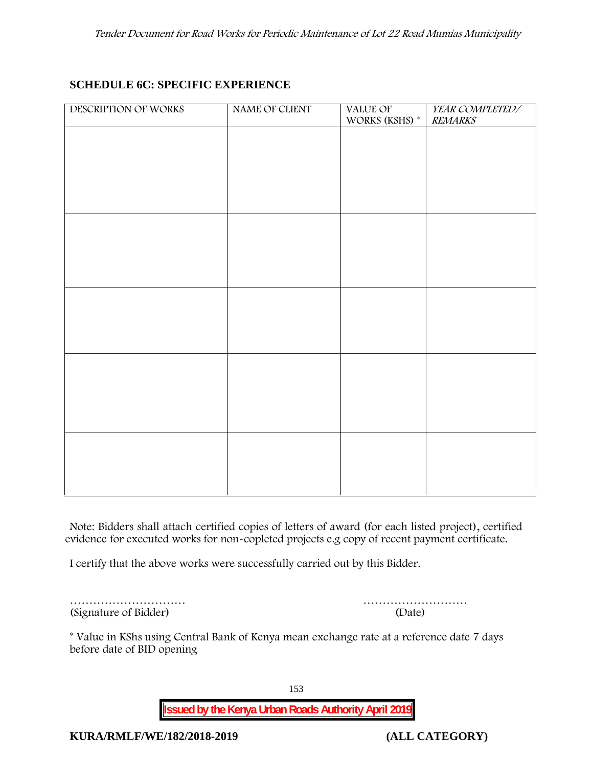## SCHEDULE 6C: SPECIFIC EXPERIENCE

| DESCRIPTION OF WORKS | NAME OF CLIENT | VALUE OF WORKS (KSHS) * | *YEAR COMPLETED/ REMARKS* |
|---|---|---|---|
| | | | |
| | | | |
| | | | |
| | | | |
| | | | |

Note: Bidders shall attach certified copies of letters of award (for each listed project), certified evidence for executed works for non-copleted projects e.g copy of recent payment certificate.

I certify that the above works were successfully carried out by this Bidder.

………………………… ………………………
(Signature of Bidder) (Date)

* Value in KShs using Central Bank of Kenya mean exchange rate at a reference date 7 days before date of BID opening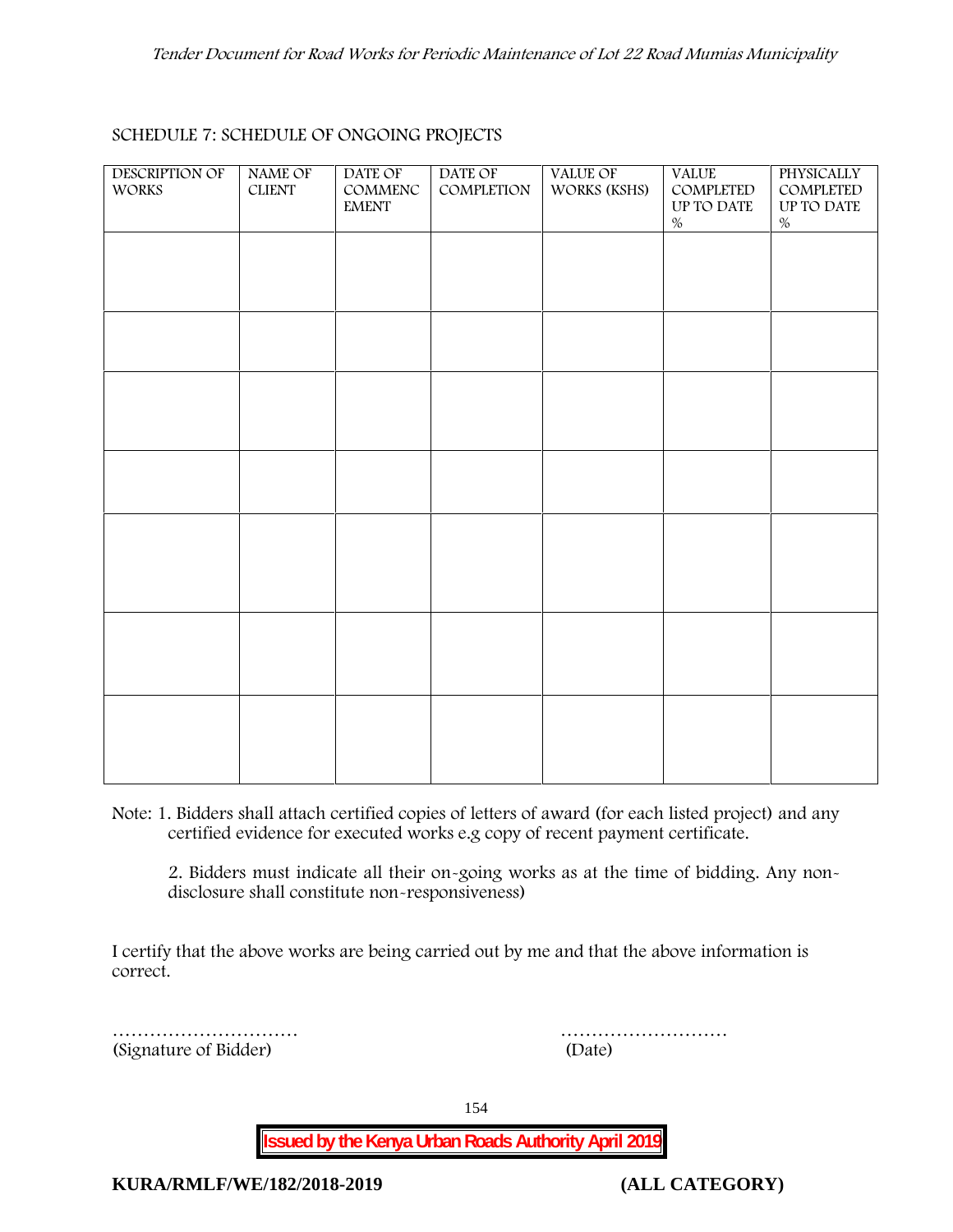## SCHEDULE 7: SCHEDULE OF ONGOING PROJECTS

| DESCRIPTION OF WORKS | NAME OF CLIENT | DATE OF COMMENCEMENT | DATE OF COMPLETION | VALUE OF WORKS (KSHS) | VALUE COMPLETED UP TO DATE % | PHYSICALLY COMPLETED UP TO DATE % |
|---|---|---|---|---|---|---|
| | | | | | | |
| | | | | | | |
| | | | | | | |
| | | | | | | |
| | | | | | | |
| | | | | | | |
| | | | | | | |

Note: 1. Bidders shall attach certified copies of letters of award (for each listed project) and any certified evidence for executed works e.g copy of recent payment certificate.

2. Bidders must indicate all their on-going works as at the time of bidding. Any non-disclosure shall constitute non-responsiveness)

I certify that the above works are being carried out by me and that the above information is correct.

………………………… (Signature of Bidder)

……………………… (Date)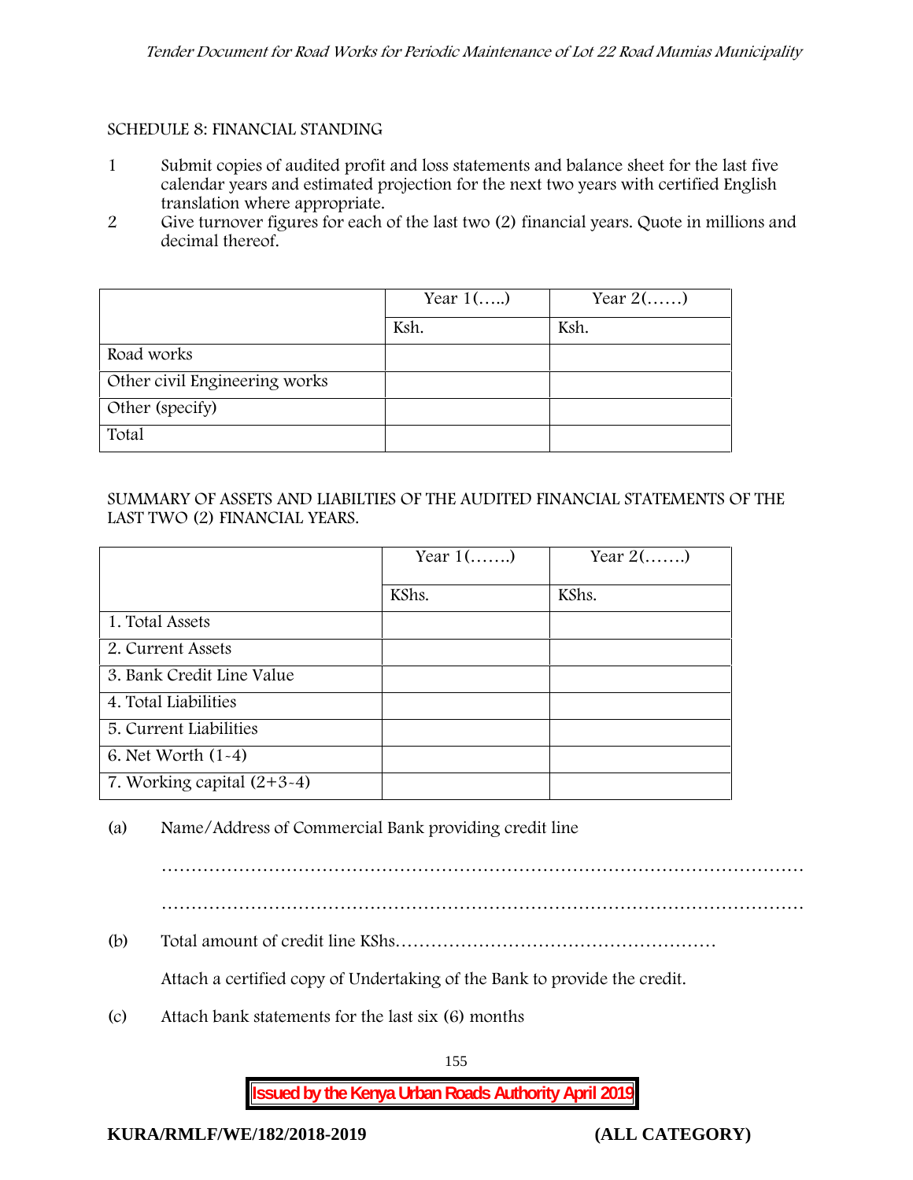SCHEDULE 8: FINANCIAL STANDING

1. Submit copies of audited profit and loss statements and balance sheet for the last five calendar years and estimated projection for the next two years with certified English translation where appropriate.
2. Give turnover figures for each of the last two (2) financial years. Quote in millions and decimal thereof.

| | Year 1(…..) | Year 2(……) |
|---|---|---|
| | Ksh. | Ksh. |
| Road works | | |
| Other civil Engineering works | | |
| Other (specify) | | |
| Total | | |

SUMMARY OF ASSETS AND LIABILTIES OF THE AUDITED FINANCIAL STATEMENTS OF THE LAST TWO (2) FINANCIAL YEARS.

| | Year 1(…….) | Year 2(…….) |
|---|---|---|
| | KShs. | KShs. |
| 1. Total Assets | | |
| 2. Current Assets | | |
| 3. Bank Credit Line Value | | |
| 4. Total Liabilities | | |
| 5. Current Liabilities | | |
| 6. Net Worth (1-4) | | |
| 7. Working capital (2+3-4) | | |

(a) Name/Address of Commercial Bank providing credit line

………………………………………………………………………………………………

………………………………………………………………………………………………

(b) Total amount of credit line KShs………………………………………………

Attach a certified copy of Undertaking of the Bank to provide the credit.

(c) Attach bank statements for the last six (6) months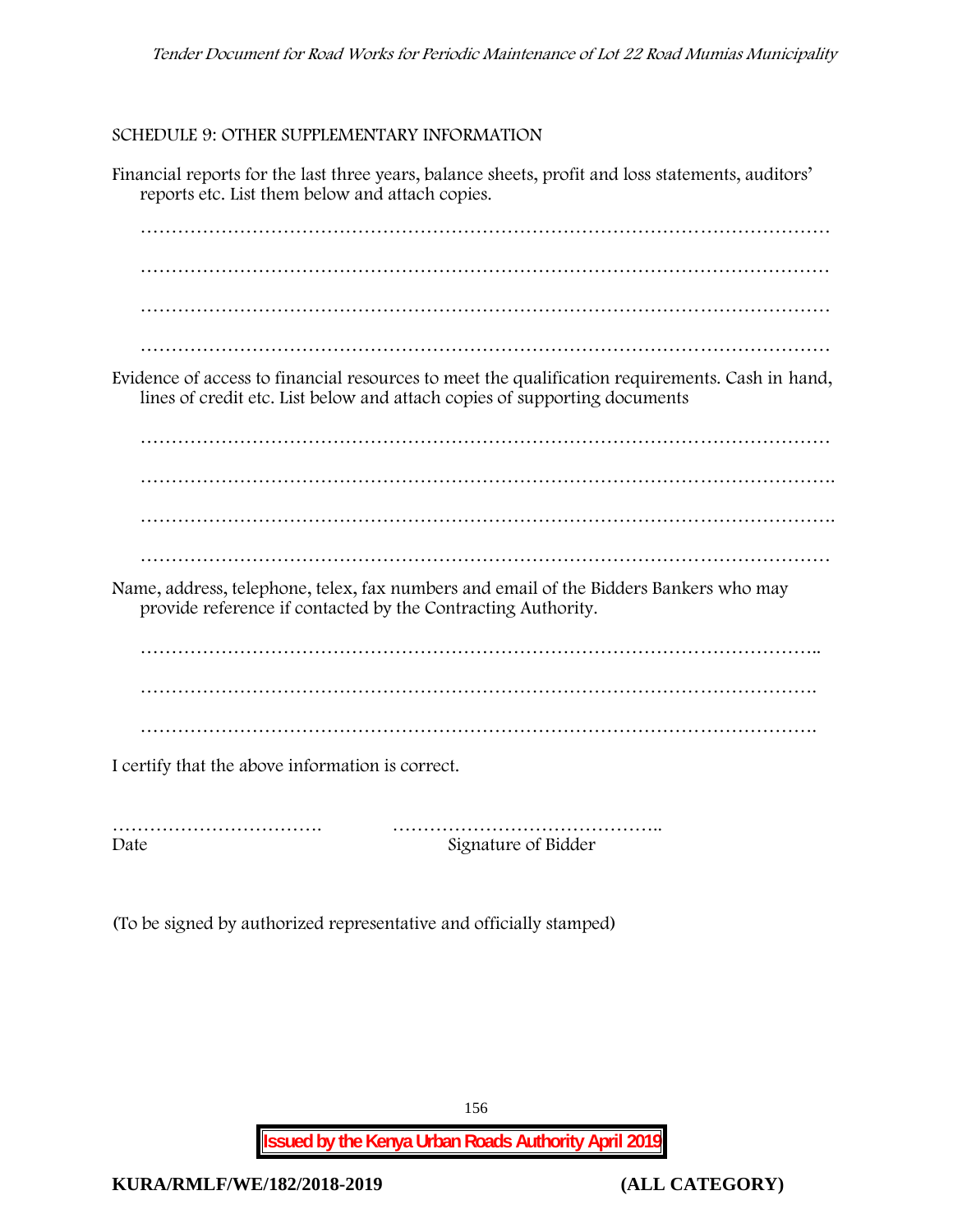SCHEDULE 9: OTHER SUPPLEMENTARY INFORMATION

Financial reports for the last three years, balance sheets, profit and loss statements, auditors' reports etc. List them below and attach copies.

…………………………………………………………………………………………………

…………………………………………………………………………………………………

…………………………………………………………………………………………………

…………………………………………………………………………………………………

Evidence of access to financial resources to meet the qualification requirements. Cash in hand, lines of credit etc. List below and attach copies of supporting documents

…………………………………………………………………………………………………

…………………………………………………………………………………………………

…………………………………………………………………………………………………

…………………………………………………………………………………………………

Name, address, telephone, telex, fax numbers and email of the Bidders Bankers who may provide reference if contacted by the Contracting Authority.

…………………………………………………………………………………………………

…………………………………………………………………………………………………

…………………………………………………………………………………………………

I certify that the above information is correct.

……………………………. ……………………………………..

Date Signature of Bidder

(To be signed by authorized representative and officially stamped)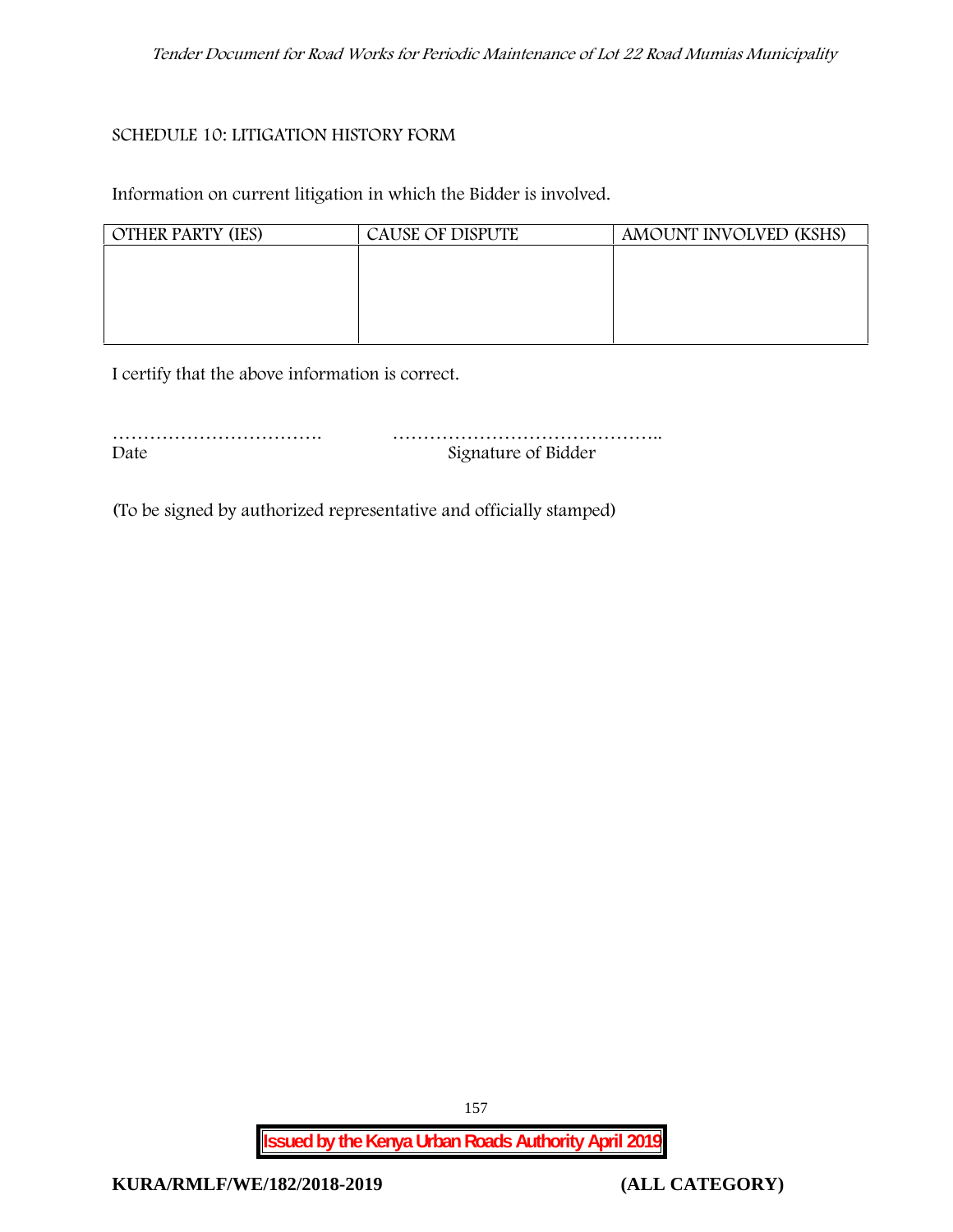SCHEDULE 10: LITIGATION HISTORY FORM

Information on current litigation in which the Bidder is involved.

| OTHER PARTY (IES) | CAUSE OF DISPUTE | AMOUNT INVOLVED (KSHS) |
|---|---|---|
| | | |

I certify that the above information is correct.

……………………………. ……………………………………..

Date Signature of Bidder

(To be signed by authorized representative and officially stamped)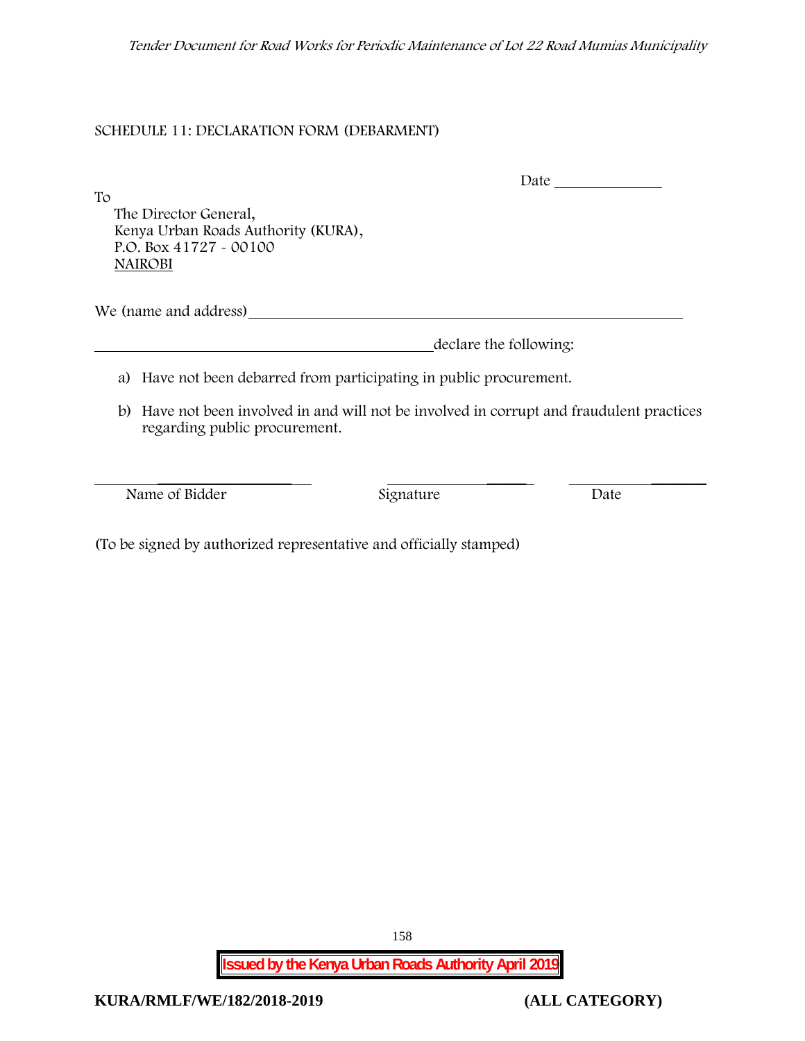SCHEDULE 11: DECLARATION FORM (DEBARMENT)

Date _______________

To
The Director General,
Kenya Urban Roads Authority (KURA),
P.O. Box 41727 - 00100
NAIROBI

We (name and address)_____________________________________________________________

_______________________________________________declare the following:

a) Have not been debarred from participating in public procurement.

b) Have not been involved in and will not be involved in corrupt and fraudulent practices regarding public procurement.

| | | |
|---|---|---|
| ____________________ | ____________________ | ____________________ |
| Name of Bidder | Signature | Date |

(To be signed by authorized representative and officially stamped)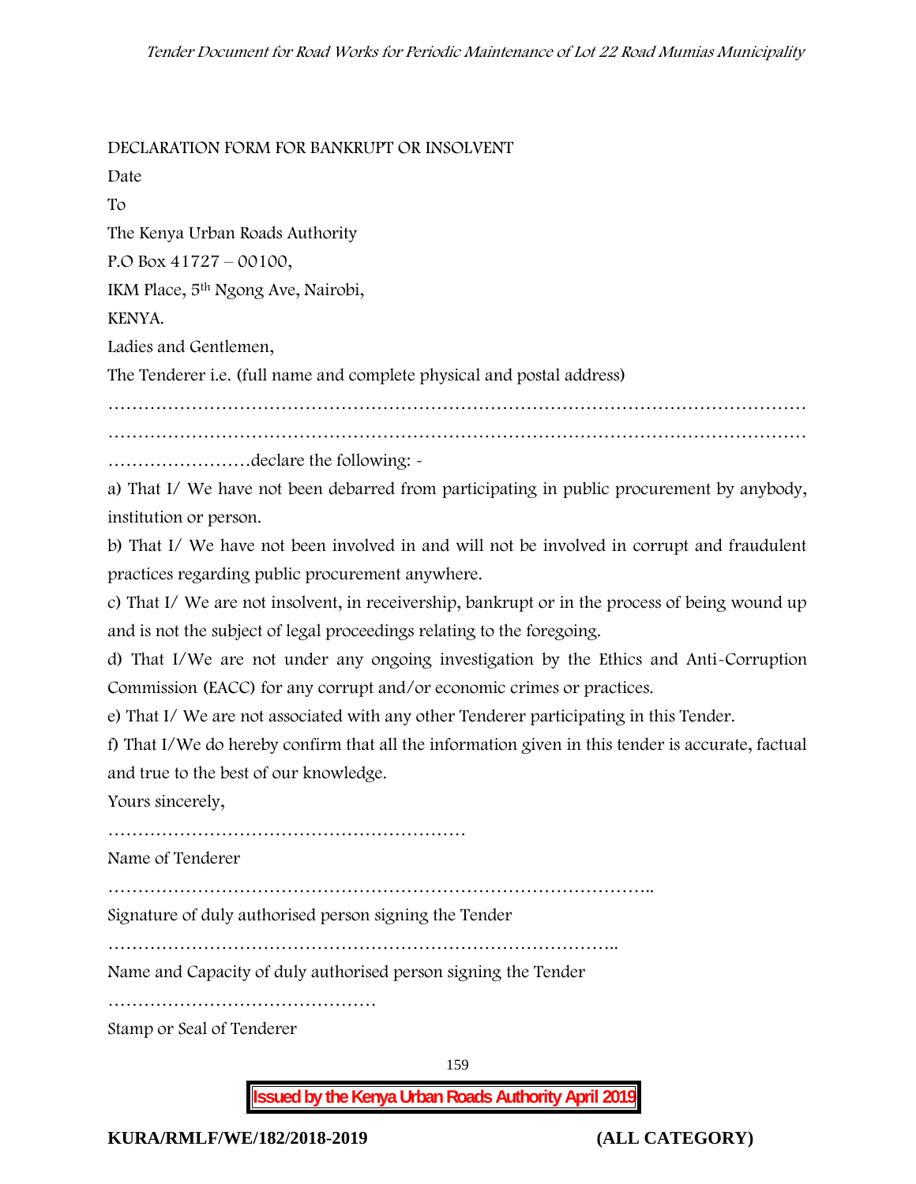DECLARATION FORM FOR BANKRUPT OR INSOLVENT

Date

To

The Kenya Urban Roads Authority

P.O Box 41727 – 00100,

IKM Place, 5th Ngong Ave, Nairobi,

KENYA.

Ladies and Gentlemen,

The Tenderer i.e. (full name and complete physical and postal address)

………………………………………………………………………………………………………

………………………………………………………………………………………………………

……………………declare the following: -

a) That I/ We have not been debarred from participating in public procurement by anybody, institution or person.

b) That I/ We have not been involved in and will not be involved in corrupt and fraudulent practices regarding public procurement anywhere.

c) That I/ We are not insolvent, in receivership, bankrupt or in the process of being wound up and is not the subject of legal proceedings relating to the foregoing.

d) That I/We are not under any ongoing investigation by the Ethics and Anti-Corruption Commission (EACC) for any corrupt and/or economic crimes or practices.

e) That I/ We are not associated with any other Tenderer participating in this Tender.

f) That I/We do hereby confirm that all the information given in this tender is accurate, factual and true to the best of our knowledge.

Yours sincerely,

……………………………………………………

Name of Tenderer

………………………………………………………………………………..

Signature of duly authorised person signing the Tender

…………………………………………………………………………..

Name and Capacity of duly authorised person signing the Tender

………………………………………

Stamp or Seal of Tenderer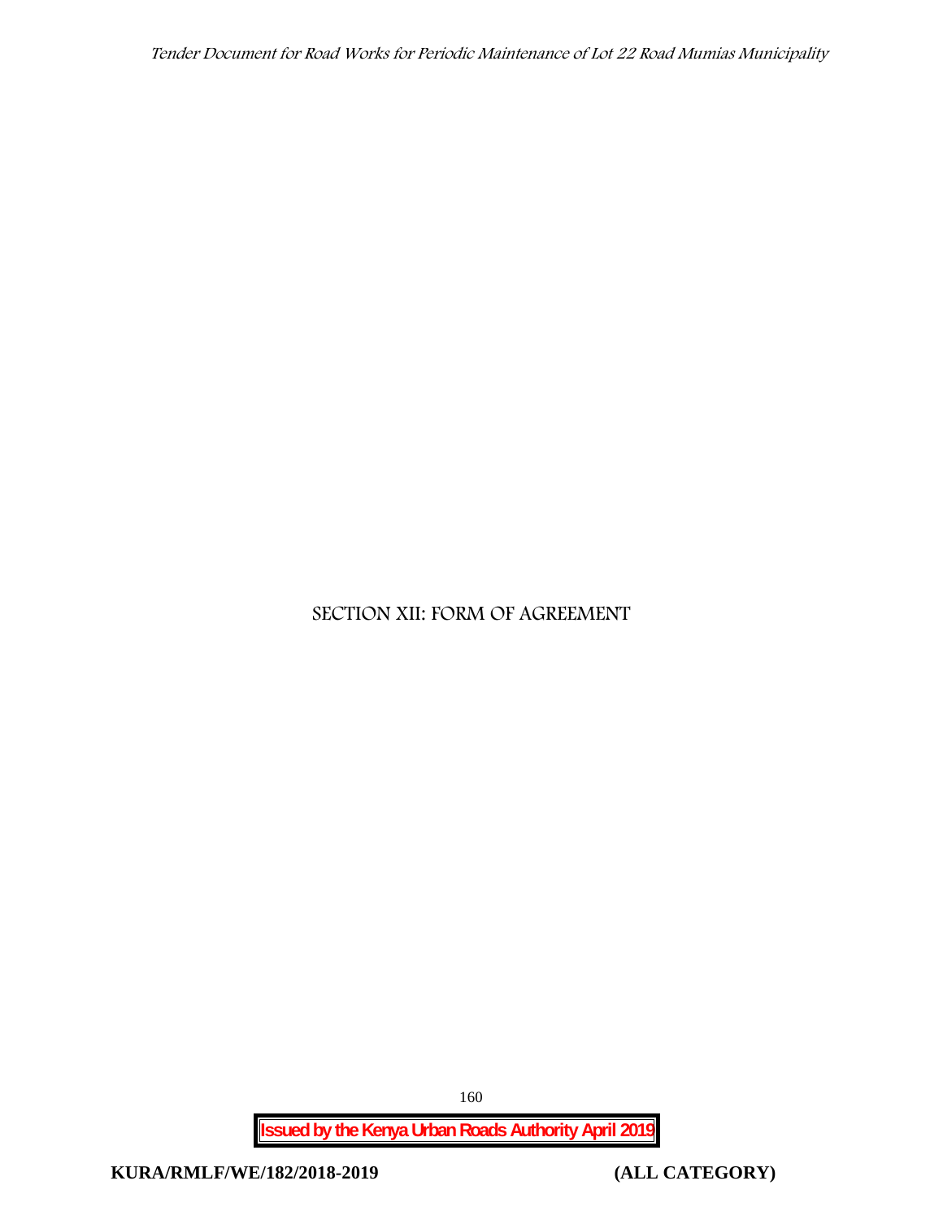# SECTION XII: FORM OF AGREEMENT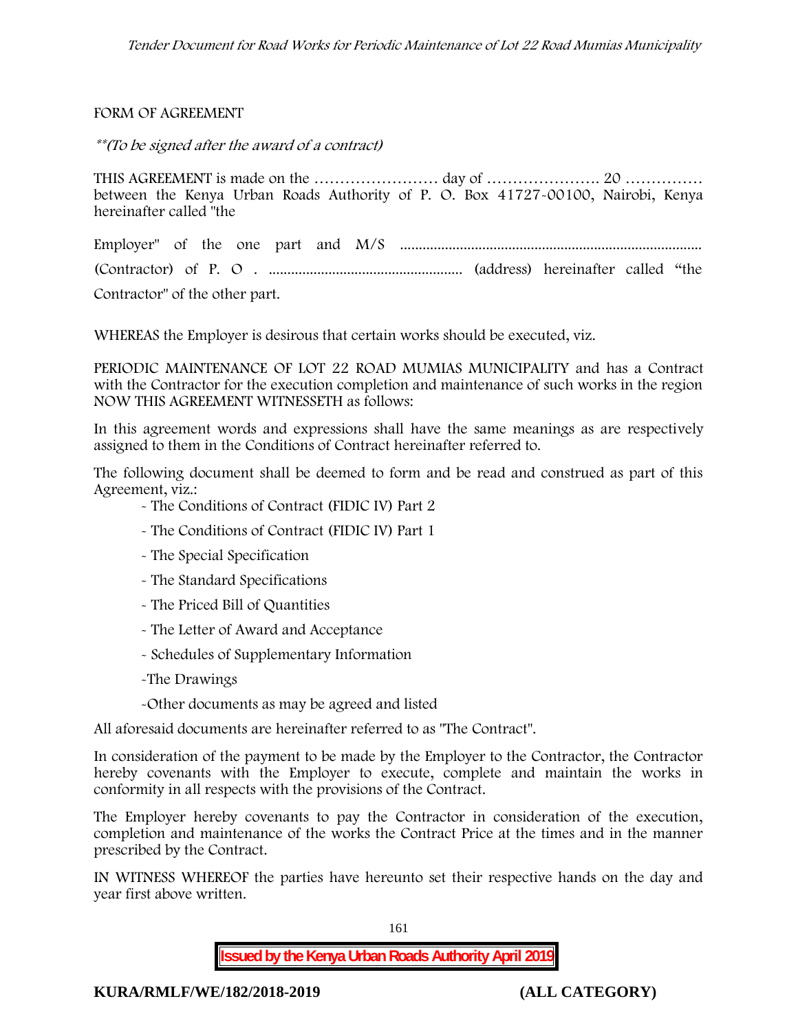FORM OF AGREEMENT

*\*\*(To be signed after the award of a contract)*

THIS AGREEMENT is made on the …………………… day of …………………. 20 …………… between the Kenya Urban Roads Authority of P. O. Box 41727-00100, Nairobi, Kenya hereinafter called "the

Employer" of the one part and M/S ................................................................................

(Contractor) of P. O . .................................................... (address) hereinafter called "the Contractor" of the other part.

WHEREAS the Employer is desirous that certain works should be executed, viz.

PERIODIC MAINTENANCE OF LOT 22 ROAD MUMIAS MUNICIPALITY and has a Contract with the Contractor for the execution completion and maintenance of such works in the region NOW THIS AGREEMENT WITNESSETH as follows:

In this agreement words and expressions shall have the same meanings as are respectively assigned to them in the Conditions of Contract hereinafter referred to.

The following document shall be deemed to form and be read and construed as part of this Agreement, viz.:

- The Conditions of Contract (FIDIC IV) Part 2
- The Conditions of Contract (FIDIC IV) Part 1
- The Special Specification
- The Standard Specifications
- The Priced Bill of Quantities
- The Letter of Award and Acceptance
- Schedules of Supplementary Information
- The Drawings
- Other documents as may be agreed and listed

All aforesaid documents are hereinafter referred to as "The Contract".

In consideration of the payment to be made by the Employer to the Contractor, the Contractor hereby covenants with the Employer to execute, complete and maintain the works in conformity in all respects with the provisions of the Contract.

The Employer hereby covenants to pay the Contractor in consideration of the execution, completion and maintenance of the works the Contract Price at the times and in the manner prescribed by the Contract.

IN WITNESS WHEREOF the parties have hereunto set their respective hands on the day and year first above written.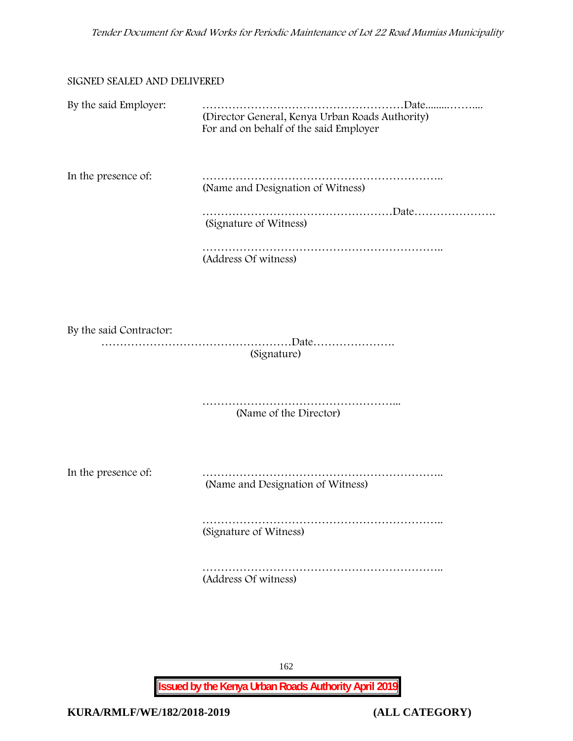SIGNED SEALED AND DELIVERED

By the said Employer: ………………………………………………Date.........……....
(Director General, Kenya Urban Roads Authority)
For and on behalf of the said Employer

In the presence of: ………………………………………………………..
(Name and Designation of Witness)

……………………………………………Date………………….
(Signature of Witness)

………………………………………………………..
(Address Of witness)

By the said Contractor:
……………………………………………Date………………….
(Signature)

……………………………………………...
(Name of the Director)

In the presence of: ………………………………………………………..
(Name and Designation of Witness)

………………………………………………………..
(Signature of Witness)

………………………………………………………..
(Address Of witness)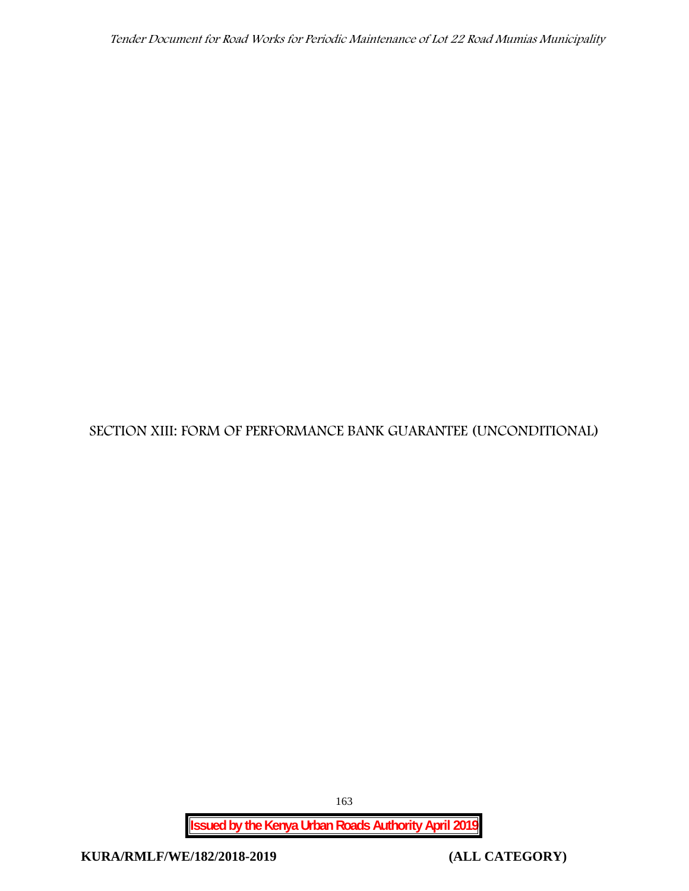# SECTION XIII: FORM OF PERFORMANCE BANK GUARANTEE (UNCONDITIONAL)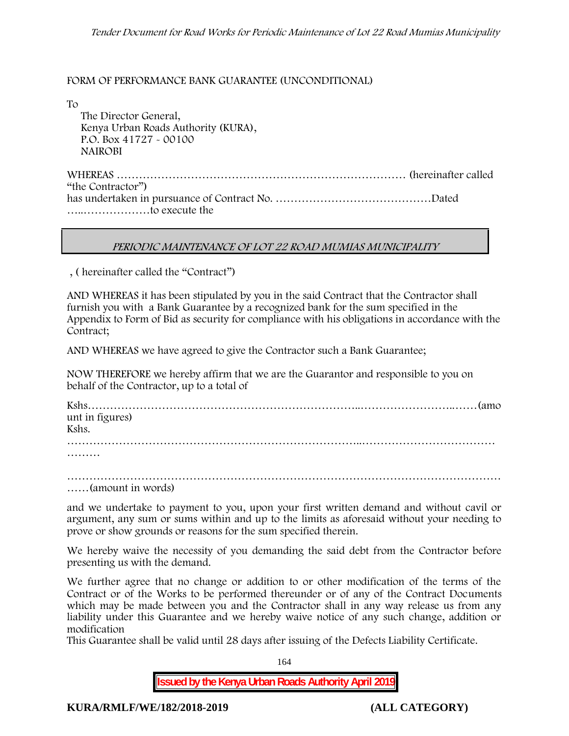FORM OF PERFORMANCE BANK GUARANTEE (UNCONDITIONAL)

To

The Director General,
Kenya Urban Roads Authority (KURA),
P.O. Box 41727 - 00100
NAIROBI

WHEREAS …………………………………………………………………… (hereinafter called "the Contractor")
has undertaken in pursuance of Contract No. ……………………………………Dated …..………………to execute the

*PERIODIC MAINTENANCE OF LOT 22 ROAD MUMIAS MUNICIPALITY*

, ( hereinafter called the "Contract")

AND WHEREAS it has been stipulated by you in the said Contract that the Contractor shall furnish you with a Bank Guarantee by a recognized bank for the sum specified in the Appendix to Form of Bid as security for compliance with his obligations in accordance with the Contract;

AND WHEREAS we have agreed to give the Contractor such a Bank Guarantee;

NOW THEREFORE we hereby affirm that we are the Guarantor and responsible to you on behalf of the Contractor, up to a total of

Kshs…………………………………………………………...……………………..……(amount in figures)
Kshs.
…………………………………………………………………...………………………………………

……………………………………………………………………………………………………………(amount in words)

and we undertake to payment to you, upon your first written demand and without cavil or argument, any sum or sums within and up to the limits as aforesaid without your needing to prove or show grounds or reasons for the sum specified therein.

We hereby waive the necessity of you demanding the said debt from the Contractor before presenting us with the demand.

We further agree that no change or addition to or other modification of the terms of the Contract or of the Works to be performed thereunder or of any of the Contract Documents which may be made between you and the Contractor shall in any way release us from any liability under this Guarantee and we hereby waive notice of any such change, addition or modification
This Guarantee shall be valid until 28 days after issuing of the Defects Liability Certificate.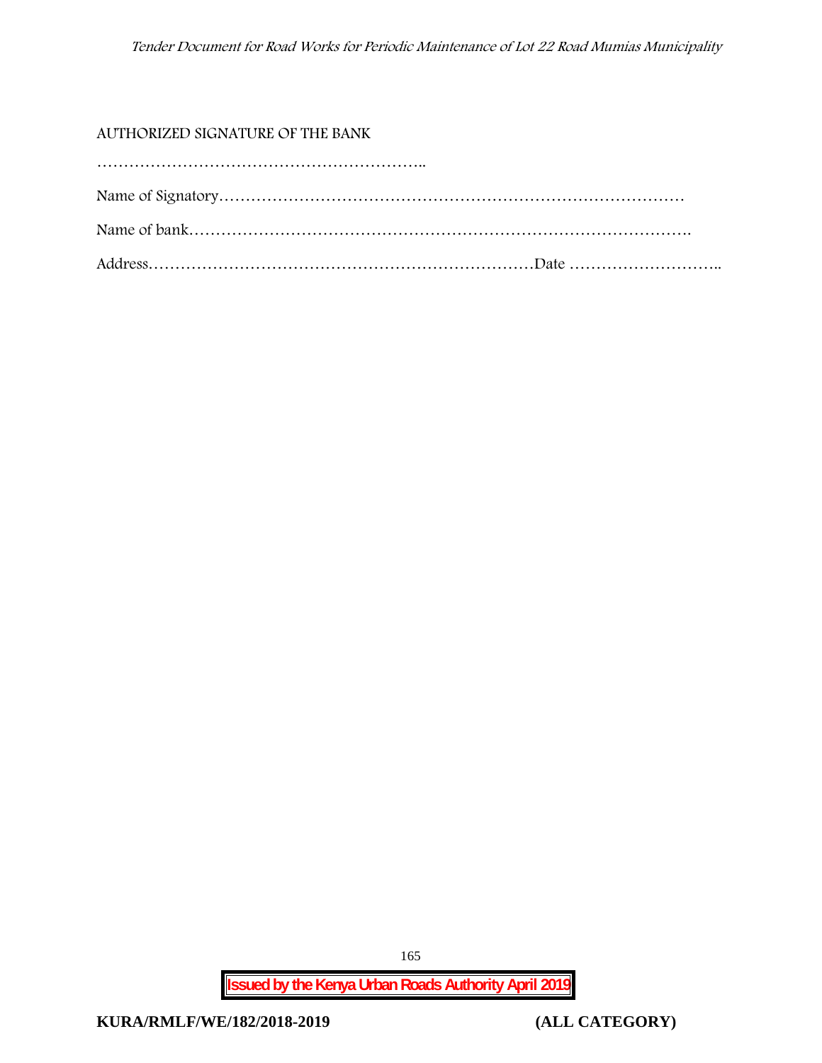AUTHORIZED SIGNATURE OF THE BANK

……………………………………………………..

Name of Signatory……………………………………………………………………………

Name of bank……………………………………………………………………………….

Address………………………………………………………………Date ………………………..